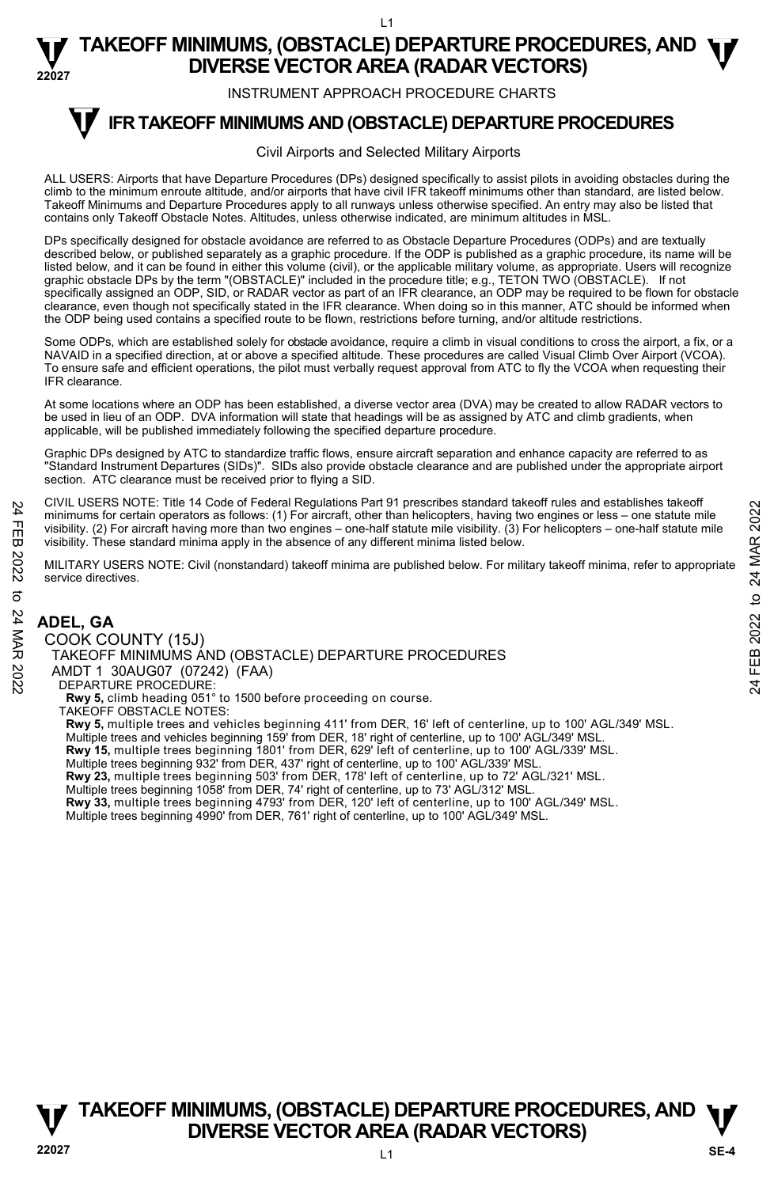# TAKEOFF MINIMUMS, (OBSTACLE) DEPARTURE PROCEDURES, AND DIVERSE VECTOR AREA (RADAR VECTORS)

INSTRUMENT APPROACH PROCEDURE CHARTS

## IFR TAKEOFF MINIMUMS AND (OBSTACLE) DEPARTURE PROCEDURES

Civil Airports and Selected Military Airports

ALL USERS: Airports that have Departure Procedures (DPs) designed specifically to assist pilots in avoiding obstacles during the climb to the minimum enroute altitude, and/or airports that have civil IFR takeoff minimums other than standard, are listed below. Takeoff Minimums and Departure Procedures apply to all runways unless otherwise specified. An entry may also be listed that contains only Takeoff Obstacle Notes. Altitudes, unless otherwise indicated, are minimum altitudes in MSL.

DPs specifically designed for obstacle avoidance are referred to as Obstacle Departure Procedures (ODPs) and are textually described below, or published separately as a graphic procedure. If the ODP is published as a graphic procedure, its name will be listed below, and it can be found in either this volume (civil), or the applicable military volume, as appropriate. Users will recognize graphic obstacle DPs by the term "(OBSTACLE)" included in the procedure title; e.g., TETON TWO (OBSTACLE). If not specifically assigned an ODP, SID, or RADAR vector as part of an IFR clearance, an ODP may be required to be flown for obstacle clearance, even though not specifically stated in the IFR clearance. When doing so in this manner, ATC should be informed when the ODP being used contains a specified route to be flown, restrictions before turning, and/or altitude restrictions.

Some ODPs, which are established solely for obstacle avoidance, require a climb in visual conditions to cross the airport, a fix, or a NAVAID in a specified direction, at or above a specified altitude. These procedures are called Visual Climb Over Airport (VCOA). To ensure safe and efficient operations, the pilot must verbally request approval from ATC to fly the VCOA when requesting their IFR clearance.

At some locations where an ODP has been established, a diverse vector area (DVA) may be created to allow RADAR vectors to be used in lieu of an ODP. DVA information will state that headings will be as assigned by ATC and climb gradients, when applicable, will be published immediately following the specified departure procedure.

Graphic DPs designed by ATC to standardize traffic flows, ensure aircraft separation and enhance capacity are referred to as "Standard Instrument Departures (SIDs)". SIDs also provide obstacle clearance and are published under the appropriate airport section. ATC clearance must be received prior to flying a SID.

CIVIL USERS NOTE: Title 14 Code of Federal Regulations Part 91 prescribes standard takeoff rules and establishes takeoff minimums for certain operators as follows: (1) For aircraft, other than helicopters, having two engines or less – one statute mile visibility. (2) For aircraft having more than two engines – one-half statute mile visibility. (3) For helicopters – one-half statute mile visibility. These standard minima apply in the absence of any different minima listed below.

MILITARY USERS NOTE: Civil (nonstandard) takeoff minima are published below. For military takeoff minima, refer to appropriate service directives.

### ADEL, GA

COOK COUNTY (15J)
TAKEOFF MINIMUMS AND (OBSTACLE) DEPARTURE PROCEDURES
AMDT 1 30AUG07 (07242) (FAA)
DEPARTURE PROCEDURE:
**Rwy 5,** climb heading 051° to 1500 before proceeding on course.
TAKEOFF OBSTACLE NOTES:
**Rwy 5,** multiple trees and vehicles beginning 411' from DER, 16' left of centerline, up to 100' AGL/349' MSL.
Multiple trees and vehicles beginning 159' from DER, 18' right of centerline, up to 100' AGL/349' MSL.
**Rwy 15,** multiple trees beginning 1801' from DER, 629' left of centerline, up to 100' AGL/339' MSL.
Multiple trees beginning 932' from DER, 437' right of centerline, up to 100' AGL/339' MSL.
**Rwy 23,** multiple trees beginning 503' from DER, 178' left of centerline, up to 72' AGL/321' MSL.
Multiple trees beginning 1058' from DER, 74' right of centerline, up to 73' AGL/312' MSL.
**Rwy 33,** multiple trees beginning 4793' from DER, 120' left of centerline, up to 100' AGL/349' MSL.
Multiple trees beginning 4990' from DER, 761' right of centerline, up to 100' AGL/349' MSL.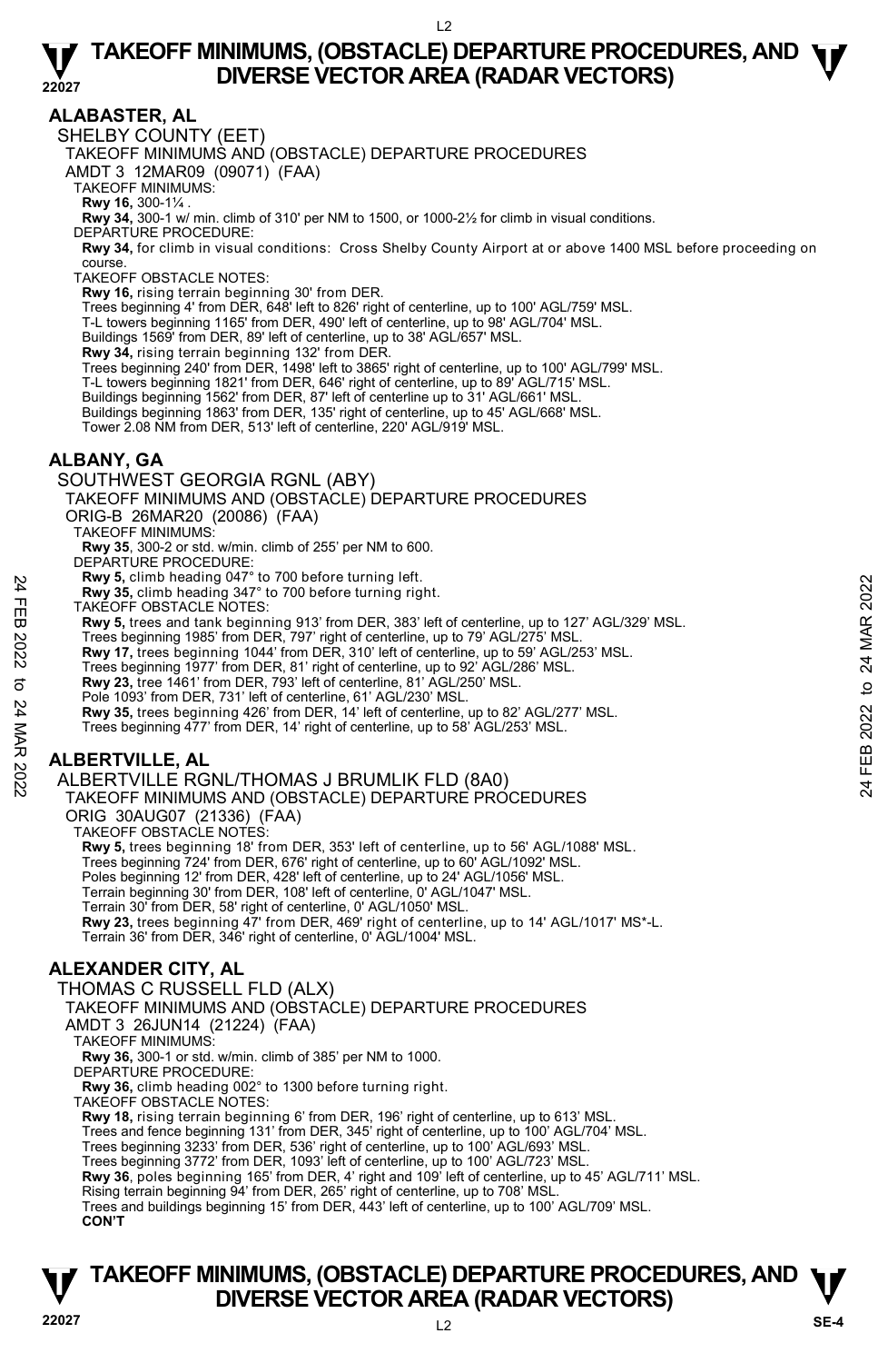## ALABASTER, AL

### SHELBY COUNTY (EET)

TAKEOFF MINIMUMS AND (OBSTACLE) DEPARTURE PROCEDURES

AMDT 3 12MAR09 (09071) (FAA)

TAKEOFF MINIMUMS:

**Rwy 16,** 300-1¼ .

**Rwy 34,** 300-1 w/ min. climb of 310' per NM to 1500, or 1000-2½ for climb in visual conditions.

DEPARTURE PROCEDURE:

**Rwy 34,** for climb in visual conditions: Cross Shelby County Airport at or above 1400 MSL before proceeding on course.

TAKEOFF OBSTACLE NOTES:

**Rwy 16,** rising terrain beginning 30' from DER.
Trees beginning 4' from DER, 648' left to 826' right of centerline, up to 100' AGL/759' MSL.
T-L towers beginning 1165' from DER, 490' left of centerline, up to 98' AGL/704' MSL.
Buildings 1569' from DER, 89' left of centerline, up to 38' AGL/657' MSL.

**Rwy 34,** rising terrain beginning 132' from DER.
Trees beginning 240' from DER, 1498' left to 3865' right of centerline, up to 100' AGL/799' MSL.
T-L towers beginning 1821' from DER, 646' right of centerline, up to 89' AGL/715' MSL.
Buildings beginning 1562' from DER, 87' left of centerline up to 31' AGL/661' MSL.
Buildings beginning 1863' from DER, 135' right of centerline, up to 45' AGL/668' MSL.
Tower 2.08 NM from DER, 513' left of centerline, 220' AGL/919' MSL.

## ALBANY, GA

### SOUTHWEST GEORGIA RGNL (ABY)

TAKEOFF MINIMUMS AND (OBSTACLE) DEPARTURE PROCEDURES

ORIG-B 26MAR20 (20086) (FAA)

TAKEOFF MINIMUMS:

**Rwy 35**, 300-2 or std. w/min. climb of 255' per NM to 600.

DEPARTURE PROCEDURE:

**Rwy 5,** climb heading 047° to 700 before turning left.

**Rwy 35,** climb heading 347° to 700 before turning right.

TAKEOFF OBSTACLE NOTES:

**Rwy 5,** trees and tank beginning 913' from DER, 383' left of centerline, up to 127' AGL/329' MSL.
Trees beginning 1985' from DER, 797' right of centerline, up to 79' AGL/275' MSL.

**Rwy 17,** trees beginning 1044' from DER, 310' left of centerline, up to 59' AGL/253' MSL.
Trees beginning 1977' from DER, 81' right of centerline, up to 92' AGL/286' MSL.

**Rwy 23,** tree 1461' from DER, 793' left of centerline, 81' AGL/250' MSL.
Pole 1093' from DER, 731' left of centerline, 61' AGL/230' MSL.

**Rwy 35,** trees beginning 426' from DER, 14' left of centerline, up to 82' AGL/277' MSL.
Trees beginning 477' from DER, 14' right of centerline, up to 58' AGL/253' MSL.

## ALBERTVILLE, AL

### ALBERTVILLE RGNL/THOMAS J BRUMLIK FLD (8A0)

TAKEOFF MINIMUMS AND (OBSTACLE) DEPARTURE PROCEDURES

ORIG 30AUG07 (21336) (FAA)

TAKEOFF OBSTACLE NOTES:

**Rwy 5,** trees beginning 18' from DER, 353' left of centerline, up to 56' AGL/1088' MSL.
Trees beginning 724' from DER, 676' right of centerline, up to 60' AGL/1092' MSL.
Poles beginning 12' from DER, 428' left of centerline, up to 24' AGL/1056' MSL.
Terrain beginning 30' from DER, 108' left of centerline, 0' AGL/1047' MSL.
Terrain 30' from DER, 58' right of centerline, 0' AGL/1050' MSL.

**Rwy 23,** trees beginning 47' from DER, 469' right of centerline, up to 14' AGL/1017' MS*-L.
Terrain 36' from DER, 346' right of centerline, 0' AGL/1004' MSL.

## ALEXANDER CITY, AL

### THOMAS C RUSSELL FLD (ALX)

TAKEOFF MINIMUMS AND (OBSTACLE) DEPARTURE PROCEDURES

AMDT 3 26JUN14 (21224) (FAA)

TAKEOFF MINIMUMS:

**Rwy 36,** 300-1 or std. w/min. climb of 385' per NM to 1000.

DEPARTURE PROCEDURE:

**Rwy 36,** climb heading 002° to 1300 before turning right.

TAKEOFF OBSTACLE NOTES:

**Rwy 18,** rising terrain beginning 6' from DER, 196' right of centerline, up to 613' MSL.
Trees and fence beginning 131' from DER, 345' right of centerline, up to 100' AGL/704' MSL.
Trees beginning 3233' from DER, 536' right of centerline, up to 100' AGL/693' MSL.
Trees beginning 3772' from DER, 1093' left of centerline, up to 100' AGL/723' MSL.

**Rwy 36**, poles beginning 165' from DER, 4' right and 109' left of centerline, up to 45' AGL/711' MSL.
Rising terrain beginning 94' from DER, 265' right of centerline, up to 708' MSL.
Trees and buildings beginning 15' from DER, 443' left of centerline, up to 100' AGL/709' MSL.

**CON'T**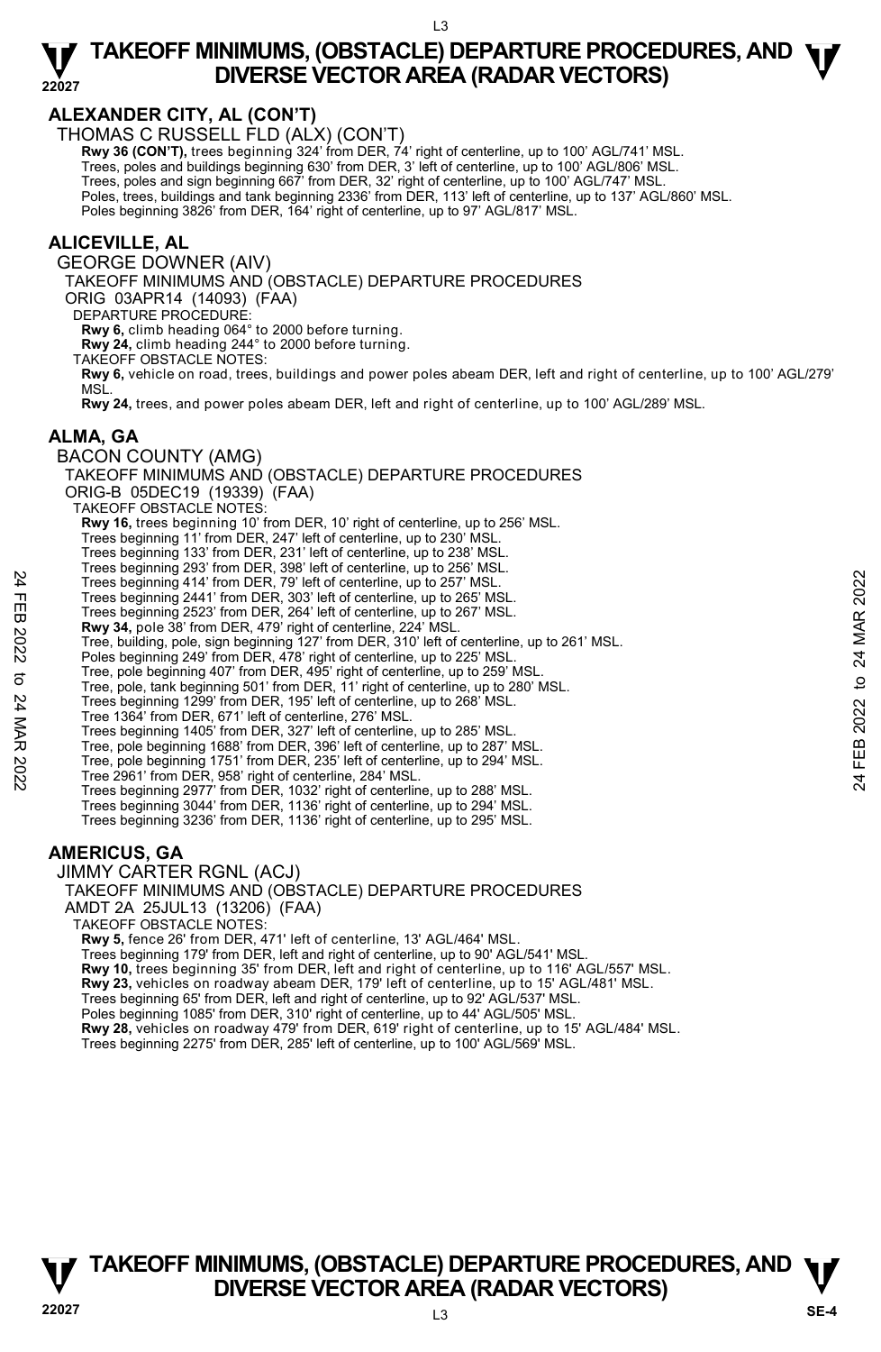## ALEXANDER CITY, AL (CON'T)

THOMAS C RUSSELL FLD (ALX) (CON'T)

**Rwy 36 (CON'T),** trees beginning 324' from DER, 74' right of centerline, up to 100' AGL/741' MSL.
Trees, poles and buildings beginning 630' from DER, 3' left of centerline, up to 100' AGL/806' MSL.
Trees, poles and sign beginning 667' from DER, 32' right of centerline, up to 100' AGL/747' MSL.
Poles, trees, buildings and tank beginning 2336' from DER, 113' left of centerline, up to 137' AGL/860' MSL.
Poles beginning 3826' from DER, 164' right of centerline, up to 97' AGL/817' MSL.

## ALICEVILLE, AL

GEORGE DOWNER (AIV)

TAKEOFF MINIMUMS AND (OBSTACLE) DEPARTURE PROCEDURES

ORIG 03APR14 (14093) (FAA)

DEPARTURE PROCEDURE:

**Rwy 6,** climb heading 064° to 2000 before turning.
**Rwy 24,** climb heading 244° to 2000 before turning.

TAKEOFF OBSTACLE NOTES:

**Rwy 6,** vehicle on road, trees, buildings and power poles abeam DER, left and right of centerline, up to 100' AGL/279' MSL.
**Rwy 24,** trees, and power poles abeam DER, left and right of centerline, up to 100' AGL/289' MSL.

## ALMA, GA

BACON COUNTY (AMG)

TAKEOFF MINIMUMS AND (OBSTACLE) DEPARTURE PROCEDURES

ORIG-B 05DEC19 (19339) (FAA)

TAKEOFF OBSTACLE NOTES:

**Rwy 16,** trees beginning 10' from DER, 10' right of centerline, up to 256' MSL.
Trees beginning 11' from DER, 247' left of centerline, up to 230' MSL.
Trees beginning 133' from DER, 231' left of centerline, up to 238' MSL.
Trees beginning 293' from DER, 398' left of centerline, up to 256' MSL.
Trees beginning 414' from DER, 79' left of centerline, up to 257' MSL.
Trees beginning 2441' from DER, 303' left of centerline, up to 265' MSL.
Trees beginning 2523' from DER, 264' left of centerline, up to 267' MSL.
**Rwy 34,** pole 38' from DER, 479' right of centerline, 224' MSL.
Tree, building, pole, sign beginning 127' from DER, 310' left of centerline, up to 261' MSL.
Poles beginning 249' from DER, 478' right of centerline, up to 225' MSL.
Tree, pole beginning 407' from DER, 495' right of centerline, up to 259' MSL.
Tree, pole, tank beginning 501' from DER, 11' right of centerline, up to 280' MSL.
Trees beginning 1299' from DER, 195' left of centerline, up to 268' MSL.
Tree 1364' from DER, 671' left of centerline, 276' MSL.
Trees beginning 1405' from DER, 327' left of centerline, up to 285' MSL.
Tree, pole beginning 1688' from DER, 396' left of centerline, up to 287' MSL.
Tree, pole beginning 1751' from DER, 235' left of centerline, up to 294' MSL.
Tree 2961' from DER, 958' right of centerline, 284' MSL.
Trees beginning 2977' from DER, 1032' right of centerline, up to 288' MSL.
Trees beginning 3044' from DER, 1136' right of centerline, up to 294' MSL.
Trees beginning 3236' from DER, 1136' right of centerline, up to 295' MSL.

## AMERICUS, GA

JIMMY CARTER RGNL (ACJ)

TAKEOFF MINIMUMS AND (OBSTACLE) DEPARTURE PROCEDURES

AMDT 2A 25JUL13 (13206) (FAA)

TAKEOFF OBSTACLE NOTES:

**Rwy 5,** fence 26' from DER, 471' left of centerline, 13' AGL/464' MSL.
Trees beginning 179' from DER, left and right of centerline, up to 90' AGL/541' MSL.
**Rwy 10,** trees beginning 35' from DER, left and right of centerline, up to 116' AGL/557' MSL.
**Rwy 23,** vehicles on roadway abeam DER, 179' left of centerline, up to 15' AGL/481' MSL.
Trees beginning 65' from DER, left and right of centerline, up to 92' AGL/537' MSL.
Poles beginning 1085' from DER, 310' right of centerline, up to 44' AGL/505' MSL.
**Rwy 28,** vehicles on roadway 479' from DER, 619' right of centerline, up to 15' AGL/484' MSL.
Trees beginning 2275' from DER, 285' left of centerline, up to 100' AGL/569' MSL.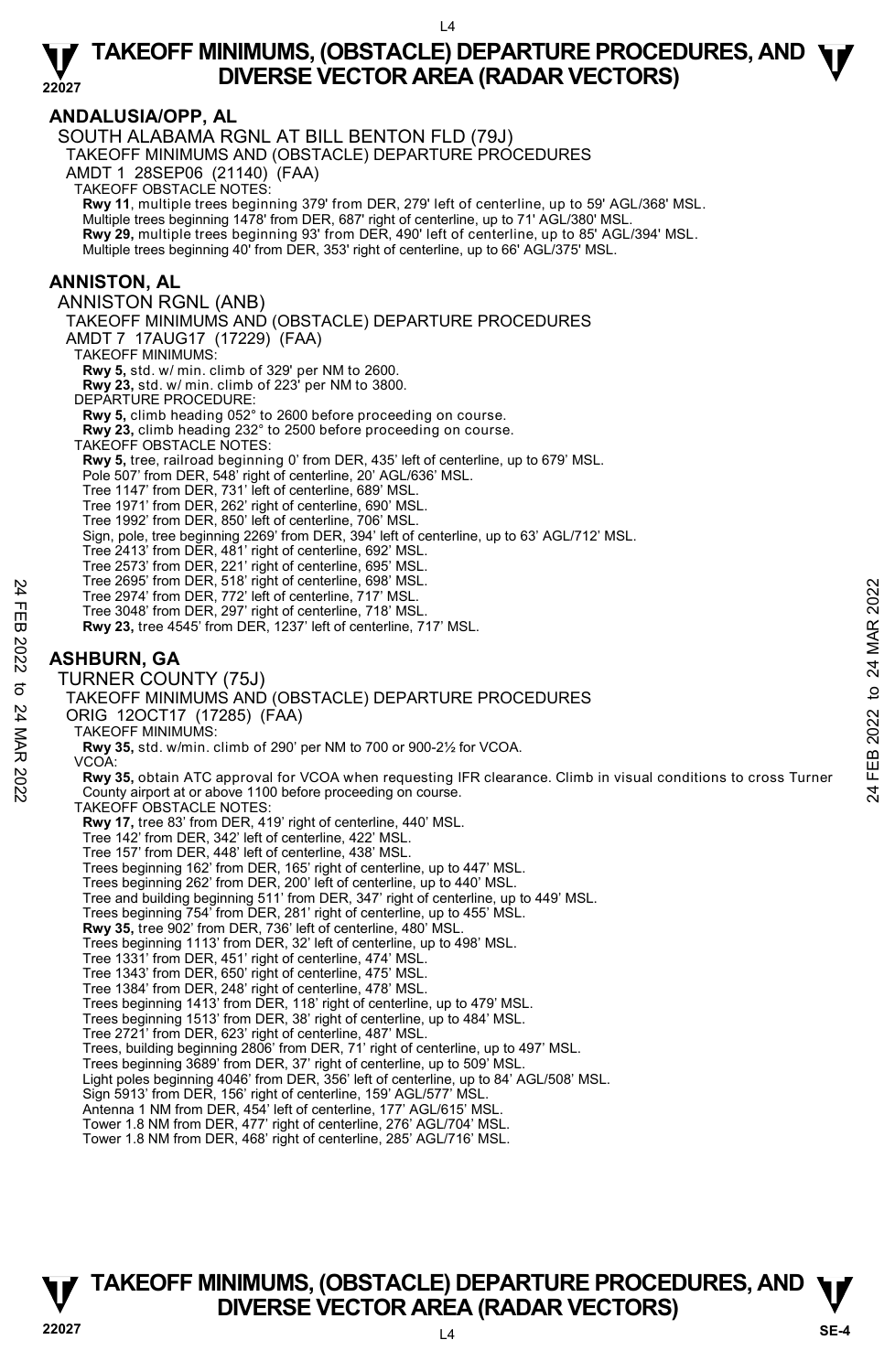## ANDALUSIA/OPP, AL

SOUTH ALABAMA RGNL AT BILL BENTON FLD (79J)

TAKEOFF MINIMUMS AND (OBSTACLE) DEPARTURE PROCEDURES

AMDT 1 28SEP06 (21140) (FAA)

TAKEOFF OBSTACLE NOTES:

**Rwy 11**, multiple trees beginning 379' from DER, 279' left of centerline, up to 59' AGL/368' MSL. Multiple trees beginning 1478' from DER, 687' right of centerline, up to 71' AGL/380' MSL.
**Rwy 29,** multiple trees beginning 93' from DER, 490' left of centerline, up to 85' AGL/394' MSL. Multiple trees beginning 40' from DER, 353' right of centerline, up to 66' AGL/375' MSL.

## ANNISTON, AL

ANNISTON RGNL (ANB)

TAKEOFF MINIMUMS AND (OBSTACLE) DEPARTURE PROCEDURES

AMDT 7 17AUG17 (17229) (FAA)

TAKEOFF MINIMUMS:

**Rwy 5,** std. w/ min. climb of 329' per NM to 2600.
**Rwy 23,** std. w/ min. climb of 223' per NM to 3800.

DEPARTURE PROCEDURE:

**Rwy 5,** climb heading 052° to 2600 before proceeding on course.
**Rwy 23,** climb heading 232° to 2500 before proceeding on course.

TAKEOFF OBSTACLE NOTES:

**Rwy 5,** tree, railroad beginning 0' from DER, 435' left of centerline, up to 679' MSL.
Pole 507' from DER, 548' right of centerline, 20' AGL/636' MSL.
Tree 1147' from DER, 731' left of centerline, 689' MSL.
Tree 1971' from DER, 262' right of centerline, 690' MSL.
Tree 1992' from DER, 850' left of centerline, 706' MSL.
Sign, pole, tree beginning 2269' from DER, 394' left of centerline, up to 63' AGL/712' MSL.
Tree 2413' from DER, 481' right of centerline, 692' MSL.
Tree 2573' from DER, 221' right of centerline, 695' MSL.
Tree 2695' from DER, 518' right of centerline, 698' MSL.
Tree 2974' from DER, 772' left of centerline, 717' MSL.
Tree 3048' from DER, 297' right of centerline, 718' MSL.
**Rwy 23,** tree 4545' from DER, 1237' left of centerline, 717' MSL.

## ASHBURN, GA

TURNER COUNTY (75J)

TAKEOFF MINIMUMS AND (OBSTACLE) DEPARTURE PROCEDURES

ORIG 12OCT17 (17285) (FAA)

TAKEOFF MINIMUMS:

**Rwy 35,** std. w/min. climb of 290' per NM to 700 or 900-2½ for VCOA.

VCOA:

**Rwy 35,** obtain ATC approval for VCOA when requesting IFR clearance. Climb in visual conditions to cross Turner County airport at or above 1100 before proceeding on course.

TAKEOFF OBSTACLE NOTES:

**Rwy 17,** tree 83' from DER, 419' right of centerline, 440' MSL.
Tree 142' from DER, 342' left of centerline, 422' MSL.
Tree 157' from DER, 448' left of centerline, 438' MSL.
Trees beginning 162' from DER, 165' right of centerline, up to 447' MSL.
Trees beginning 262' from DER, 200' left of centerline, up to 440' MSL.
Tree and building beginning 511' from DER, 347' right of centerline, up to 449' MSL.
Trees beginning 754' from DER, 281' right of centerline, up to 455' MSL.
**Rwy 35,** tree 902' from DER, 736' left of centerline, 480' MSL.
Trees beginning 1113' from DER, 32' left of centerline, up to 498' MSL.
Tree 1331' from DER, 451' right of centerline, 474' MSL.
Tree 1343' from DER, 650' right of centerline, 475' MSL.
Tree 1384' from DER, 248' right of centerline, 478' MSL.
Trees beginning 1413' from DER, 118' right of centerline, up to 479' MSL.
Trees beginning 1513' from DER, 38' right of centerline, up to 484' MSL.
Tree 2721' from DER, 623' right of centerline, 487' MSL.
Trees, building beginning 2806' from DER, 71' right of centerline, up to 497' MSL.
Trees beginning 3689' from DER, 37' right of centerline, up to 509' MSL.
Light poles beginning 4046' from DER, 356' left of centerline, up to 84' AGL/508' MSL.
Sign 5913' from DER, 156' right of centerline, 159' AGL/577' MSL.
Antenna 1 NM from DER, 454' left of centerline, 177' AGL/615' MSL.
Tower 1.8 NM from DER, 477' right of centerline, 276' AGL/704' MSL.
Tower 1.8 NM from DER, 468' right of centerline, 285' AGL/716' MSL.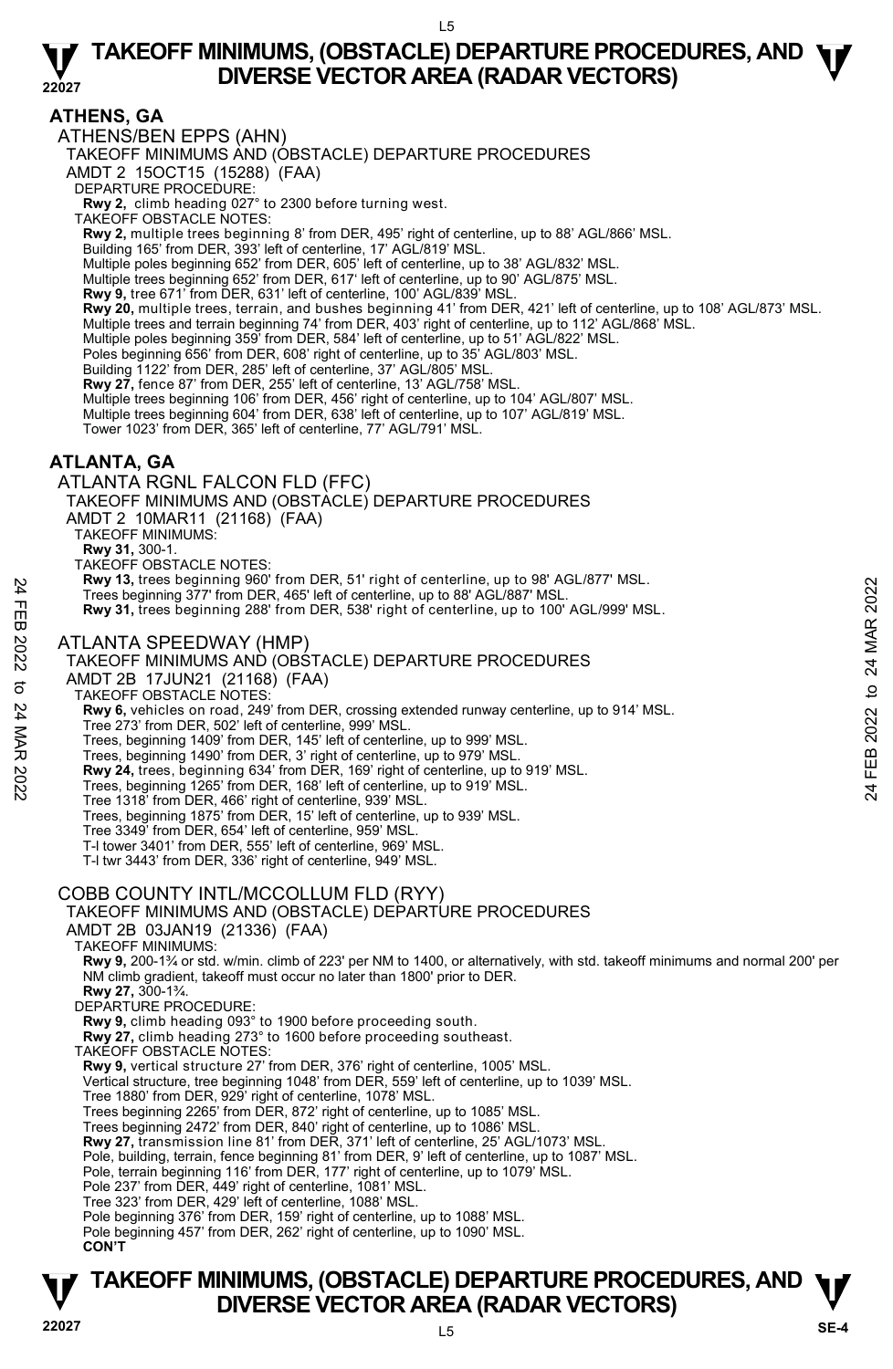## ATHENS, GA

### ATHENS/BEN EPPS (AHN)

TAKEOFF MINIMUMS AND (OBSTACLE) DEPARTURE PROCEDURES
AMDT 2 15OCT15 (15288) (FAA)

DEPARTURE PROCEDURE:
**Rwy 2,** climb heading 027° to 2300 before turning west.

TAKEOFF OBSTACLE NOTES:
**Rwy 2,** multiple trees beginning 8' from DER, 495' right of centerline, up to 88' AGL/866' MSL.
Building 165' from DER, 393' left of centerline, 17' AGL/819' MSL.
Multiple poles beginning 652' from DER, 605' left of centerline, up to 38' AGL/832' MSL.
Multiple trees beginning 652' from DER, 617' left of centerline, up to 90' AGL/875' MSL.
**Rwy 9,** tree 671' from DER, 631' left of centerline, 100' AGL/839' MSL.
**Rwy 20,** multiple trees, terrain, and bushes beginning 41' from DER, 421' left of centerline, up to 108' AGL/873' MSL.
Multiple trees and terrain beginning 74' from DER, 403' right of centerline, up to 112' AGL/868' MSL.
Multiple poles beginning 359' from DER, 584' left of centerline, up to 51' AGL/822' MSL.
Poles beginning 656' from DER, 608' right of centerline, up to 35' AGL/803' MSL.
Building 1122' from DER, 285' left of centerline, 37' AGL/805' MSL.
**Rwy 27,** fence 87' from DER, 255' left of centerline, 13' AGL/758' MSL.
Multiple trees beginning 106' from DER, 456' right of centerline, up to 104' AGL/807' MSL.
Multiple trees beginning 604' from DER, 638' left of centerline, up to 107' AGL/819' MSL.
Tower 1023' from DER, 365' left of centerline, 77' AGL/791' MSL.

## ATLANTA, GA

### ATLANTA RGNL FALCON FLD (FFC)

TAKEOFF MINIMUMS AND (OBSTACLE) DEPARTURE PROCEDURES
AMDT 2 10MAR11 (21168) (FAA)

TAKEOFF MINIMUMS:
**Rwy 31,** 300-1.

TAKEOFF OBSTACLE NOTES:
**Rwy 13,** trees beginning 960' from DER, 51' right of centerline, up to 98' AGL/877' MSL.
Trees beginning 377' from DER, 465' left of centerline, up to 88' AGL/887' MSL.
**Rwy 31,** trees beginning 288' from DER, 538' right of centerline, up to 100' AGL/999' MSL.

### ATLANTA SPEEDWAY (HMP)

TAKEOFF MINIMUMS AND (OBSTACLE) DEPARTURE PROCEDURES
AMDT 2B 17JUN21 (21168) (FAA)

TAKEOFF OBSTACLE NOTES:
**Rwy 6,** vehicles on road, 249' from DER, crossing extended runway centerline, up to 914' MSL.
Tree 273' from DER, 502' left of centerline, 999' MSL.
Trees, beginning 1409' from DER, 145' left of centerline, up to 999' MSL.
Trees, beginning 1490' from DER, 3' right of centerline, up to 979' MSL.
**Rwy 24,** trees, beginning 634' from DER, 169' right of centerline, up to 919' MSL.
Trees, beginning 1265' from DER, 168' left of centerline, up to 919' MSL.
Tree 1318' from DER, 466' right of centerline, 939' MSL.
Trees, beginning 1875' from DER, 15' left of centerline, up to 939' MSL.
Tree 3349' from DER, 654' left of centerline, 959' MSL.
T-l tower 3401' from DER, 555' left of centerline, 969' MSL.
T-l twr 3443' from DER, 336' right of centerline, 949' MSL.

### COBB COUNTY INTL/MCCOLLUM FLD (RYY)

TAKEOFF MINIMUMS AND (OBSTACLE) DEPARTURE PROCEDURES
AMDT 2B 03JAN19 (21336) (FAA)

TAKEOFF MINIMUMS:
**Rwy 9,** 200-1¾ or std. w/min. climb of 223' per NM to 1400, or alternatively, with std. takeoff minimums and normal 200' per NM climb gradient, takeoff must occur no later than 1800' prior to DER.
**Rwy 27,** 300-1¾.

DEPARTURE PROCEDURE:
**Rwy 9,** climb heading 093° to 1900 before proceeding south.
**Rwy 27,** climb heading 273° to 1600 before proceeding southeast.

TAKEOFF OBSTACLE NOTES:
**Rwy 9,** vertical structure 27' from DER, 376' right of centerline, 1005' MSL.
Vertical structure, tree beginning 1048' from DER, 559' left of centerline, up to 1039' MSL.
Tree 1880' from DER, 929' right of centerline, 1078' MSL.
Trees beginning 2265' from DER, 872' right of centerline, up to 1085' MSL.
Trees beginning 2472' from DER, 840' right of centerline, up to 1086' MSL.
**Rwy 27,** transmission line 81' from DER, 371' left of centerline, 25' AGL/1073' MSL.
Pole, building, terrain, fence beginning 81' from DER, 9' left of centerline, up to 1087' MSL.
Pole, terrain beginning 116' from DER, 177' right of centerline, up to 1079' MSL.
Pole 237' from DER, 449' right of centerline, 1081' MSL.
Tree 323' from DER, 429' left of centerline, 1088' MSL.
Pole beginning 376' from DER, 159' right of centerline, up to 1088' MSL.
Pole beginning 457' from DER, 262' right of centerline, up to 1090' MSL.
**CON'T**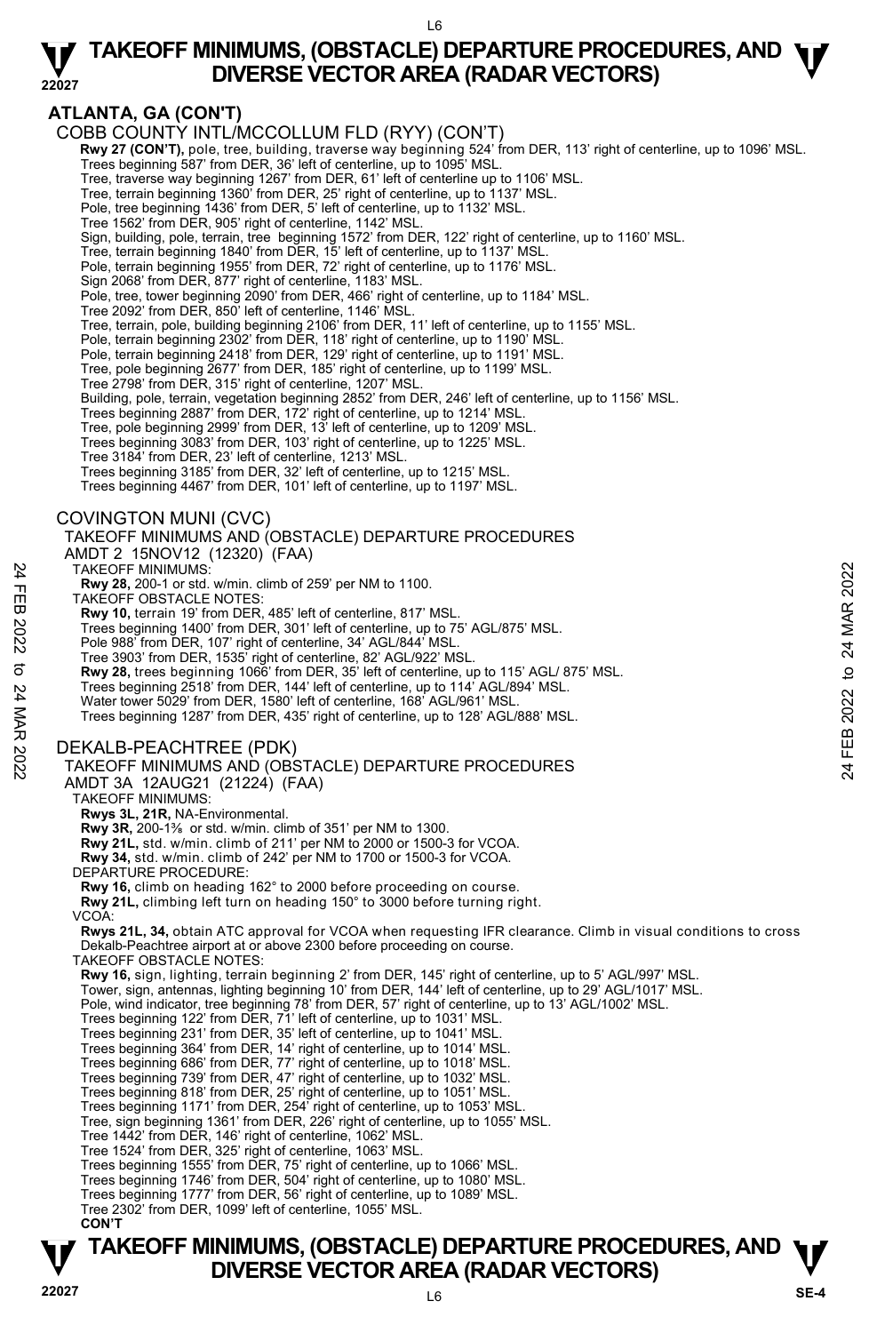# TAKEOFF MINIMUMS, (OBSTACLE) DEPARTURE PROCEDURES, AND DIVERSE VECTOR AREA (RADAR VECTORS)

## ATLANTA, GA (CON'T)

### COBB COUNTY INTL/MCCOLLUM FLD (RYY) (CON'T)

**Rwy 27 (CON'T),** pole, tree, building, traverse way beginning 524' from DER, 113' right of centerline, up to 1096' MSL.
Trees beginning 587' from DER, 36' left of centerline, up to 1095' MSL.
Tree, traverse way beginning 1267' from DER, 61' left of centerline up to 1106' MSL.
Tree, terrain beginning 1360' from DER, 25' right of centerline, up to 1137' MSL.
Pole, tree beginning 1436' from DER, 5' left of centerline, up to 1132' MSL.
Tree 1562' from DER, 905' right of centerline, 1142' MSL.
Sign, building, pole, terrain, tree beginning 1572' from DER, 122' right of centerline, up to 1160' MSL.
Tree, terrain beginning 1840' from DER, 15' left of centerline, up to 1137' MSL.
Pole, terrain beginning 1955' from DER, 72' right of centerline, up to 1176' MSL.
Sign 2068' from DER, 877' right of centerline, 1183' MSL.
Pole, tree, tower beginning 2090' from DER, 466' right of centerline, up to 1184' MSL.
Tree 2092' from DER, 850' left of centerline, 1146' MSL.
Tree, terrain, pole, building beginning 2106' from DER, 11' left of centerline, up to 1155' MSL.
Pole, terrain beginning 2302' from DER, 118' right of centerline, up to 1190' MSL.
Pole, terrain beginning 2418' from DER, 129' right of centerline, up to 1191' MSL.
Tree, pole beginning 2677' from DER, 185' right of centerline, up to 1199' MSL.
Tree 2798' from DER, 315' right of centerline, 1207' MSL.
Building, pole, terrain, vegetation beginning 2852' from DER, 246' left of centerline, up to 1156' MSL.
Trees beginning 2887' from DER, 172' right of centerline, up to 1214' MSL.
Tree, pole beginning 2999' from DER, 13' left of centerline, up to 1209' MSL.
Trees beginning 3083' from DER, 103' right of centerline, up to 1225' MSL.
Tree 3184' from DER, 23' left of centerline, 1213' MSL.
Trees beginning 3185' from DER, 32' left of centerline, up to 1215' MSL.
Trees beginning 4467' from DER, 101' left of centerline, up to 1197' MSL.

### COVINGTON MUNI (CVC)

TAKEOFF MINIMUMS AND (OBSTACLE) DEPARTURE PROCEDURES
AMDT 2 15NOV12 (12320) (FAA)

TAKEOFF MINIMUMS:
**Rwy 28,** 200-1 or std. w/min. climb of 259' per NM to 1100.

TAKEOFF OBSTACLE NOTES:
**Rwy 10,** terrain 19' from DER, 485' left of centerline, 817' MSL.
Trees beginning 1400' from DER, 301' left of centerline, up to 75' AGL/875' MSL.
Pole 988' from DER, 107' right of centerline, 34' AGL/844' MSL.
Tree 3903' from DER, 1535' right of centerline, 82' AGL/922' MSL.
**Rwy 28,** trees beginning 1066' from DER, 35' left of centerline, up to 115' AGL/ 875' MSL.
Trees beginning 2518' from DER, 144' left of centerline, up to 114' AGL/894' MSL.
Water tower 5029' from DER, 1580' left of centerline, 168' AGL/961' MSL.
Trees beginning 1287' from DER, 435' right of centerline, up to 128' AGL/888' MSL.

### DEKALB-PEACHTREE (PDK)

TAKEOFF MINIMUMS AND (OBSTACLE) DEPARTURE PROCEDURES
AMDT 3A 12AUG21 (21224) (FAA)

TAKEOFF MINIMUMS:
**Rwys 3L, 21R,** NA-Environmental.
**Rwy 3R,** 200-1⅜ or std. w/min. climb of 351' per NM to 1300.
**Rwy 21L,** std. w/min. climb of 211' per NM to 2000 or 1500-3 for VCOA.
**Rwy 34,** std. w/min. climb of 242' per NM to 1700 or 1500-3 for VCOA.

DEPARTURE PROCEDURE:
**Rwy 16,** climb on heading 162° to 2000 before proceeding on course.
**Rwy 21L,** climbing left turn on heading 150° to 3000 before turning right.

VCOA:
**Rwys 21L, 34,** obtain ATC approval for VCOA when requesting IFR clearance. Climb in visual conditions to cross Dekalb-Peachtree airport at or above 2300 before proceeding on course.

TAKEOFF OBSTACLE NOTES:
**Rwy 16,** sign, lighting, terrain beginning 2' from DER, 145' right of centerline, up to 5' AGL/997' MSL.
Tower, sign, antennas, lighting beginning 10' from DER, 144' left of centerline, up to 29' AGL/1017' MSL.
Pole, wind indicator, tree beginning 78' from DER, 57' right of centerline, up to 13' AGL/1002' MSL.
Trees beginning 122' from DER, 71' left of centerline, up to 1031' MSL.
Trees beginning 231' from DER, 35' left of centerline, up to 1041' MSL.
Trees beginning 364' from DER, 14' right of centerline, up to 1014' MSL.
Trees beginning 686' from DER, 77' left of centerline, up to 1018' MSL.
Trees beginning 739' from DER, 47' right of centerline, up to 1032' MSL.
Trees beginning 818' from DER, 25' right of centerline, up to 1051' MSL.
Trees beginning 1171' from DER, 254' right of centerline, up to 1053' MSL.
Tree, sign beginning 1361' from DER, 226' right of centerline, up to 1055' MSL.
Tree 1442' from DER, 146' right of centerline, 1062' MSL.
Tree 1524' from DER, 325' right of centerline, 1063' MSL.
Trees beginning 1555' from DER, 75' right of centerline, up to 1066' MSL.
Trees beginning 1746' from DER, 504' right of centerline, up to 1080' MSL.
Trees beginning 1777' from DER, 56' right of centerline, up to 1089' MSL.
Tree 2302' from DER, 1099' left of centerline, 1055' MSL.
**CON'T**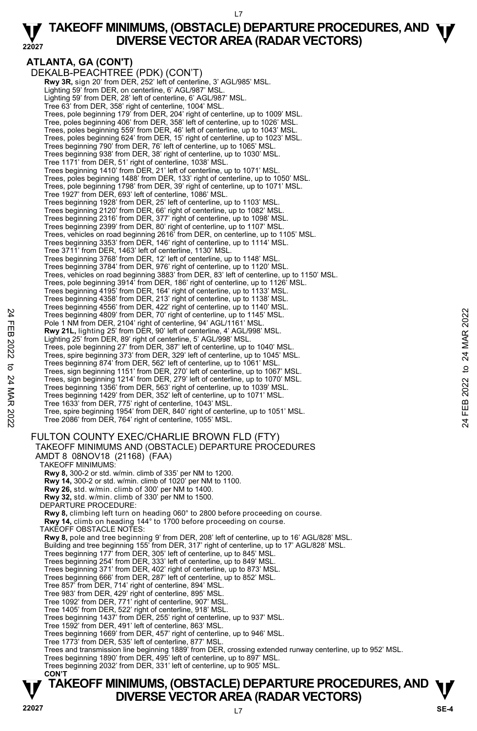## ATLANTA, GA (CON'T)

DEKALB-PEACHTREE (PDK) (CON'T)

**Rwy 3R,** sign 20' from DER, 252' left of centerline, 3' AGL/985' MSL.
Lighting 59' from DER, on centerline, 6' AGL/987' MSL.
Lighting 59' from DER, 28' left of centerline, 6' AGL/987' MSL.
Tree 63' from DER, 358' right of centerline, 1004' MSL.
Trees, pole beginning 179' from DER, 204' right of centerline, up to 1009' MSL.
Tree, poles beginning 406' from DER, 358' left of centerline, up to 1026' MSL.
Trees, poles beginning 559' from DER, 46' left of centerline, up to 1043' MSL.
Trees, poles beginning 624' from DER, 15' right of centerline, up to 1023' MSL.
Trees beginning 790' from DER, 76' left of centerline, up to 1065' MSL.
Trees beginning 938' from DER, 38' right of centerline, up to 1030' MSL.
Tree 1171' from DER, 51' right of centerline, 1038' MSL.
Trees beginning 1410' from DER, 21' left of centerline, up to 1071' MSL.
Trees, poles beginning 1488' from DER, 133' right of centerline, up to 1050' MSL.
Trees, pole beginning 1798' from DER, 39' right of centerline, up to 1071' MSL.
Tree 1927' from DER, 693' left of centerline, 1086' MSL.
Trees beginning 1928' from DER, 25' left of centerline, up to 1103' MSL.
Trees beginning 2120' from DER, 66' right of centerline, up to 1082' MSL.
Trees beginning 2316' from DER, 377' right of centerline, up to 1098' MSL.
Trees beginning 2399' from DER, 80' right of centerline, up to 1107' MSL.
Trees, vehicles on road beginning 2616' from DER, on centerline, up to 1105' MSL.
Trees beginning 3353' from DER, 146' right of centerline, up to 1114' MSL.
Tree 3711' from DER, 1463' left of centerline, 1130' MSL.
Trees beginning 3768' from DER, 12' left of centerline, up to 1148' MSL.
Trees beginning 3784' from DER, 976' right of centerline, up to 1120' MSL.
Trees, vehicles on road beginning 3883' from DER, 83' left of centerline, up to 1150' MSL.
Trees, pole beginning 3914' from DER, 186' right of centerline, up to 1126' MSL.
Trees beginning 4195' from DER, 164' right of centerline, up to 1133' MSL.
Trees beginning 4358' from DER, 213' right of centerline, up to 1138' MSL.
Trees beginning 4556' from DER, 422' right of centerline, up to 1140' MSL.
Trees beginning 4809' from DER, 70' right of centerline, up to 1145' MSL.
Pole 1 NM from DER, 2104' right of centerline, 94' AGL/1161' MSL.

**Rwy 21L,** lighting 25' from DER, 90' left of centerline, 4' AGL/998' MSL.
Lighting 25' from DER, 89' right of centerline, 5' AGL/998' MSL.
Trees, pole beginning 27' from DER, 387' left of centerline, up to 1040' MSL.
Trees, spire beginning 373' from DER, 329' left of centerline, up to 1045' MSL.
Trees beginning 874' from DER, 562' left of centerline, up to 1061' MSL.
Trees, sign beginning 1151' from DER, 270' left of centerline, up to 1067' MSL.
Trees, sign beginning 1214' from DER, 279' left of centerline, up to 1070' MSL.
Trees beginning 1356' from DER, 563' right of centerline, up to 1039' MSL.
Trees beginning 1429' from DER, 352' left of centerline, up to 1071' MSL.
Tree 1633' from DER, 775' right of centerline, 1043' MSL.
Tree, spire beginning 1954' from DER, 840' right of centerline, up to 1051' MSL.
Tree 2086' from DER, 764' right of centerline, 1055' MSL.

FULTON COUNTY EXEC/CHARLIE BROWN FLD (FTY)
TAKEOFF MINIMUMS AND (OBSTACLE) DEPARTURE PROCEDURES
AMDT 8 08NOV18 (21168) (FAA)

TAKEOFF MINIMUMS:
**Rwy 8,** 300-2 or std. w/min. climb of 335' per NM to 1200.
**Rwy 14,** 300-2 or std. w/min. climb of 1020' per NM to 1100.
**Rwy 26,** std. w/min. climb of 300' per NM to 1400.
**Rwy 32,** std. w/min. climb of 330' per NM to 1500.

DEPARTURE PROCEDURE:
**Rwy 8,** climbing left turn on heading 060° to 2800 before proceeding on course.
**Rwy 14,** climb on heading 144° to 1700 before proceeding on course.

TAKEOFF OBSTACLE NOTES:
**Rwy 8,** pole and tree beginning 9' from DER, 208' left of centerline, up to 16' AGL/828' MSL.
Building and tree beginning 155' from DER, 317' right of centerline, up to 17' AGL/828' MSL.
Trees beginning 177' from DER, 305' left of centerline, up to 845' MSL.
Trees beginning 254' from DER, 333' left of centerline, up to 849' MSL.
Trees beginning 371' from DER, 402' right of centerline, up to 873' MSL.
Trees beginning 666' from DER, 287' left of centerline, up to 852' MSL.
Tree 857' from DER, 714' right of centerline, 894' MSL.
Tree 983' from DER, 429' right of centerline, 895' MSL.
Tree 1092' from DER, 771' right of centerline, 907' MSL.
Tree 1405' from DER, 522' right of centerline, 918' MSL.
Trees beginning 1437' from DER, 255' right of centerline, up to 937' MSL.
Tree 1592' from DER, 491' left of centerline, 863' MSL.
Trees beginning 1669' from DER, 457' right of centerline, up to 946' MSL.
Tree 1773' from DER, 535' left of centerline, 877' MSL.
Trees and transmission line beginning 1889' from DER, crossing extended runway centerline, up to 952' MSL.
Trees beginning 1890' from DER, 495' left of centerline, up to 897' MSL.
Trees beginning 2032' from DER, 331' left of centerline, up to 905' MSL.

**CON'T**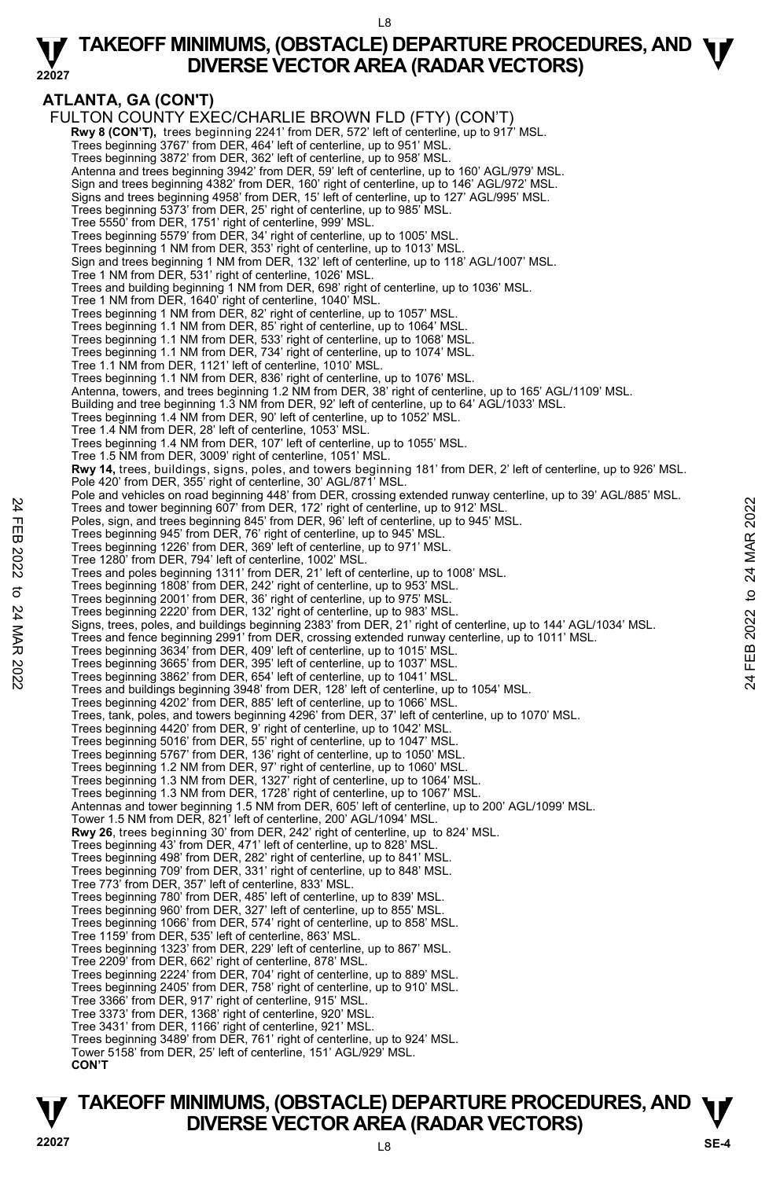## ATLANTA, GA (CON'T)

FULTON COUNTY EXEC/CHARLIE BROWN FLD (FTY) (CON'T)

**Rwy 8 (CON'T),** trees beginning 2241' from DER, 572' left of centerline, up to 917' MSL.
Trees beginning 3767' from DER, 464' left of centerline, up to 951' MSL.
Trees beginning 3872' from DER, 362' left of centerline, up to 958' MSL.
Antenna and trees beginning 3942' from DER, 59' left of centerline, up to 160' AGL/979' MSL.
Sign and trees beginning 4382' from DER, 160' right of centerline, up to 146' AGL/972' MSL.
Signs and trees beginning 4958' from DER, 15' left of centerline, up to 127' AGL/995' MSL.
Trees beginning 5373' from DER, 25' right of centerline, up to 985' MSL.
Tree 5550' from DER, 1751' right of centerline, 999' MSL.
Trees beginning 5579' from DER, 34' right of centerline, up to 1005' MSL.
Trees beginning 1 NM from DER, 353' right of centerline, up to 1013' MSL.
Sign and trees beginning 1 NM from DER, 132' left of centerline, up to 118' AGL/1007' MSL.
Tree 1 NM from DER, 531' right of centerline, 1026' MSL.
Trees and building beginning 1 NM from DER, 698' right of centerline, up to 1036' MSL.
Tree 1 NM from DER, 1640' right of centerline, 1040' MSL.
Trees beginning 1 NM from DER, 82' right of centerline, up to 1057' MSL.
Trees beginning 1.1 NM from DER, 85' right of centerline, up to 1064' MSL.
Trees beginning 1.1 NM from DER, 533' right of centerline, up to 1068' MSL.
Trees beginning 1.1 NM from DER, 734' right of centerline, up to 1074' MSL.
Tree 1.1 NM from DER, 1121' left of centerline, 1010' MSL.
Trees beginning 1.1 NM from DER, 836' right of centerline, up to 1076' MSL.
Antenna, towers, and trees beginning 1.2 NM from DER, 38' right of centerline, up to 165' AGL/1109' MSL.
Building and tree beginning 1.3 NM from DER, 92' left of centerline, up to 64' AGL/1033' MSL.
Trees beginning 1.4 NM from DER, 90' left of centerline, up to 1052' MSL.
Tree 1.4 NM from DER, 28' left of centerline, 1053' MSL.
Trees beginning 1.4 NM from DER, 107' left of centerline, up to 1055' MSL.
Tree 1.5 NM from DER, 3009' right of centerline, 1051' MSL.

**Rwy 14,** trees, buildings, signs, poles, and towers beginning 181' from DER, 2' left of centerline, up to 926' MSL.
Pole 420' from DER, 355' right of centerline, 30' AGL/871' MSL.
Pole and vehicles on road beginning 448' from DER, crossing extended runway centerline, up to 39' AGL/885' MSL.
Trees and tower beginning 607' from DER, 172' right of centerline, up to 912' MSL.
Poles, sign, and trees beginning 845' from DER, 96' left of centerline, up to 945' MSL.
Trees beginning 945' from DER, 76' right of centerline, up to 945' MSL.
Trees beginning 1226' from DER, 369' left of centerline, up to 971' MSL.
Tree 1280' from DER, 794' left of centerline, 1002' MSL.
Trees and poles beginning 1311' from DER, 21' left of centerline, up to 1008' MSL.
Trees beginning 1808' from DER, 242' right of centerline, up to 953' MSL.
Trees beginning 2001' from DER, 36' right of centerline, up to 975' MSL.
Trees beginning 2220' from DER, 132' right of centerline, up to 983' MSL.
Signs, trees, poles, and buildings beginning 2383' from DER, 21' right of centerline, up to 144' AGL/1034' MSL.
Trees and fence beginning 2991' from DER, crossing extended runway centerline, up to 1011' MSL.
Trees beginning 3634' from DER, 409' left of centerline, up to 1015' MSL.
Trees beginning 3665' from DER, 395' left of centerline, up to 1037' MSL.
Trees beginning 3862' from DER, 654' left of centerline, up to 1041' MSL.
Trees and buildings beginning 3948' from DER, 128' left of centerline, up to 1054' MSL.
Trees beginning 4202' from DER, 885' left of centerline, up to 1066' MSL.
Trees, tank, poles, and towers beginning 4296' from DER, 37' left of centerline, up to 1070' MSL.
Trees beginning 4420' from DER, 9' right of centerline, up to 1042' MSL.
Trees beginning 5016' from DER, 55' right of centerline, up to 1047' MSL.
Trees beginning 5767' from DER, 136' right of centerline, up to 1050' MSL.
Trees beginning 1.2 NM from DER, 97' right of centerline, up to 1060' MSL.
Trees beginning 1.3 NM from DER, 1327' right of centerline, up to 1064' MSL.
Trees beginning 1.3 NM from DER, 1728' right of centerline, up to 1067' MSL.
Antennas and tower beginning 1.5 NM from DER, 605' left of centerline, up to 200' AGL/1099' MSL.
Tower 1.5 NM from DER, 821' left of centerline, 200' AGL/1094' MSL.

**Rwy 26**, trees beginning 30' from DER, 242' right of centerline, up to 824' MSL.
Trees beginning 43' from DER, 471' left of centerline, up to 828' MSL.
Trees beginning 498' from DER, 282' right of centerline, up to 841' MSL.
Trees beginning 709' from DER, 331' right of centerline, up to 848' MSL.
Tree 773' from DER, 357' left of centerline, 833' MSL.
Trees beginning 780' from DER, 485' left of centerline, up to 839' MSL.
Trees beginning 960' from DER, 327' left of centerline, up to 855' MSL.
Trees beginning 1066' from DER, 574' right of centerline, up to 858' MSL.
Tree 1159' from DER, 535' left of centerline, 863' MSL.
Trees beginning 1323' from DER, 229' left of centerline, up to 867' MSL.
Tree 2209' from DER, 662' right of centerline, 878' MSL.
Trees beginning 2224' from DER, 704' right of centerline, up to 889' MSL.
Trees beginning 2405' from DER, 758' right of centerline, up to 910' MSL.
Tree 3366' from DER, 917' right of centerline, 915' MSL.
Tree 3373' from DER, 1368' right of centerline, 920' MSL.
Tree 3431' from DER, 1166' right of centerline, 921' MSL.
Trees beginning 3489' from DER, 761' right of centerline, up to 924' MSL.
Tower 5158' from DER, 25' left of centerline, 151' AGL/929' MSL.

**CON'T**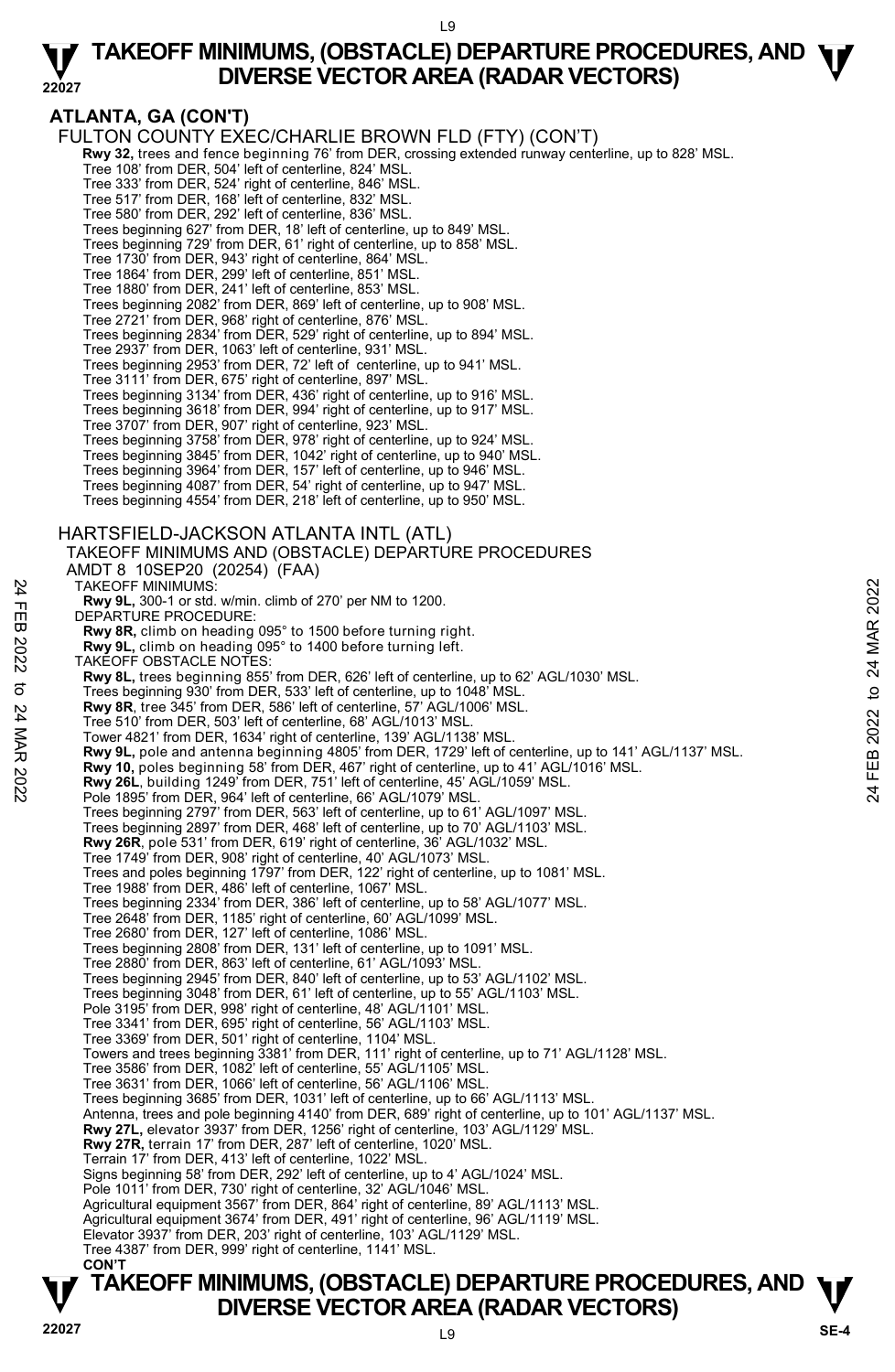## ATLANTA, GA (CON'T)

### FULTON COUNTY EXEC/CHARLIE BROWN FLD (FTY) (CON'T)

**Rwy 32,** trees and fence beginning 76' from DER, crossing extended runway centerline, up to 828' MSL.
Tree 108' from DER, 504' left of centerline, 824' MSL.
Tree 333' from DER, 524' right of centerline, 846' MSL.
Tree 517' from DER, 168' left of centerline, 832' MSL.
Tree 580' from DER, 292' left of centerline, 836' MSL.
Trees beginning 627' from DER, 18' left of centerline, up to 849' MSL.
Trees beginning 729' from DER, 61' right of centerline, up to 858' MSL.
Tree 1730' from DER, 943' right of centerline, 864' MSL.
Tree 1864' from DER, 299' left of centerline, 851' MSL.
Tree 1880' from DER, 241' left of centerline, 853' MSL.
Trees beginning 2082' from DER, 869' left of centerline, up to 908' MSL.
Tree 2721' from DER, 968' right of centerline, 876' MSL.
Trees beginning 2834' from DER, 529' right of centerline, up to 894' MSL.
Tree 2937' from DER, 1063' left of centerline, 931' MSL.
Trees beginning 2953' from DER, 72' left of centerline, up to 941' MSL.
Tree 3111' from DER, 675' right of centerline, 897' MSL.
Trees beginning 3134' from DER, 436' right of centerline, up to 916' MSL.
Trees beginning 3618' from DER, 994' right of centerline, up to 917' MSL.
Tree 3707' from DER, 907' right of centerline, 923' MSL.
Trees beginning 3758' from DER, 978' right of centerline, up to 924' MSL.
Trees beginning 3845' from DER, 1042' right of centerline, up to 940' MSL.
Trees beginning 3964' from DER, 157' left of centerline, up to 946' MSL.
Trees beginning 4087' from DER, 54' right of centerline, up to 947' MSL.
Trees beginning 4554' from DER, 218' left of centerline, up to 950' MSL.

### HARTSFIELD-JACKSON ATLANTA INTL (ATL)

TAKEOFF MINIMUMS AND (OBSTACLE) DEPARTURE PROCEDURES
AMDT 8 10SEP20 (20254) (FAA)

TAKEOFF MINIMUMS:
**Rwy 9L,** 300-1 or std. w/min. climb of 270' per NM to 1200.

DEPARTURE PROCEDURE:
**Rwy 8R,** climb on heading 095° to 1500 before turning right.
**Rwy 9L,** climb on heading 095° to 1400 before turning left.

TAKEOFF OBSTACLE NOTES:
**Rwy 8L,** trees beginning 855' from DER, 626' left of centerline, up to 62' AGL/1030' MSL.
Trees beginning 930' from DER, 533' left of centerline, up to 1048' MSL.
**Rwy 8R**, tree 345' from DER, 586' left of centerline, 57' AGL/1006' MSL.
Tree 510' from DER, 503' left of centerline, 68' AGL/1013' MSL.
Tower 4821' from DER, 1634' right of centerline, 139' AGL/1138' MSL.
**Rwy 9L,** pole and antenna beginning 4805' from DER, 1729' left of centerline, up to 141' AGL/1137' MSL.
**Rwy 10,** poles beginning 58' from DER, 467' right of centerline, up to 41' AGL/1016' MSL.
**Rwy 26L**, building 1249' from DER, 751' left of centerline, 45' AGL/1059' MSL.
Pole 1895' from DER, 964' left of centerline, 66' AGL/1079' MSL.
Trees beginning 2797' from DER, 563' left of centerline, up to 61' AGL/1097' MSL.
Trees beginning 2897' from DER, 468' left of centerline, up to 70' AGL/1103' MSL.
**Rwy 26R**, pole 531' from DER, 619' right of centerline, 36' AGL/1032' MSL.
Tree 1749' from DER, 908' right of centerline, 40' AGL/1073' MSL.
Trees and poles beginning 1797' from DER, 122' right of centerline, up to 1081' MSL.
Tree 1988' from DER, 486' left of centerline, 1067' MSL.
Trees beginning 2334' from DER, 386' left of centerline, up to 58' AGL/1077' MSL.
Tree 2648' from DER, 1185' right of centerline, 60' AGL/1099' MSL.
Tree 2680' from DER, 127' left of centerline, 1086' MSL.
Trees beginning 2808' from DER, 131' left of centerline, up to 1091' MSL.
Tree 2880' from DER, 863' left of centerline, 61' AGL/1093' MSL.
Trees beginning 2945' from DER, 840' left of centerline, up to 53' AGL/1102' MSL.
Trees beginning 3048' from DER, 61' left of centerline, up to 55' AGL/1103' MSL.
Pole 3195' from DER, 998' right of centerline, 48' AGL/1101' MSL.
Tree 3341' from DER, 695' right of centerline, 56' AGL/1103' MSL.
Tree 3369' from DER, 501' right of centerline, 1104' MSL.
Towers and trees beginning 3381' from DER, 111' right of centerline, up to 71' AGL/1128' MSL.
Tree 3586' from DER, 1082' left of centerline, 55' AGL/1105' MSL.
Tree 3631' from DER, 1066' left of centerline, 56' AGL/1106' MSL.
Trees beginning 3685' from DER, 1031' left of centerline, up to 66' AGL/1113' MSL.
Antenna, trees and pole beginning 4140' from DER, 689' right of centerline, up to 101' AGL/1137' MSL.
**Rwy 27L,** elevator 3937' from DER, 1256' right of centerline, 103' AGL/1129' MSL.
**Rwy 27R,** terrain 17' from DER, 287' left of centerline, 1020' MSL.
Terrain 17' from DER, 413' left of centerline, 1022' MSL.
Signs beginning 58' from DER, 292' left of centerline, up to 4' AGL/1024' MSL.
Pole 1011' from DER, 730' right of centerline, 32' AGL/1046' MSL.
Agricultural equipment 3567' from DER, 864' right of centerline, 89' AGL/1113' MSL.
Agricultural equipment 3674' from DER, 491' right of centerline, 96' AGL/1119' MSL.
Elevator 3937' from DER, 203' right of centerline, 103' AGL/1129' MSL.
Tree 4387' from DER, 999' right of centerline, 1141' MSL.

**CON'T**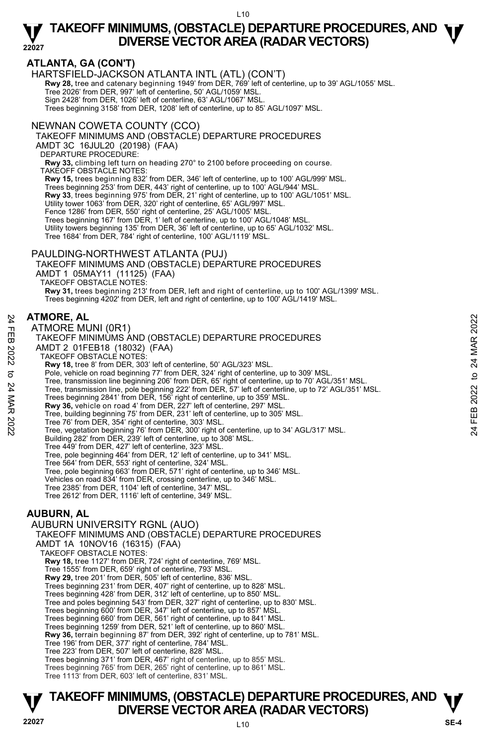## ATLANTA, GA (CON'T)

HARTSFIELD-JACKSON ATLANTA INTL (ATL) (CON'T)

**Rwy 28,** tree and catenary beginning 1949' from DER, 769' left of centerline, up to 39' AGL/1055' MSL.
Tree 2026' from DER, 997' left of centerline, 50' AGL/1059' MSL.
Sign 2428' from DER, 1026' left of centerline, 63' AGL/1067' MSL.
Trees beginning 3158' from DER, 1208' left of centerline, up to 85' AGL/1097' MSL.

NEWNAN COWETA COUNTY (CCO)

TAKEOFF MINIMUMS AND (OBSTACLE) DEPARTURE PROCEDURES
AMDT 3C 16JUL20 (20198) (FAA)
DEPARTURE PROCEDURE:
**Rwy 33,** climbing left turn on heading 270° to 2100 before proceeding on course.
TAKEOFF OBSTACLE NOTES:
**Rwy 15,** trees beginning 832' from DER, 346' left of centerline, up to 100' AGL/999' MSL.
Trees beginning 253' from DER, 443' right of centerline, up to 100' AGL/944' MSL.
**Rwy 33**, trees beginning 975' from DER, 21' right of centerline, up to 100' AGL/1051' MSL.
Utility tower 1063' from DER, 320' right of centerline, 65' AGL/997' MSL.
Fence 1286' from DER, 550' right of centerline, 25' AGL/1005' MSL.
Trees beginning 167' from DER, 1' left of centerline, up to 100' AGL/1048' MSL.
Utility towers beginning 135' from DER, 36' left of centerline, up to 65' AGL/1032' MSL.
Tree 1684' from DER, 784' right of centerline, 100' AGL/1119' MSL.

PAULDING-NORTHWEST ATLANTA (PUJ)

TAKEOFF MINIMUMS AND (OBSTACLE) DEPARTURE PROCEDURES
AMDT 1 05MAY11 (11125) (FAA)
TAKEOFF OBSTACLE NOTES:
**Rwy 31,** trees beginning 213' from DER, left and right of centerline, up to 100' AGL/1399' MSL.
Trees beginning 4202' from DER, left and right of centerline, up to 100' AGL/1419' MSL.

## ATMORE, AL

ATMORE MUNI (0R1)

TAKEOFF MINIMUMS AND (OBSTACLE) DEPARTURE PROCEDURES
AMDT 2 01FEB18 (18032) (FAA)
TAKEOFF OBSTACLE NOTES:
**Rwy 18,** tree 8' from DER, 303' left of centerline, 50' AGL/323' MSL.
Pole, vehicle on road beginning 77' from DER, 324' right of centerline, up to 309' MSL.
Tree, transmission line beginning 206' from DER, 65' right of centerline, up to 70' AGL/351' MSL.
Tree, transmission line, pole beginning 222' from DER, 57' left of centerline, up to 72' AGL/351' MSL.
Trees beginning 2841' from DER, 156' right of centerline, up to 359' MSL.
**Rwy 36,** vehicle on road 4' from DER, 227' left of centerline, 297' MSL.
Tree, building beginning 75' from DER, 231' left of centerline, up to 305' MSL.
Tree 76' from DER, 354' right of centerline, 303' MSL.
Tree, vegetation beginning 76' from DER, 300' right of centerline, up to 34' AGL/317' MSL.
Building 282' from DER, 239' left of centerline, up to 308' MSL.
Tree 449' from DER, 427' left of centerline, 323' MSL.
Tree, pole beginning 464' from DER, 12' left of centerline, up to 341' MSL.
Tree 564' from DER, 553' right of centerline, 324' MSL.
Tree, pole beginning 663' from DER, 571' right of centerline, up to 346' MSL.
Vehicles on road 834' from DER, crossing centerline, up to 346' MSL.
Tree 2385' from DER, 1104' left of centerline, 347' MSL.
Tree 2612' from DER, 1116' left of centerline, 349' MSL.

## AUBURN, AL

AUBURN UNIVERSITY RGNL (AUO)

TAKEOFF MINIMUMS AND (OBSTACLE) DEPARTURE PROCEDURES
AMDT 1A 10NOV16 (16315) (FAA)
TAKEOFF OBSTACLE NOTES:
**Rwy 18,** tree 1127' from DER, 724' right of centerline, 769' MSL.
Tree 1555' from DER, 659' right of centerline, 793' MSL.
**Rwy 29,** tree 201' from DER, 505' left of centerline, 836' MSL.
Trees beginning 231' from DER, 407' right of centerline, up to 828' MSL.
Trees beginning 428' from DER, 312' left of centerline, up to 850' MSL.
Tree and poles beginning 543' from DER, 327' right of centerline, up to 830' MSL.
Trees beginning 600' from DER, 347' left of centerline, up to 857' MSL.
Trees beginning 660' from DER, 561' left of centerline, up to 841' MSL.
Trees beginning 1259' from DER, 521' left of centerline, up to 860' MSL.
**Rwy 36,** terrain beginning 87' from DER, 392' right of centerline, up to 781' MSL.
Tree 196' from DER, 377' right of centerline, 784' MSL.
Tree 223' from DER, 507' left of centerline, 828' MSL.
Trees beginning 371' from DER, 467' right of centerline, up to 855' MSL.
Trees beginning 765' from DER, 265' right of centerline, up to 861' MSL.
Tree 1113' from DER, 603' left of centerline, 831' MSL.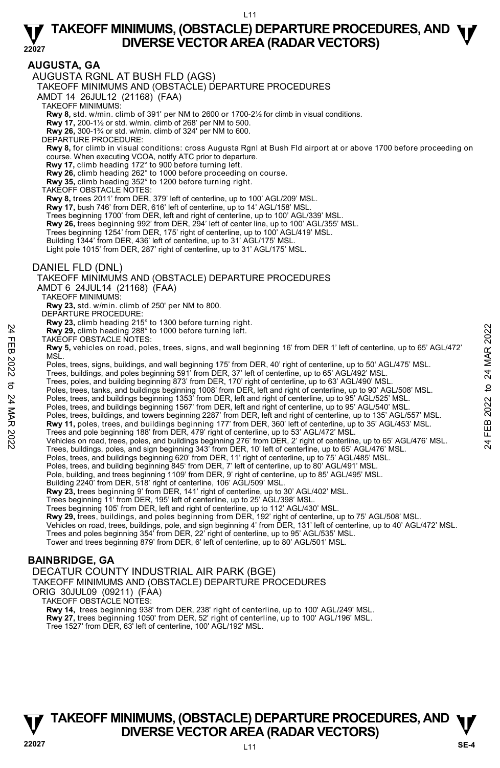## AUGUSTA, GA

### AUGUSTA RGNL AT BUSH FLD (AGS)

TAKEOFF MINIMUMS AND (OBSTACLE) DEPARTURE PROCEDURES

AMDT 14 26JUL12 (21168) (FAA)

TAKEOFF MINIMUMS:

**Rwy 8,** std. w/min. climb of 391' per NM to 2600 or 1700-2½ for climb in visual conditions.
**Rwy 17,** 200-1½ or std. w/min. climb of 268' per NM to 500.
**Rwy 26,** 300-1¾ or std. w/min. climb of 324' per NM to 600.

DEPARTURE PROCEDURE:

**Rwy 8,** for climb in visual conditions: cross Augusta Rgnl at Bush Fld airport at or above 1700 before proceeding on course. When executing VCOA, notify ATC prior to departure.
**Rwy 17,** climb heading 172° to 900 before turning left.
**Rwy 26,** climb heading 262° to 1000 before proceeding on course.
**Rwy 35,** climb heading 352° to 1200 before turning right.

TAKEOFF OBSTACLE NOTES:

**Rwy 8,** trees 2011' from DER, 379' left of centerline, up to 100' AGL/209' MSL.
**Rwy 17,** bush 746' from DER, 616' left of centerline, up to 14' AGL/158' MSL.
Trees beginning 1700' from DER, left and right of centerline, up to 100' AGL/339' MSL.
**Rwy 26,** trees beginning 992' from DER, 294' left of center line, up to 100' AGL/355' MSL.
Trees beginning 1254' from DER, 175' right of centerline, up to 100' AGL/419' MSL.
Building 1344' from DER, 436' left of centerline, up to 31' AGL/175' MSL.
Light pole 1015' from DER, 287' right of centerline, up to 31' AGL/175' MSL.

### DANIEL FLD (DNL)

TAKEOFF MINIMUMS AND (OBSTACLE) DEPARTURE PROCEDURES

AMDT 6 24JUL14 (21168) (FAA)

TAKEOFF MINIMUMS:

**Rwy 23,** std. w/min. climb of 250' per NM to 800.

DEPARTURE PROCEDURE:

**Rwy 23,** climb heading 215° to 1300 before turning right.
**Rwy 29,** climb heading 288° to 1000 before turning left.

TAKEOFF OBSTACLE NOTES:

**Rwy 5,** vehicles on road, poles, trees, signs, and wall beginning 16' from DER 1' left of centerline, up to 65' AGL/472' MSL.
Poles, trees, signs, buildings, and wall beginning 175' from DER, 40' right of centerline, up to 50' AGL/475' MSL.
Trees, buildings, and poles beginning 591' from DER, 37' left of centerline, up to 65' AGL/492' MSL.
Trees, poles, and building beginning 873' from DER, 170' right of centerline, up to 63' AGL/490' MSL.
Poles, trees, tanks, and buildings beginning 1008' from DER, left and right of centerline, up to 90' AGL/508' MSL.
Poles, trees, and buildings beginning 1353' from DER, left and right of centerline, up to 95' AGL/525' MSL.
Poles, trees, and buildings beginning 1567' from DER, left and right of centerline, up to 95' AGL/540' MSL.
Poles, trees, buildings, and towers beginning 2287' from DER, left and right of centerline, up to 135' AGL/557' MSL.
**Rwy 11,** poles, trees, and buildings beginning 177' from DER, 360' left of centerline, up to 35' AGL/453' MSL.
Trees and pole beginning 188' from DER, 479' right of centerline, up to 53' AGL/472' MSL.
Vehicles on road, trees, poles, and buildings beginning 276' from DER, 2' right of centerline, up to 65' AGL/476' MSL.
Trees, buildings, poles, and sign beginning 343' from DER, 10' left of centerline, up to 65' AGL/476' MSL.
Poles, trees, and buildings beginning 620' from DER, 11' right of centerline, up to 75' AGL/485' MSL.
Poles, trees, and building beginning 845' from DER, 7' left of centerline, up to 80' AGL/491' MSL.
Pole, building, and trees beginning 1109' from DER, 9' right of centerline, up to 85' AGL/495' MSL.
Building 2240' from DER, 518' right of centerline, 106' AGL/509' MSL.
**Rwy 23,** trees beginning 9' from DER, 141' right of centerline, up to 30' AGL/402' MSL.
Trees beginning 11' from DER, 195' left of centerline, up to 25' AGL/398' MSL.
Trees beginning 105' from DER, left and right of centerline, up to 112' AGL/430' MSL.
**Rwy 29,** trees, buildings, and poles beginning from DER, 192' right of centerline, up to 75' AGL/508' MSL.
Vehicles on road, trees, buildings, pole, and sign beginning 4' from DER, 131' left of centerline, up to 40' AGL/472' MSL.
Trees and poles beginning 354' from DER, 22' right of centerline, up to 95' AGL/535' MSL.
Tower and trees beginning 879' from DER, 6' left of centerline, up to 80' AGL/501' MSL.

## BAINBRIDGE, GA

### DECATUR COUNTY INDUSTRIAL AIR PARK (BGE)

TAKEOFF MINIMUMS AND (OBSTACLE) DEPARTURE PROCEDURES

ORIG 30JUL09 (09211) (FAA)

TAKEOFF OBSTACLE NOTES:

**Rwy 14,** trees beginning 938' from DER, 238' right of centerline, up to 100' AGL/249' MSL.
**Rwy 27,** trees beginning 1050' from DER, 52' right of centerline, up to 100' AGL/196' MSL.
Tree 1527' from DER, 63' left of centerline, 100' AGL/192' MSL.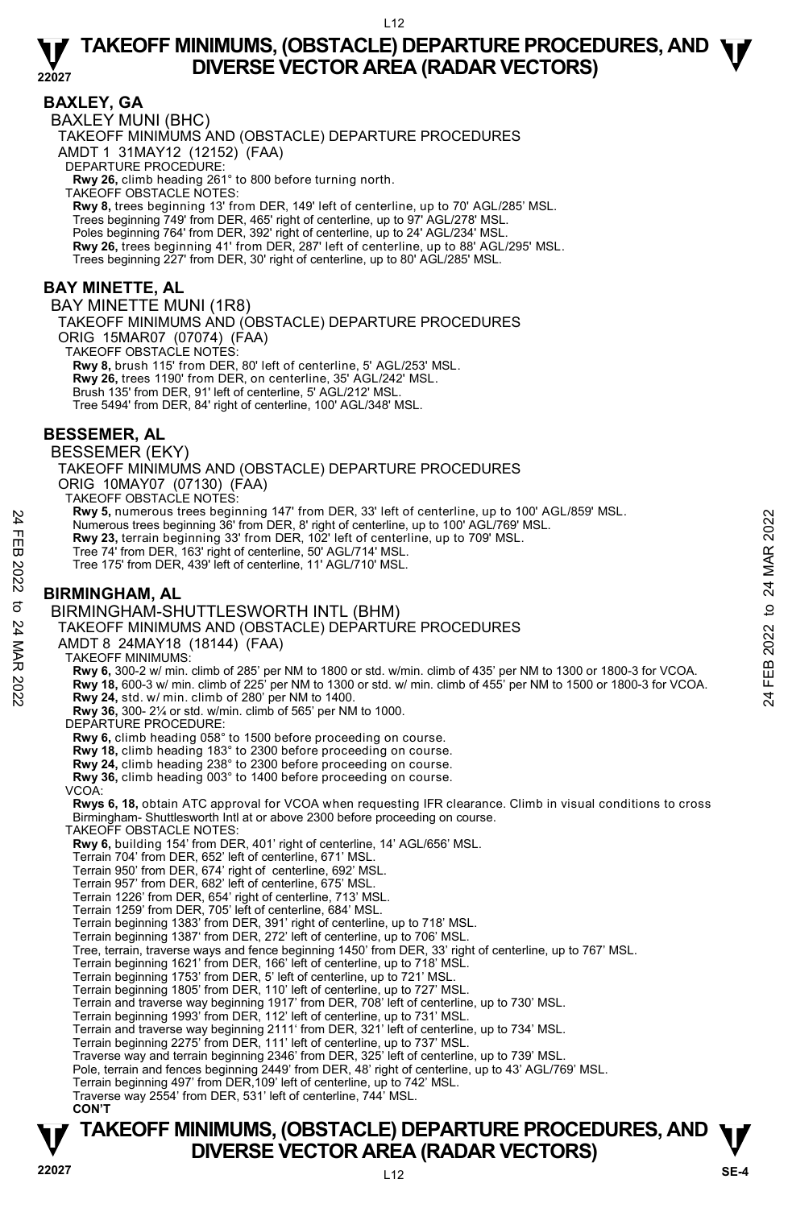## BAXLEY, GA

### BAXLEY MUNI (BHC)

TAKEOFF MINIMUMS AND (OBSTACLE) DEPARTURE PROCEDURES
AMDT 1 31MAY12 (12152) (FAA)

DEPARTURE PROCEDURE:
**Rwy 26,** climb heading 261° to 800 before turning north.

TAKEOFF OBSTACLE NOTES:
**Rwy 8,** trees beginning 13' from DER, 149' left of centerline, up to 70' AGL/285' MSL.
Trees beginning 749' from DER, 465' right of centerline, up to 97' AGL/278' MSL.
Poles beginning 764' from DER, 392' right of centerline, up to 24' AGL/234' MSL.
**Rwy 26,** trees beginning 41' from DER, 287' left of centerline, up to 88' AGL/295' MSL.
Trees beginning 227' from DER, 30' right of centerline, up to 80' AGL/285' MSL.

## BAY MINETTE, AL

### BAY MINETTE MUNI (1R8)

TAKEOFF MINIMUMS AND (OBSTACLE) DEPARTURE PROCEDURES
ORIG 15MAR07 (07074) (FAA)

TAKEOFF OBSTACLE NOTES:
**Rwy 8,** brush 115' from DER, 80' left of centerline, 5' AGL/253' MSL.
**Rwy 26,** trees 1190' from DER, on centerline, 35' AGL/242' MSL.
Brush 135' from DER, 91' left of centerline, 5' AGL/212' MSL.
Tree 5494' from DER, 84' right of centerline, 100' AGL/348' MSL.

## BESSEMER, AL

### BESSEMER (EKY)

TAKEOFF MINIMUMS AND (OBSTACLE) DEPARTURE PROCEDURES
ORIG 10MAY07 (07130) (FAA)

TAKEOFF OBSTACLE NOTES:
**Rwy 5,** numerous trees beginning 147' from DER, 33' left of centerline, up to 100' AGL/859' MSL.
Numerous trees beginning 36' from DER, 8' right of centerline, up to 100' AGL/769' MSL.
**Rwy 23,** terrain beginning 33' from DER, 102' left of centerline, up to 709' MSL.
Tree 74' from DER, 163' right of centerline, 50' AGL/714' MSL.
Tree 175' from DER, 439' left of centerline, 11' AGL/710' MSL.

## BIRMINGHAM, AL

### BIRMINGHAM-SHUTTLESWORTH INTL (BHM)

TAKEOFF MINIMUMS AND (OBSTACLE) DEPARTURE PROCEDURES
AMDT 8 24MAY18 (18144) (FAA)

TAKEOFF MINIMUMS:
**Rwy 6,** 300-2 w/ min. climb of 285' per NM to 1800 or std. w/min. climb of 435' per NM to 1300 or 1800-3 for VCOA.
**Rwy 18,** 600-3 w/ min. climb of 225' per NM to 1300 or std. w/ min. climb of 455' per NM to 1500 or 1800-3 for VCOA.
**Rwy 24,** std. w/ min. climb of 280' per NM to 1400.
**Rwy 36,** 300- 2¼ or std. w/min. climb of 565' per NM to 1000.

DEPARTURE PROCEDURE:
**Rwy 6,** climb heading 058° to 1500 before proceeding on course.
**Rwy 18,** climb heading 183° to 2300 before proceeding on course.
**Rwy 24,** climb heading 238° to 2300 before proceeding on course.
**Rwy 36,** climb heading 003° to 1400 before proceeding on course.

VCOA:
**Rwys 6, 18,** obtain ATC approval for VCOA when requesting IFR clearance. Climb in visual conditions to cross Birmingham- Shuttlesworth Intl at or above 2300 before proceeding on course.

TAKEOFF OBSTACLE NOTES:
**Rwy 6,** building 154' from DER, 401' right of centerline, 14' AGL/656' MSL.
Terrain 704' from DER, 652' left of centerline, 671' MSL.
Terrain 950' from DER, 674' right of centerline, 692' MSL.
Terrain 957' from DER, 682' left of centerline, 675' MSL.
Terrain 1226' from DER, 654' right of centerline, 713' MSL.
Terrain 1259' from DER, 705' left of centerline, 684' MSL.
Terrain beginning 1383' from DER, 391' right of centerline, up to 718' MSL.
Terrain beginning 1387' from DER, 272' left of centerline, up to 706' MSL.
Tree, terrain, traverse ways and fence beginning 1450' from DER, 33' right of centerline, up to 767' MSL.
Terrain beginning 1621' from DER, 166' left of centerline, up to 718' MSL.
Terrain beginning 1753' from DER, 5' left of centerline, up to 721' MSL.
Terrain beginning 1805' from DER, 110' left of centerline, up to 727' MSL.
Terrain and traverse way beginning 1917' from DER, 708' left of centerline, up to 730' MSL.
Terrain beginning 1993' from DER, 112' left of centerline, up to 731' MSL.
Terrain and traverse way beginning 2111' from DER, 321' left of centerline, up to 734' MSL.
Terrain beginning 2275' from DER, 111' left of centerline, up to 737' MSL.
Traverse way and terrain beginning 2346' from DER, 325' left of centerline, up to 739' MSL.
Pole, terrain and fences beginning 2449' from DER, 48' right of centerline, up to 43' AGL/769' MSL.
Terrain beginning 497' from DER,109' left of centerline, up to 742' MSL.
Traverse way 2554' from DER, 531' left of centerline, 744' MSL.

**CON'T**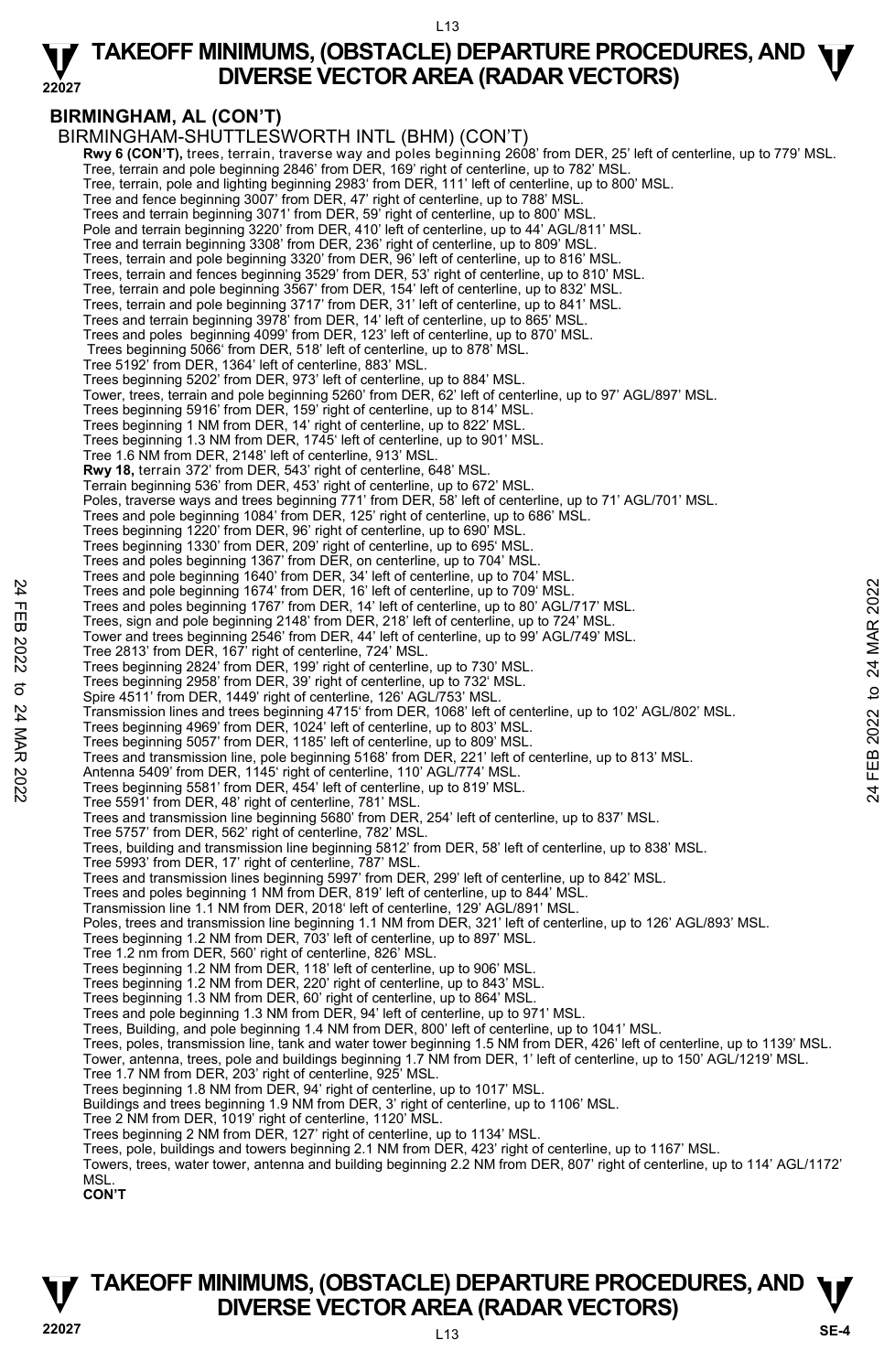## BIRMINGHAM, AL (CON'T)

BIRMINGHAM-SHUTTLESWORTH INTL (BHM) (CON'T)

**Rwy 6 (CON'T),** trees, terrain, traverse way and poles beginning 2608' from DER, 25' left of centerline, up to 779' MSL.
Tree, terrain and pole beginning 2846' from DER, 169' right of centerline, up to 782' MSL.
Tree, terrain, pole and lighting beginning 2983' from DER, 111' left of centerline, up to 800' MSL.
Tree and fence beginning 3007' from DER, 47' right of centerline, up to 788' MSL.
Trees and terrain beginning 3071' from DER, 59' right of centerline, up to 800' MSL.
Pole and terrain beginning 3220' from DER, 410' left of centerline, up to 44' AGL/811' MSL.
Tree and terrain beginning 3308' from DER, 236' right of centerline, up to 809' MSL.
Trees, terrain and pole beginning 3320' from DER, 96' left of centerline, up to 816' MSL.
Trees, terrain and fences beginning 3529' from DER, 53' right of centerline, up to 810' MSL.
Tree, terrain and pole beginning 3567' from DER, 154' left of centerline, up to 832' MSL.
Trees, terrain and pole beginning 3717' from DER, 31' left of centerline, up to 841' MSL.
Trees and terrain beginning 3978' from DER, 14' left of centerline, up to 865' MSL.
Trees and poles beginning 4099' from DER, 123' left of centerline, up to 870' MSL.
Trees beginning 5066' from DER, 518' left of centerline, up to 878' MSL.
Tree 5192' from DER, 1364' left of centerline, 883' MSL.
Trees beginning 5202' from DER, 973' left of centerline, up to 884' MSL.
Tower, trees, terrain and pole beginning 5260' from DER, 62' left of centerline, up to 97' AGL/897' MSL.
Trees beginning 5916' from DER, 159' right of centerline, up to 814' MSL.
Trees beginning 1 NM from DER, 14' right of centerline, up to 822' MSL.
Trees beginning 1.3 NM from DER, 1745' left of centerline, up to 901' MSL.
Tree 1.6 NM from DER, 2148' left of centerline, 913' MSL.

**Rwy 18,** terrain 372' from DER, 543' right of centerline, 648' MSL.
Terrain beginning 536' from DER, 453' right of centerline, up to 672' MSL.
Poles, traverse ways and trees beginning 771' from DER, 58' left of centerline, up to 71' AGL/701' MSL.
Trees and pole beginning 1084' from DER, 125' right of centerline, up to 686' MSL.
Trees beginning 1220' from DER, 96' right of centerline, up to 690' MSL.
Trees beginning 1330' from DER, 209' right of centerline, up to 695' MSL.
Trees and poles beginning 1367' from DER, on centerline, up to 704' MSL.
Trees and pole beginning 1640' from DER, 34' left of centerline, up to 704' MSL.
Trees and pole beginning 1674' from DER, 16' left of centerline, up to 709' MSL.
Trees and poles beginning 1767' from DER, 14' left of centerline, up to 80' AGL/717' MSL.
Trees, sign and pole beginning 2148' from DER, 218' left of centerline, up to 724' MSL.
Tower and trees beginning 2546' from DER, 44' left of centerline, up to 99' AGL/749' MSL.
Tree 2813' from DER, 167' right of centerline, 724' MSL.
Trees beginning 2824' from DER, 199' right of centerline, up to 730' MSL.
Trees beginning 2958' from DER, 39' right of centerline, up to 732' MSL.
Spire 4511' from DER, 1449' right of centerline, 126' AGL/753' MSL.
Transmission lines and trees beginning 4715' from DER, 1068' left of centerline, up to 102' AGL/802' MSL.
Trees beginning 4969' from DER, 1024' left of centerline, up to 803' MSL.
Trees beginning 5057' from DER, 1185' left of centerline, up to 809' MSL.
Trees and transmission line, pole beginning 5168' from DER, 221' left of centerline, up to 813' MSL.
Antenna 5409' from DER, 1145' right of centerline, 110' AGL/774' MSL.
Trees beginning 5581' from DER, 454' left of centerline, up to 819' MSL.
Tree 5591' from DER, 48' right of centerline, 781' MSL.
Trees and transmission line beginning 5680' from DER, 254' left of centerline, up to 837' MSL.
Tree 5757' from DER, 562' right of centerline, 782' MSL.
Trees, building and transmission line beginning 5812' from DER, 58' left of centerline, up to 838' MSL.
Tree 5993' from DER, 17' right of centerline, 787' MSL.
Trees and transmission lines beginning 5997' from DER, 299' left of centerline, up to 842' MSL.
Trees and poles beginning 1 NM from DER, 819' left of centerline, up to 844' MSL.
Transmission line 1.1 NM from DER, 2018' left of centerline, 129' AGL/891' MSL.
Poles, trees and transmission line beginning 1.1 NM from DER, 321' left of centerline, up to 126' AGL/893' MSL.
Trees beginning 1.2 NM from DER, 703' left of centerline, up to 897' MSL.
Tree 1.2 nm from DER, 560' right of centerline, 826' MSL.
Trees beginning 1.2 NM from DER, 118' left of centerline, up to 906' MSL.
Trees beginning 1.2 NM from DER, 220' right of centerline, up to 843' MSL.
Trees beginning 1.3 NM from DER, 60' right of centerline, up to 864' MSL.
Trees and pole beginning 1.3 NM from DER, 94' left of centerline, up to 971' MSL.
Trees, Building, and pole beginning 1.4 NM from DER, 800' left of centerline, up to 1041' MSL.
Trees, poles, transmission line, tank and water tower beginning 1.5 NM from DER, 426' left of centerline, up to 1139' MSL.
Tower, antenna, trees, pole and buildings beginning 1.7 NM from DER, 1' left of centerline, up to 150' AGL/1219' MSL.
Tree 1.7 NM from DER, 203' right of centerline, 925' MSL.
Trees beginning 1.8 NM from DER, 94' right of centerline, up to 1017' MSL.
Buildings and trees beginning 1.9 NM from DER, 3' right of centerline, up to 1106' MSL.
Tree 2 NM from DER, 1019' right of centerline, 1120' MSL.
Trees beginning 2 NM from DER, 127' right of centerline, up to 1134' MSL.
Trees, pole, buildings and towers beginning 2.1 NM from DER, 423' right of centerline, up to 1167' MSL.
Towers, trees, water tower, antenna and building beginning 2.2 NM from DER, 807' right of centerline, up to 114' AGL/1172' MSL.

**CON'T**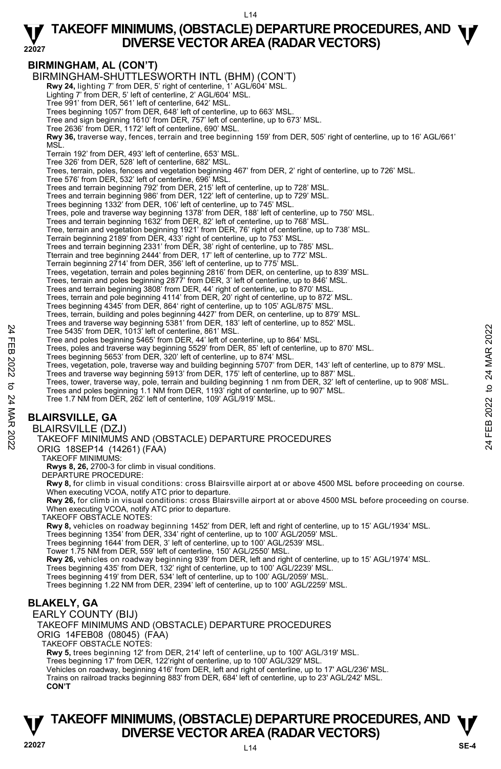## BIRMINGHAM, AL (CON'T)

BIRMINGHAM-SHUTTLESWORTH INTL (BHM) (CON'T)

**Rwy 24,** lighting 7' from DER, 5' right of centerline, 1' AGL/604' MSL.
Lighting 7' from DER, 5' left of centerline, 2' AGL/604' MSL.
Tree 991' from DER, 561' left of centerline, 642' MSL.
Trees beginning 1057' from DER, 648' left of centerline, up to 663' MSL.
Tree and sign beginning 1610' from DER, 757' left of centerline, up to 673' MSL.
Tree 2636' from DER, 1172' left of centerline, 690' MSL.
**Rwy 36,** traverse way, fences, terrain and tree beginning 159' from DER, 505' right of centerline, up to 16' AGL/661' MSL.
Terrain 192' from DER, 493' left of centerline, 653' MSL.
Tree 326' from DER, 528' left of centerline, 682' MSL.
Trees, terrain, poles, fences and vegetation beginning 467' from DER, 2' right of centerline, up to 726' MSL.
Tree 576' from DER, 532' left of centerline, 696' MSL.
Trees and terrain beginning 792' from DER, 215' left of centerline, up to 728' MSL.
Trees and terrain beginning 986' from DER, 122' left of centerline, up to 729' MSL.
Trees beginning 1332' from DER, 106' left of centerline, up to 745' MSL.
Trees, pole and traverse way beginning 1378' from DER, 188' left of centerline, up to 750' MSL.
Trees and terrain beginning 1632' from DER, 82' left of centerline, up to 768' MSL.
Tree, terrain and vegetation beginning 1921' from DER, 76' right of centerline, up to 738' MSL.
Terrain beginning 2189' from DER, 433' right of centerline, up to 753' MSL.
Trees and terrain beginning 2331' from DER, 38' right of centerline, up to 785' MSL.
Tterrain and tree beginning 2444' from DER, 17' left of centerline, up to 772' MSL.
Terrain beginning 2714' from DER, 356' left of centerline, up to 775' MSL.
Trees, vegetation, terrain and poles beginning 2816' from DER, on centerline, up to 839' MSL.
Trees, terrain and poles beginning 2877' from DER, 3' left of centerline, up to 846' MSL.
Trees and terrain beginning 3808' from DER, 44' right of centerline, up to 870' MSL.
Trees, terrain and pole beginning 4114' from DER, 20' right of centerline, up to 872' MSL.
Trees beginning 4345' from DER, 864' right of centerline, up to 105' AGL/875' MSL.
Trees, terrain, building and poles beginning 4427' from DER, on centerline, up to 879' MSL.
Trees and traverse way beginning 5381' from DER, 183' left of centerline, up to 852' MSL.
Tree 5435' from DER, 1013' left of centerline, 861' MSL.
Tree and poles beginning 5465' from DER, 44' left of centerline, up to 864' MSL.
Trees, poles and traverse way beginning 5529' from DER, 85' left of centerline, up to 870' MSL.
Trees beginning 5653' from DER, 320' left of centerline, up to 874' MSL.
Trees, vegetation, pole, traverse way and building beginning 5707' from DER, 143' left of centerline, up to 879' MSL.
Trees and traverse way beginning 5913' from DER, 175' left of centerline, up to 887' MSL.
Trees, tower, traverse way, pole, terrain and building beginning 1 nm from DER, 32' left of centerline, up to 908' MSL.
Trees and poles beginning 1.1 NM from DER, 1193' right of centerline, up to 907' MSL.
Tree 1.7 NM from DER, 262' left of centerline, 109' AGL/919' MSL.

## BLAIRSVILLE, GA

BLAIRSVILLE (DZJ)

TAKEOFF MINIMUMS AND (OBSTACLE) DEPARTURE PROCEDURES

ORIG 18SEP14 (14261) (FAA)

TAKEOFF MINIMUMS:

**Rwys 8, 26,** 2700-3 for climb in visual conditions.

DEPARTURE PROCEDURE:

**Rwy 8,** for climb in visual conditions: cross Blairsville airport at or above 4500 MSL before proceeding on course. When executing VCOA, notify ATC prior to departure.
**Rwy 26,** for climb in visual conditions: cross Blairsville airport at or above 4500 MSL before proceeding on course. When executing VCOA, notify ATC prior to departure.

TAKEOFF OBSTACLE NOTES:

**Rwy 8,** vehicles on roadway beginning 1452' from DER, left and right of centerline, up to 15' AGL/1934' MSL.
Trees beginning 1354' from DER, 334' right of centerline, up to 100' AGL/2059' MSL.
Trees beginning 1644' from DER, 3' left of centerline, up to 100' AGL/2539' MSL.
Tower 1.75 NM from DER, 559' left of centerline, 150' AGL/2550' MSL.
**Rwy 26,** vehicles on roadway beginning 939' from DER, left and right of centerline, up to 15' AGL/1974' MSL.
Trees beginning 435' from DER, 132' right of centerline, up to 100' AGL/2239' MSL.
Trees beginning 419' from DER, 534' left of centerline, up to 100' AGL/2059' MSL.
Trees beginning 1.22 NM from DER, 2394' left of centerline, up to 100' AGL/2259' MSL.

## BLAKELY, GA

EARLY COUNTY (BIJ)

TAKEOFF MINIMUMS AND (OBSTACLE) DEPARTURE PROCEDURES

ORIG 14FEB08 (08045) (FAA)

TAKEOFF OBSTACLE NOTES:

**Rwy 5,** trees beginning 12' from DER, 214' left of centerline, up to 100' AGL/319' MSL.
Trees beginning 17' from DER, 122'right of centerline, up to 100' AGL/329' MSL.
Vehicles on roadway, beginning 416' from DER, left and right of centerline, up to 17' AGL/236' MSL.
Trains on railroad tracks beginning 883' from DER, 684' left of centerline, up to 23' AGL/242' MSL.
**CON'T**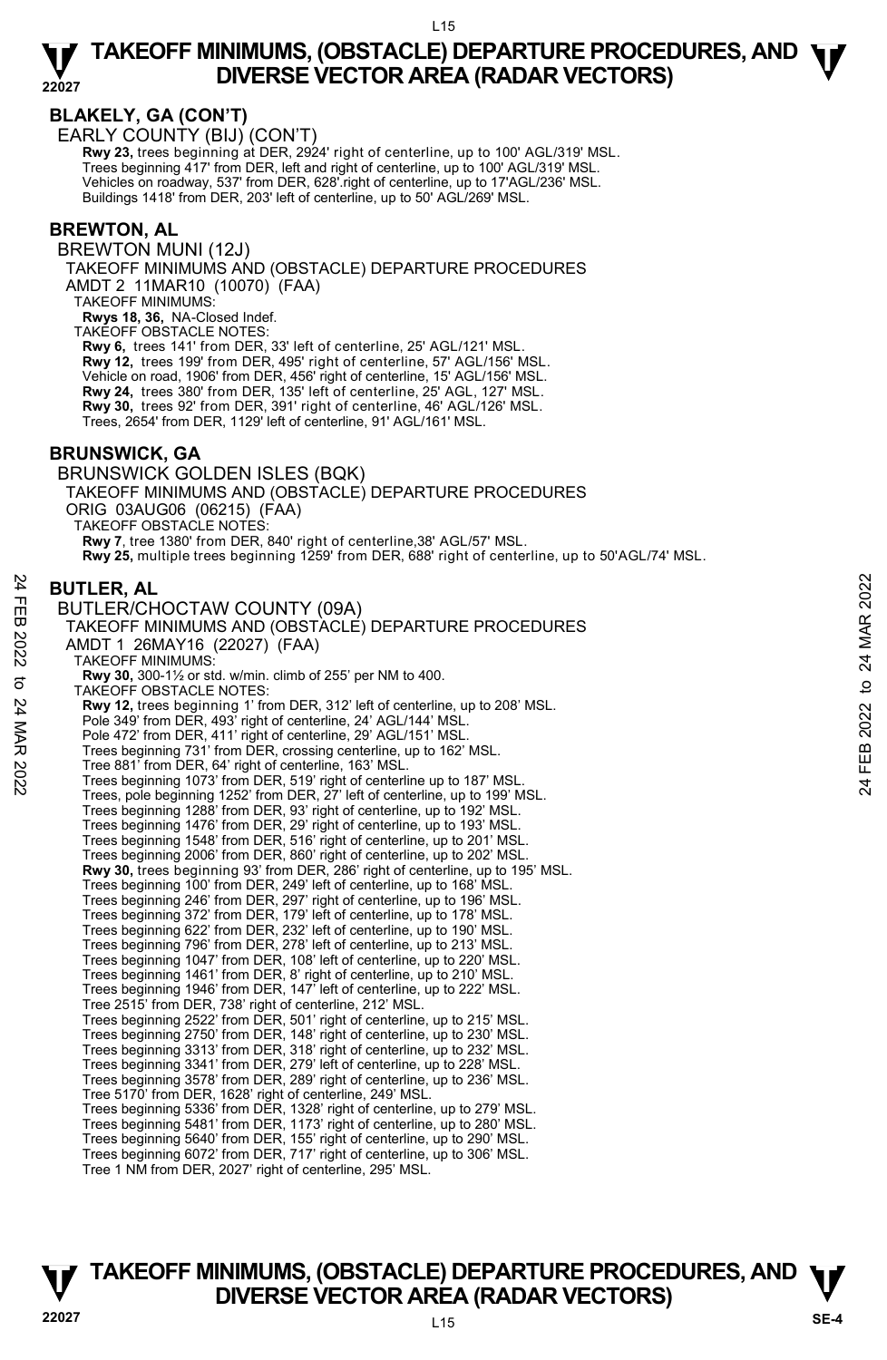## BLAKELY, GA (CON'T)

EARLY COUNTY (BIJ) (CON'T)

**Rwy 23,** trees beginning at DER, 2924' right of centerline, up to 100' AGL/319' MSL.
Trees beginning 417' from DER, left and right of centerline, up to 100' AGL/319' MSL.
Vehicles on roadway, 537' from DER, 628'.right of centerline, up to 17'AGL/236' MSL.
Buildings 1418' from DER, 203' left of centerline, up to 50' AGL/269' MSL.

## BREWTON, AL

BREWTON MUNI (12J)

TAKEOFF MINIMUMS AND (OBSTACLE) DEPARTURE PROCEDURES
AMDT 2 11MAR10 (10070) (FAA)

TAKEOFF MINIMUMS:
**Rwys 18, 36,** NA-Closed Indef.

TAKEOFF OBSTACLE NOTES:
**Rwy 6,** trees 141' from DER, 33' left of centerline, 25' AGL/121' MSL.
**Rwy 12,** trees 199' from DER, 495' right of centerline, 57' AGL/156' MSL.
Vehicle on road, 1906' from DER, 456' right of centerline, 15' AGL/156' MSL.
**Rwy 24,** trees 380' from DER, 135' left of centerline, 25' AGL, 127' MSL.
**Rwy 30,** trees 92' from DER, 391' right of centerline, 46' AGL/126' MSL.
Trees, 2654' from DER, 1129' left of centerline, 91' AGL/161' MSL.

## BRUNSWICK, GA

BRUNSWICK GOLDEN ISLES (BQK)

TAKEOFF MINIMUMS AND (OBSTACLE) DEPARTURE PROCEDURES
ORIG 03AUG06 (06215) (FAA)

TAKEOFF OBSTACLE NOTES:
**Rwy 7**, tree 1380' from DER, 840' right of centerline,38' AGL/57' MSL.
**Rwy 25,** multiple trees beginning 1259' from DER, 688' right of centerline, up to 50'AGL/74' MSL.

## BUTLER, AL

BUTLER/CHOCTAW COUNTY (09A)

TAKEOFF MINIMUMS AND (OBSTACLE) DEPARTURE PROCEDURES
AMDT 1 26MAY16 (22027) (FAA)

TAKEOFF MINIMUMS:
**Rwy 30,** 300-1½ or std. w/min. climb of 255' per NM to 400.

TAKEOFF OBSTACLE NOTES:
**Rwy 12,** trees beginning 1' from DER, 312' left of centerline, up to 208' MSL.
Pole 349' from DER, 493' right of centerline, 24' AGL/144' MSL.
Pole 472' from DER, 411' right of centerline, 29' AGL/151' MSL.
Trees beginning 731' from DER, crossing centerline, up to 162' MSL.
Tree 881' from DER, 64' right of centerline, 163' MSL.
Trees beginning 1073' from DER, 519' right of centerline up to 187' MSL.
Trees, pole beginning 1252' from DER, 27' left of centerline, up to 199' MSL.
Trees beginning 1288' from DER, 93' right of centerline, up to 192' MSL.
Trees beginning 1476' from DER, 29' right of centerline, up to 193' MSL.
Trees beginning 1548' from DER, 516' right of centerline, up to 201' MSL.
Trees beginning 2006' from DER, 860' right of centerline, up to 202' MSL.
**Rwy 30,** trees beginning 93' from DER, 286' right of centerline, up to 195' MSL.
Trees beginning 100' from DER, 249' left of centerline, up to 168' MSL.
Trees beginning 246' from DER, 297' right of centerline, up to 196' MSL.
Trees beginning 372' from DER, 179' left of centerline, up to 178' MSL.
Trees beginning 622' from DER, 232' left of centerline, up to 190' MSL.
Trees beginning 796' from DER, 278' left of centerline, up to 213' MSL.
Trees beginning 1047' from DER, 108' left of centerline, up to 220' MSL.
Trees beginning 1461' from DER, 8' right of centerline, up to 210' MSL.
Trees beginning 1946' from DER, 147' left of centerline, up to 222' MSL.
Tree 2515' from DER, 738' right of centerline, 212' MSL.
Trees beginning 2522' from DER, 501' right of centerline, up to 215' MSL.
Trees beginning 2750' from DER, 148' right of centerline, up to 230' MSL.
Trees beginning 3313' from DER, 318' right of centerline, up to 232' MSL.
Trees beginning 3341' from DER, 279' left of centerline, up to 228' MSL.
Trees beginning 3578' from DER, 289' right of centerline, up to 236' MSL.
Tree 5170' from DER, 1628' right of centerline, 249' MSL.
Trees beginning 5336' from DER, 1328' right of centerline, up to 279' MSL.
Trees beginning 5481' from DER, 1173' right of centerline, up to 280' MSL.
Trees beginning 5640' from DER, 155' right of centerline, up to 290' MSL.
Trees beginning 6072' from DER, 717' right of centerline, up to 306' MSL.
Tree 1 NM from DER, 2027' right of centerline, 295' MSL.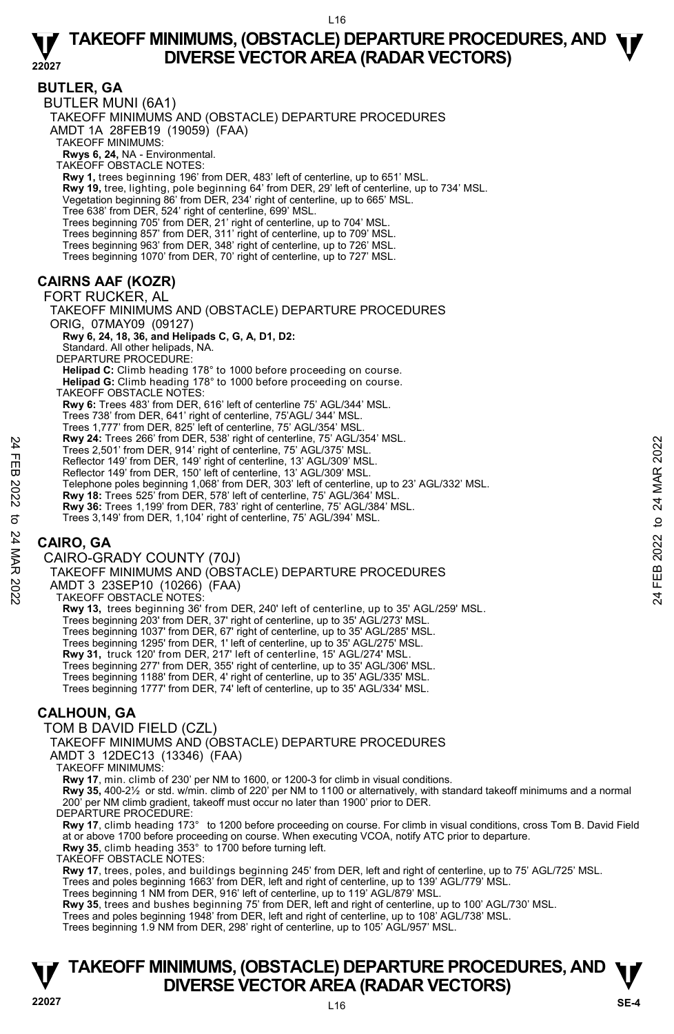## BUTLER, GA

BUTLER MUNI (6A1)

TAKEOFF MINIMUMS AND (OBSTACLE) DEPARTURE PROCEDURES

AMDT 1A 28FEB19 (19059) (FAA)

TAKEOFF MINIMUMS:

**Rwys 6, 24,** NA - Environmental.

TAKEOFF OBSTACLE NOTES:

**Rwy 1,** trees beginning 196' from DER, 483' left of centerline, up to 651' MSL.

**Rwy 19,** tree, lighting, pole beginning 64' from DER, 29' left of centerline, up to 734' MSL.
Vegetation beginning 86' from DER, 234' right of centerline, up to 665' MSL.
Tree 638' from DER, 524' right of centerline, 699' MSL.
Trees beginning 705' from DER, 21' right of centerline, up to 704' MSL.
Trees beginning 857' from DER, 311' right of centerline, up to 709' MSL.
Trees beginning 963' from DER, 348' right of centerline, up to 726' MSL.
Trees beginning 1070' from DER, 70' right of centerline, up to 727' MSL.

## CAIRNS AAF (KOZR)

FORT RUCKER, AL

TAKEOFF MINIMUMS AND (OBSTACLE) DEPARTURE PROCEDURES

ORIG, 07MAY09 (09127)

**Rwy 6, 24, 18, 36, and Helipads C, G, A, D1, D2:**
Standard. All other helipads, NA.

DEPARTURE PROCEDURE:

**Helipad C:** Climb heading 178° to 1000 before proceeding on course.
**Helipad G:** Climb heading 178° to 1000 before proceeding on course.

TAKEOFF OBSTACLE NOTES:

**Rwy 6:** Trees 483' from DER, 616' left of centerline 75' AGL/344' MSL.
Trees 738' from DER, 641' right of centerline, 75'AGL/ 344' MSL.
Trees 1,777' from DER, 825' left of centerline, 75' AGL/354' MSL.

**Rwy 24:** Trees 266' from DER, 538' right of centerline, 75' AGL/354' MSL.
Trees 2,501' from DER, 914' right of centerline, 75' AGL/375' MSL.
Reflector 149' from DER, 149' right of centerline, 13' AGL/309' MSL.
Reflector 149' from DER, 150' left of centerline, 13' AGL/309' MSL.
Telephone poles beginning 1,068' from DER, 303' left of centerline, up to 23' AGL/332' MSL.

**Rwy 18:** Trees 525' from DER, 578' left of centerline, 75' AGL/364' MSL.

**Rwy 36:** Trees 1,199' from DER, 783' right of centerline, 75' AGL/384' MSL.
Trees 3,149' from DER, 1,104' right of centerline, 75' AGL/394' MSL.

## CAIRO, GA

CAIRO-GRADY COUNTY (70J)

TAKEOFF MINIMUMS AND (OBSTACLE) DEPARTURE PROCEDURES

AMDT 3 23SEP10 (10266) (FAA)

TAKEOFF OBSTACLE NOTES:

**Rwy 13,** trees beginning 36' from DER, 240' left of centerline, up to 35' AGL/259' MSL.
Trees beginning 203' from DER, 37' right of centerline, up to 35' AGL/273' MSL.
Trees beginning 1037' from DER, 67' right of centerline, up to 35' AGL/285' MSL.
Trees beginning 1295' from DER, 1' left of centerline, up to 35' AGL/275' MSL.

**Rwy 31,** truck 120' from DER, 217' left of centerline, 15' AGL/274' MSL.
Trees beginning 277' from DER, 355' right of centerline, up to 35' AGL/306' MSL.
Trees beginning 1188' from DER, 4' right of centerline, up to 35' AGL/335' MSL.
Trees beginning 1777' from DER, 74' left of centerline, up to 35' AGL/334' MSL.

## CALHOUN, GA

TOM B DAVID FIELD (CZL)

TAKEOFF MINIMUMS AND (OBSTACLE) DEPARTURE PROCEDURES

AMDT 3 12DEC13 (13346) (FAA)

TAKEOFF MINIMUMS:

**Rwy 17**, min. climb of 230' per NM to 1600, or 1200-3 for climb in visual conditions.

**Rwy 35,** 400-2½ or std. w/min. climb of 220' per NM to 1100 or alternatively, with standard takeoff minimums and a normal 200' per NM climb gradient, takeoff must occur no later than 1900' prior to DER.

DEPARTURE PROCEDURE:

**Rwy 17**, climb heading 173° to 1200 before proceeding on course. For climb in visual conditions, cross Tom B. David Field at or above 1700 before proceeding on course. When executing VCOA, notify ATC prior to departure.

**Rwy 35**, climb heading 353° to 1700 before turning left.

TAKEOFF OBSTACLE NOTES:

**Rwy 17**, trees, poles, and buildings beginning 245' from DER, left and right of centerline, up to 75' AGL/725' MSL.
Trees and poles beginning 1663' from DER, left and right of centerline, up to 139' AGL/779' MSL.
Trees beginning 1 NM from DER, 916' left of centerline, up to 119' AGL/879' MSL.

**Rwy 35**, trees and bushes beginning 75' from DER, left and right of centerline, up to 100' AGL/730' MSL.
Trees and poles beginning 1948' from DER, left and right of centerline, up to 108' AGL/738' MSL.
Trees beginning 1.9 NM from DER, 298' right of centerline, up to 105' AGL/957' MSL.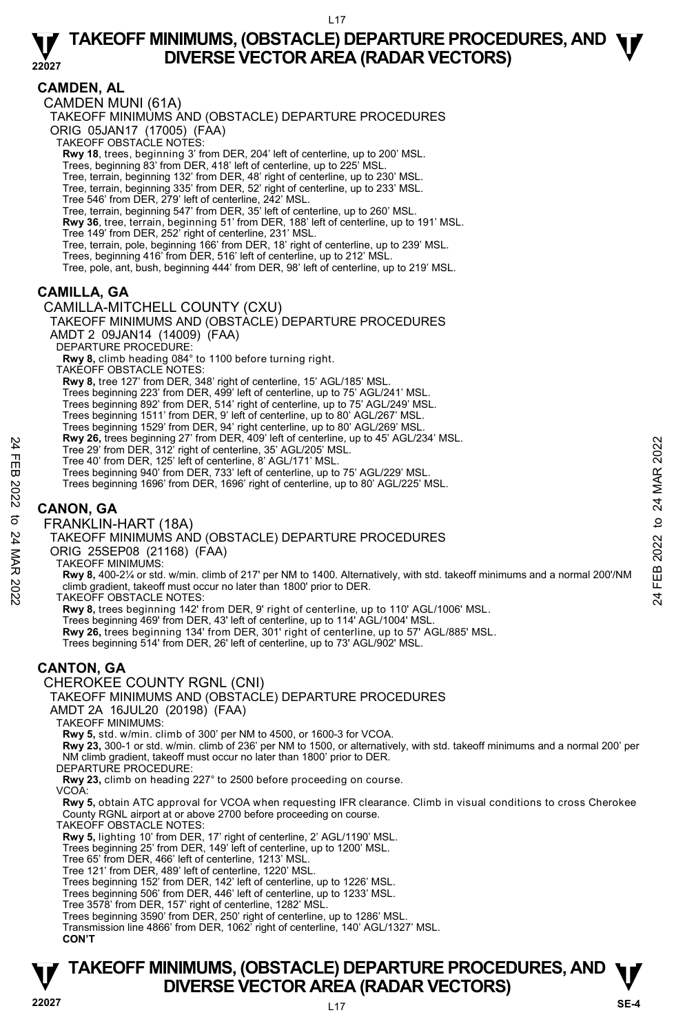## CAMDEN, AL

CAMDEN MUNI (61A)

TAKEOFF MINIMUMS AND (OBSTACLE) DEPARTURE PROCEDURES

ORIG 05JAN17 (17005) (FAA)

TAKEOFF OBSTACLE NOTES:

**Rwy 18**, trees, beginning 3' from DER, 204' left of centerline, up to 200' MSL.
Trees, beginning 83' from DER, 418' left of centerline, up to 225' MSL.
Tree, terrain, beginning 132' from DER, 48' right of centerline, up to 230' MSL.
Tree, terrain, beginning 335' from DER, 52' right of centerline, up to 233' MSL.
Tree 546' from DER, 279' left of centerline, 242' MSL.
Tree, terrain, beginning 547' from DER, 35' left of centerline, up to 260' MSL.
**Rwy 36**, tree, terrain, beginning 51' from DER, 188' left of centerline, up to 191' MSL.
Tree 149' from DER, 252' right of centerline, 231' MSL.
Tree, terrain, pole, beginning 166' from DER, 18' right of centerline, up to 239' MSL.
Trees, beginning 416' from DER, 516' left of centerline, up to 212' MSL.
Tree, pole, ant, bush, beginning 444' from DER, 98' left of centerline, up to 219' MSL.

## CAMILLA, GA

CAMILLA-MITCHELL COUNTY (CXU)

TAKEOFF MINIMUMS AND (OBSTACLE) DEPARTURE PROCEDURES

AMDT 2 09JAN14 (14009) (FAA)

DEPARTURE PROCEDURE:

**Rwy 8,** climb heading 084° to 1100 before turning right.

TAKEOFF OBSTACLE NOTES:

**Rwy 8,** tree 127' from DER, 348' right of centerline, 15' AGL/185' MSL.
Trees beginning 223' from DER, 499' left of centerline, up to 75' AGL/241' MSL.
Trees beginning 892' from DER, 514' right of centerline, up to 75' AGL/249' MSL.
Trees beginning 1511' from DER, 9' left of centerline, up to 80' AGL/267' MSL.
Trees beginning 1529' from DER, 94' right of centerline, up to 80' AGL/269' MSL.
**Rwy 26,** trees beginning 27' from DER, 409' left of centerline, up to 45' AGL/234' MSL.
Tree 29' from DER, 312' right of centerline, 35' AGL/205' MSL.
Tree 40' from DER, 125' left of centerline, 8' AGL/171' MSL.
Trees beginning 940' from DER, 733' left of centerline, up to 75' AGL/229' MSL.
Trees beginning 1696' from DER, 1696' right of centerline, up to 80' AGL/225' MSL.

## CANON, GA

FRANKLIN-HART (18A)

TAKEOFF MINIMUMS AND (OBSTACLE) DEPARTURE PROCEDURES

ORIG 25SEP08 (21168) (FAA)

TAKEOFF MINIMUMS:

**Rwy 8,** 400-2¼ or std. w/min. climb of 217' per NM to 1400. Alternatively, with std. takeoff minimums and a normal 200'/NM climb gradient, takeoff must occur no later than 1800' prior to DER.

TAKEOFF OBSTACLE NOTES:

**Rwy 8,** trees beginning 142' from DER, 9' right of centerline, up to 110' AGL/1006' MSL.
Trees beginning 469' from DER, 43' left of centerline, up to 114' AGL/1004' MSL.
**Rwy 26,** trees beginning 134' from DER, 301' right of centerline, up to 57' AGL/885' MSL.
Trees beginning 514' from DER, 26' left of centerline, up to 73' AGL/902' MSL.

## CANTON, GA

CHEROKEE COUNTY RGNL (CNI)

TAKEOFF MINIMUMS AND (OBSTACLE) DEPARTURE PROCEDURES

AMDT 2A 16JUL20 (20198) (FAA)

TAKEOFF MINIMUMS:

**Rwy 5,** std. w/min. climb of 300' per NM to 4500, or 1600-3 for VCOA.
**Rwy 23,** 300-1 or std. w/min. climb of 236' per NM to 1500, or alternatively, with std. takeoff minimums and a normal 200' per NM climb gradient, takeoff must occur no later than 1800' prior to DER.

DEPARTURE PROCEDURE:

**Rwy 23,** climb on heading 227° to 2500 before proceeding on course.

VCOA:

**Rwy 5,** obtain ATC approval for VCOA when requesting IFR clearance. Climb in visual conditions to cross Cherokee County RGNL airport at or above 2700 before proceeding on course.

TAKEOFF OBSTACLE NOTES:

**Rwy 5,** lighting 10' from DER, 17' right of centerline, 2' AGL/1190' MSL.
Trees beginning 25' from DER, 149' left of centerline, up to 1200' MSL.
Tree 65' from DER, 466' left of centerline, 1213' MSL.
Tree 121' from DER, 489' left of centerline, 1220' MSL.
Trees beginning 152' from DER, 142' left of centerline, up to 1226' MSL.
Trees beginning 506' from DER, 446' left of centerline, up to 1233' MSL.
Tree 3578' from DER, 157' right of centerline, 1282' MSL.
Trees beginning 3590' from DER, 250' right of centerline, up to 1286' MSL.
Transmission line 4866' from DER, 1062' right of centerline, 140' AGL/1327' MSL.

**CON'T**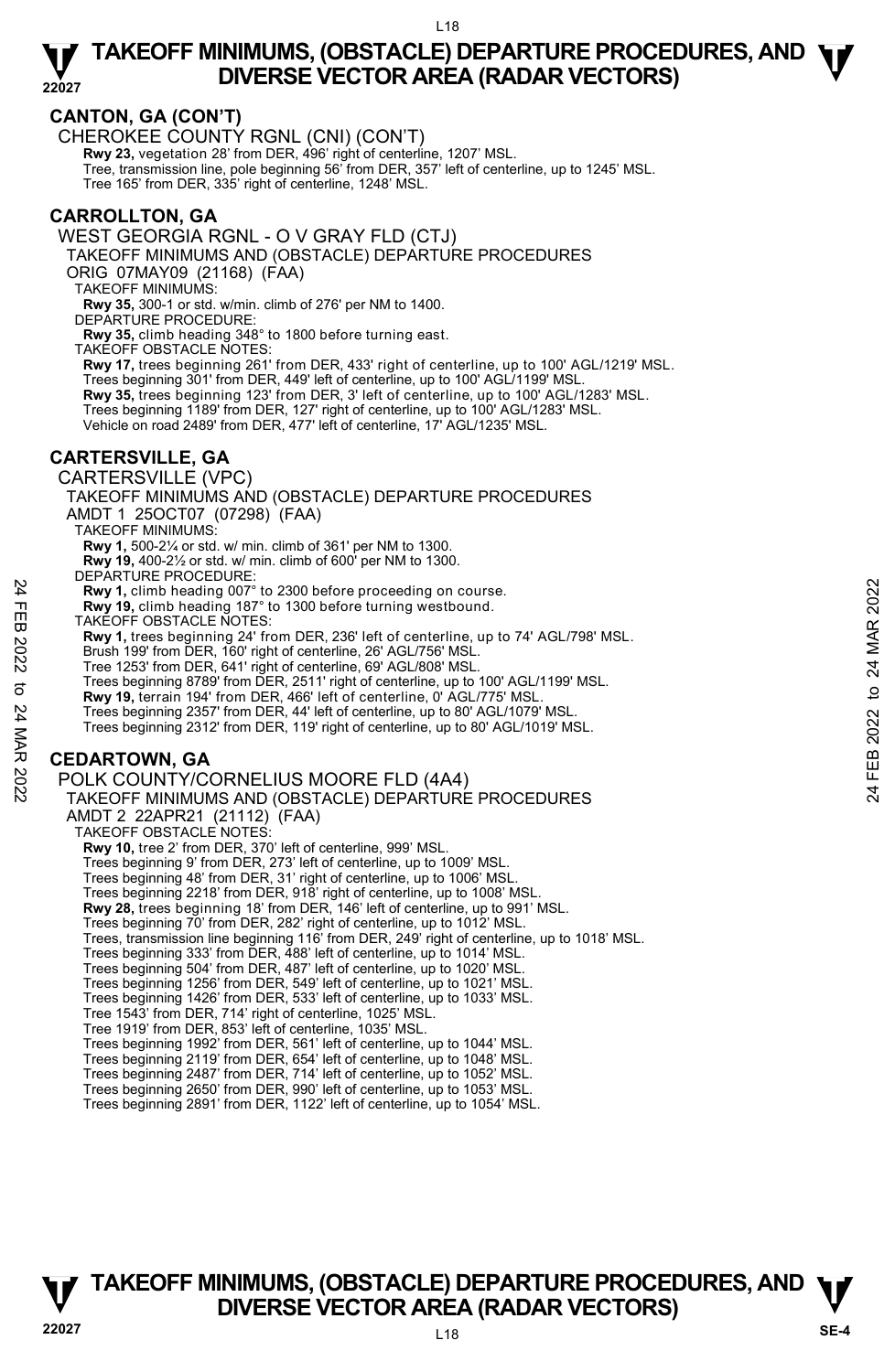## CANTON, GA (CON'T)

CHEROKEE COUNTY RGNL (CNI) (CON'T)

**Rwy 23,** vegetation 28' from DER, 496' right of centerline, 1207' MSL.
Tree, transmission line, pole beginning 56' from DER, 357' left of centerline, up to 1245' MSL.
Tree 165' from DER, 335' right of centerline, 1248' MSL.

## CARROLLTON, GA

WEST GEORGIA RGNL - O V GRAY FLD (CTJ)

TAKEOFF MINIMUMS AND (OBSTACLE) DEPARTURE PROCEDURES

ORIG 07MAY09 (21168) (FAA)

TAKEOFF MINIMUMS:

**Rwy 35,** 300-1 or std. w/min. climb of 276' per NM to 1400.

DEPARTURE PROCEDURE:

**Rwy 35,** climb heading 348° to 1800 before turning east.

TAKEOFF OBSTACLE NOTES:

**Rwy 17,** trees beginning 261' from DER, 433' right of centerline, up to 100' AGL/1219' MSL.
Trees beginning 301' from DER, 449' left of centerline, up to 100' AGL/1199' MSL.
**Rwy 35,** trees beginning 123' from DER, 3' left of centerline, up to 100' AGL/1283' MSL.
Trees beginning 1189' from DER, 127' right of centerline, up to 100' AGL/1283' MSL.
Vehicle on road 2489' from DER, 477' left of centerline, 17' AGL/1235' MSL.

## CARTERSVILLE, GA

CARTERSVILLE (VPC)

TAKEOFF MINIMUMS AND (OBSTACLE) DEPARTURE PROCEDURES

AMDT 1 25OCT07 (07298) (FAA)

TAKEOFF MINIMUMS:

**Rwy 1,** 500-2¼ or std. w/ min. climb of 361' per NM to 1300.
**Rwy 19,** 400-2½ or std. w/ min. climb of 600' per NM to 1300.

DEPARTURE PROCEDURE:

**Rwy 1,** climb heading 007° to 2300 before proceeding on course.
**Rwy 19,** climb heading 187° to 1300 before turning westbound.

TAKEOFF OBSTACLE NOTES:

**Rwy 1,** trees beginning 24' from DER, 236' left of centerline, up to 74' AGL/798' MSL.
Brush 199' from DER, 160' right of centerline, 26' AGL/756' MSL.
Tree 1253' from DER, 641' right of centerline, 69' AGL/808' MSL.
Trees beginning 8789' from DER, 2511' right of centerline, up to 100' AGL/1199' MSL.
**Rwy 19,** terrain 194' from DER, 466' left of centerline, 0' AGL/775' MSL.
Trees beginning 2357' from DER, 44' left of centerline, up to 80' AGL/1079' MSL.
Trees beginning 2312' from DER, 119' right of centerline, up to 80' AGL/1019' MSL.

## CEDARTOWN, GA

POLK COUNTY/CORNELIUS MOORE FLD (4A4)

TAKEOFF MINIMUMS AND (OBSTACLE) DEPARTURE PROCEDURES

AMDT 2 22APR21 (21112) (FAA)

TAKEOFF OBSTACLE NOTES:

**Rwy 10,** tree 2' from DER, 370' left of centerline, 999' MSL.
Trees beginning 9' from DER, 273' left of centerline, up to 1009' MSL.
Trees beginning 48' from DER, 31' right of centerline, up to 1006' MSL.
Trees beginning 2218' from DER, 918' right of centerline, up to 1008' MSL.
**Rwy 28,** trees beginning 18' from DER, 146' left of centerline, up to 991' MSL.
Trees beginning 70' from DER, 282' right of centerline, up to 1012' MSL.
Trees, transmission line beginning 116' from DER, 249' right of centerline, up to 1018' MSL.
Trees beginning 333' from DER, 488' left of centerline, up to 1014' MSL.
Trees beginning 504' from DER, 487' left of centerline, up to 1020' MSL.
Trees beginning 1256' from DER, 549' left of centerline, up to 1021' MSL.
Trees beginning 1426' from DER, 533' left of centerline, up to 1033' MSL.
Tree 1543' from DER, 714' right of centerline, 1025' MSL.
Tree 1919' from DER, 853' left of centerline, 1035' MSL.
Trees beginning 1992' from DER, 561' left of centerline, up to 1044' MSL.
Trees beginning 2119' from DER, 654' left of centerline, up to 1048' MSL.
Trees beginning 2487' from DER, 714' left of centerline, up to 1052' MSL.
Trees beginning 2650' from DER, 990' left of centerline, up to 1053' MSL.
Trees beginning 2891' from DER, 1122' left of centerline, up to 1054' MSL.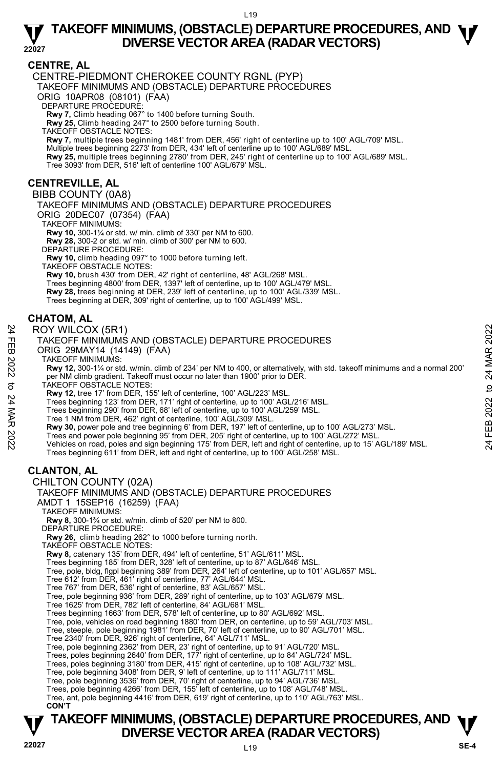## CENTRE, AL

CENTRE-PIEDMONT CHEROKEE COUNTY RGNL (PYP)
TAKEOFF MINIMUMS AND (OBSTACLE) DEPARTURE PROCEDURES
ORIG 10APR08 (08101) (FAA)
DEPARTURE PROCEDURE:
**Rwy 7,** Climb heading 067° to 1400 before turning South.
**Rwy 25,** Climb heading 247° to 2500 before turning South.
TAKEOFF OBSTACLE NOTES:
**Rwy 7,** multiple trees beginning 1481' from DER, 456' right of centerline up to 100' AGL/709' MSL.
Multiple trees beginning 2273' from DER, 434' left of centerline up to 100' AGL/689' MSL.
**Rwy 25,** multiple trees beginning 2780' from DER, 245' right of centerline up to 100' AGL/689' MSL.
Tree 3093' from DER, 516' left of centerline 100' AGL/679' MSL.

## CENTREVILLE, AL

BIBB COUNTY (0A8)
TAKEOFF MINIMUMS AND (OBSTACLE) DEPARTURE PROCEDURES
ORIG 20DEC07 (07354) (FAA)
TAKEOFF MINIMUMS:
**Rwy 10,** 300-1¼ or std. w/ min. climb of 330' per NM to 600.
**Rwy 28,** 300-2 or std. w/ min. climb of 300' per NM to 600.
DEPARTURE PROCEDURE:
**Rwy 10,** climb heading 097° to 1000 before turning left.
TAKEOFF OBSTACLE NOTES:
**Rwy 10,** brush 430' from DER, 42' right of centerline, 48' AGL/268' MSL.
Trees beginning 4800' from DER, 1397' left of centerline, up to 100' AGL/479' MSL.
**Rwy 28,** trees beginning at DER, 239' left of centerline, up to 100' AGL/339' MSL.
Trees beginning at DER, 309' right of centerline, up to 100' AGL/499' MSL.

## CHATOM, AL

ROY WILCOX (5R1)
TAKEOFF MINIMUMS AND (OBSTACLE) DEPARTURE PROCEDURES
ORIG 29MAY14 (14149) (FAA)
TAKEOFF MINIMUMS:
**Rwy 12,** 300-1¼ or std. w/min. climb of 234' per NM to 400, or alternatively, with std. takeoff minimums and a normal 200' per NM climb gradient. Takeoff must occur no later than 1900' prior to DER.
TAKEOFF OBSTACLE NOTES:
**Rwy 12,** tree 17' from DER, 155' left of centerline, 100' AGL/223' MSL.
Trees beginning 123' from DER, 171' right of centerline, up to 100' AGL/216' MSL.
Trees beginning 290' from DER, 68' left of centerline, up to 100' AGL/259' MSL.
Tree 1 NM from DER, 462' right of centerline, 100' AGL/309' MSL.
**Rwy 30,** power pole and tree beginning 6' from DER, 197' left of centerline, up to 100' AGL/273' MSL.
Trees and power pole beginning 95' from DER, 205' right of centerline, up to 100' AGL/272' MSL.
Vehicles on road, poles and sign beginning 175' from DER, left and right of centerline, up to 15' AGL/189' MSL.
Trees beginning 611' from DER, left and right of centerline, up to 100' AGL/258' MSL.

## CLANTON, AL

CHILTON COUNTY (02A)
TAKEOFF MINIMUMS AND (OBSTACLE) DEPARTURE PROCEDURES
AMDT 1 15SEP16 (16259) (FAA)
TAKEOFF MINIMUMS:
**Rwy 8,** 300-1¾ or std. w/min. climb of 520' per NM to 800.
DEPARTURE PROCEDURE:
**Rwy 26,** climb heading 262° to 1000 before turning north.
TAKEOFF OBSTACLE NOTES:
**Rwy 8,** catenary 135' from DER, 494' left of centerline, 51' AGL/611' MSL.
Trees beginning 185' from DER, 328' left of centerline, up to 87' AGL/646' MSL.
Tree, pole, bldg, flgpl beginning 389' from DER, 264' left of centerline, up to 101' AGL/657' MSL.
Tree 612' from DER, 461' right of centerline, 77' AGL/644' MSL.
Tree 767' from DER, 536' right of centerline, 83' AGL/657' MSL.
Tree, pole beginning 936' from DER, 289' right of centerline, up to 103' AGL/679' MSL.
Tree 1625' from DER, 782' left of centerline, 84' AGL/681' MSL.
Trees beginning 1663' from DER, 578' left of centerline, up to 80' AGL/692' MSL.
Tree, pole, vehicles on road beginning 1880' from DER, on centerline, up to 59' AGL/703' MSL.
Tree, steeple, pole beginning 1981' from DER, 70' left of centerline, up to 90' AGL/701' MSL.
Tree 2340' from DER, 926' right of centerline, 64' AGL/711' MSL.
Tree, pole beginning 2362' from DER, 23' right of centerline, up to 91' AGL/720' MSL.
Trees, poles beginning 2640' from DER, 177' right of centerline, up to 84' AGL/724' MSL.
Trees, poles beginning 3180' from DER, 415' right of centerline, up to 108' AGL/732' MSL.
Tree, pole beginning 3408' from DER, 9' left of centerline, up to 111' AGL/711' MSL.
Tree, pole beginning 3536' from DER, 70' right of centerline, up to 94' AGL/736' MSL.
Trees, pole beginning 4266' from DER, 155' left of centerline, up to 108' AGL/748' MSL.
Tree, ant, pole beginning 4416' from DER, 619' right of centerline, up to 110' AGL/763' MSL.
**CON'T**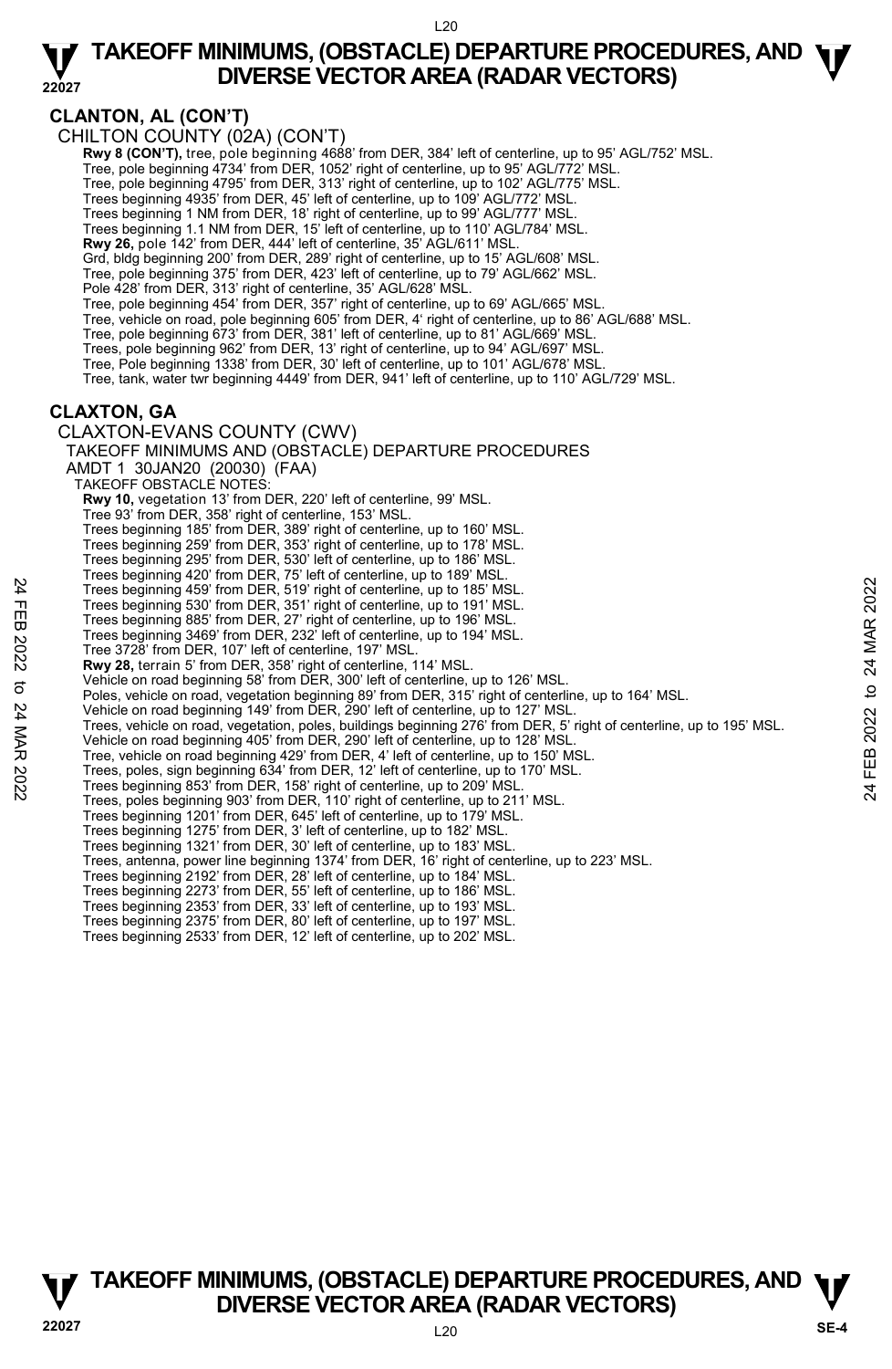## CLANTON, AL (CON'T)

CHILTON COUNTY (02A) (CON'T)

**Rwy 8 (CON'T),** tree, pole beginning 4688' from DER, 384' left of centerline, up to 95' AGL/752' MSL.
Tree, pole beginning 4734' from DER, 1052' right of centerline, up to 95' AGL/772' MSL.
Tree, pole beginning 4795' from DER, 313' right of centerline, up to 102' AGL/775' MSL.
Trees beginning 4935' from DER, 45' left of centerline, up to 109' AGL/772' MSL.
Trees beginning 1 NM from DER, 18' right of centerline, up to 99' AGL/777' MSL.
Trees beginning 1.1 NM from DER, 15' left of centerline, up to 110' AGL/784' MSL.
**Rwy 26,** pole 142' from DER, 444' left of centerline, 35' AGL/611' MSL.
Grd, bldg beginning 200' from DER, 289' right of centerline, up to 15' AGL/608' MSL.
Tree, pole beginning 375' from DER, 423' left of centerline, up to 79' AGL/662' MSL.
Pole 428' from DER, 313' right of centerline, 35' AGL/628' MSL.
Tree, pole beginning 454' from DER, 357' right of centerline, up to 69' AGL/665' MSL.
Tree, vehicle on road, pole beginning 605' from DER, 4' right of centerline, up to 86' AGL/688' MSL.
Tree, pole beginning 673' from DER, 381' left of centerline, up to 81' AGL/669' MSL.
Trees, pole beginning 962' from DER, 13' right of centerline, up to 94' AGL/697' MSL.
Tree, Pole beginning 1338' from DER, 30' left of centerline, up to 101' AGL/678' MSL.
Tree, tank, water twr beginning 4449' from DER, 941' left of centerline, up to 110' AGL/729' MSL.

## CLAXTON, GA

CLAXTON-EVANS COUNTY (CWV)
TAKEOFF MINIMUMS AND (OBSTACLE) DEPARTURE PROCEDURES
AMDT 1 30JAN20 (20030) (FAA)
TAKEOFF OBSTACLE NOTES:

**Rwy 10,** vegetation 13' from DER, 220' left of centerline, 99' MSL.
Tree 93' from DER, 358' right of centerline, 153' MSL.
Trees beginning 185' from DER, 389' right of centerline, up to 160' MSL.
Trees beginning 259' from DER, 353' right of centerline, up to 178' MSL.
Trees beginning 295' from DER, 530' left of centerline, up to 186' MSL.
Trees beginning 420' from DER, 75' left of centerline, up to 189' MSL.
Trees beginning 459' from DER, 519' right of centerline, up to 185' MSL.
Trees beginning 530' from DER, 351' right of centerline, up to 191' MSL.
Trees beginning 885' from DER, 27' right of centerline, up to 196' MSL.
Trees beginning 3469' from DER, 232' left of centerline, up to 194' MSL.
Tree 3728' from DER, 107' left of centerline, 197' MSL.
**Rwy 28,** terrain 5' from DER, 358' right of centerline, 114' MSL.
Vehicle on road beginning 58' from DER, 300' left of centerline, up to 126' MSL.
Poles, vehicle on road, vegetation beginning 89' from DER, 315' right of centerline, up to 164' MSL.
Vehicle on road beginning 149' from DER, 290' left of centerline, up to 127' MSL.
Trees, vehicle on road, vegetation, poles, buildings beginning 276' from DER, 5' right of centerline, up to 195' MSL.
Vehicle on road beginning 405' from DER, 290' left of centerline, up to 128' MSL.
Tree, vehicle on road beginning 429' from DER, 4' left of centerline, up to 150' MSL.
Trees, poles, sign beginning 634' from DER, 12' left of centerline, up to 170' MSL.
Trees beginning 853' from DER, 158' right of centerline, up to 209' MSL.
Trees, poles beginning 903' from DER, 110' right of centerline, up to 211' MSL.
Trees beginning 1201' from DER, 645' left of centerline, up to 179' MSL.
Trees beginning 1275' from DER, 3' left of centerline, up to 182' MSL.
Trees beginning 1321' from DER, 30' left of centerline, up to 183' MSL.
Trees, antenna, power line beginning 1374' from DER, 16' right of centerline, up to 223' MSL.
Trees beginning 2192' from DER, 28' left of centerline, up to 184' MSL.
Trees beginning 2273' from DER, 55' left of centerline, up to 186' MSL.
Trees beginning 2353' from DER, 33' left of centerline, up to 193' MSL.
Trees beginning 2375' from DER, 80' left of centerline, up to 197' MSL.
Trees beginning 2533' from DER, 12' left of centerline, up to 202' MSL.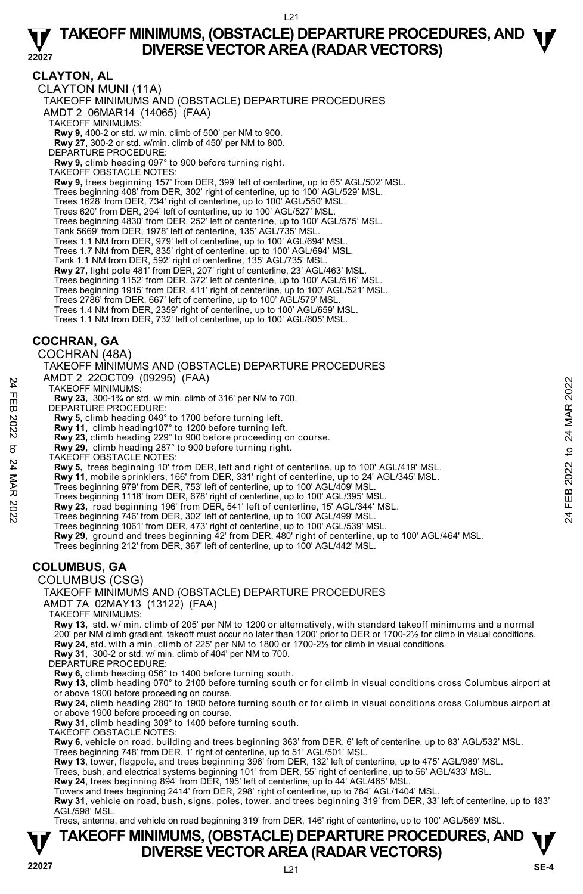# TAKEOFF MINIMUMS, (OBSTACLE) DEPARTURE PROCEDURES, AND DIVERSE VECTOR AREA (RADAR VECTORS)

## CLAYTON, AL

CLAYTON MUNI (11A)
TAKEOFF MINIMUMS AND (OBSTACLE) DEPARTURE PROCEDURES
AMDT 2 06MAR14 (14065) (FAA)

TAKEOFF MINIMUMS:
**Rwy 9,** 400-2 or std. w/ min. climb of 500' per NM to 900.
**Rwy 27,** 300-2 or std. w/min. climb of 450' per NM to 800.

DEPARTURE PROCEDURE:
**Rwy 9,** climb heading 097° to 900 before turning right.

TAKEOFF OBSTACLE NOTES:
**Rwy 9,** trees beginning 157' from DER, 399' left of centerline, up to 65' AGL/502' MSL.
Trees beginning 408' from DER, 302' right of centerline, up to 100' AGL/529' MSL.
Trees 1628' from DER, 734' right of centerline, up to 100' AGL/550' MSL.
Trees 620' from DER, 294' left of centerline, up to 100' AGL/527' MSL.
Trees beginning 4830' from DER, 252' left of centerline, up to 100' AGL/575' MSL.
Tank 5669' from DER, 1978' left of centerline, 135' AGL/735' MSL.
Trees 1.1 NM from DER, 979' left of centerline, up to 100' AGL/694' MSL.
Trees 1.7 NM from DER, 835' right of centerline, up to 100' AGL/694' MSL.
Tank 1.1 NM from DER, 592' right of centerline, 135' AGL/735' MSL.
**Rwy 27,** light pole 481' from DER, 207' right of centerline, 23' AGL/463' MSL.
Trees beginning 1152' from DER, 372' left of centerline, up to 100' AGL/516' MSL.
Trees beginning 1915' from DER, 411' right of centerline, up to 100' AGL/521' MSL.
Trees 2786' from DER, 667' left of centerline, up to 100' AGL/579' MSL.
Trees 1.4 NM from DER, 2359' right of centerline, up to 100' AGL/659' MSL.
Trees 1.1 NM from DER, 732' left of centerline, up to 100' AGL/605' MSL.

## COCHRAN, GA

COCHRAN (48A)
TAKEOFF MINIMUMS AND (OBSTACLE) DEPARTURE PROCEDURES
AMDT 2 22OCT09 (09295) (FAA)

TAKEOFF MINIMUMS:
**Rwy 23,** 300-1¾ or std. w/ min. climb of 316' per NM to 700.

DEPARTURE PROCEDURE:
**Rwy 5,** climb heading 049° to 1700 before turning left.
**Rwy 11,** climb heading107° to 1200 before turning left.
**Rwy 23,** climb heading 229° to 900 before proceeding on course.
**Rwy 29,** climb heading 287° to 900 before turning right.

TAKEOFF OBSTACLE NOTES:
**Rwy 5,** trees beginning 10' from DER, left and right of centerline, up to 100' AGL/419' MSL.
**Rwy 11,** mobile sprinklers, 166' from DER, 331' right of centerline, up to 24' AGL/345' MSL.
Trees beginning 979' from DER, 753' left of centerline, up to 100' AGL/409' MSL.
Trees beginning 1118' from DER, 678' right of centerline, up to 100' AGL/395' MSL.
**Rwy 23,** road beginning 196' from DER, 541' left of centerline, 15' AGL/344' MSL.
Trees beginning 746' from DER, 302' left of centerline, up to 100' AGL/499' MSL.
Trees beginning 1061' from DER, 473' right of centerline, up to 100' AGL/539' MSL.
**Rwy 29,** ground and trees beginning 42' from DER, 480' right of centerline, up to 100' AGL/464' MSL.
Trees beginning 212' from DER, 367' left of centerline, up to 100' AGL/442' MSL.

## COLUMBUS, GA

COLUMBUS (CSG)
TAKEOFF MINIMUMS AND (OBSTACLE) DEPARTURE PROCEDURES
AMDT 7A 02MAY13 (13122) (FAA)

TAKEOFF MINIMUMS:
**Rwy 13,** std. w/ min. climb of 205' per NM to 1200 or alternatively, with standard takeoff minimums and a normal 200' per NM climb gradient, takeoff must occur no later than 1200' prior to DER or 1700-2½ for climb in visual conditions.
**Rwy 24,** std. with a min. climb of 225' per NM to 1800 or 1700-2½ for climb in visual conditions.
**Rwy 31,** 300-2 or std. w/ min. climb of 404' per NM to 700.

DEPARTURE PROCEDURE:
**Rwy 6,** climb heading 056° to 1400 before turning south.
**Rwy 13,** climb heading 070° to 2100 before turning south or for climb in visual conditions cross Columbus airport at or above 1900 before proceeding on course.
**Rwy 24,** climb heading 280° to 1900 before turning south or for climb in visual conditions cross Columbus airport at or above 1900 before proceeding on course.
**Rwy 31,** climb heading 309° to 1400 before turning south.

TAKEOFF OBSTACLE NOTES:
**Rwy 6**, vehicle on road, building and trees beginning 363' from DER, 6' left of centerline, up to 83' AGL/532' MSL.
Trees beginning 748' from DER, 1' right of centerline, up to 51' AGL/501' MSL.
**Rwy 13**, tower, flagpole, and trees beginning 396' from DER, 132' left of centerline, up to 475' AGL/989' MSL.
Trees, bush, and electrical systems beginning 101' from DER, 55' right of centerline, up to 56' AGL/433' MSL.
**Rwy 24**, trees beginning 894' from DER, 195' left of centerline, up to 44' AGL/465' MSL.
Towers and trees beginning 2414' from DER, 298' right of centerline, up to 784' AGL/1404' MSL.
**Rwy 31**, vehicle on road, bush, signs, poles, tower, and trees beginning 319' from DER, 33' left of centerline, up to 183' AGL/598' MSL.
Trees, antenna, and vehicle on road beginning 319' from DER, 146' right of centerline, up to 100' AGL/569' MSL.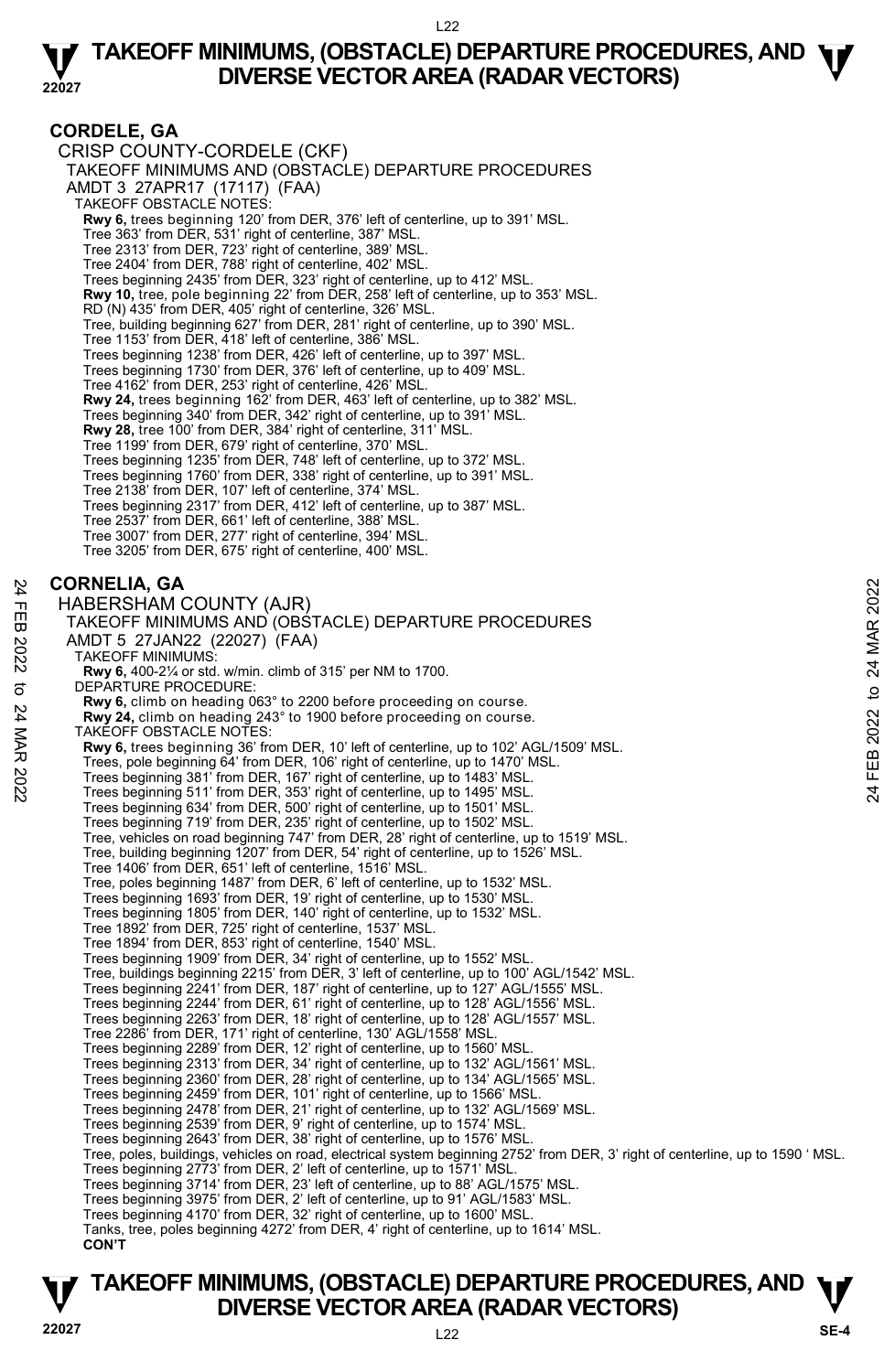## CORDELE, GA

CRISP COUNTY-CORDELE (CKF)
TAKEOFF MINIMUMS AND (OBSTACLE) DEPARTURE PROCEDURES
AMDT 3 27APR17 (17117) (FAA)
TAKEOFF OBSTACLE NOTES:
**Rwy 6,** trees beginning 120' from DER, 376' left of centerline, up to 391' MSL.
Tree 363' from DER, 531' right of centerline, 387' MSL.
Tree 2313' from DER, 723' right of centerline, 389' MSL.
Tree 2404' from DER, 788' right of centerline, 402' MSL.
Trees beginning 2435' from DER, 323' right of centerline, up to 412' MSL.
**Rwy 10,** tree, pole beginning 22' from DER, 258' left of centerline, up to 353' MSL.
RD (N) 435' from DER, 405' right of centerline, 326' MSL.
Tree, building beginning 627' from DER, 281' right of centerline, up to 390' MSL.
Tree 1153' from DER, 418' left of centerline, 386' MSL.
Trees beginning 1238' from DER, 426' left of centerline, up to 397' MSL.
Trees beginning 1730' from DER, 376' left of centerline, up to 409' MSL.
Tree 4162' from DER, 253' right of centerline, 426' MSL.
**Rwy 24,** trees beginning 162' from DER, 463' left of centerline, up to 382' MSL.
Trees beginning 340' from DER, 342' right of centerline, up to 391' MSL.
**Rwy 28,** tree 100' from DER, 384' right of centerline, 311' MSL.
Tree 1199' from DER, 679' right of centerline, 370' MSL.
Trees beginning 1235' from DER, 748' left of centerline, up to 372' MSL.
Trees beginning 1760' from DER, 338' right of centerline, up to 391' MSL.
Tree 2138' from DER, 107' left of centerline, 374' MSL.
Trees beginning 2317' from DER, 412' left of centerline, up to 387' MSL.
Tree 2537' from DER, 661' left of centerline, 388' MSL.
Tree 3007' from DER, 277' right of centerline, 394' MSL.
Tree 3205' from DER, 675' right of centerline, 400' MSL.

## CORNELIA, GA

HABERSHAM COUNTY (AJR)
TAKEOFF MINIMUMS AND (OBSTACLE) DEPARTURE PROCEDURES
AMDT 5 27JAN22 (22027) (FAA)
TAKEOFF MINIMUMS:
**Rwy 6,** 400-2¼ or std. w/min. climb of 315' per NM to 1700.
DEPARTURE PROCEDURE:
**Rwy 6,** climb on heading 063° to 2200 before proceeding on course.
**Rwy 24,** climb on heading 243° to 1900 before proceeding on course.
TAKEOFF OBSTACLE NOTES:
**Rwy 6,** trees beginning 36' from DER, 10' left of centerline, up to 102' AGL/1509' MSL.
Trees, pole beginning 64' from DER, 106' right of centerline, up to 1470' MSL.
Trees beginning 381' from DER, 167' right of centerline, up to 1483' MSL.
Trees beginning 511' from DER, 353' right of centerline, up to 1495' MSL.
Trees beginning 634' from DER, 500' right of centerline, up to 1501' MSL.
Trees beginning 719' from DER, 235' right of centerline, up to 1502' MSL.
Tree, vehicles on road beginning 747' from DER, 28' right of centerline, up to 1519' MSL.
Tree, building beginning 1207' from DER, 54' right of centerline, up to 1526' MSL.
Tree 1406' from DER, 651' left of centerline, 1516' MSL.
Tree, poles beginning 1487' from DER, 6' left of centerline, up to 1532' MSL.
Trees beginning 1693' from DER, 19' right of centerline, up to 1530' MSL.
Trees beginning 1805' from DER, 140' right of centerline, up to 1532' MSL.
Tree 1892' from DER, 725' right of centerline, 1537' MSL.
Tree 1894' from DER, 853' right of centerline, 1540' MSL.
Trees beginning 1909' from DER, 34' right of centerline, up to 1552' MSL.
Tree, buildings beginning 2215' from DER, 3' left of centerline, up to 100' AGL/1542' MSL.
Trees beginning 2241' from DER, 187' right of centerline, up to 127' AGL/1555' MSL.
Trees beginning 2244' from DER, 61' right of centerline, up to 128' AGL/1556' MSL.
Trees beginning 2263' from DER, 18' right of centerline, up to 128' AGL/1557' MSL.
Tree 2286' from DER, 171' right of centerline, 130' AGL/1558' MSL.
Trees beginning 2289' from DER, 12' right of centerline, up to 1560' MSL.
Trees beginning 2313' from DER, 34' right of centerline, up to 132' AGL/1561' MSL.
Trees beginning 2360' from DER, 28' right of centerline, up to 134' AGL/1565' MSL.
Trees beginning 2459' from DER, 101' right of centerline, up to 1566' MSL.
Trees beginning 2478' from DER, 21' right of centerline, up to 132' AGL/1569' MSL.
Trees beginning 2539' from DER, 9' right of centerline, up to 1574' MSL.
Trees beginning 2643' from DER, 38' right of centerline, up to 1576' MSL.
Tree, poles, buildings, vehicles on road, electrical system beginning 2752' from DER, 3' right of centerline, up to 1590 ' MSL.
Trees beginning 2773' from DER, 2' left of centerline, up to 1571' MSL.
Trees beginning 3714' from DER, 23' left of centerline, up to 88' AGL/1575' MSL.
Trees beginning 3975' from DER, 2' left of centerline, up to 91' AGL/1583' MSL.
Trees beginning 4170' from DER, 32' right of centerline, up to 1600' MSL.
Tanks, tree, poles beginning 4272' from DER, 4' right of centerline, up to 1614' MSL.
**CON'T**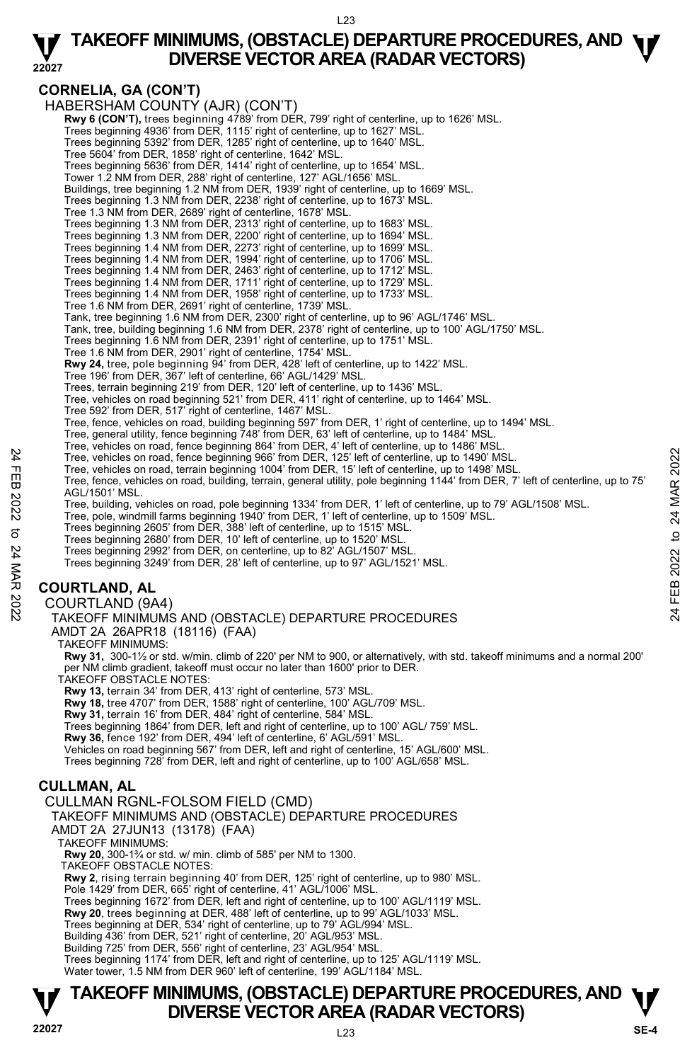## CORNELIA, GA (CON'T)

HABERSHAM COUNTY (AJR) (CON'T)

**Rwy 6 (CON'T),** trees beginning 4789' from DER, 799' right of centerline, up to 1626' MSL.
Trees beginning 4936' from DER, 1115' right of centerline, up to 1627' MSL.
Trees beginning 5392' from DER, 1285' right of centerline, up to 1640' MSL.
Tree 5604' from DER, 1858' right of centerline, 1642' MSL.
Trees beginning 5636' from DER, 1414' right of centerline, up to 1654' MSL.
Tower 1.2 NM from DER, 288' right of centerline, 127' AGL/1656' MSL.
Buildings, tree beginning 1.2 NM from DER, 1939' right of centerline, up to 1669' MSL.
Trees beginning 1.3 NM from DER, 2238' right of centerline, up to 1673' MSL.
Tree 1.3 NM from DER, 2689' right of centerline, 1678' MSL.
Trees beginning 1.3 NM from DER, 2313' right of centerline, up to 1683' MSL.
Trees beginning 1.3 NM from DER, 2200' right of centerline, up to 1694' MSL.
Trees beginning 1.4 NM from DER, 2273' right of centerline, up to 1699' MSL.
Trees beginning 1.4 NM from DER, 1994' right of centerline, up to 1706' MSL.
Trees beginning 1.4 NM from DER, 2463' right of centerline, up to 1712' MSL.
Trees beginning 1.4 NM from DER, 1711' right of centerline, up to 1729' MSL.
Trees beginning 1.4 NM from DER, 1958' right of centerline, up to 1733' MSL.
Tree 1.6 NM from DER, 2691' right of centerline, 1739' MSL.
Tank, tree beginning 1.6 NM from DER, 2300' right of centerline, up to 96' AGL/1746' MSL.
Tank, tree, building beginning 1.6 NM from DER, 2378' right of centerline, up to 100' AGL/1750' MSL.
Trees beginning 1.6 NM from DER, 2391' right of centerline, up to 1751' MSL.
Tree 1.6 NM from DER, 2901' right of centerline, 1754' MSL.
**Rwy 24,** tree, pole beginning 94' from DER, 428' left of centerline, up to 1422' MSL.
Tree 196' from DER, 367' left of centerline, 66' AGL/1429' MSL.
Trees, terrain beginning 219' from DER, 120' left of centerline, up to 1436' MSL.
Tree, vehicles on road beginning 521' from DER, 411' right of centerline, up to 1464' MSL.
Tree 592' from DER, 517' right of centerline, 1467' MSL.
Tree, fence, vehicles on road, building beginning 597' from DER, 1' right of centerline, up to 1494' MSL.
Tree, general utility, fence beginning 748' from DER, 63' left of centerline, up to 1484' MSL.
Tree, vehicles on road, fence beginning 864' from DER, 4' left of centerline, up to 1486' MSL.
Tree, vehicles on road, fence beginning 966' from DER, 125' left of centerline, up to 1490' MSL.
Tree, vehicles on road, terrain beginning 1004' from DER, 15' left of centerline, up to 1498' MSL.
Tree, fence, vehicles on road, building, terrain, general utility, pole beginning 1144' from DER, 7' left of centerline, up to 75' AGL/1501' MSL.
Tree, building, vehicles on road, pole beginning 1334' from DER, 1' left of centerline, up to 79' AGL/1508' MSL.
Tree, pole, windmill farms beginning 1940' from DER, 1' left of centerline, up to 1509' MSL.
Trees beginning 2605' from DER, 388' left of centerline, up to 1515' MSL.
Trees beginning 2680' from DER, 10' left of centerline, up to 1520' MSL.
Trees beginning 2992' from DER, on centerline, up to 82' AGL/1507' MSL.
Trees beginning 3249' from DER, 28' left of centerline, up to 97' AGL/1521' MSL.

## COURTLAND, AL

COURTLAND (9A4)
TAKEOFF MINIMUMS AND (OBSTACLE) DEPARTURE PROCEDURES
AMDT 2A 26APR18 (18116) (FAA)

TAKEOFF MINIMUMS:
**Rwy 31,** 300-1½ or std. w/min. climb of 220' per NM to 900, or alternatively, with std. takeoff minimums and a normal 200' per NM climb gradient, takeoff must occur no later than 1600' prior to DER.

TAKEOFF OBSTACLE NOTES:
**Rwy 13,** terrain 34' from DER, 413' right of centerline, 573' MSL.
**Rwy 18,** tree 4707' from DER, 1588' right of centerline, 100' AGL/709' MSL.
**Rwy 31,** terrain 16' from DER, 484' right of centerline, 584' MSL.
Trees beginning 1864' from DER, left and right of centerline, up to 100' AGL/ 759' MSL.
**Rwy 36,** fence 192' from DER, 494' left of centerline, 6' AGL/591' MSL.
Vehicles on road beginning 567' from DER, left and right of centerline, 15' AGL/600' MSL.
Trees beginning 728' from DER, left and right of centerline, up to 100' AGL/658' MSL.

## CULLMAN, AL

CULLMAN RGNL-FOLSOM FIELD (CMD)
TAKEOFF MINIMUMS AND (OBSTACLE) DEPARTURE PROCEDURES
AMDT 2A 27JUN13 (13178) (FAA)

TAKEOFF MINIMUMS:
**Rwy 20,** 300-1¾ or std. w/ min. climb of 585' per NM to 1300.

TAKEOFF OBSTACLE NOTES:
**Rwy 2**, rising terrain beginning 40' from DER, 125' right of centerline, up to 980' MSL.
Pole 1429' from DER, 665' right of centerline, 41' AGL/1006' MSL.
Trees beginning 1672' from DER, left and right of centerline, up to 100' AGL/1119' MSL.
**Rwy 20**, trees beginning at DER, 488' left of centerline, up to 99' AGL/1033' MSL.
Trees beginning at DER, 534' right of centerline, up to 79' AGL/994' MSL.
Building 436' from DER, 521' right of centerline, 20' AGL/953' MSL.
Building 725' from DER, 556' right of centerline, 23' AGL/954' MSL.
Trees beginning 1174' from DER, left and right of centerline, up to 125' AGL/1119' MSL.
Water tower, 1.5 NM from DER 960' left of centerline, 199' AGL/1184' MSL.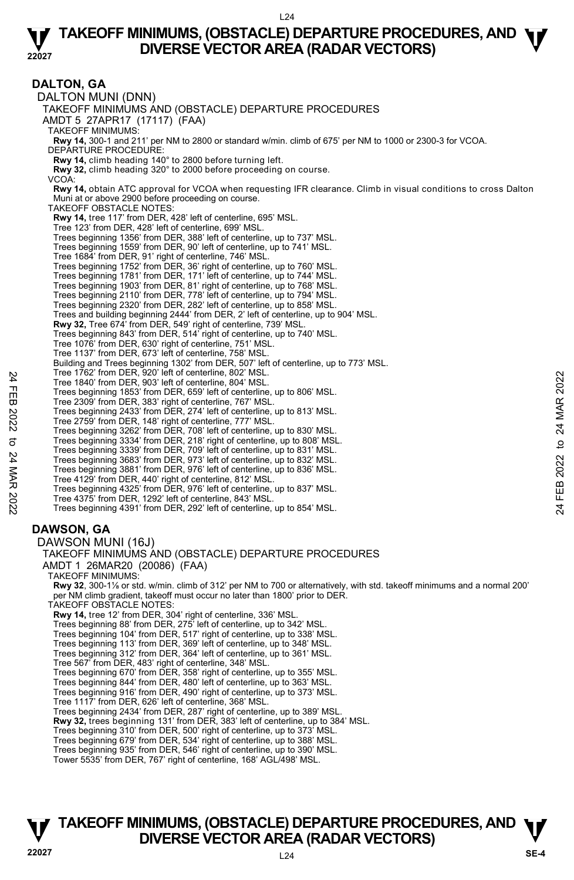## DALTON, GA

DALTON MUNI (DNN)

TAKEOFF MINIMUMS AND (OBSTACLE) DEPARTURE PROCEDURES

AMDT 5 27APR17 (17117) (FAA)

TAKEOFF MINIMUMS:

**Rwy 14,** 300-1 and 211' per NM to 2800 or standard w/min. climb of 675' per NM to 1000 or 2300-3 for VCOA.

DEPARTURE PROCEDURE:

**Rwy 14,** climb heading 140° to 2800 before turning left.

**Rwy 32,** climb heading 320° to 2000 before proceeding on course.

VCOA:

**Rwy 14,** obtain ATC approval for VCOA when requesting IFR clearance. Climb in visual conditions to cross Dalton Muni at or above 2900 before proceeding on course.

TAKEOFF OBSTACLE NOTES:

**Rwy 14,** tree 117' from DER, 428' left of centerline, 695' MSL.
Tree 123' from DER, 428' left of centerline, 699' MSL.
Trees beginning 1356' from DER, 388' left of centerline, up to 737' MSL.
Trees beginning 1559' from DER, 90' left of centerline, up to 741' MSL.
Tree 1684' from DER, 91' right of centerline, 746' MSL.
Trees beginning 1752' from DER, 36' right of centerline, up to 760' MSL.
Trees beginning 1781' from DER, 171' left of centerline, up to 744' MSL.
Trees beginning 1903' from DER, 81' right of centerline, up to 768' MSL.
Trees beginning 2110' from DER, 778' left of centerline, up to 794' MSL.
Trees beginning 2320' from DER, 282' left of centerline, up to 858' MSL.
Trees and building beginning 2444' from DER, 2' left of centerline, up to 904' MSL.

**Rwy 32,** Tree 674' from DER, 549' right of centerline, 739' MSL.
Trees beginning 843' from DER, 514' right of centerline, up to 740' MSL.
Tree 1076' from DER, 630' right of centerline, 751' MSL.
Tree 1137' from DER, 673' left of centerline, 758' MSL.
Building and Trees beginning 1302' from DER, 507' left of centerline, up to 773' MSL.
Tree 1762' from DER, 920' left of centerline, 802' MSL.
Tree 1840' from DER, 903' left of centerline, 804' MSL.
Trees beginning 1853' from DER, 659' left of centerline, up to 806' MSL.
Tree 2309' from DER, 383' right of centerline, 767' MSL.
Trees beginning 2433' from DER, 274' left of centerline, up to 813' MSL.
Tree 2759' from DER, 148' right of centerline, 777' MSL.
Trees beginning 3262' from DER, 708' left of centerline, up to 830' MSL.
Trees beginning 3334' from DER, 218' right of centerline, up to 808' MSL.
Trees beginning 3339' from DER, 709' left of centerline, up to 831' MSL.
Trees beginning 3683' from DER, 973' left of centerline, up to 832' MSL.
Trees beginning 3881' from DER, 976' left of centerline, up to 836' MSL.
Tree 4129' from DER, 440' right of centerline, 812' MSL.
Trees beginning 4325' from DER, 976' left of centerline, up to 837' MSL.
Tree 4375' from DER, 1292' left of centerline, 843' MSL.
Trees beginning 4391' from DER, 292' left of centerline, up to 854' MSL.

## DAWSON, GA

DAWSON MUNI (16J)

TAKEOFF MINIMUMS AND (OBSTACLE) DEPARTURE PROCEDURES

AMDT 1 26MAR20 (20086) (FAA)

TAKEOFF MINIMUMS:

**Rwy 32**, 300-1⅛ or std. w/min. climb of 312' per NM to 700 or alternatively, with std. takeoff minimums and a normal 200' per NM climb gradient, takeoff must occur no later than 1800' prior to DER.

TAKEOFF OBSTACLE NOTES:

**Rwy 14,** tree 12' from DER, 304' right of centerline, 336' MSL.
Trees beginning 88' from DER, 275' left of centerline, up to 342' MSL.
Trees beginning 104' from DER, 517' right of centerline, up to 338' MSL.
Trees beginning 113' from DER, 369' left of centerline, up to 348' MSL.
Trees beginning 312' from DER, 364' left of centerline, up to 361' MSL.
Tree 567' from DER, 483' right of centerline, 348' MSL.
Trees beginning 670' from DER, 358' right of centerline, up to 355' MSL.
Trees beginning 844' from DER, 480' left of centerline, up to 363' MSL.
Trees beginning 916' from DER, 490' right of centerline, up to 373' MSL.
Tree 1117' from DER, 626' left of centerline, 368' MSL.
Trees beginning 2434' from DER, 287' right of centerline, up to 389' MSL.

**Rwy 32,** trees beginning 131' from DER, 383' left of centerline, up to 384' MSL.
Trees beginning 310' from DER, 500' right of centerline, up to 373' MSL.
Trees beginning 679' from DER, 534' right of centerline, up to 388' MSL.
Trees beginning 935' from DER, 546' right of centerline, up to 390' MSL.
Tower 5535' from DER, 767' right of centerline, 168' AGL/498' MSL.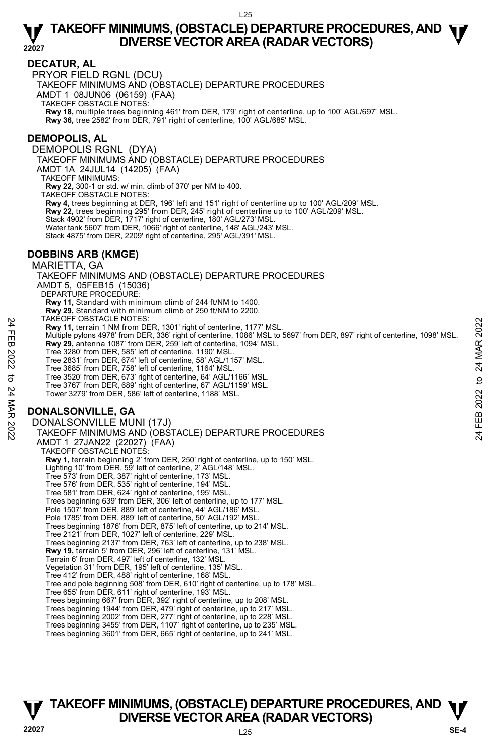## DECATUR, AL

PRYOR FIELD RGNL (DCU)

TAKEOFF MINIMUMS AND (OBSTACLE) DEPARTURE PROCEDURES

AMDT 1 08JUN06 (06159) (FAA)

TAKEOFF OBSTACLE NOTES:

**Rwy 18,** multiple trees beginning 461' from DER, 179' right of centerline, up to 100' AGL/697' MSL.
**Rwy 36,** tree 2582' from DER, 791' right of centerline, 100' AGL/685' MSL.

## DEMOPOLIS, AL

DEMOPOLIS RGNL (DYA)

TAKEOFF MINIMUMS AND (OBSTACLE) DEPARTURE PROCEDURES

AMDT 1A 24JUL14 (14205) (FAA)

TAKEOFF MINIMUMS:

**Rwy 22,** 300-1 or std. w/ min. climb of 370' per NM to 400.

TAKEOFF OBSTACLE NOTES:

**Rwy 4,** trees beginning at DER, 196' left and 151' right of centerline up to 100' AGL/209' MSL.
**Rwy 22,** trees beginning 295' from DER, 245' right of centerline up to 100' AGL/209' MSL.
Stack 4902' from DER, 1717' right of centerline, 180' AGL/273' MSL.
Water tank 5607' from DER, 1066' right of centerline, 148' AGL/243' MSL.
Stack 4875' from DER, 2209' right of centerline, 295' AGL/391' MSL.

## DOBBINS ARB (KMGE)

MARIETTA, GA

TAKEOFF MINIMUMS AND (OBSTACLE) DEPARTURE PROCEDURES

AMDT 5, 05FEB15 (15036)

DEPARTURE PROCEDURE:

**Rwy 11,** Standard with minimum climb of 244 ft/NM to 1400.
**Rwy 29,** Standard with minimum climb of 250 ft/NM to 2200.

TAKEOFF OBSTACLE NOTES:

**Rwy 11,** terrain 1 NM from DER, 1301' right of centerline, 1177' MSL.
Multiple pylons 4978' from DER, 336' right of centerline, 1086' MSL to 5697' from DER, 897' right of centerline, 1098' MSL.
**Rwy 29,** antenna 1087' from DER, 259' left of centerline, 1094' MSL.
Tree 3280' from DER, 585' left of centerline, 1190' MSL.
Tree 2831' from DER, 674' left of centerline, 58' AGL/1157' MSL.
Tree 3685' from DER, 758' left of centerline, 1164' MSL.
Tree 3520' from DER, 673' right of centerline, 64' AGL/1166' MSL.
Tree 3767' from DER, 689' right of centerline, 67' AGL/1159' MSL.
Tower 3279' from DER, 586' left of centerline, 1188' MSL.

## DONALSONVILLE, GA

DONALSONVILLE MUNI (17J)

TAKEOFF MINIMUMS AND (OBSTACLE) DEPARTURE PROCEDURES

AMDT 1 27JAN22 (22027) (FAA)

TAKEOFF OBSTACLE NOTES:

**Rwy 1,** terrain beginning 2' from DER, 250' right of centerline, up to 150' MSL.
Lighting 10' from DER, 59' left of centerline, 2' AGL/148' MSL.
Tree 573' from DER, 387' right of centerline, 173' MSL.
Tree 576' from DER, 535' right of centerline, 194' MSL.
Tree 581' from DER, 624' right of centerline, 195' MSL.
Trees beginning 639' from DER, 306' left of centerline, up to 177' MSL.
Pole 1507' from DER, 889' left of centerline, 44' AGL/186' MSL.
Pole 1785' from DER, 889' left of centerline, 50' AGL/192' MSL.
Trees beginning 1876' from DER, 875' left of centerline, up to 214' MSL.
Tree 2121' from DER, 1027' left of centerline, 229' MSL.
Trees beginning 2137' from DER, 763' left of centerline, up to 238' MSL.
**Rwy 19,** terrain 5' from DER, 296' left of centerline, 131' MSL.
Terrain 6' from DER, 497' left of centerline, 132' MSL.
Vegetation 31' from DER, 195' left of centerline, 135' MSL.
Tree 412' from DER, 488' right of centerline, 168' MSL.
Tree and pole beginning 508' from DER, 610' right of centerline, up to 178' MSL.
Tree 655' from DER, 611' right of centerline, 193' MSL.
Trees beginning 667' from DER, 392' right of centerline, up to 208' MSL.
Trees beginning 1944' from DER, 479' right of centerline, up to 217' MSL.
Trees beginning 2002' from DER, 277' right of centerline, up to 228' MSL.
Trees beginning 3455' from DER, 1107' right of centerline, up to 235' MSL.
Trees beginning 3601' from DER, 665' right of centerline, up to 241' MSL.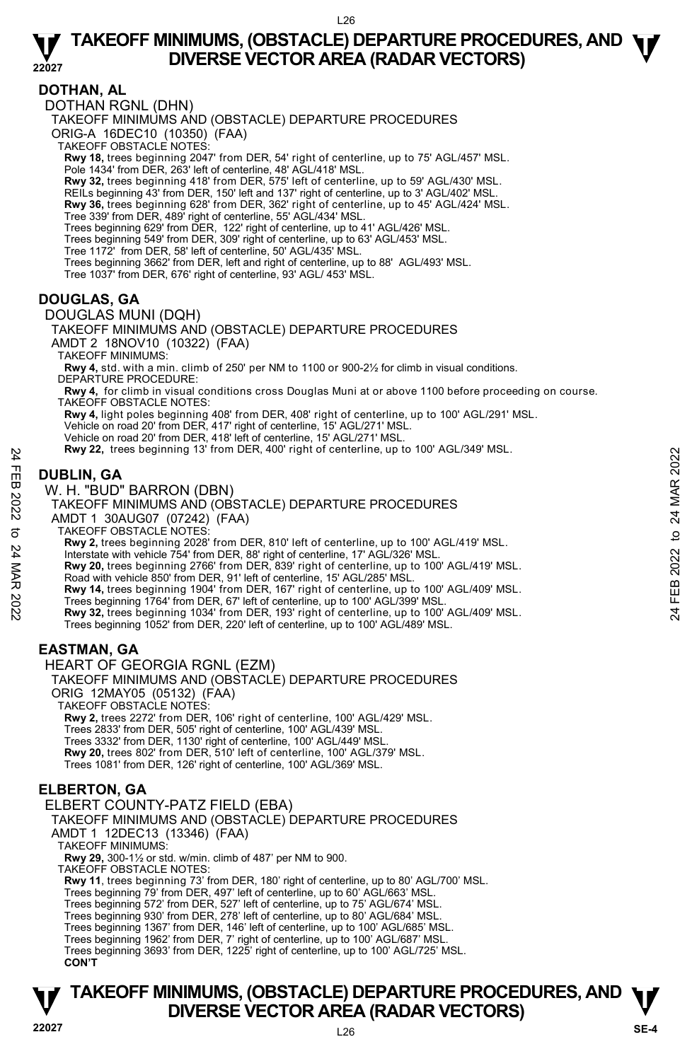# TAKEOFF MINIMUMS, (OBSTACLE) DEPARTURE PROCEDURES, AND DIVERSE VECTOR AREA (RADAR VECTORS)

## DOTHAN, AL

DOTHAN RGNL (DHN)

TAKEOFF MINIMUMS AND (OBSTACLE) DEPARTURE PROCEDURES

ORIG-A 16DEC10 (10350) (FAA)

TAKEOFF OBSTACLE NOTES:

**Rwy 18,** trees beginning 2047' from DER, 54' right of centerline, up to 75' AGL/457' MSL.
Pole 1434' from DER, 263' left of centerline, 48' AGL/418' MSL.
**Rwy 32,** trees beginning 418' from DER, 575' left of centerline, up to 59' AGL/430' MSL.
REILs beginning 43' from DER, 150' left and 137' right of centerline, up to 3' AGL/402' MSL.
**Rwy 36,** trees beginning 628' from DER, 362' right of centerline, up to 45' AGL/424' MSL.
Tree 339' from DER, 489' right of centerline, 55' AGL/434' MSL.
Trees beginning 629' from DER, 122' right of centerline, up to 41' AGL/426' MSL.
Trees beginning 549' from DER, 309' right of centerline, up to 63' AGL/453' MSL.
Tree 1172' from DER, 58' left of centerline, 50' AGL/435' MSL.
Trees beginning 3662' from DER, left and right of centerline, up to 88' AGL/493' MSL.
Tree 1037' from DER, 676' right of centerline, 93' AGL/ 453' MSL.

## DOUGLAS, GA

DOUGLAS MUNI (DQH)

TAKEOFF MINIMUMS AND (OBSTACLE) DEPARTURE PROCEDURES

AMDT 2 18NOV10 (10322) (FAA)

TAKEOFF MINIMUMS:

**Rwy 4,** std. with a min. climb of 250' per NM to 1100 or 900-2½ for climb in visual conditions.

DEPARTURE PROCEDURE:

**Rwy 4,** for climb in visual conditions cross Douglas Muni at or above 1100 before proceeding on course.

TAKEOFF OBSTACLE NOTES:

**Rwy 4,** light poles beginning 408' from DER, 408' right of centerline, up to 100' AGL/291' MSL.
Vehicle on road 20' from DER, 417' right of centerline, 15' AGL/271' MSL.
Vehicle on road 20' from DER, 418' left of centerline, 15' AGL/271' MSL.
**Rwy 22,** trees beginning 13' from DER, 400' right of centerline, up to 100' AGL/349' MSL.

## DUBLIN, GA

W. H. "BUD" BARRON (DBN)

TAKEOFF MINIMUMS AND (OBSTACLE) DEPARTURE PROCEDURES

AMDT 1 30AUG07 (07242) (FAA)

TAKEOFF OBSTACLE NOTES:

**Rwy 2,** trees beginning 2028' from DER, 810' left of centerline, up to 100' AGL/419' MSL.
Interstate with vehicle 754' from DER, 88' right of centerline, 17' AGL/326' MSL.
**Rwy 20,** trees beginning 2766' from DER, 839' right of centerline, up to 100' AGL/419' MSL.
Road with vehicle 850' from DER, 91' left of centerline, 15' AGL/285' MSL.
**Rwy 14,** trees beginning 1904' from DER, 167' right of centerline, up to 100' AGL/409' MSL.
Trees beginning 1764' from DER, 67' left of centerline, up to 100' AGL/399' MSL.
**Rwy 32,** trees beginning 1034' from DER, 193' right of centerline, up to 100' AGL/409' MSL.
Trees beginning 1052' from DER, 220' left of centerline, up to 100' AGL/489' MSL.

## EASTMAN, GA

HEART OF GEORGIA RGNL (EZM)

TAKEOFF MINIMUMS AND (OBSTACLE) DEPARTURE PROCEDURES

ORIG 12MAY05 (05132) (FAA)

TAKEOFF OBSTACLE NOTES:

**Rwy 2,** trees 2272' from DER, 106' right of centerline, 100' AGL/429' MSL.
Trees 2833' from DER, 505' right of centerline, 100' AGL/439' MSL.
Trees 3332' from DER, 1130' right of centerline, 100' AGL/449' MSL.
**Rwy 20,** trees 802' from DER, 510' left of centerline, 100' AGL/379' MSL.
Trees 1081' from DER, 126' right of centerline, 100' AGL/369' MSL.

## ELBERTON, GA

ELBERT COUNTY-PATZ FIELD (EBA)

TAKEOFF MINIMUMS AND (OBSTACLE) DEPARTURE PROCEDURES

AMDT 1 12DEC13 (13346) (FAA)

TAKEOFF MINIMUMS:

**Rwy 29,** 300-1½ or std. w/min. climb of 487' per NM to 900.

TAKEOFF OBSTACLE NOTES:

**Rwy 11**, trees beginning 73' from DER, 180' right of centerline, up to 80' AGL/700' MSL.
Trees beginning 79' from DER, 497' left of centerline, up to 60' AGL/663' MSL.
Trees beginning 572' from DER, 527' left of centerline, up to 75' AGL/674' MSL.
Trees beginning 930' from DER, 278' left of centerline, up to 80' AGL/684' MSL.
Trees beginning 1367' from DER, 146' left of centerline, up to 100' AGL/685' MSL.
Trees beginning 1962' from DER, 7' right of centerline, up to 100' AGL/687' MSL.
Trees beginning 3693' from DER, 1225' right of centerline, up to 100' AGL/725' MSL.
**CON'T**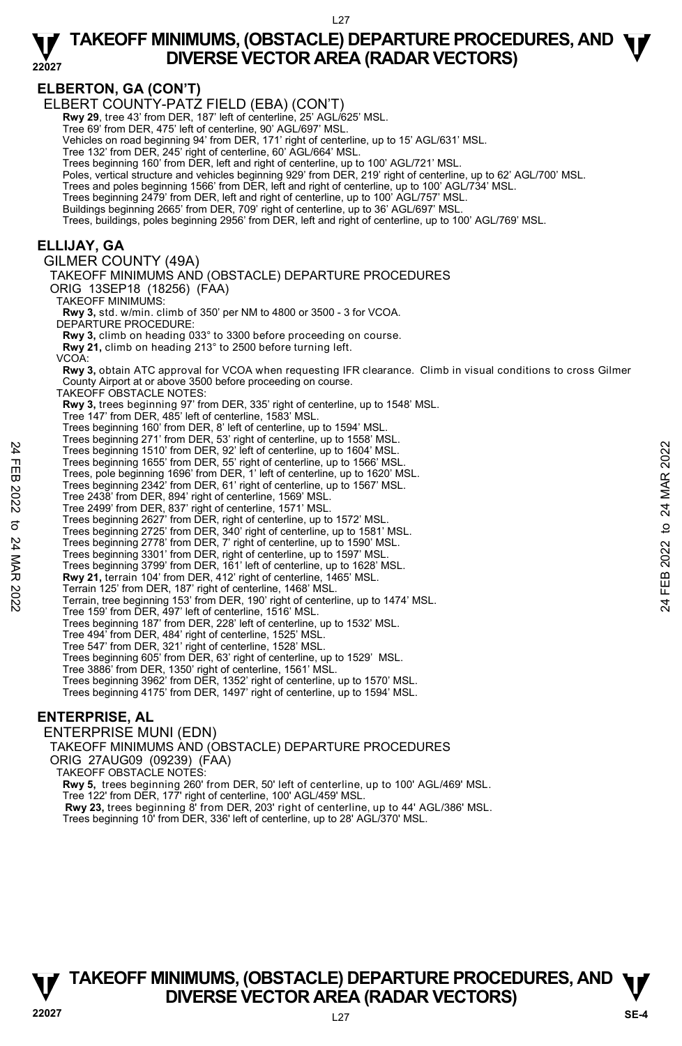## ELBERTON, GA (CON'T)

ELBERT COUNTY-PATZ FIELD (EBA) (CON'T)

**Rwy 29**, tree 43' from DER, 187' left of centerline, 25' AGL/625' MSL.
Tree 69' from DER, 475' left of centerline, 90' AGL/697' MSL.
Vehicles on road beginning 94' from DER, 171' right of centerline, up to 15' AGL/631' MSL.
Tree 132' from DER, 245' right of centerline, 60' AGL/664' MSL.
Trees beginning 160' from DER, left and right of centerline, up to 100' AGL/721' MSL.
Poles, vertical structure and vehicles beginning 929' from DER, 219' right of centerline, up to 62' AGL/700' MSL.
Trees and poles beginning 1566' from DER, left and right of centerline, up to 100' AGL/734' MSL.
Trees beginning 2479' from DER, left and right of centerline, up to 100' AGL/757' MSL.
Buildings beginning 2665' from DER, 709' right of centerline, up to 36' AGL/697' MSL.
Trees, buildings, poles beginning 2956' from DER, left and right of centerline, up to 100' AGL/769' MSL.

## ELLIJAY, GA

GILMER COUNTY (49A)

TAKEOFF MINIMUMS AND (OBSTACLE) DEPARTURE PROCEDURES

ORIG 13SEP18 (18256) (FAA)

TAKEOFF MINIMUMS:

**Rwy 3,** std. w/min. climb of 350' per NM to 4800 or 3500 - 3 for VCOA.

DEPARTURE PROCEDURE:

**Rwy 3,** climb on heading 033° to 3300 before proceeding on course.
**Rwy 21,** climb on heading 213° to 2500 before turning left.

VCOA:

**Rwy 3,** obtain ATC approval for VCOA when requesting IFR clearance. Climb in visual conditions to cross Gilmer County Airport at or above 3500 before proceeding on course.

TAKEOFF OBSTACLE NOTES:

**Rwy 3,** trees beginning 97' from DER, 335' right of centerline, up to 1548' MSL.
Tree 147' from DER, 485' left of centerline, 1583' MSL.
Trees beginning 160' from DER, 8' left of centerline, up to 1594' MSL.
Trees beginning 271' from DER, 53' right of centerline, up to 1558' MSL.
Trees beginning 1510' from DER, 92' left of centerline, up to 1604' MSL.
Trees beginning 1655' from DER, 55' right of centerline, up to 1566' MSL.
Trees, pole beginning 1696' from DER, 1' left of centerline, up to 1620' MSL.
Trees beginning 2342' from DER, 61' right of centerline, up to 1567' MSL.
Tree 2438' from DER, 894' right of centerline, 1569' MSL.
Tree 2499' from DER, 837' right of centerline, 1571' MSL.
Trees beginning 2627' from DER, right of centerline, up to 1572' MSL.
Trees beginning 2725' from DER, 340' right of centerline, up to 1581' MSL.
Trees beginning 2778' from DER, 7' right of centerline, up to 1590' MSL.
Trees beginning 3301' from DER, right of centerline, up to 1597' MSL.
Trees beginning 3799' from DER, 161' left of centerline, up to 1628' MSL.
**Rwy 21,** terrain 104' from DER, 412' right of centerline, 1465' MSL.
Terrain 125' from DER, 187' right of centerline, 1468' MSL.
Terrain, tree beginning 153' from DER, 190' right of centerline, up to 1474' MSL.
Tree 159' from DER, 497' left of centerline, 1516' MSL.
Trees beginning 187' from DER, 228' left of centerline, up to 1532' MSL.
Tree 494' from DER, 484' right of centerline, 1525' MSL.
Tree 547' from DER, 321' right of centerline, 1528' MSL.
Trees beginning 605' from DER, 63' right of centerline, up to 1529' MSL.
Tree 3886' from DER, 1350' right of centerline, 1561' MSL.
Trees beginning 3962' from DER, 1352' right of centerline, up to 1570' MSL.
Trees beginning 4175' from DER, 1497' right of centerline, up to 1594' MSL.

## ENTERPRISE, AL

ENTERPRISE MUNI (EDN)

TAKEOFF MINIMUMS AND (OBSTACLE) DEPARTURE PROCEDURES

ORIG 27AUG09 (09239) (FAA)

TAKEOFF OBSTACLE NOTES:

**Rwy 5,** trees beginning 260' from DER, 50' left of centerline, up to 100' AGL/469' MSL.
Tree 122' from DER, 177' right of centerline, 100' AGL/459' MSL.
**Rwy 23,** trees beginning 8' from DER, 203' right of centerline, up to 44' AGL/386' MSL.
Trees beginning 10' from DER, 336' left of centerline, up to 28' AGL/370' MSL.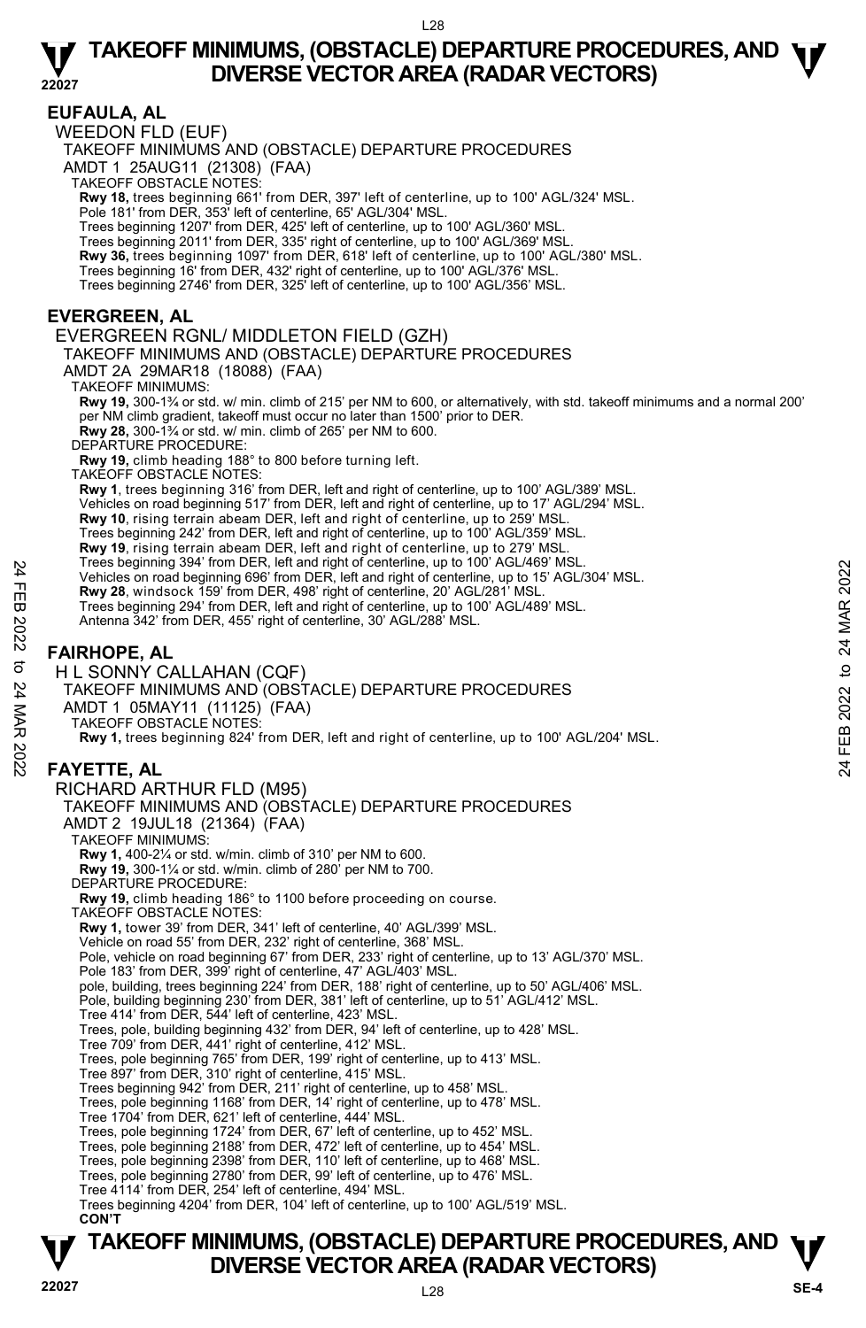## EUFAULA, AL

WEEDON FLD (EUF)

TAKEOFF MINIMUMS AND (OBSTACLE) DEPARTURE PROCEDURES

AMDT 1 25AUG11 (21308) (FAA)

TAKEOFF OBSTACLE NOTES:

**Rwy 18,** trees beginning 661' from DER, 397' left of centerline, up to 100' AGL/324' MSL.
Pole 181' from DER, 353' left of centerline, 65' AGL/304' MSL.
Trees beginning 1207' from DER, 425' left of centerline, up to 100' AGL/360' MSL.
Trees beginning 2011' from DER, 335' right of centerline, up to 100' AGL/369' MSL.
**Rwy 36,** trees beginning 1097' from DER, 618' left of centerline, up to 100' AGL/380' MSL.
Trees beginning 16' from DER, 432' right of centerline, up to 100' AGL/376' MSL.
Trees beginning 2746' from DER, 325' left of centerline, up to 100' AGL/356' MSL.

## EVERGREEN, AL

EVERGREEN RGNL/ MIDDLETON FIELD (GZH)

TAKEOFF MINIMUMS AND (OBSTACLE) DEPARTURE PROCEDURES

AMDT 2A 29MAR18 (18088) (FAA)

TAKEOFF MINIMUMS:

**Rwy 19,** 300-1¾ or std. w/ min. climb of 215' per NM to 600, or alternatively, with std. takeoff minimums and a normal 200' per NM climb gradient, takeoff must occur no later than 1500' prior to DER.
**Rwy 28,** 300-1¾ or std. w/ min. climb of 265' per NM to 600.

DEPARTURE PROCEDURE:

**Rwy 19,** climb heading 188° to 800 before turning left.

TAKEOFF OBSTACLE NOTES:

**Rwy 1**, trees beginning 316' from DER, left and right of centerline, up to 100' AGL/389' MSL.
Vehicles on road beginning 517' from DER, left and right of centerline, up to 17' AGL/294' MSL.
**Rwy 10**, rising terrain abeam DER, left and right of centerline, up to 259' MSL.
Trees beginning 242' from DER, left and right of centerline, up to 100' AGL/359' MSL.
**Rwy 19**, rising terrain abeam DER, left and right of centerline, up to 279' MSL.
Trees beginning 394' from DER, left and right of centerline, up to 100' AGL/469' MSL.
Vehicles on road beginning 696' from DER, left and right of centerline, up to 15' AGL/304' MSL.
**Rwy 28**, windsock 159' from DER, 498' right of centerline, 20' AGL/281' MSL.
Trees beginning 294' from DER, left and right of centerline, up to 100' AGL/489' MSL.
Antenna 342' from DER, 455' right of centerline, 30' AGL/288' MSL.

## FAIRHOPE, AL

H L SONNY CALLAHAN (CQF)

TAKEOFF MINIMUMS AND (OBSTACLE) DEPARTURE PROCEDURES

AMDT 1 05MAY11 (11125) (FAA)

TAKEOFF OBSTACLE NOTES:

**Rwy 1,** trees beginning 824' from DER, left and right of centerline, up to 100' AGL/204' MSL.

## FAYETTE, AL

RICHARD ARTHUR FLD (M95)

TAKEOFF MINIMUMS AND (OBSTACLE) DEPARTURE PROCEDURES

AMDT 2 19JUL18 (21364) (FAA)

TAKEOFF MINIMUMS:

**Rwy 1,** 400-2¼ or std. w/min. climb of 310' per NM to 600.
**Rwy 19,** 300-1¼ or std. w/min. climb of 280' per NM to 700.

DEPARTURE PROCEDURE:

**Rwy 19,** climb heading 186° to 1100 before proceeding on course.

TAKEOFF OBSTACLE NOTES:

**Rwy 1,** tower 39' from DER, 341' left of centerline, 40' AGL/399' MSL.
Vehicle on road 55' from DER, 232' right of centerline, 368' MSL.
Pole, vehicle on road beginning 67' from DER, 233' right of centerline, up to 13' AGL/370' MSL.
Pole 183' from DER, 399' right of centerline, 47' AGL/403' MSL.
pole, building, trees beginning 224' from DER, 188' right of centerline, up to 50' AGL/406' MSL.
Pole, building beginning 230' from DER, 381' left of centerline, up to 51' AGL/412' MSL.
Tree 414' from DER, 544' left of centerline, 423' MSL.
Trees, pole, building beginning 432' from DER, 94' left of centerline, up to 428' MSL.
Tree 709' from DER, 441' right of centerline, 412' MSL.
Trees, pole beginning 765' from DER, 199' right of centerline, up to 413' MSL.
Tree 897' from DER, 310' right of centerline, 415' MSL.
Trees beginning 942' from DER, 211' right of centerline, up to 458' MSL.
Trees, pole beginning 1168' from DER, 14' right of centerline, up to 478' MSL.
Tree 1704' from DER, 621' left of centerline, 444' MSL.
Trees, pole beginning 1724' from DER, 67' left of centerline, up to 452' MSL.
Trees, pole beginning 2188' from DER, 472' left of centerline, up to 454' MSL.
Trees, pole beginning 2398' from DER, 110' left of centerline, up to 468' MSL.
Trees, pole beginning 2780' from DER, 99' left of centerline, up to 476' MSL.
Tree 4114' from DER, 254' left of centerline, 494' MSL.
Trees beginning 4204' from DER, 104' left of centerline, up to 100' AGL/519' MSL.

**CON'T**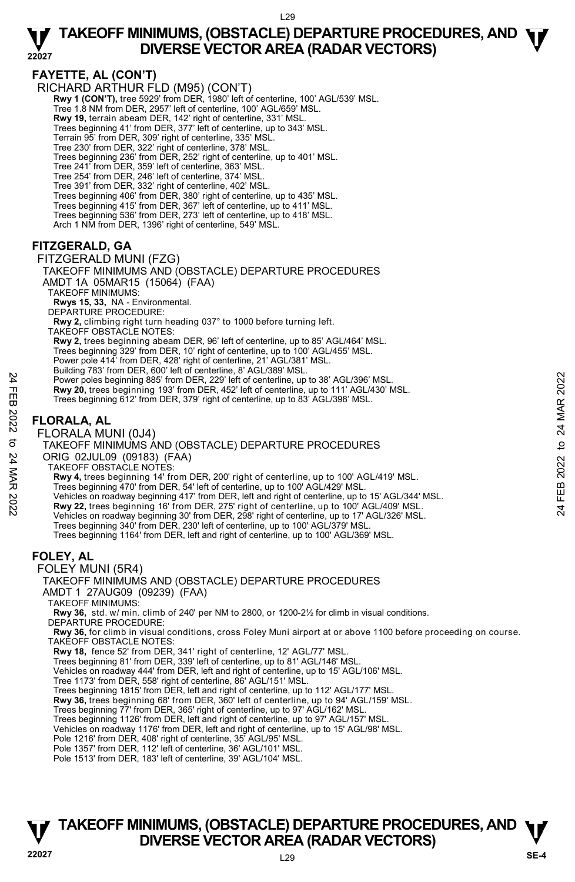## FAYETTE, AL (CON'T)

RICHARD ARTHUR FLD (M95) (CON'T)

**Rwy 1 (CON'T),** tree 5929' from DER, 1980' left of centerline, 100' AGL/539' MSL.
Tree 1.8 NM from DER, 2957' left of centerline, 100' AGL/659' MSL.
**Rwy 19,** terrain abeam DER, 142' right of centerline, 331' MSL.
Trees beginning 41' from DER, 377' left of centerline, up to 343' MSL.
Terrain 95' from DER, 309' right of centerline, 335' MSL.
Tree 230' from DER, 322' right of centerline, 378' MSL.
Trees beginning 236' from DER, 252' right of centerline, up to 401' MSL.
Tree 241' from DER, 359' left of centerline, 363' MSL.
Tree 254' from DER, 246' left of centerline, 374' MSL.
Tree 391' from DER, 332' right of centerline, 402' MSL.
Trees beginning 406' from DER, 380' right of centerline, up to 435' MSL.
Trees beginning 415' from DER, 367' left of centerline, up to 411' MSL.
Trees beginning 536' from DER, 273' left of centerline, up to 418' MSL.
Arch 1 NM from DER, 1396' right of centerline, 549' MSL.

## FITZGERALD, GA

FITZGERALD MUNI (FZG)
TAKEOFF MINIMUMS AND (OBSTACLE) DEPARTURE PROCEDURES
AMDT 1A 05MAR15 (15064) (FAA)

TAKEOFF MINIMUMS:
**Rwys 15, 33,** NA - Environmental.

DEPARTURE PROCEDURE:
**Rwy 2,** climbing right turn heading 037° to 1000 before turning left.

TAKEOFF OBSTACLE NOTES:
**Rwy 2,** trees beginning abeam DER, 96' left of centerline, up to 85' AGL/464' MSL.
Trees beginning 329' from DER, 10' right of centerline, up to 100' AGL/455' MSL.
Power pole 414' from DER, 428' right of centerline, 21' AGL/381' MSL.
Building 783' from DER, 600' left of centerline, 8' AGL/389' MSL.
Power poles beginning 885' from DER, 229' left of centerline, up to 38' AGL/396' MSL.
**Rwy 20,** trees beginning 193' from DER, 452' left of centerline, up to 111' AGL/430' MSL.
Trees beginning 612' from DER, 379' right of centerline, up to 83' AGL/398' MSL.

## FLORALA, AL

FLORALA MUNI (0J4)
TAKEOFF MINIMUMS AND (OBSTACLE) DEPARTURE PROCEDURES
ORIG 02JUL09 (09183) (FAA)

TAKEOFF OBSTACLE NOTES:
**Rwy 4,** trees beginning 14' from DER, 200' right of centerline, up to 100' AGL/419' MSL.
Trees beginning 470' from DER, 54' left of centerline, up to 100' AGL/429' MSL.
Vehicles on roadway beginning 417' from DER, left and right of centerline, up to 15' AGL/344' MSL.
**Rwy 22,** trees beginning 16' from DER, 275' right of centerline, up to 100' AGL/409' MSL.
Vehicles on roadway beginning 30' from DER, 298' right of centerline, up to 17' AGL/326' MSL.
Trees beginning 340' from DER, 230' left of centerline, up to 100' AGL/379' MSL.
Trees beginning 1164' from DER, left and right of centerline, up to 100' AGL/369' MSL.

## FOLEY, AL

FOLEY MUNI (5R4)
TAKEOFF MINIMUMS AND (OBSTACLE) DEPARTURE PROCEDURES
AMDT 1 27AUG09 (09239) (FAA)

TAKEOFF MINIMUMS:
**Rwy 36,** std. w/ min. climb of 240' per NM to 2800, or 1200-2½ for climb in visual conditions.

DEPARTURE PROCEDURE:
**Rwy 36,** for climb in visual conditions, cross Foley Muni airport at or above 1100 before proceeding on course.

TAKEOFF OBSTACLE NOTES:
**Rwy 18,** fence 52' from DER, 341' right of centerline, 12' AGL/77' MSL.
Trees beginning 81' from DER, 339' left of centerline, up to 81' AGL/146' MSL.
Vehicles on roadway 444' from DER, left and right of centerline, up to 15' AGL/106' MSL.
Tree 1173' from DER, 558' right of centerline, 86' AGL/151' MSL.
Trees beginning 1815' from DER, left and right of centerline, up to 112' AGL/177' MSL.
**Rwy 36,** trees beginning 68' from DER, 360' left of centerline, up to 94' AGL/159' MSL.
Trees beginning 77' from DER, 365' right of centerline, up to 97' AGL/162' MSL.
Trees beginning 1126' from DER, left and right of centerline, up to 97' AGL/157' MSL.
Vehicles on roadway 1176' from DER, left and right of centerline, up to 15' AGL/98' MSL.
Pole 1216' from DER, 408' right of centerline, 35' AGL/95' MSL.
Pole 1357' from DER, 112' left of centerline, 36' AGL/101' MSL.
Pole 1513' from DER, 183' left of centerline, 39' AGL/104' MSL.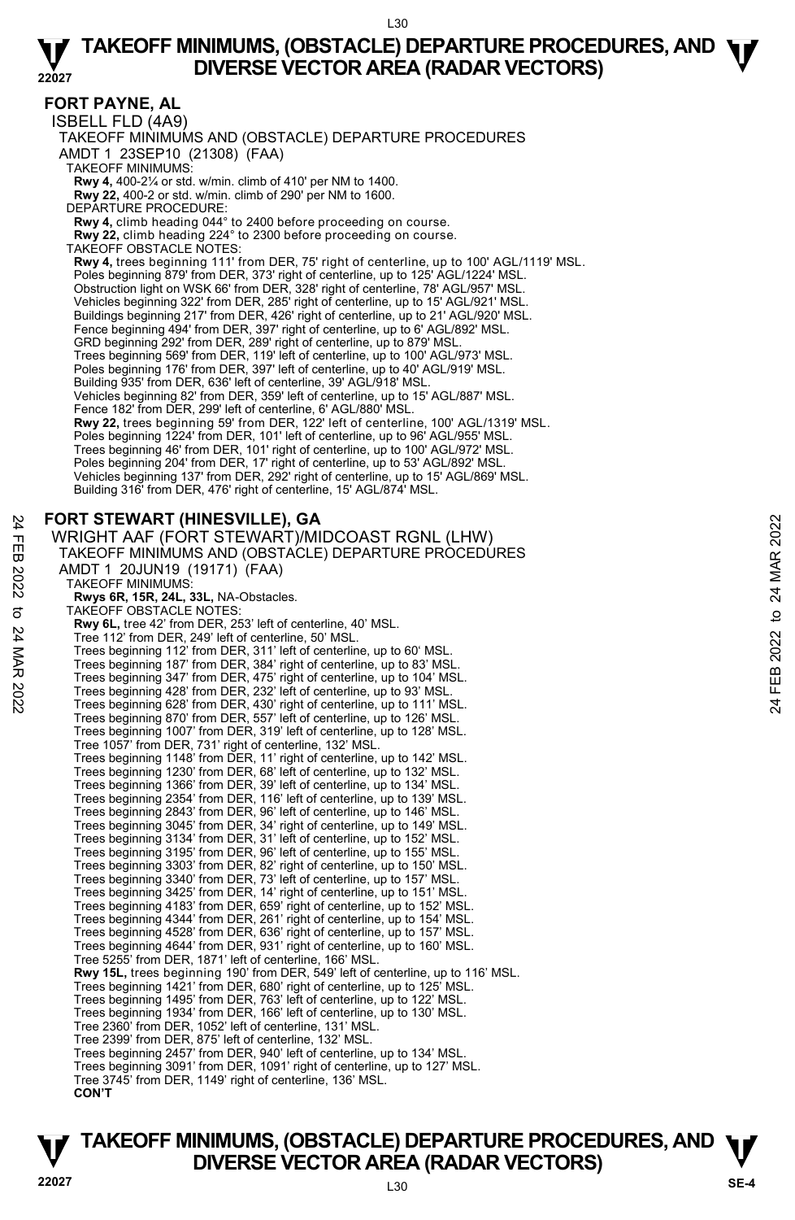## FORT PAYNE, AL

ISBELL FLD (4A9)

TAKEOFF MINIMUMS AND (OBSTACLE) DEPARTURE PROCEDURES

AMDT 1 23SEP10 (21308) (FAA)

TAKEOFF MINIMUMS:

**Rwy 4,** 400-2¼ or std. w/min. climb of 410' per NM to 1400.
**Rwy 22,** 400-2 or std. w/min. climb of 290' per NM to 1600.

DEPARTURE PROCEDURE:

**Rwy 4,** climb heading 044° to 2400 before proceeding on course.
**Rwy 22,** climb heading 224° to 2300 before proceeding on course.

TAKEOFF OBSTACLE NOTES:

**Rwy 4,** trees beginning 111' from DER, 75' right of centerline, up to 100' AGL/1119' MSL.
Poles beginning 879' from DER, 373' right of centerline, up to 125' AGL/1224' MSL.
Obstruction light on WSK 66' from DER, 328' right of centerline, 78' AGL/957' MSL.
Vehicles beginning 322' from DER, 285' right of centerline, up to 15' AGL/921' MSL.
Buildings beginning 217' from DER, 426' right of centerline, up to 21' AGL/920' MSL.
Fence beginning 494' from DER, 397' right of centerline, up to 6' AGL/892' MSL.
GRD beginning 292' from DER, 289' right of centerline, up to 879' MSL.
Trees beginning 569' from DER, 119' left of centerline, up to 100' AGL/973' MSL.
Poles beginning 176' from DER, 397' left of centerline, up to 40' AGL/919' MSL.
Building 935' from DER, 636' left of centerline, 39' AGL/918' MSL.
Vehicles beginning 82' from DER, 359' left of centerline, up to 15' AGL/887' MSL.
Fence 182' from DER, 299' left of centerline, 6' AGL/880' MSL.
**Rwy 22,** trees beginning 59' from DER, 122' left of centerline, 100' AGL/1319' MSL.
Poles beginning 1224' from DER, 101' left of centerline, up to 96' AGL/955' MSL.
Trees beginning 46' from DER, 101' right of centerline, up to 100' AGL/972' MSL.
Poles beginning 204' from DER, 17' right of centerline, up to 53' AGL/892' MSL.
Vehicles beginning 137' from DER, 292' right of centerline, up to 15' AGL/869' MSL.
Building 316' from DER, 476' right of centerline, 15' AGL/874' MSL.

## FORT STEWART (HINESVILLE), GA

WRIGHT AAF (FORT STEWART)/MIDCOAST RGNL (LHW)

TAKEOFF MINIMUMS AND (OBSTACLE) DEPARTURE PROCEDURES

AMDT 1 20JUN19 (19171) (FAA)

TAKEOFF MINIMUMS:

**Rwys 6R, 15R, 24L, 33L,** NA-Obstacles.

TAKEOFF OBSTACLE NOTES:

**Rwy 6L,** tree 42' from DER, 253' left of centerline, 40' MSL.
Tree 112' from DER, 249' left of centerline, 50' MSL.
Trees beginning 112' from DER, 311' left of centerline, up to 60' MSL.
Trees beginning 187' from DER, 384' right of centerline, up to 83' MSL.
Trees beginning 347' from DER, 475' right of centerline, up to 104' MSL.
Trees beginning 428' from DER, 232' left of centerline, up to 93' MSL.
Trees beginning 628' from DER, 430' right of centerline, up to 111' MSL.
Trees beginning 870' from DER, 557' left of centerline, up to 126' MSL.
Trees beginning 1007' from DER, 319' left of centerline, up to 128' MSL.
Tree 1057' from DER, 731' right of centerline, 132' MSL.
Trees beginning 1148' from DER, 11' right of centerline, up to 142' MSL.
Trees beginning 1230' from DER, 68' left of centerline, up to 132' MSL.
Trees beginning 1366' from DER, 39' left of centerline, up to 134' MSL.
Trees beginning 2354' from DER, 116' left of centerline, up to 139' MSL.
Trees beginning 2843' from DER, 96' left of centerline, up to 146' MSL.
Trees beginning 3045' from DER, 34' right of centerline, up to 149' MSL.
Trees beginning 3134' from DER, 31' left of centerline, up to 152' MSL.
Trees beginning 3195' from DER, 96' left of centerline, up to 155' MSL.
Trees beginning 3303' from DER, 82' right of centerline, up to 150' MSL.
Trees beginning 3340' from DER, 73' left of centerline, up to 157' MSL.
Trees beginning 3425' from DER, 14' right of centerline, up to 151' MSL.
Trees beginning 4183' from DER, 659' right of centerline, up to 152' MSL.
Trees beginning 4344' from DER, 261' right of centerline, up to 154' MSL.
Trees beginning 4528' from DER, 636' right of centerline, up to 157' MSL.
Trees beginning 4644' from DER, 931' right of centerline, up to 160' MSL.
Tree 5255' from DER, 1871' left of centerline, 166' MSL.
**Rwy 15L,** trees beginning 190' from DER, 549' left of centerline, up to 116' MSL.
Trees beginning 1421' from DER, 680' right of centerline, up to 125' MSL.
Trees beginning 1495' from DER, 763' left of centerline, up to 122' MSL.
Trees beginning 1934' from DER, 166' left of centerline, up to 130' MSL.
Tree 2360' from DER, 1052' left of centerline, 131' MSL.
Tree 2399' from DER, 875' left of centerline, 132' MSL.
Trees beginning 2457' from DER, 940' left of centerline, up to 134' MSL.
Trees beginning 3091' from DER, 1091' right of centerline, up to 127' MSL.
Tree 3745' from DER, 1149' right of centerline, 136' MSL.

**CON'T**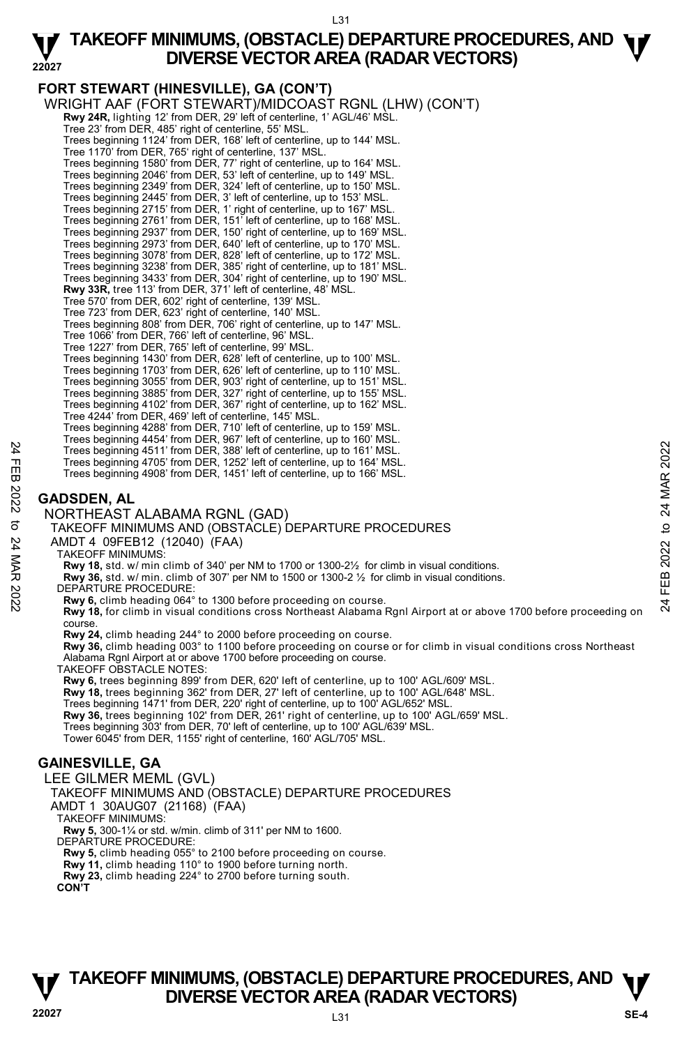# TAKEOFF MINIMUMS, (OBSTACLE) DEPARTURE PROCEDURES, AND DIVERSE VECTOR AREA (RADAR VECTORS)

## FORT STEWART (HINESVILLE), GA (CON'T)

WRIGHT AAF (FORT STEWART)/MIDCOAST RGNL (LHW) (CON'T)

**Rwy 24R,** lighting 12' from DER, 29' left of centerline, 1' AGL/46' MSL.
Tree 23' from DER, 485' right of centerline, 55' MSL.
Trees beginning 1124' from DER, 168' left of centerline, up to 144' MSL.
Tree 1170' from DER, 765' right of centerline, 137' MSL.
Trees beginning 1580' from DER, 77' right of centerline, up to 164' MSL.
Trees beginning 2046' from DER, 53' left of centerline, up to 149' MSL.
Trees beginning 2349' from DER, 324' left of centerline, up to 150' MSL.
Trees beginning 2445' from DER, 3' left of centerline, up to 153' MSL.
Trees beginning 2715' from DER, 1' right of centerline, up to 167' MSL.
Trees beginning 2761' from DER, 151' left of centerline, up to 168' MSL.
Trees beginning 2937' from DER, 150' right of centerline, up to 169' MSL.
Trees beginning 2973' from DER, 640' left of centerline, up to 170' MSL.
Trees beginning 3078' from DER, 828' left of centerline, up to 172' MSL.
Trees beginning 3238' from DER, 385' right of centerline, up to 181' MSL.
Trees beginning 3433' from DER, 304' right of centerline, up to 190' MSL.
**Rwy 33R,** tree 113' from DER, 371' left of centerline, 48' MSL.
Tree 570' from DER, 602' right of centerline, 139' MSL.
Tree 723' from DER, 623' right of centerline, 140' MSL.
Trees beginning 808' from DER, 706' right of centerline, up to 147' MSL.
Tree 1066' from DER, 766' left of centerline, 96' MSL.
Tree 1227' from DER, 765' left of centerline, 99' MSL.
Trees beginning 1430' from DER, 628' left of centerline, up to 100' MSL.
Trees beginning 1703' from DER, 626' left of centerline, up to 110' MSL.
Trees beginning 3055' from DER, 903' right of centerline, up to 151' MSL.
Trees beginning 3885' from DER, 327' right of centerline, up to 155' MSL.
Trees beginning 4102' from DER, 367' right of centerline, up to 162' MSL.
Tree 4244' from DER, 469' left of centerline, 145' MSL.
Trees beginning 4288' from DER, 710' left of centerline, up to 159' MSL.
Trees beginning 4454' from DER, 967' left of centerline, up to 160' MSL.
Trees beginning 4511' from DER, 388' left of centerline, up to 161' MSL.
Trees beginning 4705' from DER, 1252' left of centerline, up to 164' MSL.
Trees beginning 4908' from DER, 1451' left of centerline, up to 166' MSL.

## GADSDEN, AL

NORTHEAST ALABAMA RGNL (GAD)
TAKEOFF MINIMUMS AND (OBSTACLE) DEPARTURE PROCEDURES
AMDT 4 09FEB12 (12040) (FAA)

TAKEOFF MINIMUMS:
**Rwy 18,** std. w/ min climb of 340' per NM to 1700 or 1300-2½ for climb in visual conditions.
**Rwy 36,** std. w/ min. climb of 307' per NM to 1500 or 1300-2 ½ for climb in visual conditions.

DEPARTURE PROCEDURE:
**Rwy 6,** climb heading 064° to 1300 before proceeding on course.
**Rwy 18,** for climb in visual conditions cross Northeast Alabama Rgnl Airport at or above 1700 before proceeding on course.
**Rwy 24,** climb heading 244° to 2000 before proceeding on course.
**Rwy 36,** climb heading 003° to 1100 before proceeding on course or for climb in visual conditions cross Northeast Alabama Rgnl Airport at or above 1700 before proceeding on course.

TAKEOFF OBSTACLE NOTES:
**Rwy 6,** trees beginning 899' from DER, 620' left of centerline, up to 100' AGL/609' MSL.
**Rwy 18,** trees beginning 362' from DER, 27' left of centerline, up to 100' AGL/648' MSL.
Trees beginning 1471' from DER, 220' right of centerline, up to 100' AGL/652' MSL.
**Rwy 36,** trees beginning 102' from DER, 261' right of centerline, up to 100' AGL/659' MSL.
Trees beginning 303' from DER, 70' left of centerline, up to 100' AGL/639' MSL.
Tower 6045' from DER, 1155' right of centerline, 160' AGL/705' MSL.

## GAINESVILLE, GA

LEE GILMER MEML (GVL)
TAKEOFF MINIMUMS AND (OBSTACLE) DEPARTURE PROCEDURES
AMDT 1 30AUG07 (21168) (FAA)

TAKEOFF MINIMUMS:
**Rwy 5,** 300-1¼ or std. w/min. climb of 311' per NM to 1600.

DEPARTURE PROCEDURE:
**Rwy 5,** climb heading 055° to 2100 before proceeding on course.
**Rwy 11,** climb heading 110° to 1900 before turning north.
**Rwy 23,** climb heading 224° to 2700 before turning south.

**CON'T**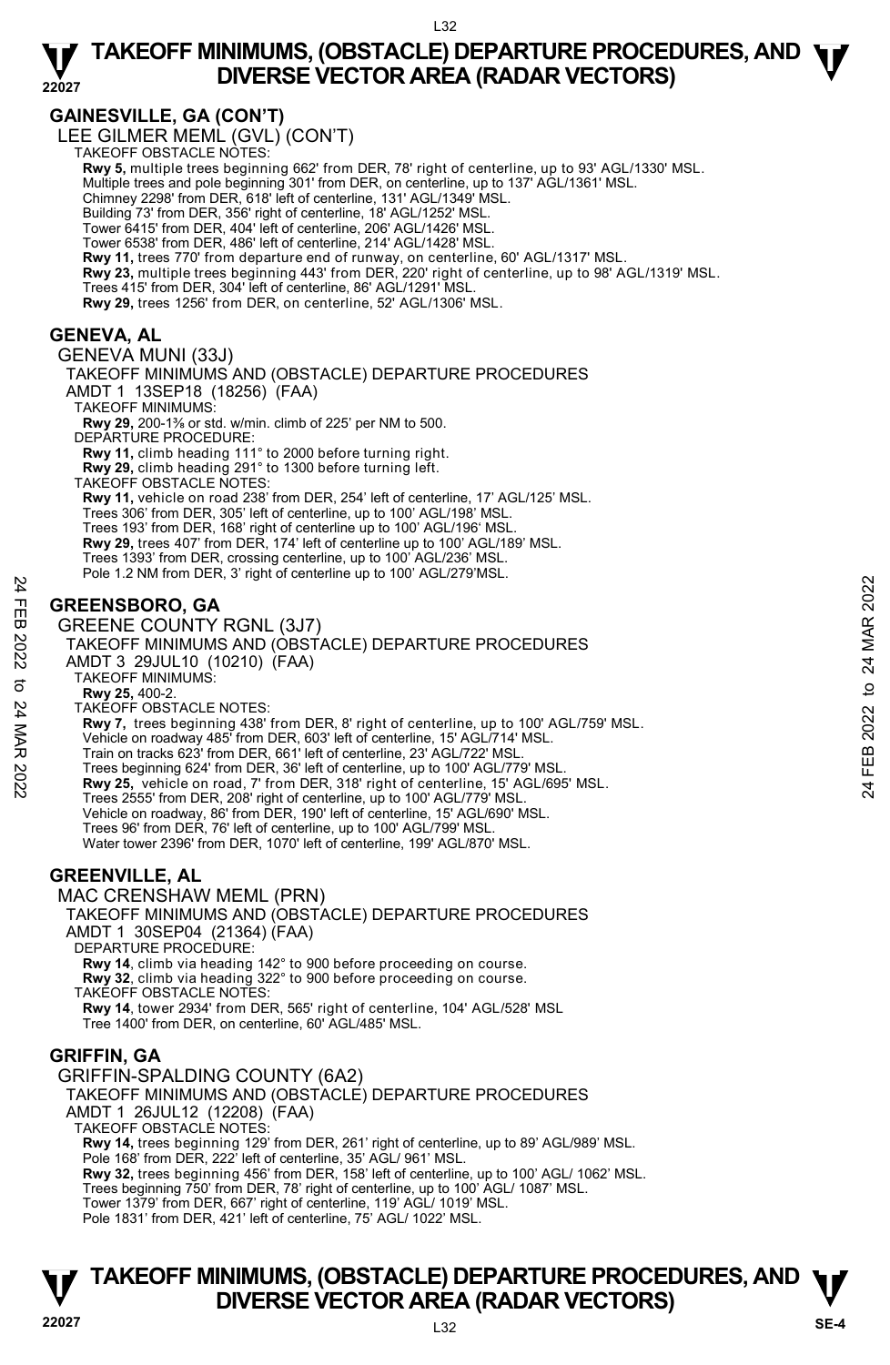## GAINESVILLE, GA (CON'T)

### LEE GILMER MEML (GVL) (CON'T)

TAKEOFF OBSTACLE NOTES:

**Rwy 5,** multiple trees beginning 662' from DER, 78' right of centerline, up to 93' AGL/1330' MSL.
Multiple trees and pole beginning 301' from DER, on centerline, up to 137' AGL/1361' MSL.
Chimney 2298' from DER, 618' left of centerline, 131' AGL/1349' MSL.
Building 73' from DER, 356' right of centerline, 18' AGL/1252' MSL.
Tower 6415' from DER, 404' left of centerline, 206' AGL/1426' MSL.
Tower 6538' from DER, 486' left of centerline, 214' AGL/1428' MSL.
**Rwy 11,** trees 770' from departure end of runway, on centerline, 60' AGL/1317' MSL.
**Rwy 23,** multiple trees beginning 443' from DER, 220' right of centerline, up to 98' AGL/1319' MSL.
Trees 415' from DER, 304' left of centerline, 86' AGL/1291' MSL.
**Rwy 29,** trees 1256' from DER, on centerline, 52' AGL/1306' MSL.

## GENEVA, AL

### GENEVA MUNI (33J)

TAKEOFF MINIMUMS AND (OBSTACLE) DEPARTURE PROCEDURES
AMDT 1 13SEP18 (18256) (FAA)

TAKEOFF MINIMUMS:
**Rwy 29,** 200-1⅜ or std. w/min. climb of 225' per NM to 500.

DEPARTURE PROCEDURE:
**Rwy 11,** climb heading 111° to 2000 before turning right.
**Rwy 29,** climb heading 291° to 1300 before turning left.

TAKEOFF OBSTACLE NOTES:
**Rwy 11,** vehicle on road 238' from DER, 254' left of centerline, 17' AGL/125' MSL.
Trees 306' from DER, 305' left of centerline, up to 100' AGL/198' MSL.
Trees 193' from DER, 168' right of centerline up to 100' AGL/196' MSL.
**Rwy 29,** trees 407' from DER, 174' left of centerline up to 100' AGL/189' MSL.
Trees 1393' from DER, crossing centerline, up to 100' AGL/236' MSL.
Pole 1.2 NM from DER, 3' right of centerline up to 100' AGL/279'MSL.

## GREENSBORO, GA

### GREENE COUNTY RGNL (3J7)

TAKEOFF MINIMUMS AND (OBSTACLE) DEPARTURE PROCEDURES
AMDT 3 29JUL10 (10210) (FAA)

TAKEOFF MINIMUMS:
**Rwy 25,** 400-2.

TAKEOFF OBSTACLE NOTES:
**Rwy 7,** trees beginning 438' from DER, 8' right of centerline, up to 100' AGL/759' MSL.
Vehicle on roadway 485' from DER, 603' left of centerline, 15' AGL/714' MSL.
Train on tracks 623' from DER, 661' left of centerline, 23' AGL/722' MSL.
Trees beginning 624' from DER, 36' left of centerline, up to 100' AGL/779' MSL.
**Rwy 25,** vehicle on road, 7' from DER, 318' right of centerline, 15' AGL/695' MSL.
Trees 2555' from DER, 208' right of centerline, up to 100' AGL/779' MSL.
Vehicle on roadway, 86' from DER, 190' left of centerline, 15' AGL/690' MSL.
Trees 96' from DER, 76' left of centerline, up to 100' AGL/799' MSL.
Water tower 2396' from DER, 1070' left of centerline, 199' AGL/870' MSL.

## GREENVILLE, AL

### MAC CRENSHAW MEML (PRN)

TAKEOFF MINIMUMS AND (OBSTACLE) DEPARTURE PROCEDURES
AMDT 1 30SEP04 (21364) (FAA)

DEPARTURE PROCEDURE:
**Rwy 14**, climb via heading 142° to 900 before proceeding on course.
**Rwy 32**, climb via heading 322° to 900 before proceeding on course.

TAKEOFF OBSTACLE NOTES:
**Rwy 14**, tower 2934' from DER, 565' right of centerline, 104' AGL/528' MSL
Tree 1400' from DER, on centerline, 60' AGL/485' MSL.

## GRIFFIN, GA

### GRIFFIN-SPALDING COUNTY (6A2)

TAKEOFF MINIMUMS AND (OBSTACLE) DEPARTURE PROCEDURES
AMDT 1 26JUL12 (12208) (FAA)

TAKEOFF OBSTACLE NOTES:
**Rwy 14,** trees beginning 129' from DER, 261' right of centerline, up to 89' AGL/989' MSL.
Pole 168' from DER, 222' left of centerline, 35' AGL/ 961' MSL.
**Rwy 32,** trees beginning 456' from DER, 158' left of centerline, up to 100' AGL/ 1062' MSL.
Trees beginning 750' from DER, 78' right of centerline, up to 100' AGL/ 1087' MSL.
Tower 1379' from DER, 667' right of centerline, 119' AGL/ 1019' MSL.
Pole 1831' from DER, 421' left of centerline, 75' AGL/ 1022' MSL.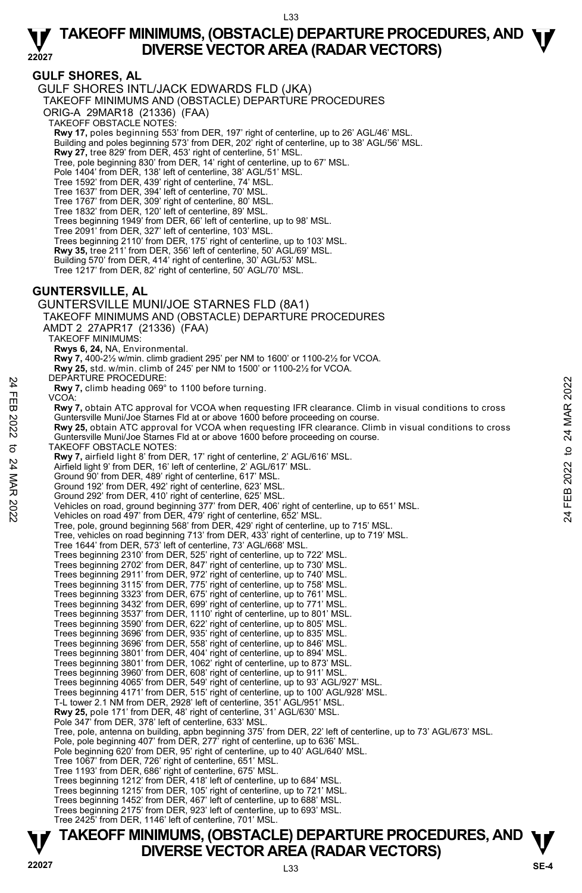## GULF SHORES, AL

### GULF SHORES INTL/JACK EDWARDS FLD (JKA)

TAKEOFF MINIMUMS AND (OBSTACLE) DEPARTURE PROCEDURES

ORIG-A 29MAR18 (21336) (FAA)

TAKEOFF OBSTACLE NOTES:

**Rwy 17,** poles beginning 553' from DER, 197' right of centerline, up to 26' AGL/46' MSL.
Building and poles beginning 573' from DER, 202' right of centerline, up to 38' AGL/56' MSL.
**Rwy 27,** tree 829' from DER, 453' right of centerline, 51' MSL.
Tree, pole beginning 830' from DER, 14' right of centerline, up to 67' MSL.
Pole 1404' from DER, 138' left of centerline, 38' AGL/51' MSL.
Tree 1592' from DER, 439' right of centerline, 74' MSL.
Tree 1637' from DER, 394' left of centerline, 70' MSL.
Tree 1767' from DER, 309' right of centerline, 80' MSL.
Tree 1832' from DER, 120' left of centerline, 89' MSL.
Trees beginning 1949' from DER, 66' left of centerline, up to 98' MSL.
Tree 2091' from DER, 327' left of centerline, 103' MSL.
Trees beginning 2110' from DER, 175' right of centerline, up to 103' MSL.
**Rwy 35,** tree 211' from DER, 356' left of centerline, 50' AGL/69' MSL.
Building 570' from DER, 414' right of centerline, 30' AGL/53' MSL.
Tree 1217' from DER, 82' right of centerline, 50' AGL/70' MSL.

## GUNTERSVILLE, AL

### GUNTERSVILLE MUNI/JOE STARNES FLD (8A1)

TAKEOFF MINIMUMS AND (OBSTACLE) DEPARTURE PROCEDURES

AMDT 2 27APR17 (21336) (FAA)

TAKEOFF MINIMUMS:

**Rwys 6, 24,** NA, Environmental.
**Rwy 7,** 400-2½ w/min. climb gradient 295' per NM to 1600' or 1100-2½ for VCOA.
**Rwy 25,** std. w/min. climb of 245' per NM to 1500' or 1100-2½ for VCOA.

DEPARTURE PROCEDURE:

**Rwy 7,** climb heading 069° to 1100 before turning.

VCOA:

**Rwy 7,** obtain ATC approval for VCOA when requesting IFR clearance. Climb in visual conditions to cross Guntersville Muni/Joe Starnes Fld at or above 1600 before proceeding on course.
**Rwy 25,** obtain ATC approval for VCOA when requesting IFR clearance. Climb in visual conditions to cross Guntersville Muni/Joe Starnes Fld at or above 1600 before proceeding on course.

TAKEOFF OBSTACLE NOTES:

**Rwy 7,** airfield light 8' from DER, 17' right of centerline, 2' AGL/616' MSL.
Airfield light 9' from DER, 16' left of centerline, 2' AGL/617' MSL.
Ground 90' from DER, 489' right of centerline, 617' MSL.
Ground 192' from DER, 492' right of centerline, 623' MSL.
Ground 292' from DER, 410' right of centerline, 625' MSL.
Vehicles on road, ground beginning 377' from DER, 406' right of centerline, up to 651' MSL.
Vehicles on road 497' from DER, 479' right of centerline, 652' MSL.
Tree, pole, ground beginning 568' from DER, 429' right of centerline, up to 715' MSL.
Tree, vehicles on road beginning 713' from DER, 433' right of centerline, up to 719' MSL.
Tree 1644' from DER, 573' left of centerline, 73' AGL/668' MSL.
Trees beginning 2310' from DER, 525' right of centerline, up to 722' MSL.
Trees beginning 2702' from DER, 847' right of centerline, up to 730' MSL.
Trees beginning 2911' from DER, 972' right of centerline, up to 740' MSL.
Trees beginning 3115' from DER, 775' right of centerline, up to 758' MSL.
Trees beginning 3323' from DER, 675' right of centerline, up to 761' MSL.
Trees beginning 3432' from DER, 699' right of centerline, up to 771' MSL.
Trees beginning 3537' from DER, 1110' right of centerline, up to 801' MSL.
Trees beginning 3590' from DER, 622' right of centerline, up to 805' MSL.
Trees beginning 3696' from DER, 935' right of centerline, up to 835' MSL.
Trees beginning 3696' from DER, 558' right of centerline, up to 846' MSL.
Trees beginning 3801' from DER, 404' right of centerline, up to 894' MSL.
Trees beginning 3801' from DER, 1062' right of centerline, up to 873' MSL.
Trees beginning 3960' from DER, 608' right of centerline, up to 911' MSL.
Trees beginning 4065' from DER, 549' right of centerline, up to 93' AGL/927' MSL.
Trees beginning 4171' from DER, 515' right of centerline, up to 100' AGL/928' MSL.
T-L tower 2.1 NM from DER, 2928' left of centerline, 351' AGL/951' MSL.
**Rwy 25,** pole 171' from DER, 48' right of centerline, 31' AGL/630' MSL.
Pole 347' from DER, 378' left of centerline, 633' MSL.
Tree, pole, antenna on building, apbn beginning 375' from DER, 22' left of centerline, up to 73' AGL/673' MSL.
Pole, pole beginning 407' from DER, 277' right of centerline, up to 636' MSL.
Pole beginning 620' from DER, 95' right of centerline, up to 40' AGL/640' MSL.
Tree 1067' from DER, 726' right of centerline, 651' MSL.
Tree 1193' from DER, 686' right of centerline, 675' MSL.
Trees beginning 1212' from DER, 418' left of centerline, up to 684' MSL.
Trees beginning 1215' from DER, 105' right of centerline, up to 721' MSL.
Trees beginning 1452' from DER, 467' left of centerline, up to 688' MSL.
Trees beginning 2175' from DER, 923' left of centerline, up to 693' MSL.
Tree 2425' from DER, 1146' left of centerline, 701' MSL.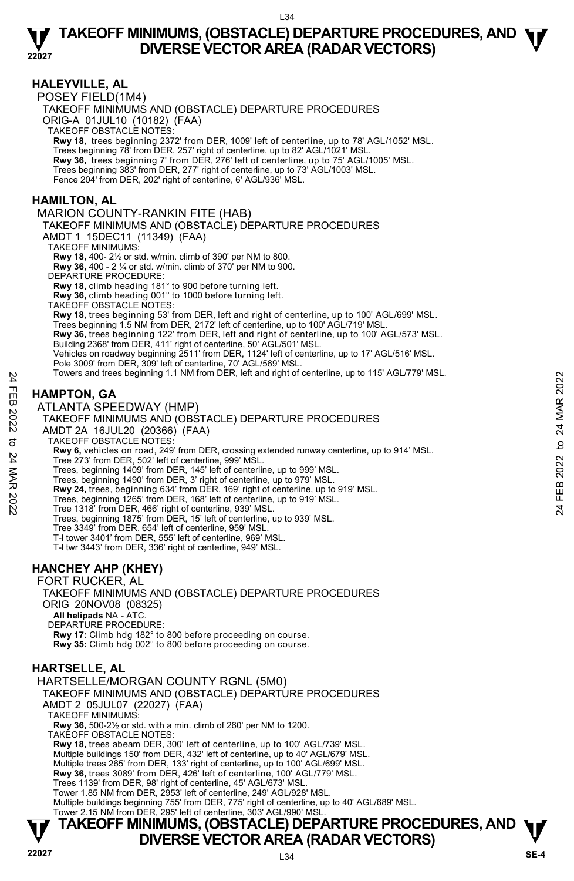## HALEYVILLE, AL

POSEY FIELD(1M4)

TAKEOFF MINIMUMS AND (OBSTACLE) DEPARTURE PROCEDURES

ORIG-A 01JUL10 (10182) (FAA)

TAKEOFF OBSTACLE NOTES:

**Rwy 18,** trees beginning 2372' from DER, 1009' left of centerline, up to 78' AGL/1052' MSL.
Trees beginning 78' from DER, 257' right of centerline, up to 82' AGL/1021' MSL.
**Rwy 36,** trees beginning 7' from DER, 276' left of centerline, up to 75' AGL/1005' MSL.
Trees beginning 383' from DER, 277' right of centerline, up to 73' AGL/1003' MSL.
Fence 204' from DER, 202' right of centerline, 6' AGL/936' MSL.

## HAMILTON, AL

MARION COUNTY-RANKIN FITE (HAB)

TAKEOFF MINIMUMS AND (OBSTACLE) DEPARTURE PROCEDURES

AMDT 1 15DEC11 (11349) (FAA)

TAKEOFF MINIMUMS:

**Rwy 18,** 400- 2½ or std. w/min. climb of 390' per NM to 800.
**Rwy 36,** 400 - 2 ¼ or std. w/min. climb of 370' per NM to 900.

DEPARTURE PROCEDURE:

**Rwy 18,** climb heading 181° to 900 before turning left.
**Rwy 36,** climb heading 001° to 1000 before turning left.

TAKEOFF OBSTACLE NOTES:

**Rwy 18,** trees beginning 53' from DER, left and right of centerline, up to 100' AGL/699' MSL.
Trees beginning 1.5 NM from DER, 2172' left of centerline, up to 100' AGL/719' MSL.
**Rwy 36,** trees beginning 122' from DER, left and right of centerline, up to 100' AGL/573' MSL.
Building 2368' from DER, 411' right of centerline, 50' AGL/501' MSL.
Vehicles on roadway beginning 2511' from DER, 1124' left of centerline, up to 17' AGL/516' MSL.
Pole 3009' from DER, 309' left of centerline, 70' AGL/569' MSL.
Towers and trees beginning 1.1 NM from DER, left and right of centerline, up to 115' AGL/779' MSL.

## HAMPTON, GA

ATLANTA SPEEDWAY (HMP)

TAKEOFF MINIMUMS AND (OBSTACLE) DEPARTURE PROCEDURES

AMDT 2A 16JUL20 (20366) (FAA)

TAKEOFF OBSTACLE NOTES:

**Rwy 6,** vehicles on road, 249' from DER, crossing extended runway centerline, up to 914' MSL.
Tree 273' from DER, 502' left of centerline, 999' MSL.
Trees, beginning 1409' from DER, 145' left of centerline, up to 999' MSL.
Trees, beginning 1490' from DER, 3' right of centerline, up to 979' MSL.
**Rwy 24,** trees, beginning 634' from DER, 169' right of centerline, up to 919' MSL.
Trees, beginning 1265' from DER, 168' left of centerline, up to 919' MSL.
Tree 1318' from DER, 466' right of centerline, 939' MSL.
Trees, beginning 1875' from DER, 15' left of centerline, up to 939' MSL.
Tree 3349' from DER, 654' left of centerline, 959' MSL.
T-l tower 3401' from DER, 555' left of centerline, 969' MSL.
T-l twr 3443' from DER, 336' right of centerline, 949' MSL.

## HANCHEY AHP (KHEY)

FORT RUCKER, AL

TAKEOFF MINIMUMS AND (OBSTACLE) DEPARTURE PROCEDURES

ORIG 20NOV08 (08325)

**All helipads** NA - ATC.

DEPARTURE PROCEDURE:

**Rwy 17:** Climb hdg 182° to 800 before proceeding on course.
**Rwy 35:** Climb hdg 002° to 800 before proceeding on course.

## HARTSELLE, AL

HARTSELLE/MORGAN COUNTY RGNL (5M0)

TAKEOFF MINIMUMS AND (OBSTACLE) DEPARTURE PROCEDURES

AMDT 2 05JUL07 (22027) (FAA)

TAKEOFF MINIMUMS:

**Rwy 36,** 500-2½ or std. with a min. climb of 260' per NM to 1200.

TAKEOFF OBSTACLE NOTES:

**Rwy 18,** trees abeam DER, 300' left of centerline, up to 100' AGL/739' MSL.
Multiple buildings 150' from DER, 432' left of centerline, up to 40' AGL/679' MSL.
Multiple trees 265' from DER, 133' right of centerline, up to 100' AGL/699' MSL.
**Rwy 36,** trees 3089' from DER, 426' left of centerline, 100' AGL/779' MSL.
Trees 1139' from DER, 98' right of centerline, 45' AGL/673' MSL.
Tower 1.85 NM from DER, 2953' left of centerline, 249' AGL/928' MSL.
Multiple buildings beginning 755' from DER, 775' right of centerline, up to 40' AGL/689' MSL.
Tower 2.15 NM from DER, 295' left of centerline, 303' AGL/990' MSL.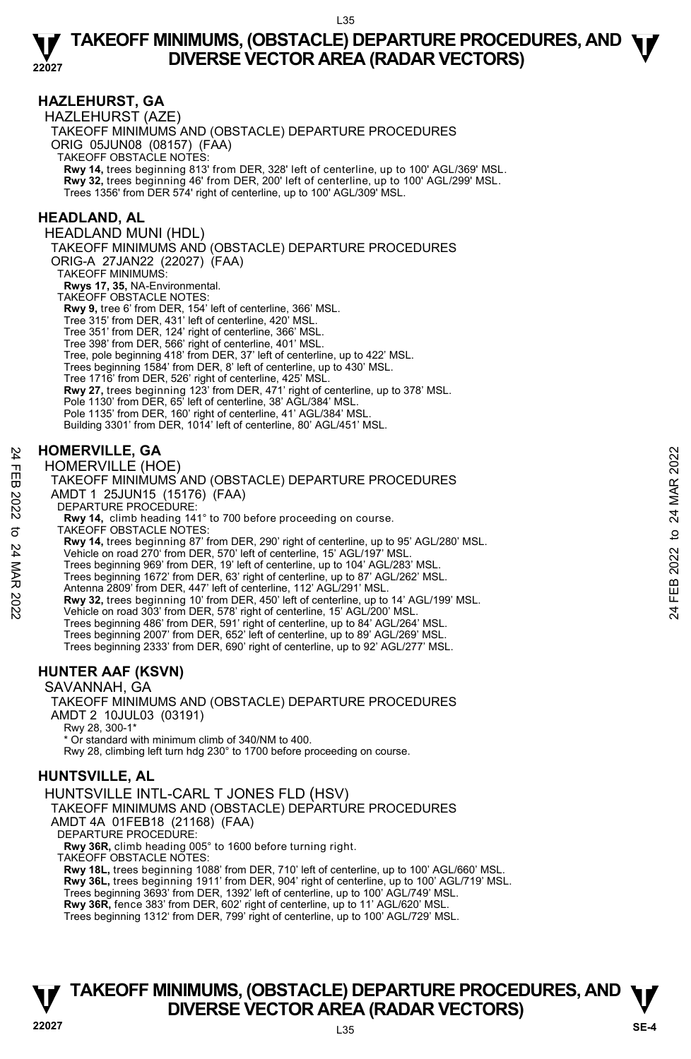## HAZLEHURST, GA

HAZLEHURST (AZE)

TAKEOFF MINIMUMS AND (OBSTACLE) DEPARTURE PROCEDURES

ORIG 05JUN08 (08157) (FAA)

TAKEOFF OBSTACLE NOTES:

**Rwy 14,** trees beginning 813' from DER, 328' left of centerline, up to 100' AGL/369' MSL.
**Rwy 32,** trees beginning 46' from DER, 200' left of centerline, up to 100' AGL/299' MSL.
Trees 1356' from DER 574' right of centerline, up to 100' AGL/309' MSL.

## HEADLAND, AL

HEADLAND MUNI (HDL)

TAKEOFF MINIMUMS AND (OBSTACLE) DEPARTURE PROCEDURES

ORIG-A 27JAN22 (22027) (FAA)

TAKEOFF MINIMUMS:

**Rwys 17, 35,** NA-Environmental.

TAKEOFF OBSTACLE NOTES:

**Rwy 9,** tree 6' from DER, 154' left of centerline, 366' MSL.
Tree 315' from DER, 431' left of centerline, 420' MSL.
Tree 351' from DER, 124' right of centerline, 366' MSL.
Tree 398' from DER, 566' right of centerline, 401' MSL.
Tree, pole beginning 418' from DER, 37' left of centerline, up to 422' MSL.
Trees beginning 1584' from DER, 8' left of centerline, up to 430' MSL.
Tree 1716' from DER, 526' right of centerline, 425' MSL.
**Rwy 27,** trees beginning 123' from DER, 471' right of centerline, up to 378' MSL.
Pole 1130' from DER, 65' left of centerline, 38' AGL/384' MSL.
Pole 1135' from DER, 160' right of centerline, 41' AGL/384' MSL.
Building 3301' from DER, 1014' left of centerline, 80' AGL/451' MSL.

## HOMERVILLE, GA

HOMERVILLE (HOE)

TAKEOFF MINIMUMS AND (OBSTACLE) DEPARTURE PROCEDURES

AMDT 1 25JUN15 (15176) (FAA)

DEPARTURE PROCEDURE:

**Rwy 14,** climb heading 141° to 700 before proceeding on course.

TAKEOFF OBSTACLE NOTES:

**Rwy 14,** trees beginning 87' from DER, 290' right of centerline, up to 95' AGL/280' MSL.
Vehicle on road 270' from DER, 570' left of centerline, 15' AGL/197' MSL.
Trees beginning 969' from DER, 19' left of centerline, up to 104' AGL/283' MSL.
Trees beginning 1672' from DER, 63' right of centerline, up to 87' AGL/262' MSL.
Antenna 2809' from DER, 447' left of centerline, 112' AGL/291' MSL.
**Rwy 32,** trees beginning 10' from DER, 450' left of centerline, up to 14' AGL/199' MSL.
Vehicle on road 303' from DER, 578' right of centerline, 15' AGL/200' MSL.
Trees beginning 486' from DER, 591' right of centerline, up to 84' AGL/264' MSL.
Trees beginning 2007' from DER, 652' left of centerline, up to 89' AGL/269' MSL.
Trees beginning 2333' from DER, 690' right of centerline, up to 92' AGL/277' MSL.

## HUNTER AAF (KSVN)

SAVANNAH, GA

TAKEOFF MINIMUMS AND (OBSTACLE) DEPARTURE PROCEDURES

AMDT 2 10JUL03 (03191)

Rwy 28, 300-1*
* Or standard with minimum climb of 340/NM to 400.
Rwy 28, climbing left turn hdg 230° to 1700 before proceeding on course.

## HUNTSVILLE, AL

HUNTSVILLE INTL-CARL T JONES FLD (HSV)

TAKEOFF MINIMUMS AND (OBSTACLE) DEPARTURE PROCEDURES

AMDT 4A 01FEB18 (21168) (FAA)

DEPARTURE PROCEDURE:

**Rwy 36R,** climb heading 005° to 1600 before turning right.

TAKEOFF OBSTACLE NOTES:

**Rwy 18L,** trees beginning 1088' from DER, 710' left of centerline, up to 100' AGL/660' MSL.
**Rwy 36L,** trees beginning 1911' from DER, 904' right of centerline, up to 100' AGL/719' MSL.
Trees beginning 3693' from DER, 1392' left of centerline, up to 100' AGL/749' MSL.
**Rwy 36R,** fence 383' from DER, 602' right of centerline, up to 11' AGL/620' MSL.
Trees beginning 1312' from DER, 799' right of centerline, up to 100' AGL/729' MSL.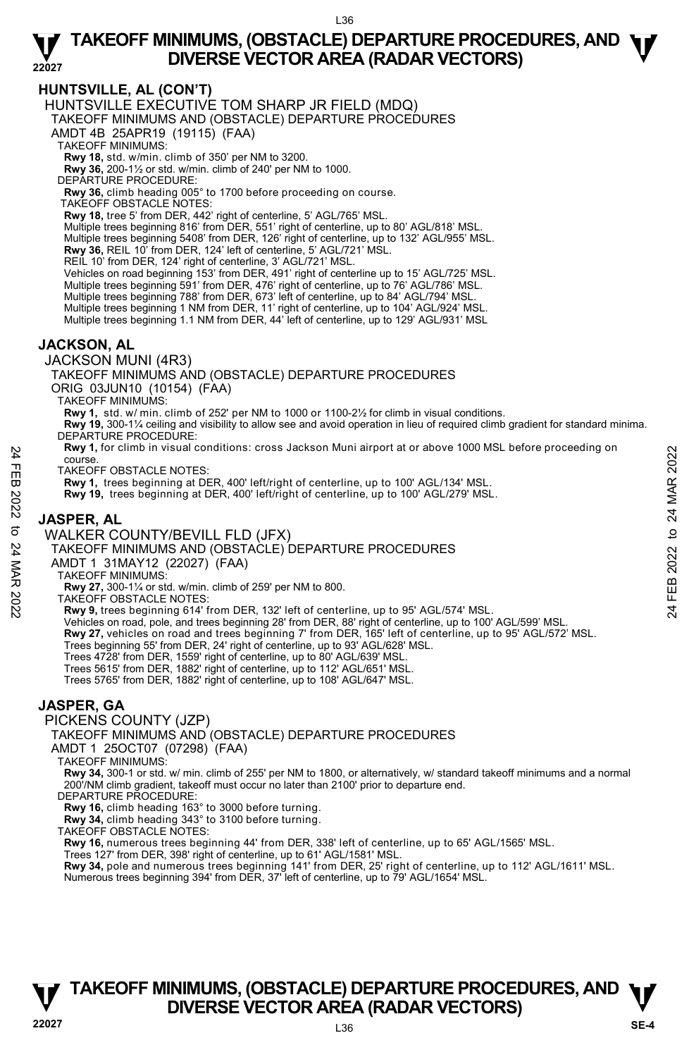## HUNTSVILLE, AL (CON'T)

### HUNTSVILLE EXECUTIVE TOM SHARP JR FIELD (MDQ)

TAKEOFF MINIMUMS AND (OBSTACLE) DEPARTURE PROCEDURES

AMDT 4B 25APR19 (19115) (FAA)

TAKEOFF MINIMUMS:

**Rwy 18,** std. w/min. climb of 350' per NM to 3200.

**Rwy 36,** 200-1½ or std. w/min. climb of 240' per NM to 1000.

DEPARTURE PROCEDURE:

**Rwy 36,** climb heading 005° to 1700 before proceeding on course.

TAKEOFF OBSTACLE NOTES:

**Rwy 18,** tree 5' from DER, 442' right of centerline, 5' AGL/765' MSL.
Multiple trees beginning 816' from DER, 551' right of centerline, up to 80' AGL/818' MSL.
Multiple trees beginning 5408' from DER, 126' right of centerline, up to 132' AGL/955' MSL.

**Rwy 36,** REIL 10' from DER, 124' left of centerline, 5' AGL/721' MSL.
REIL 10' from DER, 124' right of centerline, 3' AGL/721' MSL.
Vehicles on road beginning 153' from DER, 491' right of centerline up to 15' AGL/725' MSL.
Multiple trees beginning 591' from DER, 476' right of centerline, up to 76' AGL/786' MSL.
Multiple trees beginning 788' from DER, 673' left of centerline, up to 84' AGL/794' MSL.
Multiple trees beginning 1 NM from DER, 11' right of centerline, up to 104' AGL/924' MSL.
Multiple trees beginning 1.1 NM from DER, 44' left of centerline, up to 129' AGL/931' MSL

## JACKSON, AL

### JACKSON MUNI (4R3)

TAKEOFF MINIMUMS AND (OBSTACLE) DEPARTURE PROCEDURES

ORIG 03JUN10 (10154) (FAA)

TAKEOFF MINIMUMS:

**Rwy 1,** std. w/ min. climb of 252' per NM to 1000 or 1100-2½ for climb in visual conditions.

**Rwy 19,** 300-1¼ ceiling and visibility to allow see and avoid operation in lieu of required climb gradient for standard minima.

DEPARTURE PROCEDURE:

**Rwy 1,** for climb in visual conditions: cross Jackson Muni airport at or above 1000 MSL before proceeding on course.

TAKEOFF OBSTACLE NOTES:

**Rwy 1,** trees beginning at DER, 400' left/right of centerline, up to 100' AGL/134' MSL.

**Rwy 19,** trees beginning at DER, 400' left/right of centerline, up to 100' AGL/279' MSL.

## JASPER, AL

### WALKER COUNTY/BEVILL FLD (JFX)

TAKEOFF MINIMUMS AND (OBSTACLE) DEPARTURE PROCEDURES

AMDT 1 31MAY12 (22027) (FAA)

TAKEOFF MINIMUMS:

**Rwy 27,** 300-1¼ or std. w/min. climb of 259' per NM to 800.

TAKEOFF OBSTACLE NOTES:

**Rwy 9,** trees beginning 614' from DER, 132' left of centerline, up to 95' AGL/574' MSL.
Vehicles on road, pole, and trees beginning 28' from DER, 88' right of centerline, up to 100' AGL/599' MSL.

**Rwy 27,** vehicles on road and trees beginning 7' from DER, 165' left of centerline, up to 95' AGL/572' MSL.
Trees beginning 55' from DER, 24' right of centerline, up to 93' AGL/628' MSL.
Trees 4728' from DER, 1559' right of centerline, up to 80' AGL/639' MSL.
Trees 5615' from DER, 1882' right of centerline, up to 112' AGL/651' MSL.
Trees 5765' from DER, 1882' right of centerline, up to 108' AGL/647' MSL.

## JASPER, GA

### PICKENS COUNTY (JZP)

TAKEOFF MINIMUMS AND (OBSTACLE) DEPARTURE PROCEDURES

AMDT 1 25OCT07 (07298) (FAA)

TAKEOFF MINIMUMS:

**Rwy 34,** 300-1 or std. w/ min. climb of 255' per NM to 1800, or alternatively, w/ standard takeoff minimums and a normal 200'/NM climb gradient, takeoff must occur no later than 2100' prior to departure end.

DEPARTURE PROCEDURE:

**Rwy 16,** climb heading 163° to 3000 before turning.

**Rwy 34,** climb heading 343° to 3100 before turning.

TAKEOFF OBSTACLE NOTES:

**Rwy 16,** numerous trees beginning 44' from DER, 338' left of centerline, up to 65' AGL/1565' MSL.
Trees 127' from DER, 398' right of centerline, up to 61' AGL/1581' MSL.

**Rwy 34,** pole and numerous trees beginning 141' from DER, 25' right of centerline, up to 112' AGL/1611' MSL.
Numerous trees beginning 394' from DER, 37' left of centerline, up to 79' AGL/1654' MSL.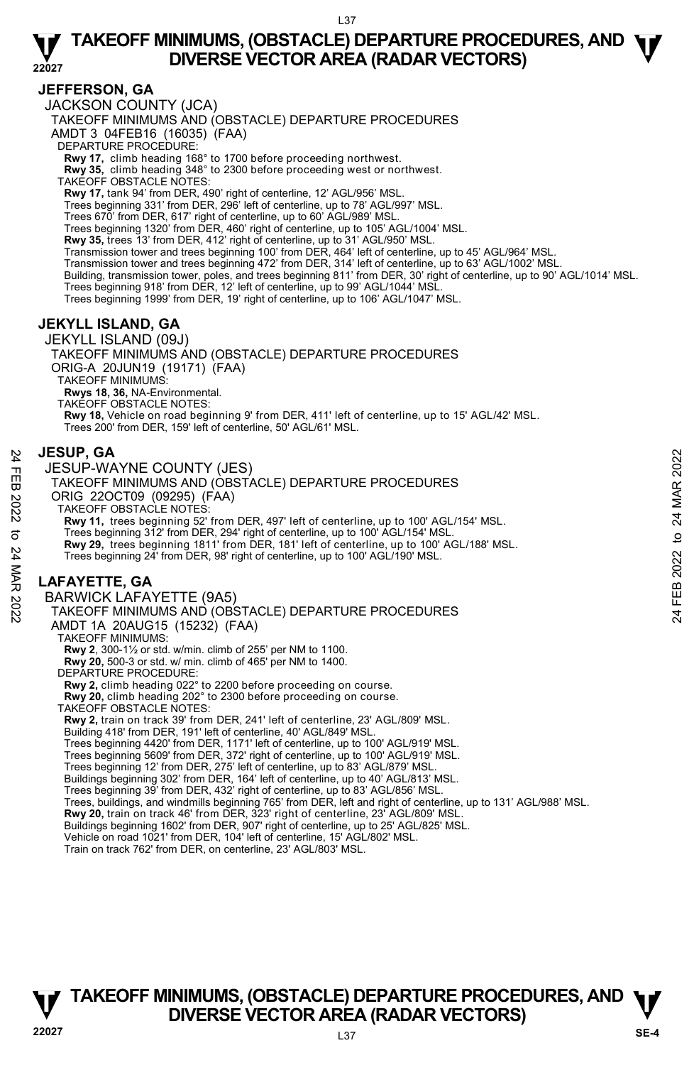## JEFFERSON, GA

JACKSON COUNTY (JCA)

TAKEOFF MINIMUMS AND (OBSTACLE) DEPARTURE PROCEDURES

AMDT 3 04FEB16 (16035) (FAA)

DEPARTURE PROCEDURE:

**Rwy 17,** climb heading 168° to 1700 before proceeding northwest.
**Rwy 35,** climb heading 348° to 2300 before proceeding west or northwest.

TAKEOFF OBSTACLE NOTES:

**Rwy 17,** tank 94' from DER, 490' right of centerline, 12' AGL/956' MSL.
Trees beginning 331' from DER, 296' left of centerline, up to 78' AGL/997' MSL.
Trees 670' from DER, 617' right of centerline, up to 60' AGL/989' MSL.
Trees beginning 1320' from DER, 460' right of centerline, up to 105' AGL/1004' MSL.
**Rwy 35,** trees 13' from DER, 412' right of centerline, up to 31' AGL/950' MSL.
Transmission tower and trees beginning 100' from DER, 464' left of centerline, up to 45' AGL/964' MSL.
Transmission tower and trees beginning 472' from DER, 314' left of centerline, up to 63' AGL/1002' MSL.
Building, transmission tower, poles, and trees beginning 811' from DER, 30' right of centerline, up to 90' AGL/1014' MSL.
Trees beginning 918' from DER, 12' left of centerline, up to 99' AGL/1044' MSL.
Trees beginning 1999' from DER, 19' right of centerline, up to 106' AGL/1047' MSL.

## JEKYLL ISLAND, GA

JEKYLL ISLAND (09J)

TAKEOFF MINIMUMS AND (OBSTACLE) DEPARTURE PROCEDURES

ORIG-A 20JUN19 (19171) (FAA)

TAKEOFF MINIMUMS:

**Rwys 18, 36,** NA-Environmental.

TAKEOFF OBSTACLE NOTES:

**Rwy 18,** Vehicle on road beginning 9' from DER, 411' left of centerline, up to 15' AGL/42' MSL.
Trees 200' from DER, 159' left of centerline, 50' AGL/61' MSL.

## JESUP, GA

JESUP-WAYNE COUNTY (JES)

TAKEOFF MINIMUMS AND (OBSTACLE) DEPARTURE PROCEDURES

ORIG 22OCT09 (09295) (FAA)

TAKEOFF OBSTACLE NOTES:

**Rwy 11,** trees beginning 52' from DER, 497' left of centerline, up to 100' AGL/154' MSL.
Trees beginning 312' from DER, 294' right of centerline, up to 100' AGL/154' MSL.
**Rwy 29,** trees beginning 1811' from DER, 181' left of centerline, up to 100' AGL/188' MSL.
Trees beginning 24' from DER, 98' right of centerline, up to 100' AGL/190' MSL.

## LAFAYETTE, GA

BARWICK LAFAYETTE (9A5)

TAKEOFF MINIMUMS AND (OBSTACLE) DEPARTURE PROCEDURES

AMDT 1A 20AUG15 (15232) (FAA)

TAKEOFF MINIMUMS:

**Rwy 2**, 300-1½ or std. w/min. climb of 255' per NM to 1100.
**Rwy 20,** 500-3 or std. w/ min. climb of 465' per NM to 1400.

DEPARTURE PROCEDURE:

**Rwy 2,** climb heading 022° to 2200 before proceeding on course.
**Rwy 20,** climb heading 202° to 2300 before proceeding on course.

TAKEOFF OBSTACLE NOTES:

**Rwy 2,** train on track 39' from DER, 241' left of centerline, 23' AGL/809' MSL.
Building 418' from DER, 191' left of centerline, 40' AGL/849' MSL.
Trees beginning 4420' from DER, 1171' left of centerline, up to 100' AGL/919' MSL.
Trees beginning 5609' from DER, 372' right of centerline, up to 100' AGL/919' MSL.
Trees beginning 12' from DER, 275' left of centerline, up to 83' AGL/879' MSL.
Buildings beginning 302' from DER, 164' left of centerline, up to 40' AGL/813' MSL.
Trees beginning 39' from DER, 432' right of centerline, up to 83' AGL/856' MSL.
Trees, buildings, and windmills beginning 765' from DER, left and right of centerline, up to 131' AGL/988' MSL.
**Rwy 20,** train on track 46' from DER, 323' right of centerline, 23' AGL/809' MSL.
Buildings beginning 1602' from DER, 907' right of centerline, up to 25' AGL/825' MSL.
Vehicle on road 1021' from DER, 104' left of centerline, 15' AGL/802' MSL.
Train on track 762' from DER, on centerline, 23' AGL/803' MSL.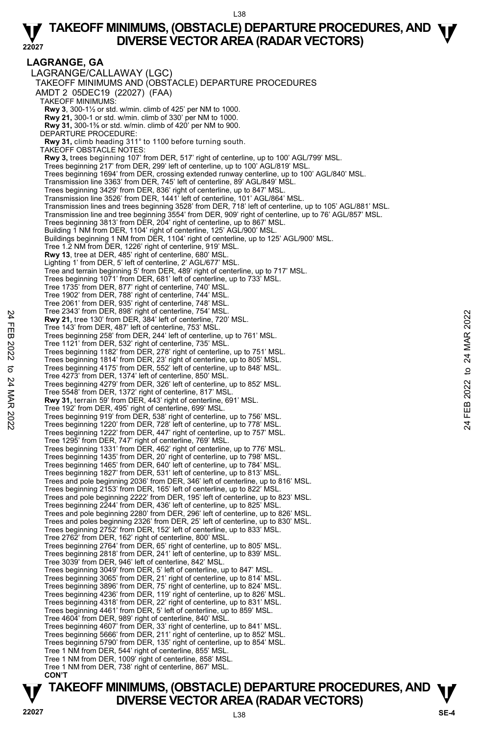## LAGRANGE, GA

LAGRANGE/CALLAWAY (LGC)

TAKEOFF MINIMUMS AND (OBSTACLE) DEPARTURE PROCEDURES

AMDT 2 05DEC19 (22027) (FAA)

TAKEOFF MINIMUMS:

**Rwy 3**, 300-1½ or std. w/min. climb of 425' per NM to 1000.
**Rwy 21,** 300-1 or std. w/min. climb of 330' per NM to 1000.
**Rwy 31,** 300-1⅜ or std. w/min. climb of 420' per NM to 900.

DEPARTURE PROCEDURE:

**Rwy 31,** climb heading 311° to 1100 before turning south.

TAKEOFF OBSTACLE NOTES:

**Rwy 3,** trees beginning 107' from DER, 517' right of centerline, up to 100' AGL/799' MSL.
Trees beginning 217' from DER, 299' left of centerline, up to 100' AGL/819' MSL.
Trees beginning 1694' from DER, crossing extended runway centerline, up to 100' AGL/840' MSL.
Transmission line 3363' from DER, 745' left of centerline, 89' AGL/849' MSL.
Trees beginning 3429' from DER, 836' right of centerline, up to 847' MSL.
Transmission line 3526' from DER, 1441' left of centerline, 101' AGL/864' MSL.
Transmission lines and trees beginning 3528' from DER, 718' left of centerline, up to 105' AGL/881' MSL.
Transmission line and tree beginning 3554' from DER, 909' right of centerline, up to 76' AGL/857' MSL.
Trees beginning 3813' from DER, 204' right of centerline, up to 867' MSL.
Building 1 NM from DER, 1104' right of centerline, 125' AGL/900' MSL.
Buildings beginning 1 NM from DER, 1104' right of centerline, up to 125' AGL/900' MSL.
Tree 1.2 NM from DER, 1226' right of centerline, 919' MSL.
**Rwy 13**, tree at DER, 485' right of centerline, 680' MSL.
Lighting 1' from DER, 5' left of centerline, 2' AGL/677' MSL.
Tree and terrain beginning 5' from DER, 489' right of centerline, up to 717' MSL.
Trees beginning 1071' from DER, 681' left of centerline, up to 733' MSL.
Tree 1735' from DER, 877' right of centerline, 740' MSL.
Tree 1902' from DER, 788' right of centerline, 744' MSL.
Tree 2061' from DER, 935' right of centerline, 748' MSL.
Tree 2343' from DER, 898' right of centerline, 754' MSL.
**Rwy 21,** tree 130' from DER, 384' left of centerline, 720' MSL.
Tree 143' from DER, 487' left of centerline, 753' MSL.
Trees beginning 258' from DER, 244' left of centerline, up to 761' MSL.
Tree 1121' from DER, 532' right of centerline, 735' MSL.
Trees beginning 1182' from DER, 278' right of centerline, up to 751' MSL.
Trees beginning 1814' from DER, 23' right of centerline, up to 805' MSL.
Trees beginning 4175' from DER, 552' left of centerline, up to 848' MSL.
Tree 4273' from DER, 1374' left of centerline, 850' MSL.
Trees beginning 4279' from DER, 326' left of centerline, up to 852' MSL.
Tree 5548' from DER, 1372' right of centerline, 817' MSL.
**Rwy 31,** terrain 59' from DER, 443' right of centerline, 691' MSL.
Tree 192' from DER, 495' right of centerline, 699' MSL.
Trees beginning 919' from DER, 538' right of centerline, up to 756' MSL.
Trees beginning 1220' from DER, 728' left of centerline, up to 778' MSL.
Trees beginning 1222' from DER, 447' right of centerline, up to 757' MSL.
Tree 1295' from DER, 747' right of centerline, 769' MSL.
Trees beginning 1331' from DER, 462' right of centerline, up to 776' MSL.
Trees beginning 1435' from DER, 20' right of centerline, up to 798' MSL.
Trees beginning 1465' from DER, 640' left of centerline, up to 784' MSL.
Trees beginning 1827' from DER, 531' left of centerline, up to 813' MSL.
Trees and pole beginning 2036' from DER, 346' left of centerline, up to 816' MSL.
Trees beginning 2153' from DER, 165' left of centerline, up to 822' MSL.
Trees and pole beginning 2222' from DER, 195' left of centerline, up to 823' MSL.
Trees beginning 2244' from DER, 436' left of centerline, up to 825' MSL.
Trees and pole beginning 2280' from DER, 296' left of centerline, up to 826' MSL.
Trees and poles beginning 2326' from DER, 25' left of centerline, up to 830' MSL.
Trees beginning 2752' from DER, 152' left of centerline, up to 833' MSL.
Tree 2762' from DER, 162' right of centerline, 800' MSL.
Trees beginning 2764' from DER, 65' right of centerline, up to 805' MSL.
Trees beginning 2818' from DER, 241' left of centerline, up to 839' MSL.
Tree 3039' from DER, 946' left of centerline, 842' MSL.
Trees beginning 3049' from DER, 5' left of centerline, up to 847' MSL.
Trees beginning 3065' from DER, 21' right of centerline, up to 814' MSL.
Trees beginning 3896' from DER, 75' right of centerline, up to 824' MSL.
Trees beginning 4236' from DER, 119' right of centerline, up to 826' MSL.
Trees beginning 4318' from DER, 22' right of centerline, up to 831' MSL.
Trees beginning 4461' from DER, 5' left of centerline, up to 859' MSL.
Tree 4604' from DER, 989' right of centerline, 840' MSL.
Trees beginning 4607' from DER, 33' right of centerline, up to 841' MSL.
Trees beginning 5666' from DER, 211' right of centerline, up to 852' MSL.
Trees beginning 5790' from DER, 135' right of centerline, up to 854' MSL.
Tree 1 NM from DER, 544' right of centerline, 855' MSL.
Tree 1 NM from DER, 1009' right of centerline, 858' MSL.
Tree 1 NM from DER, 738' right of centerline, 867' MSL.

**CON'T**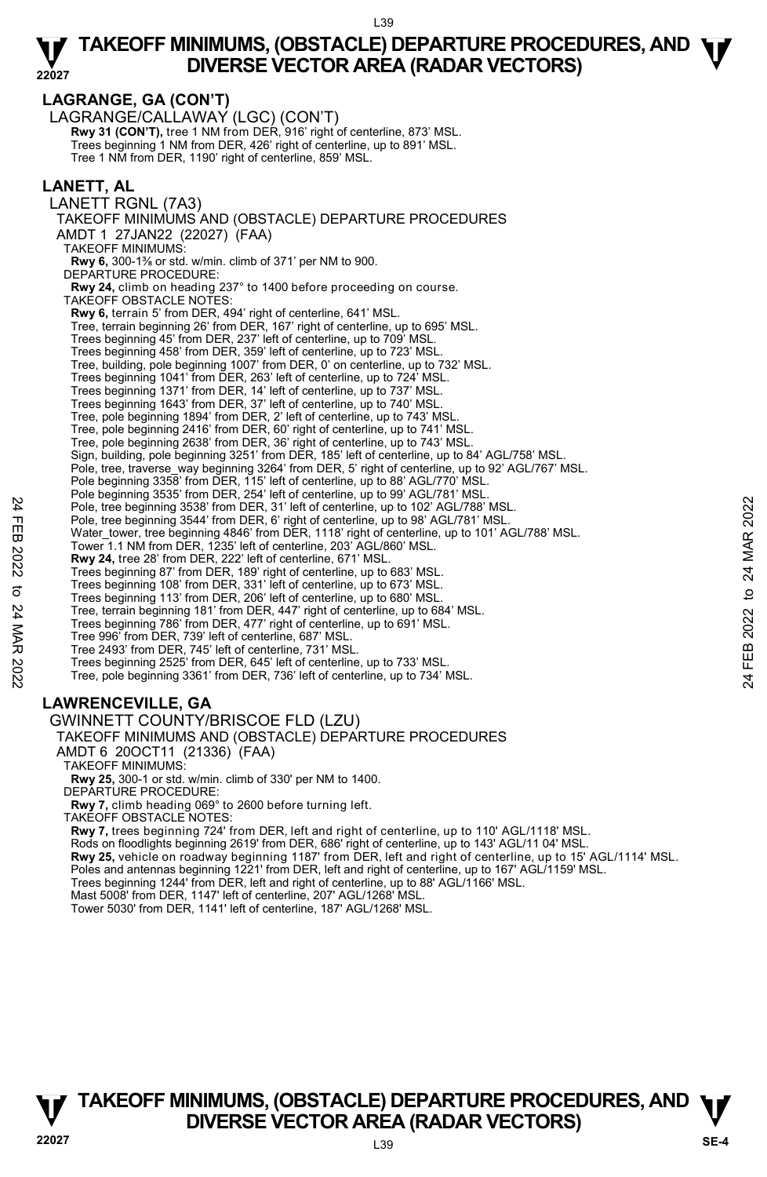## LAGRANGE, GA (CON'T)

LAGRANGE/CALLAWAY (LGC) (CON'T)

**Rwy 31 (CON'T),** tree 1 NM from DER, 916' right of centerline, 873' MSL.
Trees beginning 1 NM from DER, 426' right of centerline, up to 891' MSL.
Tree 1 NM from DER, 1190' right of centerline, 859' MSL.

## LANETT, AL

LANETT RGNL (7A3)

TAKEOFF MINIMUMS AND (OBSTACLE) DEPARTURE PROCEDURES

AMDT 1 27JAN22 (22027) (FAA)

TAKEOFF MINIMUMS:

**Rwy 6,** 300-1⅜ or std. w/min. climb of 371' per NM to 900.

DEPARTURE PROCEDURE:

**Rwy 24,** climb on heading 237° to 1400 before proceeding on course.

TAKEOFF OBSTACLE NOTES:

**Rwy 6,** terrain 5' from DER, 494' right of centerline, 641' MSL.
Tree, terrain beginning 26' from DER, 167' right of centerline, up to 695' MSL.
Trees beginning 45' from DER, 237' left of centerline, up to 709' MSL.
Trees beginning 458' from DER, 359' left of centerline, up to 723' MSL.
Tree, building, pole beginning 1007' from DER, 0' on centerline, up to 732' MSL.
Trees beginning 1041' from DER, 263' left of centerline, up to 724' MSL.
Trees beginning 1371' from DER, 14' left of centerline, up to 737' MSL.
Trees beginning 1643' from DER, 37' left of centerline, up to 740' MSL.
Tree, pole beginning 1894' from DER, 2' left of centerline, up to 743' MSL.
Tree, pole beginning 2416' from DER, 60' right of centerline, up to 741' MSL.
Tree, pole beginning 2638' from DER, 36' right of centerline, up to 743' MSL.
Sign, building, pole beginning 3251' from DER, 185' left of centerline, up to 84' AGL/758' MSL.
Pole, tree, traverse_way beginning 3264' from DER, 5' right of centerline, up to 92' AGL/767' MSL.
Pole beginning 3358' from DER, 115' left of centerline, up to 88' AGL/770' MSL.
Pole beginning 3535' from DER, 254' left of centerline, up to 99' AGL/781' MSL.
Pole, tree beginning 3538' from DER, 31' left of centerline, up to 102' AGL/788' MSL.
Pole, tree beginning 3544' from DER, 6' right of centerline, up to 98' AGL/781' MSL.
Water_tower, tree beginning 4846' from DER, 1118' right of centerline, up to 101' AGL/788' MSL.
Tower 1.1 NM from DER, 1235' left of centerline, 203' AGL/860' MSL.

**Rwy 24,** tree 28' from DER, 222' left of centerline, 671' MSL.
Trees beginning 87' from DER, 189' right of centerline, up to 683' MSL.
Trees beginning 108' from DER, 331' left of centerline, up to 673' MSL.
Trees beginning 113' from DER, 206' left of centerline, up to 680' MSL.
Tree, terrain beginning 181' from DER, 447' right of centerline, up to 684' MSL.
Trees beginning 786' from DER, 477' right of centerline, up to 691' MSL.
Tree 996' from DER, 739' left of centerline, 687' MSL.
Tree 2493' from DER, 745' left of centerline, 731' MSL.
Trees beginning 2525' from DER, 645' left of centerline, up to 733' MSL.
Tree, pole beginning 3361' from DER, 736' left of centerline, up to 734' MSL.

## LAWRENCEVILLE, GA

GWINNETT COUNTY/BRISCOE FLD (LZU)

TAKEOFF MINIMUMS AND (OBSTACLE) DEPARTURE PROCEDURES

AMDT 6 20OCT11 (21336) (FAA)

TAKEOFF MINIMUMS:

**Rwy 25,** 300-1 or std. w/min. climb of 330' per NM to 1400.

DEPARTURE PROCEDURE:

**Rwy 7,** climb heading 069° to 2600 before turning left.

TAKEOFF OBSTACLE NOTES:

**Rwy 7,** trees beginning 724' from DER, left and right of centerline, up to 110' AGL/1118' MSL.
Rods on floodlights beginning 2619' from DER, 686' right of centerline, up to 143' AGL/11 04' MSL.

**Rwy 25,** vehicle on roadway beginning 1187' from DER, left and right of centerline, up to 15' AGL/1114' MSL.
Poles and antennas beginning 1221' from DER, left and right of centerline, up to 167' AGL/1159' MSL.
Trees beginning 1244' from DER, left and right of centerline, up to 88' AGL/1166' MSL.
Mast 5008' from DER, 1147' left of centerline, 207' AGL/1268' MSL.
Tower 5030' from DER, 1141' left of centerline, 187' AGL/1268' MSL.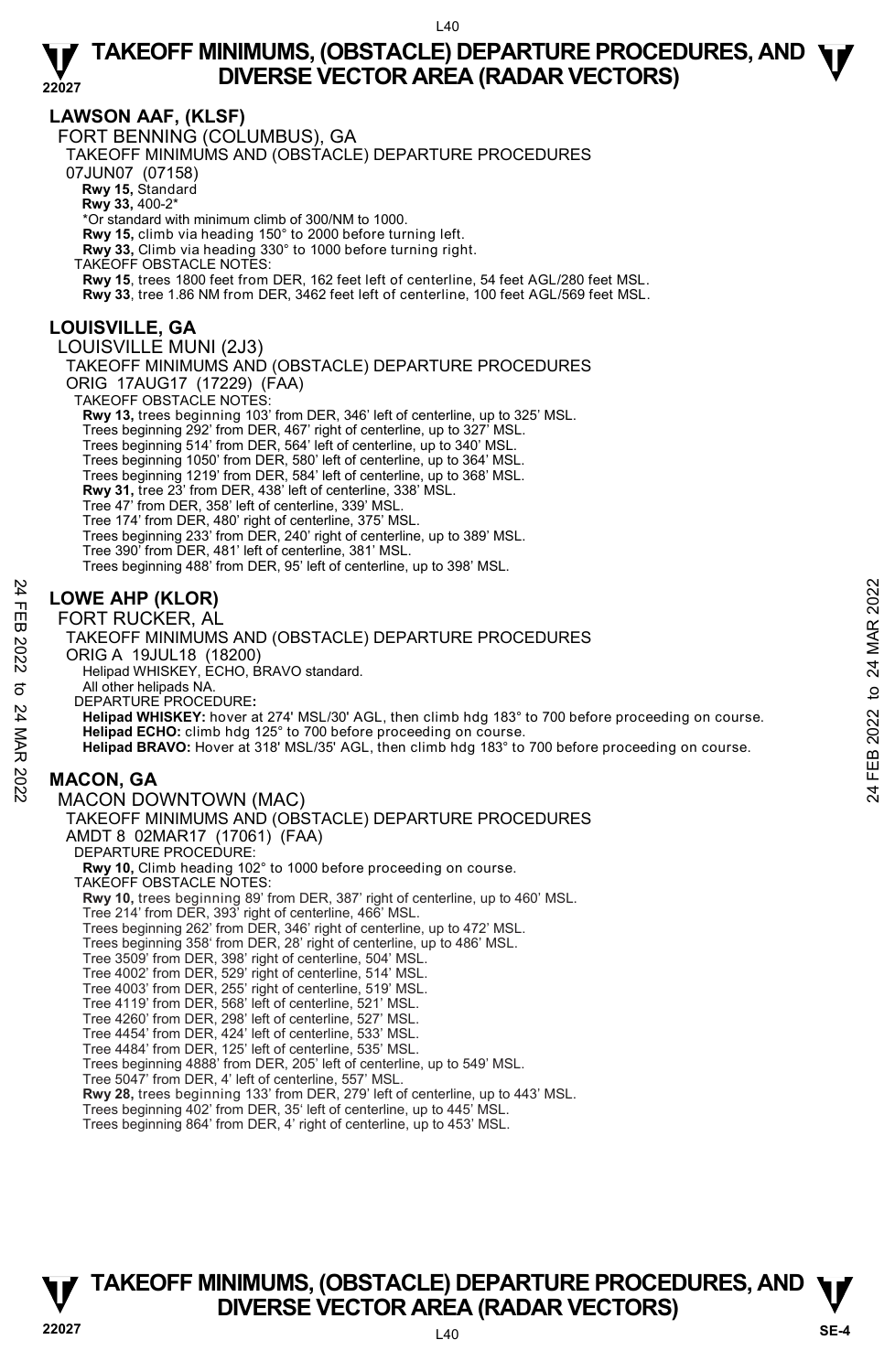## LAWSON AAF, (KLSF)

FORT BENNING (COLUMBUS), GA

TAKEOFF MINIMUMS AND (OBSTACLE) DEPARTURE PROCEDURES

07JUN07 (07158)

**Rwy 15,** Standard

**Rwy 33,** 400-2*

*Or standard with minimum climb of 300/NM to 1000.

**Rwy 15,** climb via heading 150° to 2000 before turning left.

**Rwy 33,** Climb via heading 330° to 1000 before turning right.

TAKEOFF OBSTACLE NOTES:

**Rwy 15**, trees 1800 feet from DER, 162 feet left of centerline, 54 feet AGL/280 feet MSL.

**Rwy 33**, tree 1.86 NM from DER, 3462 feet left of centerline, 100 feet AGL/569 feet MSL.

## LOUISVILLE, GA

LOUISVILLE MUNI (2J3)

TAKEOFF MINIMUMS AND (OBSTACLE) DEPARTURE PROCEDURES

ORIG 17AUG17 (17229) (FAA)

TAKEOFF OBSTACLE NOTES:

**Rwy 13,** trees beginning 103' from DER, 346' left of centerline, up to 325' MSL.
Trees beginning 292' from DER, 467' right of centerline, up to 327' MSL.
Trees beginning 514' from DER, 564' left of centerline, up to 340' MSL.
Trees beginning 1050' from DER, 580' left of centerline, up to 364' MSL.
Trees beginning 1219' from DER, 584' left of centerline, up to 368' MSL.

**Rwy 31,** tree 23' from DER, 438' left of centerline, 338' MSL.
Tree 47' from DER, 358' left of centerline, 339' MSL.
Tree 174' from DER, 480' right of centerline, 375' MSL.
Trees beginning 233' from DER, 240' right of centerline, up to 389' MSL.
Tree 390' from DER, 481' left of centerline, 381' MSL.
Trees beginning 488' from DER, 95' left of centerline, up to 398' MSL.

## LOWE AHP (KLOR)

FORT RUCKER, AL

TAKEOFF MINIMUMS AND (OBSTACLE) DEPARTURE PROCEDURES

ORIG A 19JUL18 (18200)

Helipad WHISKEY, ECHO, BRAVO standard.

All other helipads NA.

DEPARTURE PROCEDURE**:**

**Helipad WHISKEY:** hover at 274' MSL/30' AGL, then climb hdg 183° to 700 before proceeding on course.

**Helipad ECHO:** climb hdg 125° to 700 before proceeding on course.

**Helipad BRAVO:** Hover at 318' MSL/35' AGL, then climb hdg 183° to 700 before proceeding on course.

## MACON, GA

MACON DOWNTOWN (MAC)

TAKEOFF MINIMUMS AND (OBSTACLE) DEPARTURE PROCEDURES

AMDT 8 02MAR17 (17061) (FAA)

DEPARTURE PROCEDURE:

**Rwy 10,** Climb heading 102° to 1000 before proceeding on course.

TAKEOFF OBSTACLE NOTES:

**Rwy 10,** trees beginning 89' from DER, 387' right of centerline, up to 460' MSL.
Tree 214' from DER, 393' right of centerline, 466' MSL.
Trees beginning 262' from DER, 346' right of centerline, up to 472' MSL.
Trees beginning 358' from DER, 28' right of centerline, up to 486' MSL.
Tree 3509' from DER, 398' right of centerline, 504' MSL.
Tree 4002' from DER, 529' right of centerline, 514' MSL.
Tree 4003' from DER, 255' right of centerline, 519' MSL.
Tree 4119' from DER, 568' left of centerline, 521' MSL.
Tree 4260' from DER, 298' left of centerline, 527' MSL.
Tree 4454' from DER, 424' left of centerline, 533' MSL.
Tree 4484' from DER, 125' left of centerline, 535' MSL.
Trees beginning 4888' from DER, 205' left of centerline, up to 549' MSL.
Tree 5047' from DER, 4' left of centerline, 557' MSL.

**Rwy 28,** trees beginning 133' from DER, 279' left of centerline, up to 443' MSL.
Trees beginning 402' from DER, 35' left of centerline, up to 445' MSL.
Trees beginning 864' from DER, 4' right of centerline, up to 453' MSL.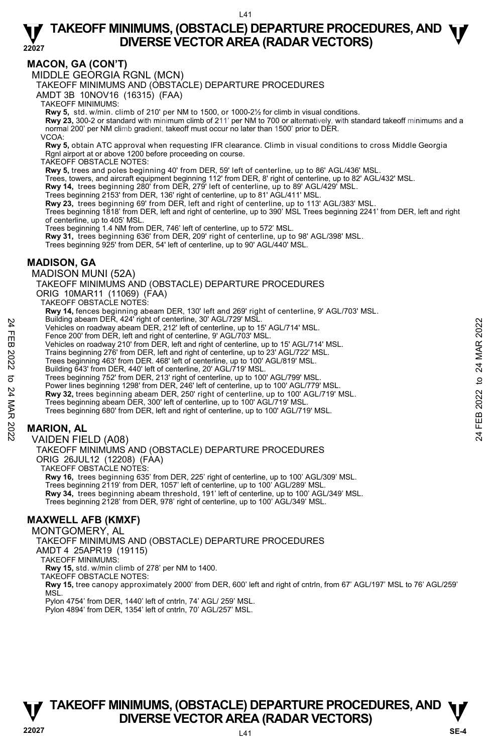## MACON, GA (CON'T)

MIDDLE GEORGIA RGNL (MCN)

TAKEOFF MINIMUMS AND (OBSTACLE) DEPARTURE PROCEDURES

AMDT 3B 10NOV16 (16315) (FAA)

TAKEOFF MINIMUMS:

**Rwy 5,** std. w/min. climb of 210' per NM to 1500, or 1000-2½ for climb in visual conditions.

**Rwy 23,** 300-2 or standard with minimum climb of 211' per NM to 700 or alternatively, with standard takeoff minimums and a normal 200' per NM climb gradient, takeoff must occur no later than 1500' prior to DER.

VCOA:

**Rwy 5,** obtain ATC approval when requesting IFR clearance. Climb in visual conditions to cross Middle Georgia Rgnl airport at or above 1200 before proceeding on course.

TAKEOFF OBSTACLE NOTES:

**Rwy 5,** trees and poles beginning 40' from DER, 59' left of centerline, up to 86' AGL/436' MSL.

Trees, towers, and aircraft equipment beginning 112' from DER, 8' right of centerline, up to 82' AGL/432' MSL.

**Rwy 14,** trees beginning 280' from DER, 279' left of centerline, up to 89' AGL/429' MSL.

Trees beginning 2153' from DER, 136' right of centerline, up to 81' AGL/411' MSL.

**Rwy 23,** trees beginning 69' from DER, left and right of centerline, up to 113' AGL/383' MSL.

Trees beginning 1818' from DER, left and right of centerline, up to 390' MSL Trees beginning 2241' from DER, left and right of centerline, up to 405' MSL.

Trees beginning 1.4 NM from DER, 746' left of centerline, up to 572' MSL.

**Rwy 31,** trees beginning 636' from DER, 209' right of centerline, up to 98' AGL/398' MSL.

Trees beginning 925' from DER, 54' left of centerline, up to 90' AGL/440' MSL.

## MADISON, GA

MADISON MUNI (52A)

TAKEOFF MINIMUMS AND (OBSTACLE) DEPARTURE PROCEDURES

ORIG 10MAR11 (11069) (FAA)

TAKEOFF OBSTACLE NOTES:

**Rwy 14,** fences beginning abeam DER, 130' left and 269' right of centerline, 9' AGL/703' MSL.

Building abeam DER, 424' right of centerline, 30' AGL/729' MSL.

Vehicles on roadway abeam DER, 212' left of centerline, up to 15' AGL/714' MSL.

Fence 200' from DER, left and right of centerline, 9' AGL/703' MSL.

Vehicles on roadway 210' from DER, left and right of centerline, up to 15' AGL/714' MSL.

Trains beginning 276' from DER, left and right of centerline, up to 23' AGL/722' MSL.

Trees beginning 463' from DER. 468' left of centerline, up to 100' AGL/819' MSL.

Building 643' from DER, 440' left of centerline, 20' AGL/719' MSL.

Trees beginning 752' from DER, 213' right of centerline, up to 100' AGL/799' MSL.

Power lines beginning 1298' from DER, 246' left of centerline, up to 100' AGL/779' MSL.

**Rwy 32,** trees beginning abeam DER, 250' right of centerline, up to 100' AGL/719' MSL.

Trees beginning abeam DER, 300' left of centerline, up to 100' AGL/719' MSL.

Trees beginning 680' from DER, left and right of centerline, up to 100' AGL/719' MSL.

## MARION, AL

VAIDEN FIELD (A08)

TAKEOFF MINIMUMS AND (OBSTACLE) DEPARTURE PROCEDURES

ORIG 26JUL12 (12208) (FAA)

TAKEOFF OBSTACLE NOTES:

**Rwy 16,** trees beginning 635' from DER, 225' right of centerline, up to 100' AGL/309' MSL.

Trees beginning 2119' from DER, 1057' left of centerline, up to 100' AGL/289' MSL.

**Rwy 34,** trees beginning abeam threshold, 191' left of centerline, up to 100' AGL/349' MSL.

Trees beginning 2128' from DER, 978' right of centerline, up to 100' AGL/349' MSL.

## MAXWELL AFB (KMXF)

MONTGOMERY, AL

TAKEOFF MINIMUMS AND (OBSTACLE) DEPARTURE PROCEDURES

AMDT 4 25APR19 (19115)

TAKEOFF MINIMUMS:

**Rwy 15,** std. w/min climb of 278' per NM to 1400.

TAKEOFF OBSTACLE NOTES:

**Rwy 15,** tree canopy approximately 2000' from DER, 600' left and right of cntrln, from 67' AGL/197' MSL to 76' AGL/259' MSL.

Pylon 4754' from DER, 1440' left of cntrln, 74' AGL/ 259' MSL.

Pylon 4894' from DER, 1354' left of cntrln, 70' AGL/257' MSL.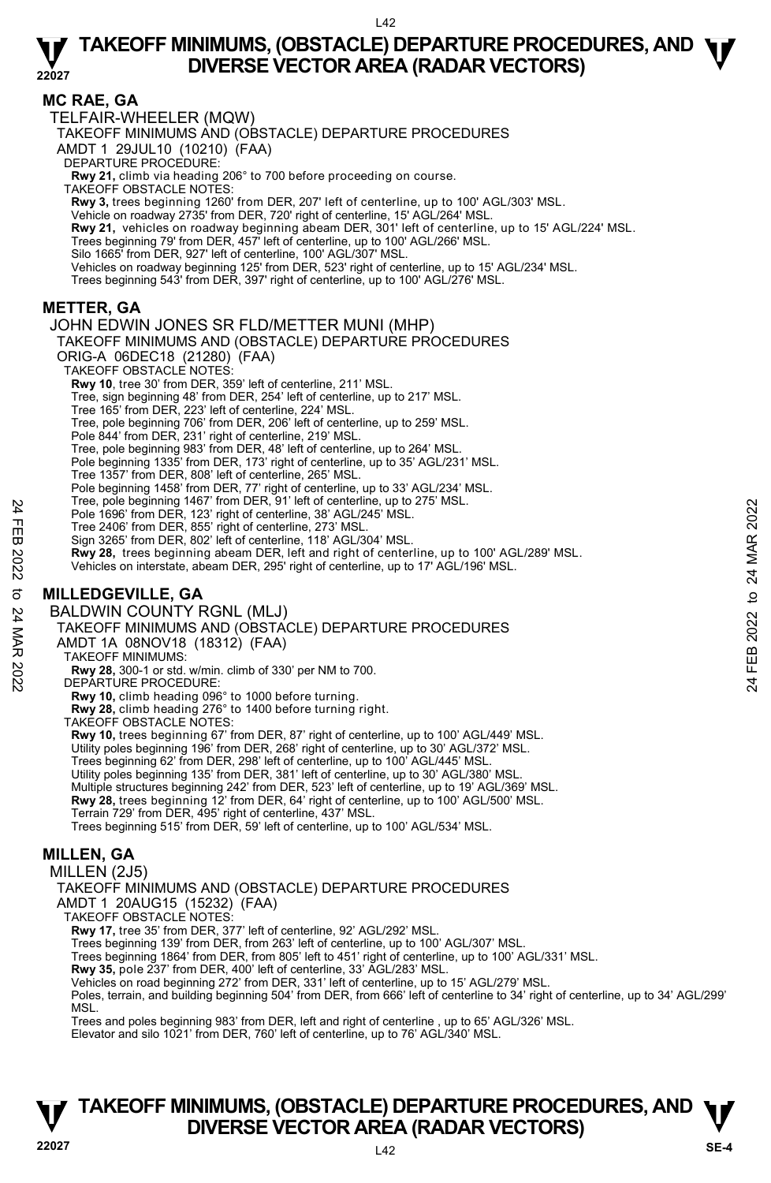## MC RAE, GA

### TELFAIR-WHEELER (MQW)

TAKEOFF MINIMUMS AND (OBSTACLE) DEPARTURE PROCEDURES
AMDT 1 29JUL10 (10210) (FAA)

DEPARTURE PROCEDURE:
**Rwy 21,** climb via heading 206° to 700 before proceeding on course.

TAKEOFF OBSTACLE NOTES:
**Rwy 3,** trees beginning 1260' from DER, 207' left of centerline, up to 100' AGL/303' MSL.
Vehicle on roadway 2735' from DER, 720' right of centerline, 15' AGL/264' MSL.
**Rwy 21,** vehicles on roadway beginning abeam DER, 301' left of centerline, up to 15' AGL/224' MSL.
Trees beginning 79' from DER, 457' left of centerline, up to 100' AGL/266' MSL.
Silo 1665' from DER, 927' left of centerline, 100' AGL/307' MSL.
Vehicles on roadway beginning 125' from DER, 523' right of centerline, up to 15' AGL/234' MSL.
Trees beginning 543' from DER, 397' right of centerline, up to 100' AGL/276' MSL.

## METTER, GA

### JOHN EDWIN JONES SR FLD/METTER MUNI (MHP)

TAKEOFF MINIMUMS AND (OBSTACLE) DEPARTURE PROCEDURES
ORIG-A 06DEC18 (21280) (FAA)

TAKEOFF OBSTACLE NOTES:
**Rwy 10,** tree 30' from DER, 359' left of centerline, 211' MSL.
Tree, sign beginning 48' from DER, 254' left of centerline, up to 217' MSL.
Tree 165' from DER, 223' left of centerline, 224' MSL.
Tree, pole beginning 706' from DER, 206' left of centerline, up to 259' MSL.
Pole 844' from DER, 231' right of centerline, 219' MSL.
Tree, pole beginning 983' from DER, 48' left of centerline, up to 264' MSL.
Pole beginning 1335' from DER, 173' right of centerline, up to 35' AGL/231' MSL.
Tree 1357' from DER, 808' left of centerline, 265' MSL.
Pole beginning 1458' from DER, 77' right of centerline, up to 33' AGL/234' MSL.
Tree, pole beginning 1467' from DER, 91' left of centerline, up to 275' MSL.
Pole 1696' from DER, 123' right of centerline, 38' AGL/245' MSL.
Tree 2406' from DER, 855' right of centerline, 273' MSL.
Sign 3265' from DER, 802' left of centerline, 118' AGL/304' MSL.
**Rwy 28,** trees beginning abeam DER, left and right of centerline, up to 100' AGL/289' MSL.
Vehicles on interstate, abeam DER, 295' right of centerline, up to 17' AGL/196' MSL.

## MILLEDGEVILLE, GA

### BALDWIN COUNTY RGNL (MLJ)

TAKEOFF MINIMUMS AND (OBSTACLE) DEPARTURE PROCEDURES
AMDT 1A 08NOV18 (18312) (FAA)

TAKEOFF MINIMUMS:
**Rwy 28,** 300-1 or std. w/min. climb of 330' per NM to 700.

DEPARTURE PROCEDURE:
**Rwy 10,** climb heading 096° to 1000 before turning.
**Rwy 28,** climb heading 276° to 1400 before turning right.

TAKEOFF OBSTACLE NOTES:
**Rwy 10,** trees beginning 67' from DER, 87' right of centerline, up to 100' AGL/449' MSL.
Utility poles beginning 196' from DER, 268' right of centerline, up to 30' AGL/372' MSL.
Trees beginning 62' from DER, 298' left of centerline, up to 100' AGL/445' MSL.
Utility poles beginning 135' from DER, 381' left of centerline, up to 30' AGL/380' MSL.
Multiple structures beginning 242' from DER, 523' left of centerline, up to 19' AGL/369' MSL.
**Rwy 28,** trees beginning 12' from DER, 64' right of centerline, up to 100' AGL/500' MSL.
Terrain 729' from DER, 495' right of centerline, 437' MSL.
Trees beginning 515' from DER, 59' left of centerline, up to 100' AGL/534' MSL.

## MILLEN, GA

### MILLEN (2J5)

TAKEOFF MINIMUMS AND (OBSTACLE) DEPARTURE PROCEDURES
AMDT 1 20AUG15 (15232) (FAA)

TAKEOFF OBSTACLE NOTES:
**Rwy 17,** tree 35' from DER, 377' left of centerline, 92' AGL/292' MSL.
Trees beginning 139' from DER, from 263' left of centerline, up to 100' AGL/307' MSL.
Trees beginning 1864' from DER, from 805' left to 451' right of centerline, up to 100' AGL/331' MSL.
**Rwy 35,** pole 237' from DER, 400' left of centerline, 33' AGL/283' MSL.
Vehicles on road beginning 272' from DER, 331' left of centerline, up to 15' AGL/279' MSL.
Poles, terrain, and building beginning 504' from DER, from 666' left of centerline to 34' right of centerline, up to 34' AGL/299' MSL.
Trees and poles beginning 983' from DER, left and right of centerline , up to 65' AGL/326' MSL.
Elevator and silo 1021' from DER, 760' left of centerline, up to 76' AGL/340' MSL.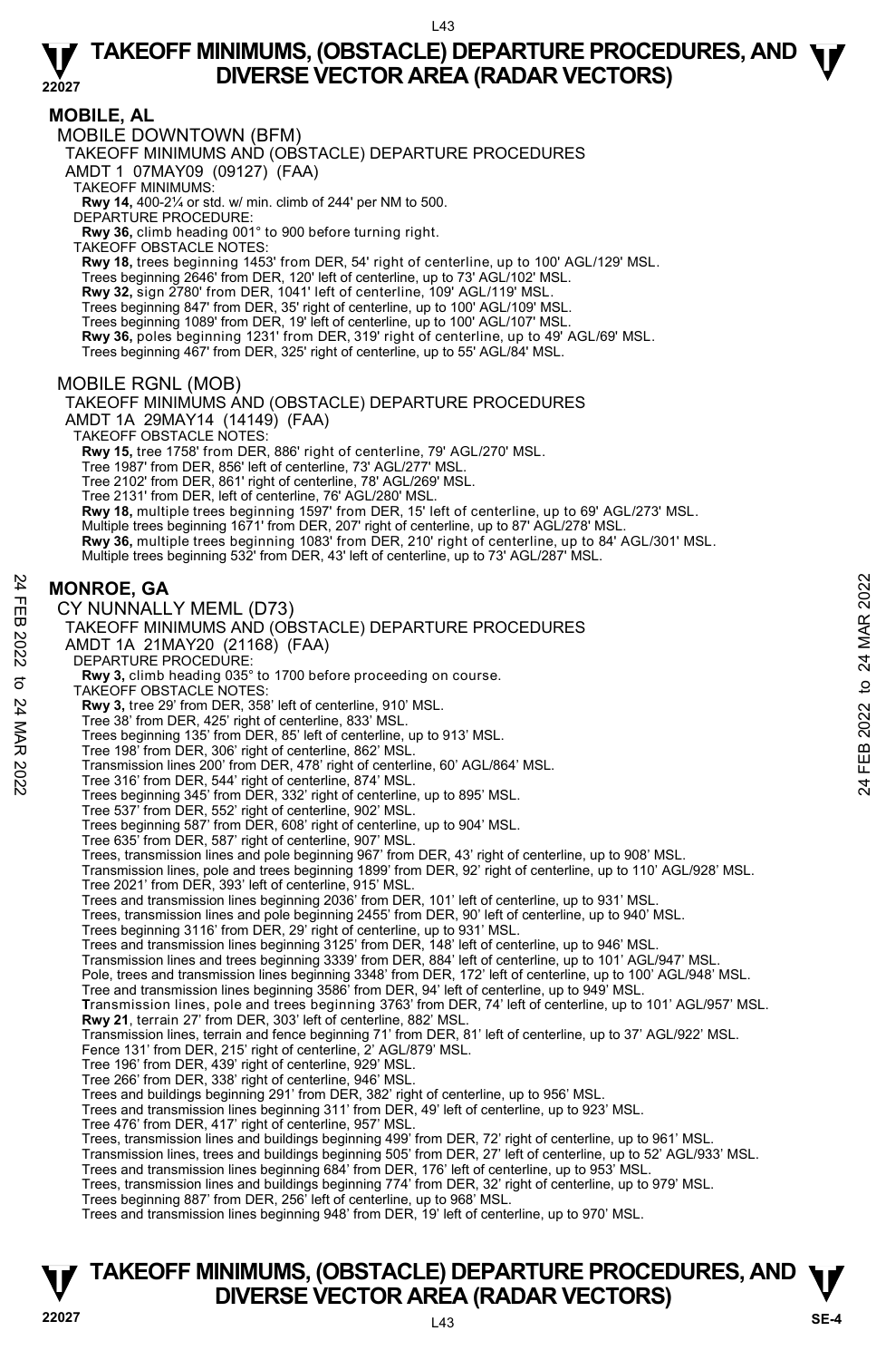# TAKEOFF MINIMUMS, (OBSTACLE) DEPARTURE PROCEDURES, AND DIVERSE VECTOR AREA (RADAR VECTORS)

## MOBILE, AL

### MOBILE DOWNTOWN (BFM)

TAKEOFF MINIMUMS AND (OBSTACLE) DEPARTURE PROCEDURES
AMDT 1 07MAY09 (09127) (FAA)

TAKEOFF MINIMUMS:
**Rwy 14,** 400-2¼ or std. w/ min. climb of 244' per NM to 500.

DEPARTURE PROCEDURE:
**Rwy 36,** climb heading 001° to 900 before turning right.

TAKEOFF OBSTACLE NOTES:
**Rwy 18,** trees beginning 1453' from DER, 54' right of centerline, up to 100' AGL/129' MSL.
Trees beginning 2646' from DER, 120' left of centerline, up to 73' AGL/102' MSL.
**Rwy 32,** sign 2780' from DER, 1041' left of centerline, 109' AGL/119' MSL.
Trees beginning 847' from DER, 35' right of centerline, up to 100' AGL/109' MSL.
Trees beginning 1089' from DER, 19' left of centerline, up to 100' AGL/107' MSL.
**Rwy 36,** poles beginning 1231' from DER, 319' right of centerline, up to 49' AGL/69' MSL.
Trees beginning 467' from DER, 325' right of centerline, up to 55' AGL/84' MSL.

### MOBILE RGNL (MOB)

TAKEOFF MINIMUMS AND (OBSTACLE) DEPARTURE PROCEDURES
AMDT 1A 29MAY14 (14149) (FAA)

TAKEOFF OBSTACLE NOTES:
**Rwy 15,** tree 1758' from DER, 886' right of centerline, 79' AGL/270' MSL.
Tree 1987' from DER, 856' left of centerline, 73' AGL/277' MSL.
Tree 2102' from DER, 861' right of centerline, 78' AGL/269' MSL.
Tree 2131' from DER, left of centerline, 76' AGL/280' MSL.
**Rwy 18,** multiple trees beginning 1597' from DER, 15' left of centerline, up to 69' AGL/273' MSL.
Multiple trees beginning 1671' from DER, 207' right of centerline, up to 87' AGL/278' MSL.
**Rwy 36,** multiple trees beginning 1083' from DER, 210' right of centerline, up to 84' AGL/301' MSL.
Multiple trees beginning 532' from DER, 43' left of centerline, up to 73' AGL/287' MSL.

## MONROE, GA

### CY NUNNALLY MEML (D73)

TAKEOFF MINIMUMS AND (OBSTACLE) DEPARTURE PROCEDURES
AMDT 1A 21MAY20 (21168) (FAA)

DEPARTURE PROCEDURE:
**Rwy 3,** climb heading 035° to 1700 before proceeding on course.

TAKEOFF OBSTACLE NOTES:
**Rwy 3,** tree 29' from DER, 358' left of centerline, 910' MSL.
Tree 38' from DER, 425' right of centerline, 833' MSL.
Trees beginning 135' from DER, 85' left of centerline, up to 913' MSL.
Tree 198' from DER, 306' right of centerline, 862' MSL.
Transmission lines 200' from DER, 478' right of centerline, 60' AGL/864' MSL.
Tree 316' from DER, 544' right of centerline, 874' MSL.
Trees beginning 345' from DER, 332' right of centerline, up to 895' MSL.
Tree 537' from DER, 552' right of centerline, 902' MSL.
Trees beginning 587' from DER, 608' right of centerline, up to 904' MSL.
Tree 635' from DER, 587' right of centerline, 907' MSL.
Trees, transmission lines and pole beginning 967' from DER, 43' right of centerline, up to 908' MSL.
Transmission lines, pole and trees beginning 1899' from DER, 92' right of centerline, up to 110' AGL/928' MSL.
Tree 2021' from DER, 393' left of centerline, 915' MSL.
Trees and transmission lines beginning 2036' from DER, 101' left of centerline, up to 931' MSL.
Trees, transmission lines and pole beginning 2455' from DER, 90' left of centerline, up to 940' MSL.
Trees beginning 3116' from DER, 29' right of centerline, up to 931' MSL.
Trees and transmission lines beginning 3125' from DER, 148' left of centerline, up to 946' MSL.
Transmission lines and trees beginning 3339' from DER, 884' left of centerline, up to 101' AGL/947' MSL.
Pole, trees and transmission lines beginning 3348' from DER, 172' left of centerline, up to 100' AGL/948' MSL.
Tree and transmission lines beginning 3586' from DER, 94' left of centerline, up to 949' MSL.
Transmission lines, pole and trees beginning 3763' from DER, 74' left of centerline, up to 101' AGL/957' MSL.
**Rwy 21**, terrain 27' from DER, 303' left of centerline, 882' MSL.
Transmission lines, terrain and fence beginning 71' from DER, 81' left of centerline, up to 37' AGL/922' MSL.
Fence 131' from DER, 215' right of centerline, 2' AGL/879' MSL.
Tree 196' from DER, 439' right of centerline, 929' MSL.
Tree 266' from DER, 338' right of centerline, 946' MSL.
Trees and buildings beginning 291' from DER, 382' right of centerline, up to 956' MSL.
Trees and transmission lines beginning 311' from DER, 49' left of centerline, up to 923' MSL.
Tree 476' from DER, 417' right of centerline, 957' MSL.
Trees, transmission lines and buildings beginning 499' from DER, 72' right of centerline, up to 961' MSL.
Transmission lines, trees and buildings beginning 505' from DER, 27' left of centerline, up to 52' AGL/933' MSL.
Trees and transmission lines beginning 684' from DER, 176' left of centerline, up to 953' MSL.
Trees, transmission lines and buildings beginning 774' from DER, 32' right of centerline, up to 979' MSL.
Trees beginning 887' from DER, 256' left of centerline, up to 968' MSL.
Trees and transmission lines beginning 948' from DER, 19' left of centerline, up to 970' MSL.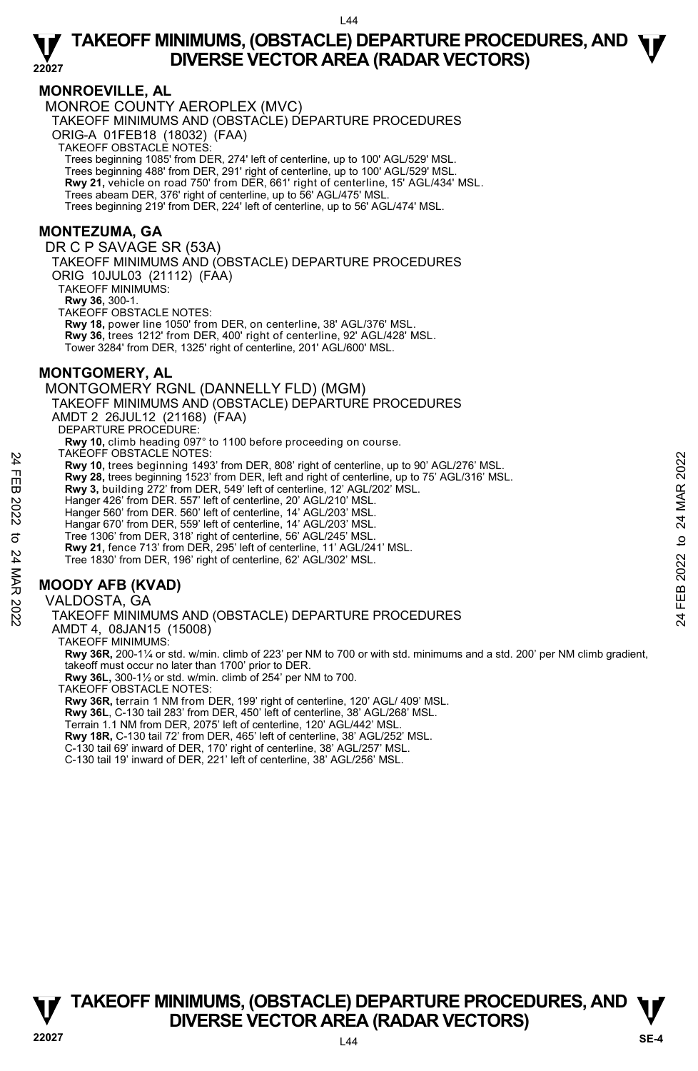# TAKEOFF MINIMUMS, (OBSTACLE) DEPARTURE PROCEDURES, AND DIVERSE VECTOR AREA (RADAR VECTORS)

## MONROEVILLE, AL

MONROE COUNTY AEROPLEX (MVC)

TAKEOFF MINIMUMS AND (OBSTACLE) DEPARTURE PROCEDURES

ORIG-A 01FEB18 (18032) (FAA)

TAKEOFF OBSTACLE NOTES:

Trees beginning 1085' from DER, 274' left of centerline, up to 100' AGL/529' MSL.
Trees beginning 488' from DER, 291' right of centerline, up to 100' AGL/529' MSL.
**Rwy 21,** vehicle on road 750' from DER, 661' right of centerline, 15' AGL/434' MSL.
Trees abeam DER, 376' right of centerline, up to 56' AGL/475' MSL.
Trees beginning 219' from DER, 224' left of centerline, up to 56' AGL/474' MSL.

## MONTEZUMA, GA

DR C P SAVAGE SR (53A)

TAKEOFF MINIMUMS AND (OBSTACLE) DEPARTURE PROCEDURES

ORIG 10JUL03 (21112) (FAA)

TAKEOFF MINIMUMS:

**Rwy 36,** 300-1.

TAKEOFF OBSTACLE NOTES:

**Rwy 18,** power line 1050' from DER, on centerline, 38' AGL/376' MSL.
**Rwy 36,** trees 1212' from DER, 400' right of centerline, 92' AGL/428' MSL.
Tower 3284' from DER, 1325' right of centerline, 201' AGL/600' MSL.

## MONTGOMERY, AL

MONTGOMERY RGNL (DANNELLY FLD) (MGM)

TAKEOFF MINIMUMS AND (OBSTACLE) DEPARTURE PROCEDURES

AMDT 2 26JUL12 (21168) (FAA)

DEPARTURE PROCEDURE:

**Rwy 10,** climb heading 097° to 1100 before proceeding on course.

TAKEOFF OBSTACLE NOTES:

**Rwy 10,** trees beginning 1493' from DER, 808' right of centerline, up to 90' AGL/276' MSL.
**Rwy 28,** trees beginning 1523' from DER, left and right of centerline, up to 75' AGL/316' MSL.
**Rwy 3,** building 272' from DER, 549' left of centerline, 12' AGL/202' MSL.
Hanger 426' from DER. 557' left of centerline, 20' AGL/210' MSL.
Hanger 560' from DER. 560' left of centerline, 14' AGL/203' MSL.
Hangar 670' from DER, 559' left of centerline, 14' AGL/203' MSL.
Tree 1306' from DER, 318' right of centerline, 56' AGL/245' MSL.
**Rwy 21,** fence 713' from DER, 295' left of centerline, 11' AGL/241' MSL.
Tree 1830' from DER, 196' right of centerline, 62' AGL/302' MSL.

## MOODY AFB (KVAD)

VALDOSTA, GA

TAKEOFF MINIMUMS AND (OBSTACLE) DEPARTURE PROCEDURES

AMDT 4, 08JAN15 (15008)

TAKEOFF MINIMUMS:

**Rwy 36R,** 200-1¼ or std. w/min. climb of 223' per NM to 700 or with std. minimums and a std. 200' per NM climb gradient, takeoff must occur no later than 1700' prior to DER.
**Rwy 36L,** 300-1½ or std. w/min. climb of 254' per NM to 700.

TAKEOFF OBSTACLE NOTES:

**Rwy 36R,** terrain 1 NM from DER, 199' right of centerline, 120' AGL/ 409' MSL.
**Rwy 36L**, C-130 tail 283' from DER, 450' left of centerline, 38' AGL/268' MSL.
Terrain 1.1 NM from DER, 2075' left of centerline, 120' AGL/442' MSL.
**Rwy 18R,** C-130 tail 72' from DER, 465' left of centerline, 38' AGL/252' MSL.
C-130 tail 69' inward of DER, 170' right of centerline, 38' AGL/257' MSL.
C-130 tail 19' inward of DER, 221' left of centerline, 38' AGL/256' MSL.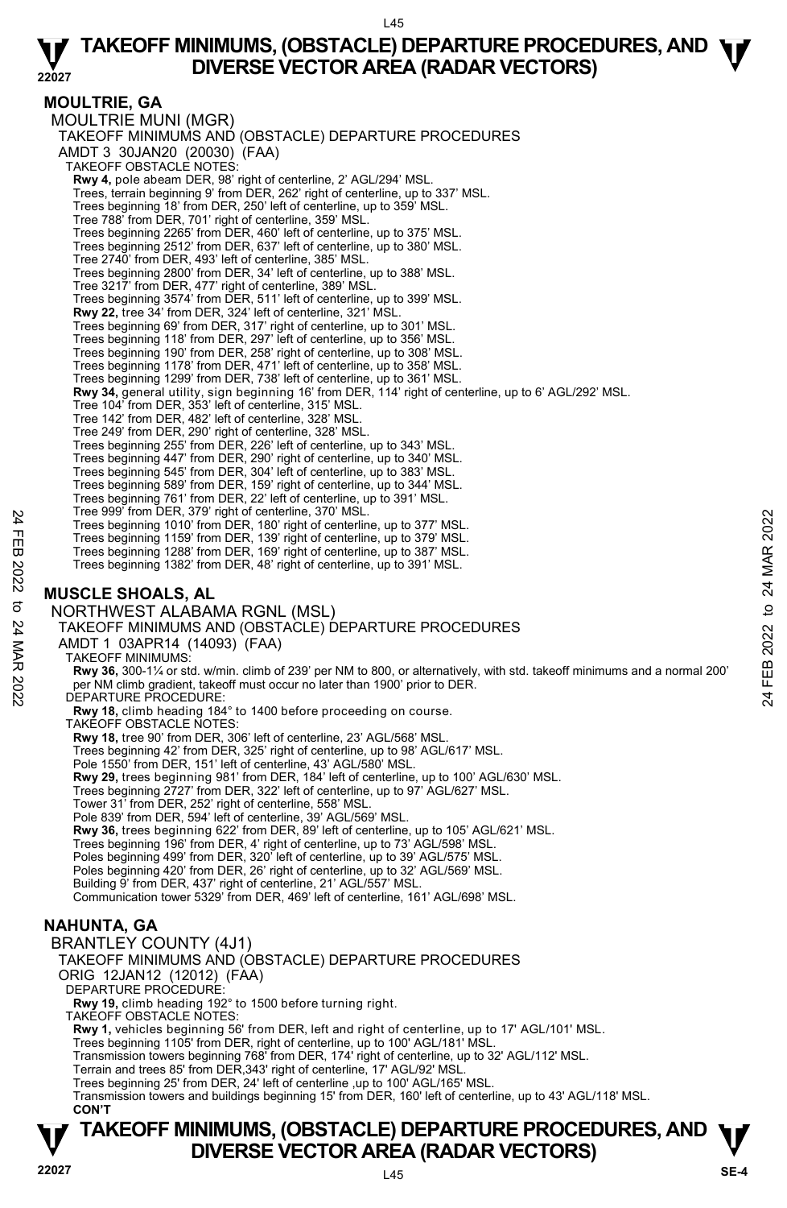## MOULTRIE, GA

MOULTRIE MUNI (MGR)

TAKEOFF MINIMUMS AND (OBSTACLE) DEPARTURE PROCEDURES

AMDT 3 30JAN20 (20030) (FAA)

TAKEOFF OBSTACLE NOTES:

**Rwy 4,** pole abeam DER, 98' right of centerline, 2' AGL/294' MSL.
Trees, terrain beginning 9' from DER, 262' right of centerline, up to 337' MSL.
Trees beginning 18' from DER, 250' left of centerline, up to 359' MSL.
Tree 788' from DER, 701' right of centerline, 359' MSL.
Trees beginning 2265' from DER, 460' left of centerline, up to 375' MSL.
Trees beginning 2512' from DER, 637' left of centerline, up to 380' MSL.
Tree 2740' from DER, 493' left of centerline, 385' MSL.
Trees beginning 2800' from DER, 34' left of centerline, up to 388' MSL.
Tree 3217' from DER, 477' right of centerline, 389' MSL.
Trees beginning 3574' from DER, 511' left of centerline, up to 399' MSL.
**Rwy 22,** tree 34' from DER, 324' left of centerline, 321' MSL.
Trees beginning 69' from DER, 317' right of centerline, up to 301' MSL.
Trees beginning 118' from DER, 297' left of centerline, up to 356' MSL.
Trees beginning 190' from DER, 258' right of centerline, up to 308' MSL.
Trees beginning 1178' from DER, 471' left of centerline, up to 358' MSL.
Trees beginning 1299' from DER, 738' left of centerline, up to 361' MSL.
**Rwy 34,** general utility, sign beginning 16' from DER, 114' right of centerline, up to 6' AGL/292' MSL.
Tree 104' from DER, 353' left of centerline, 315' MSL.
Tree 142' from DER, 482' left of centerline, 328' MSL.
Tree 249' from DER, 290' right of centerline, 328' MSL.
Trees beginning 255' from DER, 226' left of centerline, up to 343' MSL.
Trees beginning 447' from DER, 290' right of centerline, up to 340' MSL.
Trees beginning 545' from DER, 304' left of centerline, up to 383' MSL.
Trees beginning 589' from DER, 159' right of centerline, up to 344' MSL.
Trees beginning 761' from DER, 22' left of centerline, up to 391' MSL.
Tree 999' from DER, 379' right of centerline, 370' MSL.
Trees beginning 1010' from DER, 180' right of centerline, up to 377' MSL.
Trees beginning 1159' from DER, 139' right of centerline, up to 379' MSL.
Trees beginning 1288' from DER, 169' right of centerline, up to 387' MSL.
Trees beginning 1382' from DER, 48' right of centerline, up to 391' MSL.

## MUSCLE SHOALS, AL

NORTHWEST ALABAMA RGNL (MSL)

TAKEOFF MINIMUMS AND (OBSTACLE) DEPARTURE PROCEDURES

AMDT 1 03APR14 (14093) (FAA)

TAKEOFF MINIMUMS:

**Rwy 36,** 300-1¼ or std. w/min. climb of 239' per NM to 800, or alternatively, with std. takeoff minimums and a normal 200' per NM climb gradient, takeoff must occur no later than 1900' prior to DER.

DEPARTURE PROCEDURE:

**Rwy 18,** climb heading 184° to 1400 before proceeding on course.

TAKEOFF OBSTACLE NOTES:

**Rwy 18,** tree 90' from DER, 306' left of centerline, 23' AGL/568' MSL.
Trees beginning 42' from DER, 325' right of centerline, up to 98' AGL/617' MSL.
Pole 1550' from DER, 151' left of centerline, 43' AGL/580' MSL.
**Rwy 29,** trees beginning 981' from DER, 184' left of centerline, up to 100' AGL/630' MSL.
Trees beginning 2727' from DER, 322' left of centerline, up to 97' AGL/627' MSL.
Tower 31' from DER, 252' right of centerline, 558' MSL.
Pole 839' from DER, 594' left of centerline, 39' AGL/569' MSL.
**Rwy 36,** trees beginning 622' from DER, 89' left of centerline, up to 105' AGL/621' MSL.
Trees beginning 196' from DER, 4' right of centerline, up to 73' AGL/598' MSL.
Poles beginning 499' from DER, 320' left of centerline, up to 39' AGL/575' MSL.
Poles beginning 420' from DER, 26' right of centerline, up to 32' AGL/569' MSL.
Building 9' from DER, 437' right of centerline, 21' AGL/557' MSL.
Communication tower 5329' from DER, 469' left of centerline, 161' AGL/698' MSL.

## NAHUNTA, GA

BRANTLEY COUNTY (4J1)

TAKEOFF MINIMUMS AND (OBSTACLE) DEPARTURE PROCEDURES

ORIG 12JAN12 (12012) (FAA)

DEPARTURE PROCEDURE:

**Rwy 19,** climb heading 192° to 1500 before turning right.

TAKEOFF OBSTACLE NOTES:

**Rwy 1,** vehicles beginning 56' from DER, left and right of centerline, up to 17' AGL/101' MSL.
Trees beginning 1105' from DER, right of centerline, up to 100' AGL/181' MSL.
Transmission towers beginning 768' from DER, 174' right of centerline, up to 32' AGL/112' MSL.
Terrain and trees 85' from DER,343' right of centerline, 17' AGL/92' MSL.
Trees beginning 25' from DER, 24' left of centerline ,up to 100' AGL/165' MSL.
Transmission towers and buildings beginning 15' from DER, 160' left of centerline, up to 43' AGL/118' MSL.

**CON'T**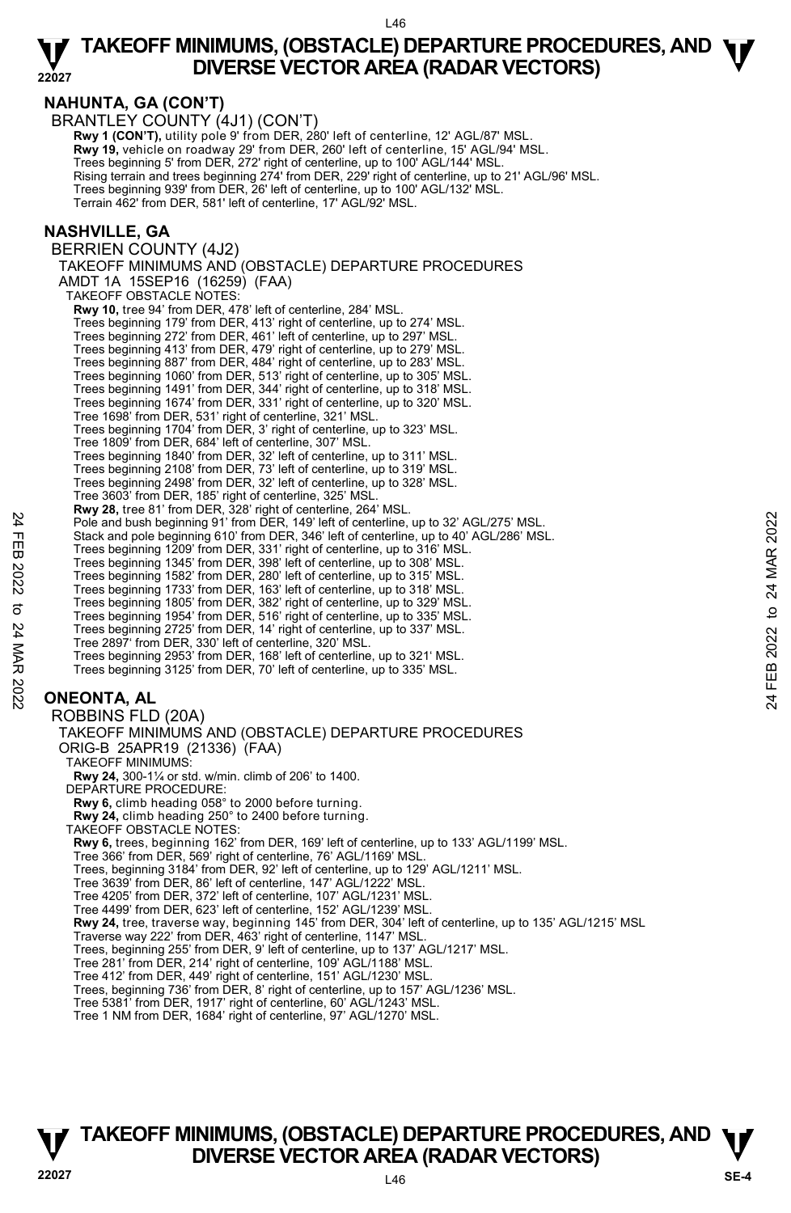## NAHUNTA, GA (CON'T)

BRANTLEY COUNTY (4J1) (CON'T)

**Rwy 1 (CON'T),** utility pole 9' from DER, 280' left of centerline, 12' AGL/87' MSL.
**Rwy 19,** vehicle on roadway 29' from DER, 260' left of centerline, 15' AGL/94' MSL.
Trees beginning 5' from DER, 272' right of centerline, up to 100' AGL/144' MSL.
Rising terrain and trees beginning 274' from DER, 229' right of centerline, up to 21' AGL/96' MSL.
Trees beginning 939' from DER, 26' left of centerline, up to 100' AGL/132' MSL.
Terrain 462' from DER, 581' left of centerline, 17' AGL/92' MSL.

## NASHVILLE, GA

BERRIEN COUNTY (4J2)

TAKEOFF MINIMUMS AND (OBSTACLE) DEPARTURE PROCEDURES
AMDT 1A 15SEP16 (16259) (FAA)

TAKEOFF OBSTACLE NOTES:

**Rwy 10,** tree 94' from DER, 478' left of centerline, 284' MSL.
Trees beginning 179' from DER, 413' right of centerline, up to 274' MSL.
Trees beginning 272' from DER, 461' left of centerline, up to 297' MSL.
Trees beginning 413' from DER, 479' right of centerline, up to 279' MSL.
Trees beginning 887' from DER, 484' right of centerline, up to 283' MSL.
Trees beginning 1060' from DER, 513' right of centerline, up to 305' MSL.
Trees beginning 1491' from DER, 344' right of centerline, up to 318' MSL.
Trees beginning 1674' from DER, 331' right of centerline, up to 320' MSL.
Tree 1698' from DER, 531' right of centerline, 321' MSL.
Trees beginning 1704' from DER, 3' right of centerline, up to 323' MSL.
Tree 1809' from DER, 684' left of centerline, 307' MSL.
Trees beginning 1840' from DER, 32' left of centerline, up to 311' MSL.
Trees beginning 2108' from DER, 73' left of centerline, up to 319' MSL.
Trees beginning 2498' from DER, 32' left of centerline, up to 328' MSL.
Tree 3603' from DER, 185' right of centerline, 325' MSL.
**Rwy 28,** tree 81' from DER, 328' right of centerline, 264' MSL.
Pole and bush beginning 91' from DER, 149' left of centerline, up to 32' AGL/275' MSL.
Stack and pole beginning 610' from DER, 346' left of centerline, up to 40' AGL/286' MSL.
Trees beginning 1209' from DER, 331' right of centerline, up to 316' MSL.
Trees beginning 1345' from DER, 398' left of centerline, up to 308' MSL.
Trees beginning 1582' from DER, 280' left of centerline, up to 315' MSL.
Trees beginning 1733' from DER, 163' left of centerline, up to 318' MSL.
Trees beginning 1805' from DER, 382' right of centerline, up to 329' MSL.
Trees beginning 1954' from DER, 516' right of centerline, up to 335' MSL.
Trees beginning 2725' from DER, 14' right of centerline, up to 337' MSL.
Tree 2897' from DER, 330' left of centerline, 320' MSL.
Trees beginning 2953' from DER, 168' left of centerline, up to 321' MSL.
Trees beginning 3125' from DER, 70' left of centerline, up to 335' MSL.

## ONEONTA, AL

ROBBINS FLD (20A)

TAKEOFF MINIMUMS AND (OBSTACLE) DEPARTURE PROCEDURES
ORIG-B 25APR19 (21336) (FAA)

TAKEOFF MINIMUMS:
**Rwy 24,** 300-1¼ or std. w/min. climb of 206' to 1400.

DEPARTURE PROCEDURE:
**Rwy 6,** climb heading 058° to 2000 before turning.
**Rwy 24,** climb heading 250° to 2400 before turning.

TAKEOFF OBSTACLE NOTES:
**Rwy 6,** trees, beginning 162' from DER, 169' left of centerline, up to 133' AGL/1199' MSL.
Tree 366' from DER, 569' right of centerline, 76' AGL/1169' MSL.
Trees, beginning 3184' from DER, 92' left of centerline, up to 129' AGL/1211' MSL.
Tree 3639' from DER, 86' left of centerline, 147' AGL/1222' MSL.
Tree 4205' from DER, 372' left of centerline, 107' AGL/1231' MSL.
Tree 4499' from DER, 623' left of centerline, 152' AGL/1239' MSL.
**Rwy 24,** tree, traverse way, beginning 145' from DER, 304' left of centerline, up to 135' AGL/1215' MSL
Traverse way 222' from DER, 463' right of centerline, 1147' MSL.
Trees, beginning 255' from DER, 9' left of centerline, up to 137' AGL/1217' MSL.
Tree 281' from DER, 214' right of centerline, 109' AGL/1188' MSL.
Tree 412' from DER, 449' right of centerline, 151' AGL/1230' MSL.
Trees, beginning 736' from DER, 8' right of centerline, up to 157' AGL/1236' MSL.
Tree 5381' from DER, 1917' right of centerline, 60' AGL/1243' MSL.
Tree 1 NM from DER, 1684' right of centerline, 97' AGL/1270' MSL.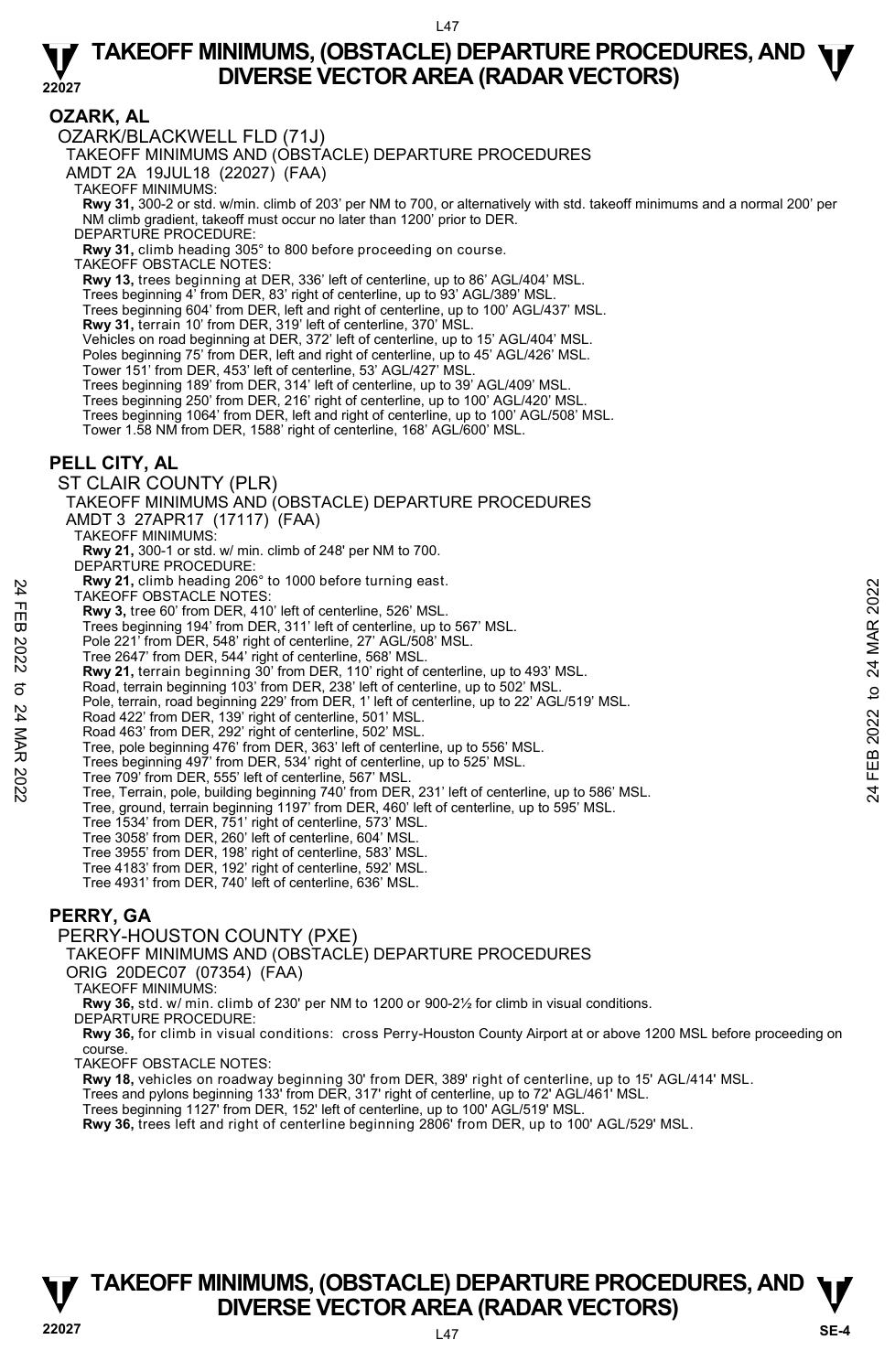# TAKEOFF MINIMUMS, (OBSTACLE) DEPARTURE PROCEDURES, AND DIVERSE VECTOR AREA (RADAR VECTORS)

## OZARK, AL

OZARK/BLACKWELL FLD (71J)

TAKEOFF MINIMUMS AND (OBSTACLE) DEPARTURE PROCEDURES

AMDT 2A 19JUL18 (22027) (FAA)

TAKEOFF MINIMUMS:

**Rwy 31,** 300-2 or std. w/min. climb of 203' per NM to 700, or alternatively with std. takeoff minimums and a normal 200' per NM climb gradient, takeoff must occur no later than 1200' prior to DER.

DEPARTURE PROCEDURE:

**Rwy 31,** climb heading 305° to 800 before proceeding on course.

TAKEOFF OBSTACLE NOTES:

**Rwy 13,** trees beginning at DER, 336' left of centerline, up to 86' AGL/404' MSL.
Trees beginning 4' from DER, 83' right of centerline, up to 93' AGL/389' MSL.
Trees beginning 604' from DER, left and right of centerline, up to 100' AGL/437' MSL.
**Rwy 31,** terrain 10' from DER, 319' left of centerline, 370' MSL.
Vehicles on road beginning at DER, 372' left of centerline, up to 15' AGL/404' MSL.
Poles beginning 75' from DER, left and right of centerline, up to 45' AGL/426' MSL.
Tower 151' from DER, 453' left of centerline, 53' AGL/427' MSL.
Trees beginning 189' from DER, 314' left of centerline, up to 39' AGL/409' MSL.
Trees beginning 250' from DER, 216' right of centerline, up to 100' AGL/420' MSL.
Trees beginning 1064' from DER, left and right of centerline, up to 100' AGL/508' MSL.
Tower 1.58 NM from DER, 1588' right of centerline, 168' AGL/600' MSL.

## PELL CITY, AL

ST CLAIR COUNTY (PLR)

TAKEOFF MINIMUMS AND (OBSTACLE) DEPARTURE PROCEDURES

AMDT 3 27APR17 (17117) (FAA)

TAKEOFF MINIMUMS:

**Rwy 21,** 300-1 or std. w/ min. climb of 248' per NM to 700.

DEPARTURE PROCEDURE:

**Rwy 21,** climb heading 206° to 1000 before turning east.

TAKEOFF OBSTACLE NOTES:

**Rwy 3,** tree 60' from DER, 410' left of centerline, 526' MSL.
Trees beginning 194' from DER, 311' left of centerline, up to 567' MSL.
Pole 221' from DER, 548' right of centerline, 27' AGL/508' MSL.
Tree 2647' from DER, 544' right of centerline, 568' MSL.
**Rwy 21,** terrain beginning 30' from DER, 110' right of centerline, up to 493' MSL.
Road, terrain beginning 103' from DER, 238' left of centerline, up to 502' MSL.
Pole, terrain, road beginning 229' from DER, 1' left of centerline, up to 22' AGL/519' MSL.
Road 422' from DER, 139' right of centerline, 501' MSL.
Road 463' from DER, 292' right of centerline, 502' MSL.
Tree, pole beginning 476' from DER, 363' left of centerline, up to 556' MSL.
Trees beginning 497' from DER, 534' right of centerline, up to 525' MSL.
Tree 709' from DER, 555' left of centerline, 567' MSL.
Tree, Terrain, pole, building beginning 740' from DER, 231' left of centerline, up to 586' MSL.
Tree, ground, terrain beginning 1197' from DER, 460' left of centerline, up to 595' MSL.
Tree 1534' from DER, 751' right of centerline, 573' MSL.
Tree 3058' from DER, 260' left of centerline, 604' MSL.
Tree 3955' from DER, 198' right of centerline, 583' MSL.
Tree 4183' from DER, 192' right of centerline, 592' MSL.
Tree 4931' from DER, 740' left of centerline, 636' MSL.

## PERRY, GA

PERRY-HOUSTON COUNTY (PXE)

TAKEOFF MINIMUMS AND (OBSTACLE) DEPARTURE PROCEDURES

ORIG 20DEC07 (07354) (FAA)

TAKEOFF MINIMUMS:

**Rwy 36,** std. w/ min. climb of 230' per NM to 1200 or 900-2½ for climb in visual conditions.

DEPARTURE PROCEDURE:

**Rwy 36,** for climb in visual conditions: cross Perry-Houston County Airport at or above 1200 MSL before proceeding on course.

TAKEOFF OBSTACLE NOTES:

**Rwy 18,** vehicles on roadway beginning 30' from DER, 389' right of centerline, up to 15' AGL/414' MSL.
Trees and pylons beginning 133' from DER, 317' right of centerline, up to 72' AGL/461' MSL.
Trees beginning 1127' from DER, 152' left of centerline, up to 100' AGL/519' MSL.
**Rwy 36,** trees left and right of centerline beginning 2806' from DER, up to 100' AGL/529' MSL.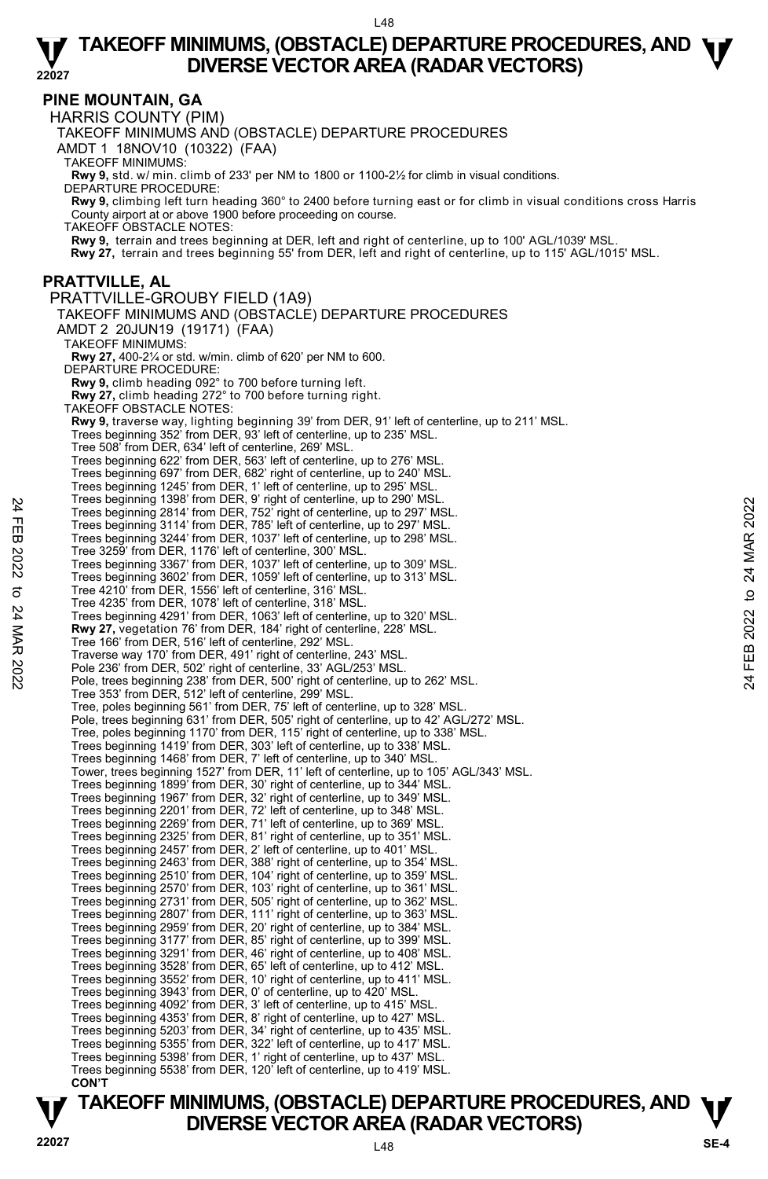## PINE MOUNTAIN, GA

HARRIS COUNTY (PIM)

TAKEOFF MINIMUMS AND (OBSTACLE) DEPARTURE PROCEDURES

AMDT 1 18NOV10 (10322) (FAA)

TAKEOFF MINIMUMS:

**Rwy 9,** std. w/ min. climb of 233' per NM to 1800 or 1100-2½ for climb in visual conditions.

DEPARTURE PROCEDURE:

**Rwy 9,** climbing left turn heading 360° to 2400 before turning east or for climb in visual conditions cross Harris County airport at or above 1900 before proceeding on course.

TAKEOFF OBSTACLE NOTES:

**Rwy 9,** terrain and trees beginning at DER, left and right of centerline, up to 100' AGL/1039' MSL.

**Rwy 27,** terrain and trees beginning 55' from DER, left and right of centerline, up to 115' AGL/1015' MSL.

## PRATTVILLE, AL

PRATTVILLE-GROUBY FIELD (1A9)

TAKEOFF MINIMUMS AND (OBSTACLE) DEPARTURE PROCEDURES

AMDT 2 20JUN19 (19171) (FAA)

TAKEOFF MINIMUMS:

**Rwy 27,** 400-2¼ or std. w/min. climb of 620' per NM to 600.

DEPARTURE PROCEDURE:

**Rwy 9,** climb heading 092° to 700 before turning left.

**Rwy 27,** climb heading 272° to 700 before turning right.

TAKEOFF OBSTACLE NOTES:

**Rwy 9,** traverse way, lighting beginning 39' from DER, 91' left of centerline, up to 211' MSL.
Trees beginning 352' from DER, 93' left of centerline, up to 235' MSL.
Tree 508' from DER, 634' left of centerline, 269' MSL.
Trees beginning 622' from DER, 563' left of centerline, up to 276' MSL.
Trees beginning 697' from DER, 682' right of centerline, up to 240' MSL.
Trees beginning 1245' from DER, 1' left of centerline, up to 295' MSL.
Trees beginning 1398' from DER, 9' right of centerline, up to 290' MSL.
Trees beginning 2814' from DER, 752' right of centerline, up to 297' MSL.
Trees beginning 3114' from DER, 785' left of centerline, up to 297' MSL.
Trees beginning 3244' from DER, 1037' left of centerline, up to 298' MSL.
Tree 3259' from DER, 1176' left of centerline, 300' MSL.
Trees beginning 3367' from DER, 1037' left of centerline, up to 309' MSL.
Trees beginning 3602' from DER, 1059' left of centerline, up to 313' MSL.
Tree 4210' from DER, 1556' left of centerline, 316' MSL.
Tree 4235' from DER, 1078' left of centerline, 318' MSL.
Trees beginning 4291' from DER, 1063' left of centerline, up to 320' MSL.

**Rwy 27,** vegetation 76' from DER, 184' right of centerline, 228' MSL.
Tree 166' from DER, 516' left of centerline, 292' MSL.
Traverse way 170' from DER, 491' right of centerline, 243' MSL.
Pole 236' from DER, 502' right of centerline, 33' AGL/253' MSL.
Pole, trees beginning 238' from DER, 500' right of centerline, up to 262' MSL.
Tree 353' from DER, 512' left of centerline, 299' MSL.
Tree, poles beginning 561' from DER, 75' left of centerline, up to 328' MSL.
Pole, trees beginning 631' from DER, 505' right of centerline, up to 42' AGL/272' MSL.
Tree, poles beginning 1170' from DER, 115' right of centerline, up to 338' MSL.
Trees beginning 1419' from DER, 303' left of centerline, up to 338' MSL.
Trees beginning 1468' from DER, 7' left of centerline, up to 340' MSL.
Tower, trees beginning 1527' from DER, 11' left of centerline, up to 105' AGL/343' MSL.
Trees beginning 1899' from DER, 30' right of centerline, up to 344' MSL.
Trees beginning 1967' from DER, 32' right of centerline, up to 349' MSL.
Trees beginning 2201' from DER, 72' left of centerline, up to 348' MSL.
Trees beginning 2269' from DER, 71' left of centerline, up to 369' MSL.
Trees beginning 2325' from DER, 81' right of centerline, up to 351' MSL.
Trees beginning 2457' from DER, 2' left of centerline, up to 401' MSL.
Trees beginning 2463' from DER, 388' right of centerline, up to 354' MSL.
Trees beginning 2510' from DER, 104' right of centerline, up to 359' MSL.
Trees beginning 2570' from DER, 103' right of centerline, up to 361' MSL.
Trees beginning 2731' from DER, 505' right of centerline, up to 362' MSL.
Trees beginning 2807' from DER, 111' right of centerline, up to 363' MSL.
Trees beginning 2959' from DER, 20' right of centerline, up to 384' MSL.
Trees beginning 3177' from DER, 85' right of centerline, up to 399' MSL.
Trees beginning 3291' from DER, 46' right of centerline, up to 408' MSL.
Trees beginning 3528' from DER, 65' left of centerline, up to 412' MSL.
Trees beginning 3552' from DER, 10' right of centerline, up to 411' MSL.
Trees beginning 3943' from DER, 0' of centerline, up to 420' MSL.
Trees beginning 4092' from DER, 3' left of centerline, up to 415' MSL.
Trees beginning 4353' from DER, 8' right of centerline, up to 427' MSL.
Trees beginning 5203' from DER, 34' right of centerline, up to 435' MSL.
Trees beginning 5355' from DER, 322' left of centerline, up to 417' MSL.
Trees beginning 5398' from DER, 1' right of centerline, up to 437' MSL.
Trees beginning 5538' from DER, 120' left of centerline, up to 419' MSL.

**CON'T**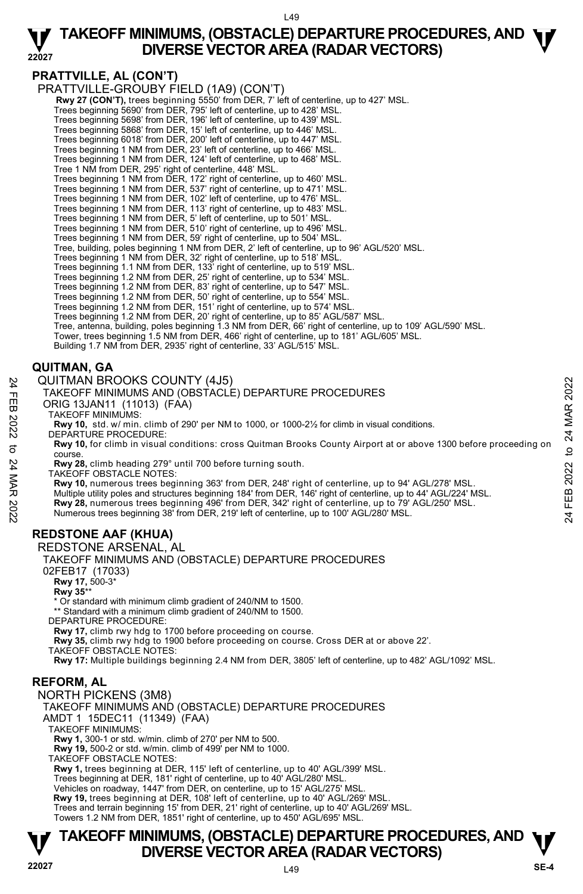## PRATTVILLE, AL (CON'T)

PRATTVILLE-GROUBY FIELD (1A9) (CON'T)

**Rwy 27 (CON'T),** trees beginning 5550' from DER, 7' left of centerline, up to 427' MSL.
Trees beginning 5690' from DER, 795' left of centerline, up to 428' MSL.
Trees beginning 5698' from DER, 196' left of centerline, up to 439' MSL.
Trees beginning 5868' from DER, 15' left of centerline, up to 446' MSL.
Trees beginning 6018' from DER, 200' left of centerline, up to 447' MSL.
Trees beginning 1 NM from DER, 23' left of centerline, up to 466' MSL.
Trees beginning 1 NM from DER, 124' left of centerline, up to 468' MSL.
Tree 1 NM from DER, 295' right of centerline, 448' MSL.
Trees beginning 1 NM from DER, 172' right of centerline, up to 460' MSL.
Trees beginning 1 NM from DER, 537' right of centerline, up to 471' MSL.
Trees beginning 1 NM from DER, 102' left of centerline, up to 476' MSL.
Trees beginning 1 NM from DER, 113' right of centerline, up to 483' MSL.
Trees beginning 1 NM from DER, 5' left of centerline, up to 501' MSL.
Trees beginning 1 NM from DER, 510' right of centerline, up to 496' MSL.
Trees beginning 1 NM from DER, 59' right of centerline, up to 504' MSL.
Tree, building, poles beginning 1 NM from DER, 2' left of centerline, up to 96' AGL/520' MSL.
Trees beginning 1 NM from DER, 32' right of centerline, up to 518' MSL.
Trees beginning 1.1 NM from DER, 133' right of centerline, up to 519' MSL.
Trees beginning 1.2 NM from DER, 25' right of centerline, up to 534' MSL.
Trees beginning 1.2 NM from DER, 83' right of centerline, up to 547' MSL.
Trees beginning 1.2 NM from DER, 50' right of centerline, up to 554' MSL.
Trees beginning 1.2 NM from DER, 151' right of centerline, up to 574' MSL.
Trees beginning 1.2 NM from DER, 20' right of centerline, up to 85' AGL/587' MSL.
Tree, antenna, building, poles beginning 1.3 NM from DER, 66' right of centerline, up to 109' AGL/590' MSL.
Tower, trees beginning 1.5 NM from DER, 466' right of centerline, up to 181' AGL/605' MSL.
Building 1.7 NM from DER, 2935' right of centerline, 33' AGL/515' MSL.

## QUITMAN, GA

QUITMAN BROOKS COUNTY (4J5)
TAKEOFF MINIMUMS AND (OBSTACLE) DEPARTURE PROCEDURES
ORIG 13JAN11 (11013) (FAA)

TAKEOFF MINIMUMS:
**Rwy 10,** std. w/ min. climb of 290' per NM to 1000, or 1000-2½ for climb in visual conditions.

DEPARTURE PROCEDURE:
**Rwy 10,** for climb in visual conditions: cross Quitman Brooks County Airport at or above 1300 before proceeding on course.
**Rwy 28,** climb heading 279° until 700 before turning south.

TAKEOFF OBSTACLE NOTES:
**Rwy 10,** numerous trees beginning 363' from DER, 248' right of centerline, up to 94' AGL/278' MSL.
Multiple utility poles and structures beginning 184' from DER, 146' right of centerline, up to 44' AGL/224' MSL.
**Rwy 28,** numerous trees beginning 496' from DER, 342' right of centerline, up to 79' AGL/250' MSL.
Numerous trees beginning 38' from DER, 219' left of centerline, up to 100' AGL/280' MSL.

## REDSTONE AAF (KHUA)

REDSTONE ARSENAL, AL
TAKEOFF MINIMUMS AND (OBSTACLE) DEPARTURE PROCEDURES
02FEB17 (17033)

**Rwy 17,** 500-3*
**Rwy 35****

\* Or standard with minimum climb gradient of 240/NM to 1500.
\*\* Standard with a minimum climb gradient of 240/NM to 1500.

DEPARTURE PROCEDURE:
**Rwy 17,** climb rwy hdg to 1700 before proceeding on course.
**Rwy 35,** climb rwy hdg to 1900 before proceeding on course. Cross DER at or above 22'.

TAKEOFF OBSTACLE NOTES:
**Rwy 17:** Multiple buildings beginning 2.4 NM from DER, 3805' left of centerline, up to 482' AGL/1092' MSL.

## REFORM, AL

NORTH PICKENS (3M8)
TAKEOFF MINIMUMS AND (OBSTACLE) DEPARTURE PROCEDURES
AMDT 1 15DEC11 (11349) (FAA)

TAKEOFF MINIMUMS:
**Rwy 1,** 300-1 or std. w/min. climb of 270' per NM to 500.
**Rwy 19,** 500-2 or std. w/min. climb of 499' per NM to 1000.

TAKEOFF OBSTACLE NOTES:
**Rwy 1,** trees beginning at DER, 115' left of centerline, up to 40' AGL/399' MSL.
Trees beginning at DER, 181' right of centerline, up to 40' AGL/280' MSL.
Vehicles on roadway, 1447' from DER, on centerline, up to 15' AGL/275' MSL.
**Rwy 19,** trees beginning at DER, 108' left of centerline, up to 40' AGL/269' MSL.
Trees and terrain beginning 15' from DER, 21' right of centerline, up to 40' AGL/269' MSL.
Towers 1.2 NM from DER, 1851' right of centerline, up to 450' AGL/695' MSL.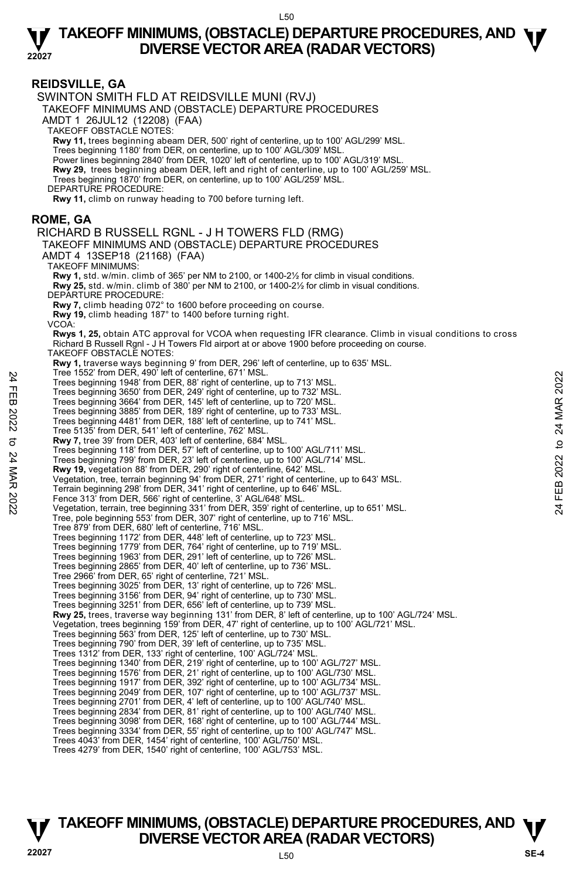## REIDSVILLE, GA

### SWINTON SMITH FLD AT REIDSVILLE MUNI (RVJ)

TAKEOFF MINIMUMS AND (OBSTACLE) DEPARTURE PROCEDURES
AMDT 1 26JUL12 (12208) (FAA)

TAKEOFF OBSTACLE NOTES:

**Rwy 11,** trees beginning abeam DER, 500' right of centerline, up to 100' AGL/299' MSL.
Trees beginning 1180' from DER, on centerline, up to 100' AGL/309' MSL.
Power lines beginning 2840' from DER, 1020' left of centerline, up to 100' AGL/319' MSL.
**Rwy 29,** trees beginning abeam DER, left and right of centerline, up to 100' AGL/259' MSL.
Trees beginning 1870' from DER, on centerline, up to 100' AGL/259' MSL.

DEPARTURE PROCEDURE:

**Rwy 11,** climb on runway heading to 700 before turning left.

## ROME, GA

### RICHARD B RUSSELL RGNL - J H TOWERS FLD (RMG)

TAKEOFF MINIMUMS AND (OBSTACLE) DEPARTURE PROCEDURES
AMDT 4 13SEP18 (21168) (FAA)

TAKEOFF MINIMUMS:

**Rwy 1,** std. w/min. climb of 365' per NM to 2100, or 1400-2½ for climb in visual conditions.
**Rwy 25,** std. w/min. climb of 380' per NM to 2100, or 1400-2½ for climb in visual conditions.

DEPARTURE PROCEDURE:

**Rwy 7,** climb heading 072° to 1600 before proceeding on course.
**Rwy 19,** climb heading 187° to 1400 before turning right.

VCOA:

**Rwys 1, 25,** obtain ATC approval for VCOA when requesting IFR clearance. Climb in visual conditions to cross Richard B Russell Rgnl - J H Towers Fld airport at or above 1900 before proceeding on course.

TAKEOFF OBSTACLE NOTES:

**Rwy 1,** traverse ways beginning 9' from DER, 296' left of centerline, up to 635' MSL.
Tree 1552' from DER, 490' left of centerline, 671' MSL.
Trees beginning 1948' from DER, 88' right of centerline, up to 713' MSL.
Trees beginning 3650' from DER, 249' right of centerline, up to 732' MSL.
Trees beginning 3664' from DER, 145' left of centerline, up to 720' MSL.
Trees beginning 3885' from DER, 189' right of centerline, up to 733' MSL.
Trees beginning 4481' from DER, 188' left of centerline, up to 741' MSL.
Tree 5135' from DER, 541' left of centerline, 762' MSL.
**Rwy 7,** tree 39' from DER, 403' left of centerline, 684' MSL.
Trees beginning 118' from DER, 57' left of centerline, up to 100' AGL/711' MSL.
Trees beginning 799' from DER, 23' left of centerline, up to 100' AGL/714' MSL.
**Rwy 19,** vegetation 88' from DER, 290' right of centerline, 642' MSL.
Vegetation, tree, terrain beginning 94' from DER, 271' right of centerline, up to 643' MSL.
Terrain beginning 298' from DER, 341' right of centerline, up to 646' MSL.
Fence 313' from DER, 566' right of centerline, 3' AGL/648' MSL.
Vegetation, terrain, tree beginning 331' from DER, 359' right of centerline, up to 651' MSL.
Tree, pole beginning 553' from DER, 307' right of centerline, up to 716' MSL.
Tree 879' from DER, 680' left of centerline, 716' MSL.
Trees beginning 1172' from DER, 448' left of centerline, up to 723' MSL.
Trees beginning 1779' from DER, 764' right of centerline, up to 719' MSL.
Trees beginning 1963' from DER, 291' left of centerline, up to 726' MSL.
Trees beginning 2865' from DER, 40' left of centerline, up to 736' MSL.
Tree 2966' from DER, 65' right of centerline, 721' MSL.
Trees beginning 3025' from DER, 13' right of centerline, up to 726' MSL.
Trees beginning 3156' from DER, 94' right of centerline, up to 730' MSL.
Trees beginning 3251' from DER, 656' left of centerline, up to 739' MSL.
**Rwy 25,** trees, traverse way beginning 131' from DER, 8' left of centerline, up to 100' AGL/724' MSL.
Vegetation, trees beginning 159' from DER, 47' right of centerline, up to 100' AGL/721' MSL.
Trees beginning 563' from DER, 125' left of centerline, up to 730' MSL.
Trees beginning 790' from DER, 39' left of centerline, up to 735' MSL.
Trees 1312' from DER, 133' right of centerline, 100' AGL/724' MSL.
Trees beginning 1340' from DER, 219' right of centerline, up to 100' AGL/727' MSL.
Trees beginning 1576' from DER, 21' right of centerline, up to 100' AGL/730' MSL.
Trees beginning 1917' from DER, 392' right of centerline, up to 100' AGL/734' MSL.
Trees beginning 2049' from DER, 107' right of centerline, up to 100' AGL/737' MSL.
Trees beginning 2701' from DER, 4' left of centerline, up to 100' AGL/740' MSL.
Trees beginning 2834' from DER, 81' right of centerline, up to 100' AGL/740' MSL.
Trees beginning 3098' from DER, 168' right of centerline, up to 100' AGL/744' MSL.
Trees beginning 3334' from DER, 55' right of centerline, up to 100' AGL/747' MSL.
Trees 4043' from DER, 1454' right of centerline, 100' AGL/750' MSL.
Trees 4279' from DER, 1540' right of centerline, 100' AGL/753' MSL.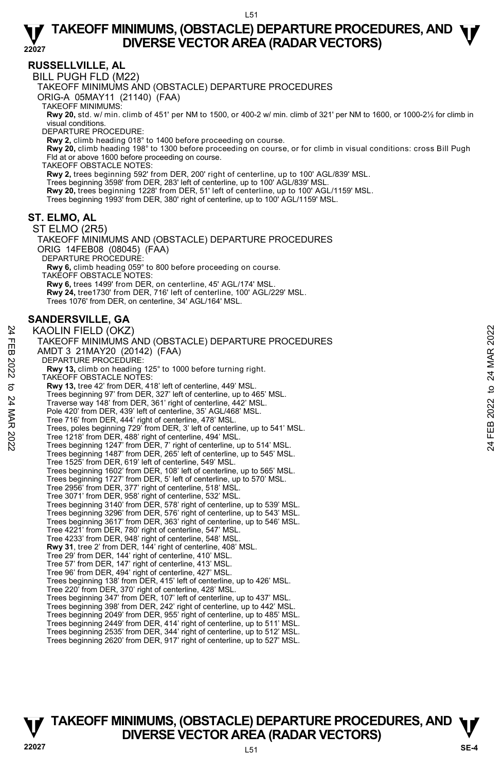## RUSSELLVILLE, AL

BILL PUGH FLD (M22)

TAKEOFF MINIMUMS AND (OBSTACLE) DEPARTURE PROCEDURES

ORIG-A 05MAY11 (21140) (FAA)

TAKEOFF MINIMUMS:

**Rwy 20,** std. w/ min. climb of 451' per NM to 1500, or 400-2 w/ min. climb of 321' per NM to 1600, or 1000-2½ for climb in visual conditions.

DEPARTURE PROCEDURE:

**Rwy 2,** climb heading 018° to 1400 before proceeding on course.

**Rwy 20,** climb heading 198° to 1300 before proceeding on course, or for climb in visual conditions: cross Bill Pugh Fld at or above 1600 before proceeding on course.

TAKEOFF OBSTACLE NOTES:

**Rwy 2,** trees beginning 592' from DER, 200' right of centerline, up to 100' AGL/839' MSL.
Trees beginning 3598' from DER, 283' left of centerline, up to 100' AGL/839' MSL.
**Rwy 20,** trees beginning 1228' from DER, 51' left of centerline, up to 100' AGL/1159' MSL.
Trees beginning 1993' from DER, 380' right of centerline, up to 100' AGL/1159' MSL.

## ST. ELMO, AL

ST ELMO (2R5)

TAKEOFF MINIMUMS AND (OBSTACLE) DEPARTURE PROCEDURES

ORIG 14FEB08 (08045) (FAA)

DEPARTURE PROCEDURE:

**Rwy 6,** climb heading 059° to 800 before proceeding on course.

TAKEOFF OBSTACLE NOTES:

**Rwy 6,** trees 1499' from DER, on centerline, 45' AGL/174' MSL.
**Rwy 24,** tree1730' from DER, 716' left of centerline, 100' AGL/229' MSL.
Trees 1076' from DER, on centerline, 34' AGL/164' MSL.

## SANDERSVILLE, GA

KAOLIN FIELD (OKZ)

TAKEOFF MINIMUMS AND (OBSTACLE) DEPARTURE PROCEDURES

AMDT 3 21MAY20 (20142) (FAA)

DEPARTURE PROCEDURE:

**Rwy 13,** climb on heading 125° to 1000 before turning right.

TAKEOFF OBSTACLE NOTES:

**Rwy 13,** tree 42' from DER, 418' left of centerline, 449' MSL.
Trees beginning 97' from DER, 327' left of centerline, up to 465' MSL.
Traverse way 148' from DER, 361' right of centerline, 442' MSL.
Pole 420' from DER, 439' left of centerline, 35' AGL/468' MSL.
Tree 716' from DER, 444' right of centerline, 478' MSL.
Trees, poles beginning 729' from DER, 3' left of centerline, up to 541' MSL.
Tree 1218' from DER, 488' right of centerline, 494' MSL.
Trees beginning 1247' from DER, 7' right of centerline, up to 514' MSL.
Trees beginning 1487' from DER, 265' left of centerline, up to 545' MSL.
Tree 1525' from DER, 619' left of centerline, 549' MSL.
Trees beginning 1602' from DER, 108' left of centerline, up to 565' MSL.
Trees beginning 1727' from DER, 5' left of centerline, up to 570' MSL.
Tree 2956' from DER, 377' right of centerline, 518' MSL.
Tree 3071' from DER, 958' right of centerline, 532' MSL.
Trees beginning 3140' from DER, 578' right of centerline, up to 539' MSL.
Trees beginning 3296' from DER, 576' right of centerline, up to 543' MSL.
Trees beginning 3617' from DER, 363' right of centerline, up to 546' MSL.
Tree 4221' from DER, 780' right of centerline, 547' MSL.
Tree 4233' from DER, 948' right of centerline, 548' MSL.
**Rwy 31**, tree 2' from DER, 144' right of centerline, 408' MSL.
Tree 29' from DER, 144' right of centerline, 410' MSL.
Tree 57' from DER, 147' right of centerline, 413' MSL.
Tree 96' from DER, 494' right of centerline, 427' MSL.
Trees beginning 138' from DER, 415' left of centerline, up to 426' MSL.
Tree 220' from DER, 370' right of centerline, 428' MSL.
Trees beginning 347' from DER, 107' left of centerline, up to 437' MSL.
Trees beginning 398' from DER, 242' right of centerline, up to 442' MSL.
Trees beginning 2049' from DER, 955' right of centerline, up to 485' MSL.
Trees beginning 2449' from DER, 414' right of centerline, up to 511' MSL.
Trees beginning 2535' from DER, 344' right of centerline, up to 512' MSL.
Trees beginning 2620' from DER, 917' right of centerline, up to 527' MSL.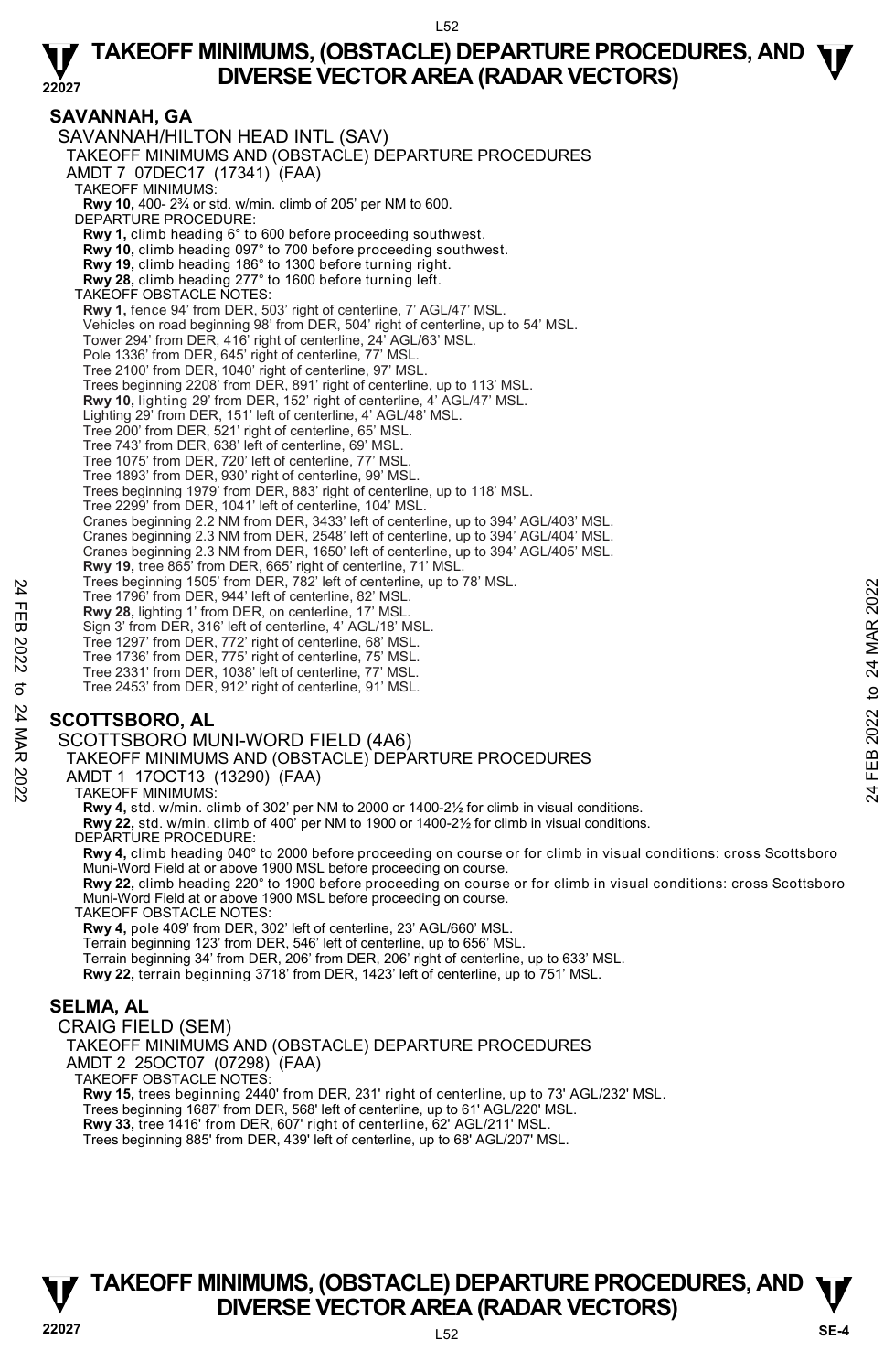## SAVANNAH, GA

SAVANNAH/HILTON HEAD INTL (SAV)

TAKEOFF MINIMUMS AND (OBSTACLE) DEPARTURE PROCEDURES

AMDT 7 07DEC17 (17341) (FAA)

TAKEOFF MINIMUMS:

**Rwy 10,** 400- 2¾ or std. w/min. climb of 205' per NM to 600.

DEPARTURE PROCEDURE:

**Rwy 1,** climb heading 6° to 600 before proceeding southwest.
**Rwy 10,** climb heading 097° to 700 before proceeding southwest.
**Rwy 19,** climb heading 186° to 1300 before turning right.
**Rwy 28,** climb heading 277° to 1600 before turning left.

TAKEOFF OBSTACLE NOTES:

**Rwy 1,** fence 94' from DER, 503' right of centerline, 7' AGL/47' MSL.
Vehicles on road beginning 98' from DER, 504' right of centerline, up to 54' MSL.
Tower 294' from DER, 416' right of centerline, 24' AGL/63' MSL.
Pole 1336' from DER, 645' right of centerline, 77' MSL.
Tree 2100' from DER, 1040' right of centerline, 97' MSL.
Trees beginning 2208' from DER, 891' right of centerline, up to 113' MSL.
**Rwy 10,** lighting 29' from DER, 152' right of centerline, 4' AGL/47' MSL.
Lighting 29' from DER, 151' left of centerline, 4' AGL/48' MSL.
Tree 200' from DER, 521' right of centerline, 65' MSL.
Tree 743' from DER, 638' left of centerline, 69' MSL.
Tree 1075' from DER, 720' left of centerline, 77' MSL.
Tree 1893' from DER, 930' right of centerline, 99' MSL.
Trees beginning 1979' from DER, 883' right of centerline, up to 118' MSL.
Tree 2299' from DER, 1041' left of centerline, 104' MSL.
Cranes beginning 2.2 NM from DER, 3433' left of centerline, up to 394' AGL/403' MSL.
Cranes beginning 2.3 NM from DER, 2548' left of centerline, up to 394' AGL/404' MSL.
Cranes beginning 2.3 NM from DER, 1650' left of centerline, up to 394' AGL/405' MSL.
**Rwy 19,** tree 865' from DER, 665' right of centerline, 71' MSL.
Trees beginning 1505' from DER, 782' left of centerline, up to 78' MSL.
Tree 1796' from DER, 944' left of centerline, 82' MSL.
**Rwy 28,** lighting 1' from DER, on centerline, 17' MSL.
Sign 3' from DER, 316' left of centerline, 4' AGL/18' MSL.
Tree 1297' from DER, 772' right of centerline, 68' MSL.
Tree 1736' from DER, 775' right of centerline, 75' MSL.
Tree 2331' from DER, 1038' left of centerline, 77' MSL.
Tree 2453' from DER, 912' right of centerline, 91' MSL.

## SCOTTSBORO, AL

SCOTTSBORO MUNI-WORD FIELD (4A6)

TAKEOFF MINIMUMS AND (OBSTACLE) DEPARTURE PROCEDURES

AMDT 1 17OCT13 (13290) (FAA)

TAKEOFF MINIMUMS:

**Rwy 4,** std. w/min. climb of 302' per NM to 2000 or 1400-2½ for climb in visual conditions.
**Rwy 22,** std. w/min. climb of 400' per NM to 1900 or 1400-2½ for climb in visual conditions.

DEPARTURE PROCEDURE:

**Rwy 4,** climb heading 040° to 2000 before proceeding on course or for climb in visual conditions: cross Scottsboro Muni-Word Field at or above 1900 MSL before proceeding on course.
**Rwy 22,** climb heading 220° to 1900 before proceeding on course or for climb in visual conditions: cross Scottsboro Muni-Word Field at or above 1900 MSL before proceeding on course.

TAKEOFF OBSTACLE NOTES:

**Rwy 4,** pole 409' from DER, 302' left of centerline, 23' AGL/660' MSL.
Terrain beginning 123' from DER, 546' left of centerline, up to 656' MSL.
Terrain beginning 34' from DER, 206' from DER, 206' right of centerline, up to 633' MSL.
**Rwy 22,** terrain beginning 3718' from DER, 1423' left of centerline, up to 751' MSL.

## SELMA, AL

CRAIG FIELD (SEM)

TAKEOFF MINIMUMS AND (OBSTACLE) DEPARTURE PROCEDURES

AMDT 2 25OCT07 (07298) (FAA)

TAKEOFF OBSTACLE NOTES:

**Rwy 15,** trees beginning 2440' from DER, 231' right of centerline, up to 73' AGL/232' MSL.
Trees beginning 1687' from DER, 568' left of centerline, up to 61' AGL/220' MSL.
**Rwy 33,** tree 1416' from DER, 607' right of centerline, 62' AGL/211' MSL.
Trees beginning 885' from DER, 439' left of centerline, up to 68' AGL/207' MSL.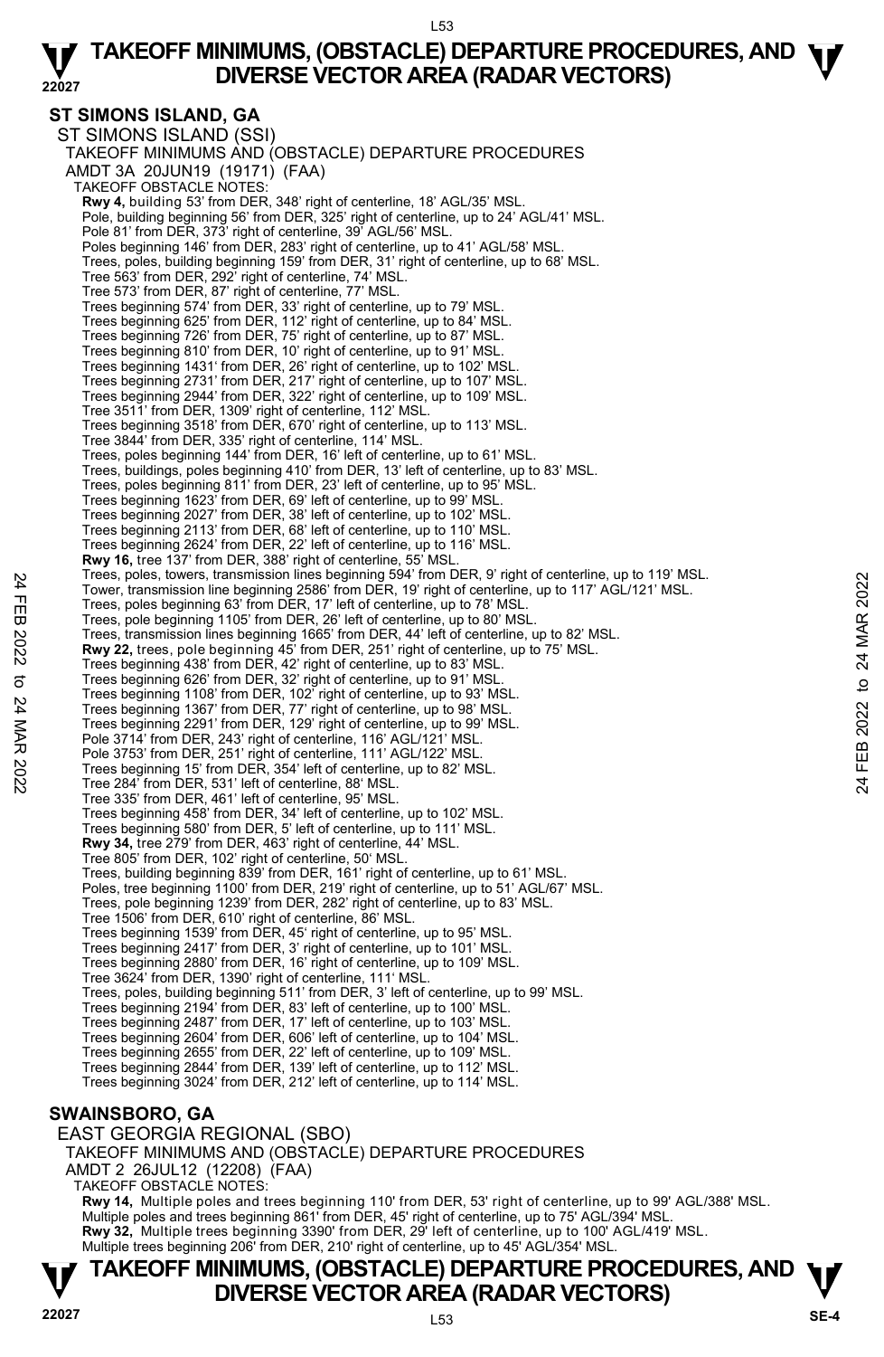## ST SIMONS ISLAND, GA

ST SIMONS ISLAND (SSI)

TAKEOFF MINIMUMS AND (OBSTACLE) DEPARTURE PROCEDURES

AMDT 3A 20JUN19 (19171) (FAA)

TAKEOFF OBSTACLE NOTES:

**Rwy 4,** building 53' from DER, 348' right of centerline, 18' AGL/35' MSL.
Pole, building beginning 56' from DER, 325' right of centerline, up to 24' AGL/41' MSL.
Pole 81' from DER, 373' right of centerline, 39' AGL/56' MSL.
Poles beginning 146' from DER, 283' right of centerline, up to 41' AGL/58' MSL.
Trees, poles, building beginning 159' from DER, 31' right of centerline, up to 68' MSL.
Tree 563' from DER, 292' right of centerline, 74' MSL.
Tree 573' from DER, 87' right of centerline, 77' MSL.
Trees beginning 574' from DER, 33' right of centerline, up to 79' MSL.
Trees beginning 625' from DER, 112' right of centerline, up to 84' MSL.
Trees beginning 726' from DER, 75' right of centerline, up to 87' MSL.
Trees beginning 810' from DER, 10' right of centerline, up to 91' MSL.
Trees beginning 1431' from DER, 26' right of centerline, up to 102' MSL.
Trees beginning 2731' from DER, 217' right of centerline, up to 107' MSL.
Trees beginning 2944' from DER, 322' right of centerline, up to 109' MSL.
Tree 3511' from DER, 1309' right of centerline, 112' MSL.
Trees beginning 3518' from DER, 670' right of centerline, up to 113' MSL.
Tree 3844' from DER, 335' right of centerline, 114' MSL.
Trees, poles beginning 144' from DER, 16' left of centerline, up to 61' MSL.
Trees, buildings, poles beginning 410' from DER, 13' left of centerline, up to 83' MSL.
Trees, poles beginning 811' from DER, 23' left of centerline, up to 95' MSL.
Trees beginning 1623' from DER, 69' left of centerline, up to 99' MSL.
Trees beginning 2027' from DER, 38' left of centerline, up to 102' MSL.
Trees beginning 2113' from DER, 68' left of centerline, up to 110' MSL.
Trees beginning 2624' from DER, 22' left of centerline, up to 116' MSL.
**Rwy 16,** tree 137' from DER, 388' right of centerline, 55' MSL.
Trees, poles, towers, transmission lines beginning 594' from DER, 9' right of centerline, up to 119' MSL.
Tower, transmission line beginning 2586' from DER, 19' right of centerline, up to 117' AGL/121' MSL.
Trees, poles beginning 63' from DER, 17' left of centerline, up to 78' MSL.
Trees, pole beginning 1105' from DER, 26' left of centerline, up to 80' MSL.
Trees, transmission lines beginning 1665' from DER, 44' left of centerline, up to 82' MSL.
**Rwy 22,** trees, pole beginning 45' from DER, 251' right of centerline, up to 75' MSL.
Trees beginning 438' from DER, 42' right of centerline, up to 83' MSL.
Trees beginning 626' from DER, 32' right of centerline, up to 91' MSL.
Trees beginning 1108' from DER, 102' right of centerline, up to 93' MSL.
Trees beginning 1367' from DER, 77' right of centerline, up to 98' MSL.
Trees beginning 2291' from DER, 129' right of centerline, up to 99' MSL.
Pole 3714' from DER, 243' right of centerline, 116' AGL/121' MSL.
Pole 3753' from DER, 251' right of centerline, 111' AGL/122' MSL.
Trees beginning 15' from DER, 354' left of centerline, up to 82' MSL.
Tree 284' from DER, 531' left of centerline, 88' MSL.
Tree 335' from DER, 461' left of centerline, 95' MSL.
Trees beginning 458' from DER, 34' left of centerline, up to 102' MSL.
Trees beginning 580' from DER, 5' left of centerline, up to 111' MSL.
**Rwy 34,** tree 279' from DER, 463' right of centerline, 44' MSL.
Tree 805' from DER, 102' right of centerline, 50' MSL.
Trees, building beginning 839' from DER, 161' right of centerline, up to 61' MSL.
Poles, tree beginning 1100' from DER, 219' right of centerline, up to 51' AGL/67' MSL.
Trees, pole beginning 1239' from DER, 282' right of centerline, up to 83' MSL.
Tree 1506' from DER, 610' right of centerline, 86' MSL.
Trees beginning 1539' from DER, 45' right of centerline, up to 95' MSL.
Trees beginning 2417' from DER, 3' right of centerline, up to 101' MSL.
Trees beginning 2880' from DER, 16' right of centerline, up to 109' MSL.
Tree 3624' from DER, 1390' right of centerline, 111' MSL.
Trees, poles, building beginning 511' from DER, 3' left of centerline, up to 99' MSL.
Trees beginning 2194' from DER, 83' left of centerline, up to 100' MSL.
Trees beginning 2487' from DER, 17' left of centerline, up to 103' MSL.
Trees beginning 2604' from DER, 606' left of centerline, up to 104' MSL.
Trees beginning 2655' from DER, 22' left of centerline, up to 109' MSL.
Trees beginning 2844' from DER, 139' left of centerline, up to 112' MSL.
Trees beginning 3024' from DER, 212' left of centerline, up to 114' MSL.

## SWAINSBORO, GA

EAST GEORGIA REGIONAL (SBO)

TAKEOFF MINIMUMS AND (OBSTACLE) DEPARTURE PROCEDURES

AMDT 2 26JUL12 (12208) (FAA)

TAKEOFF OBSTACLE NOTES:

**Rwy 14,** Multiple poles and trees beginning 110' from DER, 53' right of centerline, up to 99' AGL/388' MSL.
Multiple poles and trees beginning 861' from DER, 45' right of centerline, up to 75' AGL/394' MSL.
**Rwy 32,** Multiple trees beginning 3390' from DER, 29' left of centerline, up to 100' AGL/419' MSL.
Multiple trees beginning 206' from DER, 210' right of centerline, up to 45' AGL/354' MSL.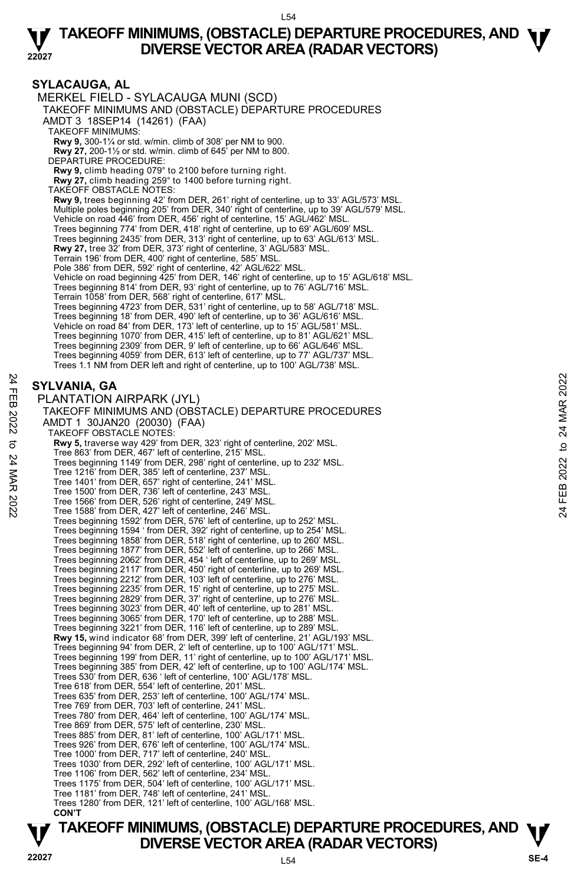## SYLACAUGA, AL

MERKEL FIELD - SYLACAUGA MUNI (SCD)

TAKEOFF MINIMUMS AND (OBSTACLE) DEPARTURE PROCEDURES

AMDT 3 18SEP14 (14261) (FAA)

TAKEOFF MINIMUMS:

**Rwy 9,** 300-1¼ or std. w/min. climb of 308' per NM to 900.
**Rwy 27,** 200-1½ or std. w/min. climb of 645' per NM to 800.

DEPARTURE PROCEDURE:

**Rwy 9,** climb heading 079° to 2100 before turning right.
**Rwy 27,** climb heading 259° to 1400 before turning right.

TAKEOFF OBSTACLE NOTES:

**Rwy 9,** trees beginning 42' from DER, 261' right of centerline, up to 33' AGL/573' MSL.
Multiple poles beginning 205' from DER, 340' right of centerline, up to 39' AGL/579' MSL.
Vehicle on road 446' from DER, 456' right of centerline, 15' AGL/462' MSL.
Trees beginning 774' from DER, 418' right of centerline, up to 69' AGL/609' MSL.
Trees beginning 2435' from DER, 313' right of centerline, up to 63' AGL/613' MSL.
**Rwy 27,** tree 32' from DER, 373' right of centerline, 3' AGL/583' MSL.
Terrain 196' from DER, 400' right of centerline, 585' MSL.
Pole 386' from DER, 592' right of centerline, 42' AGL/622' MSL.
Vehicle on road beginning 425' from DER, 146' right of centerline, up to 15' AGL/618' MSL.
Trees beginning 814' from DER, 93' right of centerline, up to 76' AGL/716' MSL.
Terrain 1058' from DER, 568' right of centerline, 617' MSL.
Trees beginning 4723' from DER, 531' right of centerline, up to 58' AGL/718' MSL.
Trees beginning 18' from DER, 490' left of centerline, up to 36' AGL/616' MSL.
Vehicle on road 84' from DER, 173' left of centerline, up to 15' AGL/581' MSL.
Trees beginning 1070' from DER, 415' left of centerline, up to 81' AGL/621' MSL.
Trees beginning 2309' from DER, 9' left of centerline, up to 66' AGL/646' MSL.
Trees beginning 4059' from DER, 613' left of centerline, up to 77' AGL/737' MSL.
Trees 1.1 NM from DER left and right of centerline, up to 100' AGL/738' MSL.

## SYLVANIA, GA

PLANTATION AIRPARK (JYL)

TAKEOFF MINIMUMS AND (OBSTACLE) DEPARTURE PROCEDURES

AMDT 1 30JAN20 (20030) (FAA)

TAKEOFF OBSTACLE NOTES:

**Rwy 5,** traverse way 429' from DER, 323' right of centerline, 202' MSL.
Tree 863' from DER, 467' left of centerline, 215' MSL.
Trees beginning 1149' from DER, 298' right of centerline, up to 232' MSL.
Tree 1216' from DER, 385' left of centerline, 237' MSL.
Tree 1401' from DER, 657' right of centerline, 241' MSL.
Tree 1500' from DER, 736' left of centerline, 243' MSL.
Tree 1566' from DER, 526' right of centerline, 249' MSL.
Tree 1588' from DER, 427' left of centerline, 246' MSL.
Trees beginning 1592' from DER, 576' left of centerline, up to 252' MSL.
Trees beginning 1594 ' from DER, 392' right of centerline, up to 254' MSL.
Trees beginning 1858' from DER, 518' right of centerline, up to 260' MSL.
Trees beginning 1877' from DER, 552' left of centerline, up to 266' MSL.
Trees beginning 2062' from DER, 454 ' left of centerline, up to 269' MSL.
Trees beginning 2117' from DER, 450' right of centerline, up to 269' MSL.
Trees beginning 2212' from DER, 103' left of centerline, up to 276' MSL.
Trees beginning 2235' from DER, 15' right of centerline, up to 275' MSL.
Trees beginning 2829' from DER, 37' right of centerline, up to 276' MSL.
Trees beginning 3023' from DER, 40' left of centerline, up to 281' MSL.
Trees beginning 3065' from DER, 170' left of centerline, up to 288' MSL.
Trees beginning 3221' from DER, 116' left of centerline, up to 289' MSL.
**Rwy 15,** wind indicator 68' from DER, 399' left of centerline, 21' AGL/193' MSL.
Trees beginning 94' from DER, 2' left of centerline, up to 100' AGL/171' MSL.
Trees beginning 199' from DER, 11' right of centerline, up to 100' AGL/171' MSL.
Trees beginning 385' from DER, 42' left of centerline, up to 100' AGL/174' MSL.
Trees 530' from DER, 636 ' left of centerline, 100' AGL/178' MSL.
Tree 618' from DER, 554' left of centerline, 201' MSL.
Trees 635' from DER, 253' left of centerline, 100' AGL/174' MSL.
Tree 769' from DER, 703' left of centerline, 241' MSL.
Trees 780' from DER, 464' left of centerline, 100' AGL/174' MSL.
Tree 869' from DER, 575' left of centerline, 230' MSL.
Trees 885' from DER, 81' left of centerline, 100' AGL/171' MSL.
Trees 926' from DER, 676' left of centerline, 100' AGL/174' MSL.
Tree 1000' from DER, 717' left of centerline, 240' MSL.
Trees 1030' from DER, 292' left of centerline, 100' AGL/171' MSL.
Tree 1106' from DER, 562' left of centerline, 234' MSL.
Trees 1175' from DER, 504' left of centerline, 100' AGL/171' MSL.
Tree 1181' from DER, 748' left of centerline, 241' MSL.
Trees 1280' from DER, 121' left of centerline, 100' AGL/168' MSL.

**CON'T**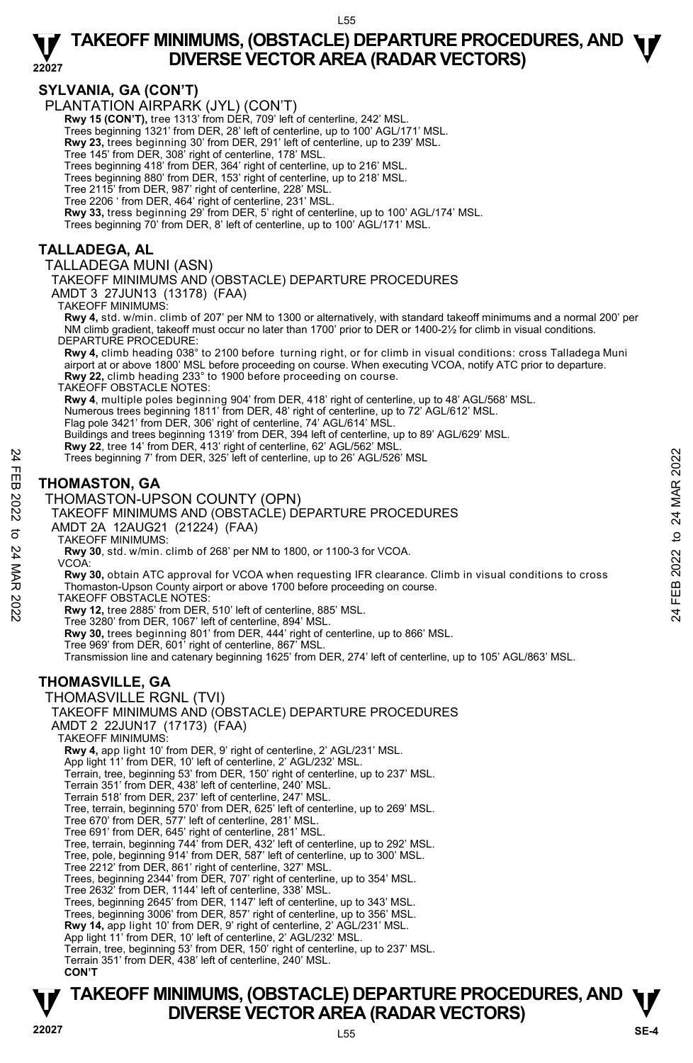## SYLVANIA, GA (CON'T)

PLANTATION AIRPARK (JYL) (CON'T)

**Rwy 15 (CON'T),** tree 1313' from DER, 709' left of centerline, 242' MSL.
Trees beginning 1321' from DER, 28' left of centerline, up to 100' AGL/171' MSL.
**Rwy 23,** trees beginning 30' from DER, 291' left of centerline, up to 239' MSL.
Tree 145' from DER, 308' right of centerline, 178' MSL.
Trees beginning 418' from DER, 364' right of centerline, up to 216' MSL.
Trees beginning 880' from DER, 153' right of centerline, up to 218' MSL.
Tree 2115' from DER, 987' right of centerline, 228' MSL.
Tree 2206 ' from DER, 464' right of centerline, 231' MSL.
**Rwy 33,** tress beginning 29' from DER, 5' right of centerline, up to 100' AGL/174' MSL.
Trees beginning 70' from DER, 8' left of centerline, up to 100' AGL/171' MSL.

## TALLADEGA, AL

TALLADEGA MUNI (ASN)

TAKEOFF MINIMUMS AND (OBSTACLE) DEPARTURE PROCEDURES

AMDT 3 27JUN13 (13178) (FAA)

TAKEOFF MINIMUMS:

**Rwy 4,** std. w/min. climb of 207' per NM to 1300 or alternatively, with standard takeoff minimums and a normal 200' per NM climb gradient, takeoff must occur no later than 1700' prior to DER or 1400-2½ for climb in visual conditions.

DEPARTURE PROCEDURE:

**Rwy 4,** climb heading 038° to 2100 before turning right, or for climb in visual conditions: cross Talladega Muni airport at or above 1800' MSL before proceeding on course. When executing VCOA, notify ATC prior to departure.
**Rwy 22,** climb heading 233° to 1900 before proceeding on course.

TAKEOFF OBSTACLE NOTES:

**Rwy 4**, multiple poles beginning 904' from DER, 418' right of centerline, up to 48' AGL/568' MSL.
Numerous trees beginning 1811' from DER, 48' right of centerline, up to 72' AGL/612' MSL.
Flag pole 3421' from DER, 306' right of centerline, 74' AGL/614' MSL.
Buildings and trees beginning 1319' from DER, 394 left of centerline, up to 89' AGL/629' MSL.
**Rwy 22**, tree 14' from DER, 413' right of centerline, 62' AGL/562' MSL.
Trees beginning 7' from DER, 325' left of centerline, up to 26' AGL/526' MSL

## THOMASTON, GA

THOMASTON-UPSON COUNTY (OPN)

TAKEOFF MINIMUMS AND (OBSTACLE) DEPARTURE PROCEDURES

AMDT 2A 12AUG21 (21224) (FAA)

TAKEOFF MINIMUMS:

**Rwy 30**, std. w/min. climb of 268' per NM to 1800, or 1100-3 for VCOA.

VCOA:

**Rwy 30,** obtain ATC approval for VCOA when requesting IFR clearance. Climb in visual conditions to cross Thomaston-Upson County airport or above 1700 before proceeding on course.

TAKEOFF OBSTACLE NOTES:

**Rwy 12,** tree 2885' from DER, 510' left of centerline, 885' MSL.
Tree 3280' from DER, 1067' left of centerline, 894' MSL.
**Rwy 30,** trees beginning 801' from DER, 444' right of centerline, up to 866' MSL.
Tree 969' from DER, 601' right of centerline, 867' MSL.
Transmission line and catenary beginning 1625' from DER, 274' left of centerline, up to 105' AGL/863' MSL.

## THOMASVILLE, GA

THOMASVILLE RGNL (TVI)

TAKEOFF MINIMUMS AND (OBSTACLE) DEPARTURE PROCEDURES

AMDT 2 22JUN17 (17173) (FAA)

TAKEOFF MINIMUMS:

**Rwy 4,** app light 10' from DER, 9' right of centerline, 2' AGL/231' MSL.
App light 11' from DER, 10' left of centerline, 2' AGL/232' MSL.
Terrain, tree, beginning 53' from DER, 150' right of centerline, up to 237' MSL.
Terrain 351' from DER, 438' left of centerline, 240' MSL.
Terrain 518' from DER, 237' left of centerline, 247' MSL.
Tree, terrain, beginning 570' from DER, 625' left of centerline, up to 269' MSL.
Tree 670' from DER, 577' left of centerline, 281' MSL.
Tree 691' from DER, 645' right of centerline, 281' MSL.
Tree, terrain, beginning 744' from DER, 432' left of centerline, up to 292' MSL.
Tree, pole, beginning 914' from DER, 587' left of centerline, up to 300' MSL.
Tree 2212' from DER, 861' right of centerline, 327' MSL.
Trees, beginning 2344' from DER, 707' right of centerline, up to 354' MSL.
Tree 2632' from DER, 1144' left of centerline, 338' MSL.
Trees, beginning 2645' from DER, 1147' left of centerline, up to 343' MSL.
Trees, beginning 3006' from DER, 857' right of centerline, up to 356' MSL.
**Rwy 14,** app light 10' from DER, 9' right of centerline, 2' AGL/231' MSL.
App light 11' from DER, 10' left of centerline, 2' AGL/232' MSL.
Terrain, tree, beginning 53' from DER, 150' right of centerline, up to 237' MSL.
Terrain 351' from DER, 438' left of centerline, 240' MSL.

**CON'T**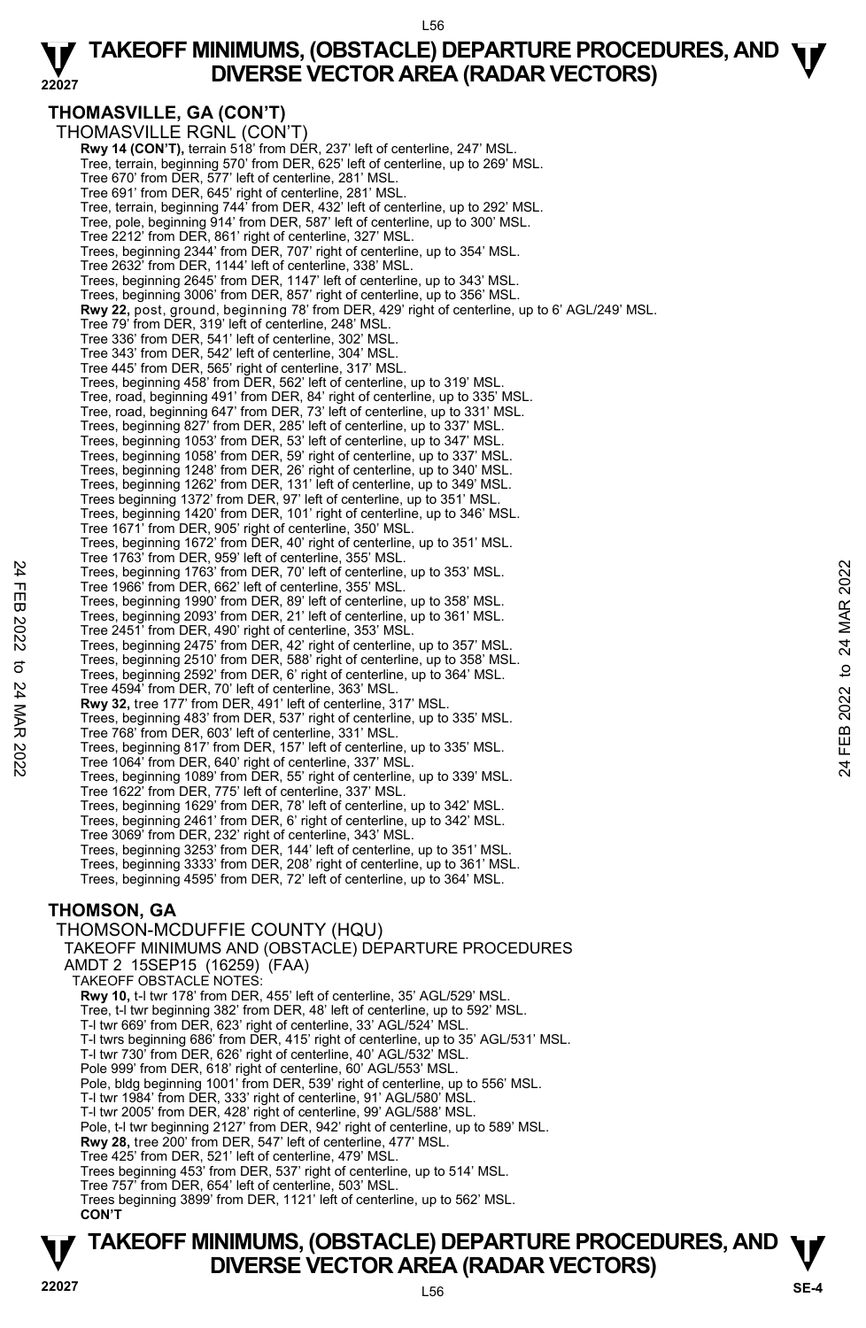## THOMASVILLE, GA (CON'T)

THOMASVILLE RGNL (CON'T)

**Rwy 14 (CON'T),** terrain 518' from DER, 237' left of centerline, 247' MSL.
Tree, terrain, beginning 570' from DER, 625' left of centerline, up to 269' MSL.
Tree 670' from DER, 577' left of centerline, 281' MSL.
Tree 691' from DER, 645' right of centerline, 281' MSL.
Tree, terrain, beginning 744' from DER, 432' left of centerline, up to 292' MSL.
Tree, pole, beginning 914' from DER, 587' left of centerline, up to 300' MSL.
Tree 2212' from DER, 861' right of centerline, 327' MSL.
Trees, beginning 2344' from DER, 707' right of centerline, up to 354' MSL.
Tree 2632' from DER, 1144' left of centerline, 338' MSL.
Trees, beginning 2645' from DER, 1147' left of centerline, up to 343' MSL.
Trees, beginning 3006' from DER, 857' right of centerline, up to 356' MSL.
**Rwy 22,** post, ground, beginning 78' from DER, 429' right of centerline, up to 6' AGL/249' MSL.
Tree 79' from DER, 319' left of centerline, 248' MSL.
Tree 336' from DER, 541' left of centerline, 302' MSL.
Tree 343' from DER, 542' left of centerline, 304' MSL.
Tree 445' from DER, 565' right of centerline, 317' MSL.
Trees, beginning 458' from DER, 562' left of centerline, up to 319' MSL.
Tree, road, beginning 491' from DER, 84' right of centerline, up to 335' MSL.
Tree, road, beginning 647' from DER, 73' left of centerline, up to 331' MSL.
Trees, beginning 827' from DER, 285' left of centerline, up to 337' MSL.
Trees, beginning 1053' from DER, 53' left of centerline, up to 347' MSL.
Trees, beginning 1058' from DER, 59' right of centerline, up to 337' MSL.
Trees, beginning 1248' from DER, 26' right of centerline, up to 340' MSL.
Trees, beginning 1262' from DER, 131' left of centerline, up to 349' MSL.
Trees beginning 1372' from DER, 97' left of centerline, up to 351' MSL.
Trees, beginning 1420' from DER, 101' right of centerline, up to 346' MSL.
Tree 1671' from DER, 905' right of centerline, 350' MSL.
Trees, beginning 1672' from DER, 40' right of centerline, up to 351' MSL.
Tree 1763' from DER, 959' left of centerline, 355' MSL.
Trees, beginning 1763' from DER, 70' left of centerline, up to 353' MSL.
Tree 1966' from DER, 662' left of centerline, 355' MSL.
Trees, beginning 1990' from DER, 89' left of centerline, up to 358' MSL.
Trees, beginning 2093' from DER, 21' left of centerline, up to 361' MSL.
Tree 2451' from DER, 490' right of centerline, 353' MSL.
Trees, beginning 2475' from DER, 42' right of centerline, up to 357' MSL.
Trees, beginning 2510' from DER, 588' right of centerline, up to 358' MSL.
Trees, beginning 2592' from DER, 6' right of centerline, up to 364' MSL.
Tree 4594' from DER, 70' left of centerline, 363' MSL.
**Rwy 32,** tree 177' from DER, 491' left of centerline, 317' MSL.
Trees, beginning 483' from DER, 537' right of centerline, up to 335' MSL.
Tree 768' from DER, 603' left of centerline, 331' MSL.
Trees, beginning 817' from DER, 157' left of centerline, up to 335' MSL.
Tree 1064' from DER, 640' right of centerline, 337' MSL.
Trees, beginning 1089' from DER, 55' right of centerline, up to 339' MSL.
Tree 1622' from DER, 775' left of centerline, 337' MSL.
Trees, beginning 1629' from DER, 78' left of centerline, up to 342' MSL.
Trees, beginning 2461' from DER, 6' right of centerline, up to 342' MSL.
Tree 3069' from DER, 232' right of centerline, 343' MSL.
Trees, beginning 3253' from DER, 144' left of centerline, up to 351' MSL.
Trees, beginning 3333' from DER, 208' right of centerline, up to 361' MSL.
Trees, beginning 4595' from DER, 72' left of centerline, up to 364' MSL.

## THOMSON, GA

THOMSON-MCDUFFIE COUNTY (HQU)
TAKEOFF MINIMUMS AND (OBSTACLE) DEPARTURE PROCEDURES
AMDT 2 15SEP15 (16259) (FAA)
TAKEOFF OBSTACLE NOTES:

**Rwy 10,** t-l twr 178' from DER, 455' left of centerline, 35' AGL/529' MSL.
Tree, t-l twr beginning 382' from DER, 48' left of centerline, up to 592' MSL.
T-l twr 669' from DER, 623' right of centerline, 33' AGL/524' MSL.
T-l twrs beginning 686' from DER, 415' right of centerline, up to 35' AGL/531' MSL.
T-l twr 730' from DER, 626' right of centerline, 40' AGL/532' MSL.
Pole 999' from DER, 618' right of centerline, 60' AGL/553' MSL.
Pole, bldg beginning 1001' from DER, 539' right of centerline, up to 556' MSL.
T-l twr 1984' from DER, 333' right of centerline, 91' AGL/580' MSL.
T-l twr 2005' from DER, 428' right of centerline, 99' AGL/588' MSL.
Pole, t-l twr beginning 2127' from DER, 942' right of centerline, up to 589' MSL.
**Rwy 28,** tree 200' from DER, 547' left of centerline, 477' MSL.
Tree 425' from DER, 521' left of centerline, 479' MSL.
Trees beginning 453' from DER, 537' right of centerline, up to 514' MSL.
Tree 757' from DER, 654' left of centerline, 503' MSL.
Trees beginning 3899' from DER, 1121' left of centerline, up to 562' MSL.
**CON'T**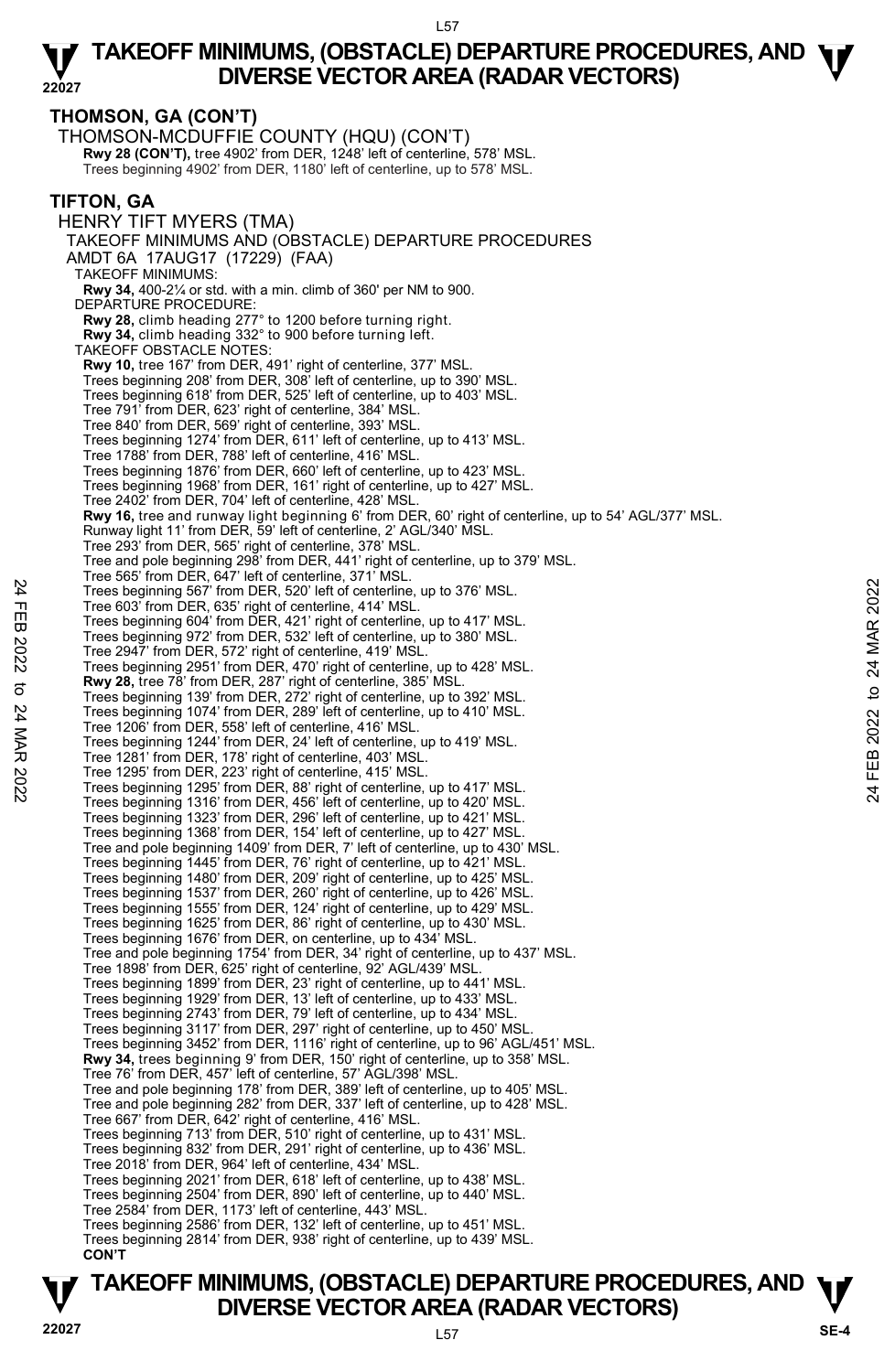## THOMSON, GA (CON'T)

THOMSON-MCDUFFIE COUNTY (HQU) (CON'T)

**Rwy 28 (CON'T),** tree 4902' from DER, 1248' left of centerline, 578' MSL.
Trees beginning 4902' from DER, 1180' left of centerline, up to 578' MSL.

## TIFTON, GA

HENRY TIFT MYERS (TMA)

TAKEOFF MINIMUMS AND (OBSTACLE) DEPARTURE PROCEDURES
AMDT 6A 17AUG17 (17229) (FAA)

TAKEOFF MINIMUMS:
**Rwy 34,** 400-2¼ or std. with a min. climb of 360' per NM to 900.

DEPARTURE PROCEDURE:
**Rwy 28,** climb heading 277° to 1200 before turning right.
**Rwy 34,** climb heading 332° to 900 before turning left.

TAKEOFF OBSTACLE NOTES:
**Rwy 10,** tree 167' from DER, 491' right of centerline, 377' MSL.
Trees beginning 208' from DER, 308' left of centerline, up to 390' MSL.
Trees beginning 618' from DER, 525' left of centerline, up to 403' MSL.
Tree 791' from DER, 623' right of centerline, 384' MSL.
Tree 840' from DER, 569' right of centerline, 393' MSL.
Trees beginning 1274' from DER, 611' left of centerline, up to 413' MSL.
Tree 1788' from DER, 788' left of centerline, 416' MSL.
Trees beginning 1876' from DER, 660' left of centerline, up to 423' MSL.
Trees beginning 1968' from DER, 161' right of centerline, up to 427' MSL.
Tree 2402' from DER, 704' left of centerline, 428' MSL.
**Rwy 16,** tree and runway light beginning 6' from DER, 60' right of centerline, up to 54' AGL/377' MSL.
Runway light 11' from DER, 59' left of centerline, 2' AGL/340' MSL.
Tree 293' from DER, 565' right of centerline, 378' MSL.
Tree and pole beginning 298' from DER, 441' right of centerline, up to 379' MSL.
Tree 565' from DER, 647' left of centerline, 371' MSL.
Trees beginning 567' from DER, 520' left of centerline, up to 376' MSL.
Tree 603' from DER, 635' right of centerline, 414' MSL.
Trees beginning 604' from DER, 421' right of centerline, up to 417' MSL.
Trees beginning 972' from DER, 532' left of centerline, up to 380' MSL.
Tree 2947' from DER, 572' right of centerline, 419' MSL.
Trees beginning 2951' from DER, 470' right of centerline, up to 428' MSL.
**Rwy 28,** tree 78' from DER, 287' right of centerline, 385' MSL.
Trees beginning 139' from DER, 272' right of centerline, up to 392' MSL.
Trees beginning 1074' from DER, 289' left of centerline, up to 410' MSL.
Tree 1206' from DER, 558' left of centerline, 416' MSL.
Trees beginning 1244' from DER, 24' left of centerline, up to 419' MSL.
Tree 1281' from DER, 178' right of centerline, 403' MSL.
Tree 1295' from DER, 223' right of centerline, 415' MSL.
Trees beginning 1295' from DER, 88' right of centerline, up to 417' MSL.
Trees beginning 1316' from DER, 456' left of centerline, up to 420' MSL.
Trees beginning 1323' from DER, 296' left of centerline, up to 421' MSL.
Trees beginning 1368' from DER, 154' left of centerline, up to 427' MSL.
Tree and pole beginning 1409' from DER, 7' left of centerline, up to 430' MSL.
Trees beginning 1445' from DER, 76' right of centerline, up to 421' MSL.
Trees beginning 1480' from DER, 209' right of centerline, up to 425' MSL.
Trees beginning 1537' from DER, 260' right of centerline, up to 426' MSL.
Trees beginning 1555' from DER, 124' right of centerline, up to 429' MSL.
Trees beginning 1625' from DER, 86' right of centerline, up to 430' MSL.
Trees beginning 1676' from DER, on centerline, up to 434' MSL.
Tree and pole beginning 1754' from DER, 34' right of centerline, up to 437' MSL.
Tree 1898' from DER, 625' right of centerline, 92' AGL/439' MSL.
Trees beginning 1899' from DER, 23' right of centerline, up to 441' MSL.
Trees beginning 1929' from DER, 13' left of centerline, up to 433' MSL.
Trees beginning 2743' from DER, 79' left of centerline, up to 434' MSL.
Trees beginning 3117' from DER, 297' right of centerline, up to 450' MSL.
Trees beginning 3452' from DER, 1116' right of centerline, up to 96' AGL/451' MSL.
**Rwy 34,** trees beginning 9' from DER, 150' right of centerline, up to 358' MSL.
Tree 76' from DER, 457' left of centerline, 57' AGL/398' MSL.
Tree and pole beginning 178' from DER, 389' left of centerline, up to 405' MSL.
Tree and pole beginning 282' from DER, 337' left of centerline, up to 428' MSL.
Tree 667' from DER, 642' right of centerline, 416' MSL.
Trees beginning 713' from DER, 510' right of centerline, up to 431' MSL.
Trees beginning 832' from DER, 291' right of centerline, up to 436' MSL.
Tree 2018' from DER, 964' left of centerline, 434' MSL.
Trees beginning 2021' from DER, 618' left of centerline, up to 438' MSL.
Trees beginning 2504' from DER, 890' left of centerline, up to 440' MSL.
Tree 2584' from DER, 1173' left of centerline, 443' MSL.
Trees beginning 2586' from DER, 132' left of centerline, up to 451' MSL.
Trees beginning 2814' from DER, 938' right of centerline, up to 439' MSL.
**CON'T**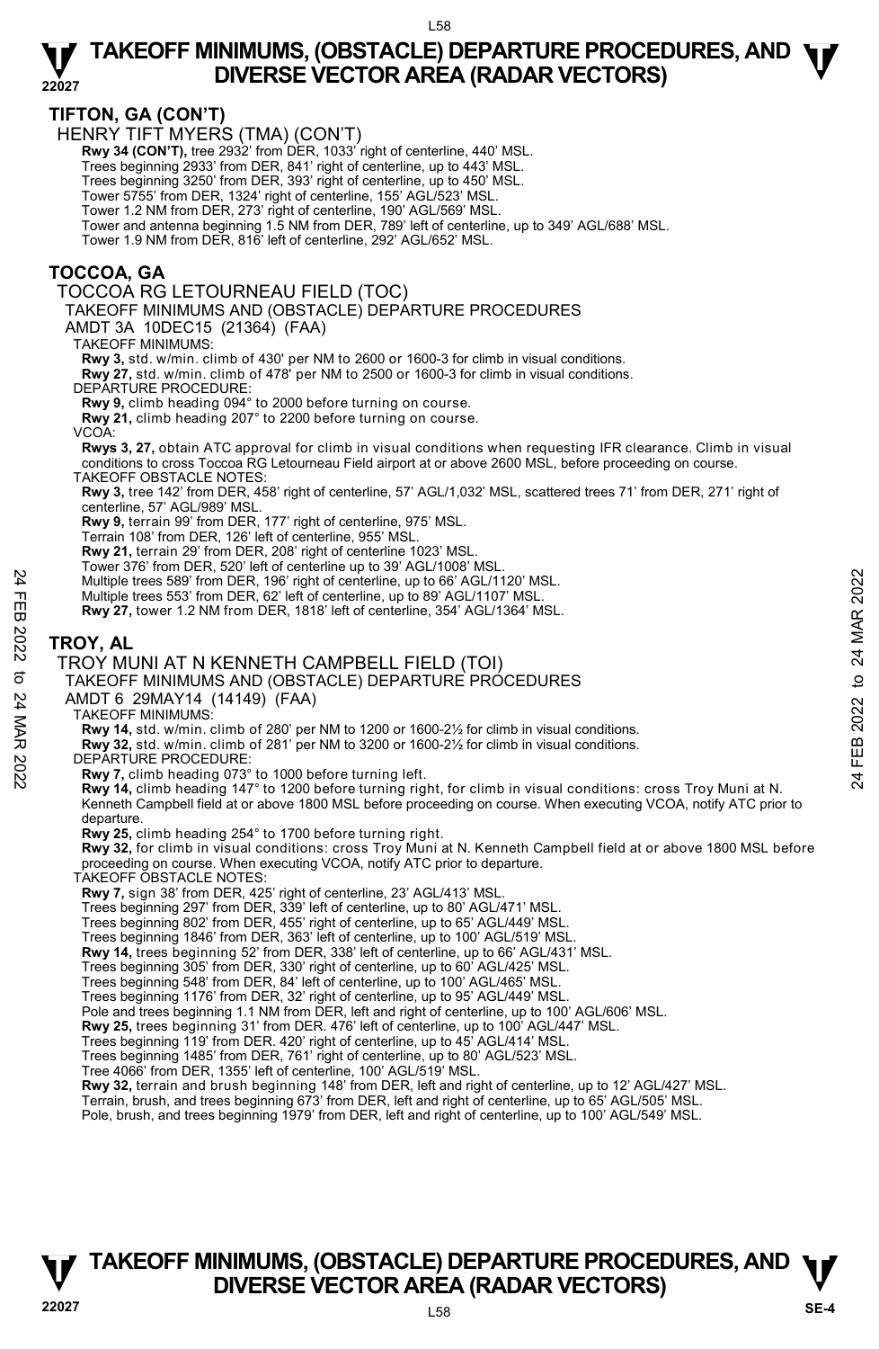## TIFTON, GA (CON'T)

HENRY TIFT MYERS (TMA) (CON'T)

**Rwy 34 (CON'T),** tree 2932' from DER, 1033' right of centerline, 440' MSL.
Trees beginning 2933' from DER, 841' right of centerline, up to 443' MSL.
Trees beginning 3250' from DER, 393' right of centerline, up to 450' MSL.
Tower 5755' from DER, 1324' right of centerline, 155' AGL/523' MSL.
Tower 1.2 NM from DER, 273' right of centerline, 190' AGL/569' MSL.
Tower and antenna beginning 1.5 NM from DER, 789' left of centerline, up to 349' AGL/688' MSL.
Tower 1.9 NM from DER, 816' left of centerline, 292' AGL/652' MSL.

## TOCCOA, GA

TOCCOA RG LETOURNEAU FIELD (TOC)

TAKEOFF MINIMUMS AND (OBSTACLE) DEPARTURE PROCEDURES

AMDT 3A 10DEC15 (21364) (FAA)

TAKEOFF MINIMUMS:
**Rwy 3,** std. w/min. climb of 430' per NM to 2600 or 1600-3 for climb in visual conditions.
**Rwy 27,** std. w/min. climb of 478' per NM to 2500 or 1600-3 for climb in visual conditions.

DEPARTURE PROCEDURE:
**Rwy 9,** climb heading 094° to 2000 before turning on course.
**Rwy 21,** climb heading 207° to 2200 before turning on course.

VCOA:
**Rwys 3, 27,** obtain ATC approval for climb in visual conditions when requesting IFR clearance. Climb in visual conditions to cross Toccoa RG Letourneau Field airport at or above 2600 MSL, before proceeding on course.

TAKEOFF OBSTACLE NOTES:
**Rwy 3,** tree 142' from DER, 458' right of centerline, 57' AGL/1,032' MSL, scattered trees 71' from DER, 271' right of centerline, 57' AGL/989' MSL.
**Rwy 9,** terrain 99' from DER, 177' right of centerline, 975' MSL.
Terrain 108' from DER, 126' left of centerline, 955' MSL.
**Rwy 21,** terrain 29' from DER, 208' right of centerline 1023' MSL.
Tower 376' from DER, 520' left of centerline up to 39' AGL/1008' MSL.
Multiple trees 589' from DER, 196' right of centerline, up to 66' AGL/1120' MSL.
Multiple trees 553' from DER, 62' left of centerline, up to 89' AGL/1107' MSL.
**Rwy 27,** tower 1.2 NM from DER, 1818' left of centerline, 354' AGL/1364' MSL.

## TROY, AL

TROY MUNI AT N KENNETH CAMPBELL FIELD (TOI)

TAKEOFF MINIMUMS AND (OBSTACLE) DEPARTURE PROCEDURES

AMDT 6 29MAY14 (14149) (FAA)

TAKEOFF MINIMUMS:
**Rwy 14,** std. w/min. climb of 280' per NM to 1200 or 1600-2½ for climb in visual conditions.
**Rwy 32,** std. w/min. climb of 281' per NM to 3200 or 1600-2½ for climb in visual conditions.

DEPARTURE PROCEDURE:
**Rwy 7,** climb heading 073° to 1000 before turning left.
**Rwy 14,** climb heading 147° to 1200 before turning right, for climb in visual conditions: cross Troy Muni at N. Kenneth Campbell field at or above 1800 MSL before proceeding on course. When executing VCOA, notify ATC prior to departure.
**Rwy 25,** climb heading 254° to 1700 before turning right.
**Rwy 32,** for climb in visual conditions: cross Troy Muni at N. Kenneth Campbell field at or above 1800 MSL before proceeding on course. When executing VCOA, notify ATC prior to departure.

TAKEOFF OBSTACLE NOTES:
**Rwy 7,** sign 38' from DER, 425' right of centerline, 23' AGL/413' MSL.
Trees beginning 297' from DER, 339' left of centerline, up to 80' AGL/471' MSL.
Trees beginning 802' from DER, 455' right of centerline, up to 65' AGL/449' MSL.
Trees beginning 1846' from DER, 363' left of centerline, up to 100' AGL/519' MSL.
**Rwy 14,** trees beginning 52' from DER, 338' left of centerline, up to 66' AGL/431' MSL.
Trees beginning 305' from DER, 330' right of centerline, up to 60' AGL/425' MSL.
Trees beginning 548' from DER, 84' left of centerline, up to 100' AGL/465' MSL.
Trees beginning 1176' from DER, 32' right of centerline, up to 95' AGL/449' MSL.
Pole and trees beginning 1.1 NM from DER, left and right of centerline, up to 100' AGL/606' MSL.
**Rwy 25,** trees beginning 31' from DER. 476' left of centerline, up to 100' AGL/447' MSL.
Trees beginning 119' from DER. 420' right of centerline, up to 45' AGL/414' MSL.
Trees beginning 1485' from DER, 761' right of centerline, up to 80' AGL/523' MSL.
Tree 4066' from DER, 1355' left of centerline, 100' AGL/519' MSL.
**Rwy 32,** terrain and brush beginning 148' from DER, left and right of centerline, up to 12' AGL/427' MSL.
Terrain, brush, and trees beginning 673' from DER, left and right of centerline, up to 65' AGL/505' MSL.
Pole, brush, and trees beginning 1979' from DER, left and right of centerline, up to 100' AGL/549' MSL.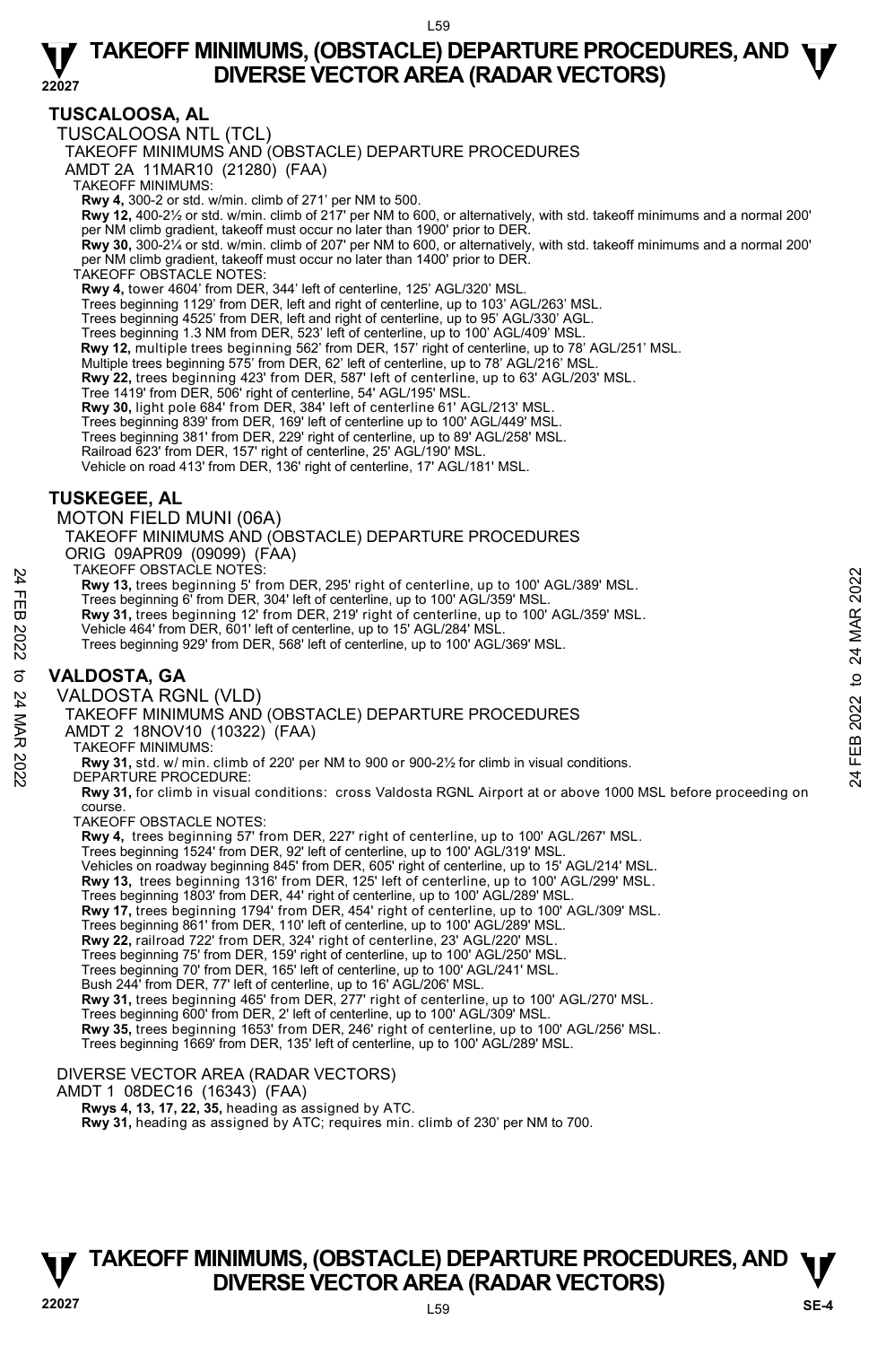## TUSCALOOSA, AL

### TUSCALOOSA NTL (TCL)

TAKEOFF MINIMUMS AND (OBSTACLE) DEPARTURE PROCEDURES

AMDT 2A 11MAR10 (21280) (FAA)

TAKEOFF MINIMUMS:

**Rwy 4,** 300-2 or std. w/min. climb of 271' per NM to 500.

**Rwy 12,** 400-2½ or std. w/min. climb of 217' per NM to 600, or alternatively, with std. takeoff minimums and a normal 200' per NM climb gradient, takeoff must occur no later than 1900' prior to DER.

**Rwy 30,** 300-2¼ or std. w/min. climb of 207' per NM to 600, or alternatively, with std. takeoff minimums and a normal 200' per NM climb gradient, takeoff must occur no later than 1400' prior to DER.

TAKEOFF OBSTACLE NOTES:

**Rwy 4,** tower 4604' from DER, 344' left of centerline, 125' AGL/320' MSL.
Trees beginning 1129' from DER, left and right of centerline, up to 103' AGL/263' MSL.
Trees beginning 4525' from DER, left and right of centerline, up to 95' AGL/330' AGL.
Trees beginning 1.3 NM from DER, 523' left of centerline, up to 100' AGL/409' MSL.

**Rwy 12,** multiple trees beginning 562' from DER, 157' right of centerline, up to 78' AGL/251' MSL.
Multiple trees beginning 575' from DER, 62' left of centerline, up to 78' AGL/216' MSL.

**Rwy 22,** trees beginning 423' from DER, 587' left of centerline, up to 63' AGL/203' MSL.
Tree 1419' from DER, 506' right of centerline, 54' AGL/195' MSL.

**Rwy 30,** light pole 684' from DER, 384' left of centerline 61' AGL/213' MSL.
Trees beginning 839' from DER, 169' left of centerline up to 100' AGL/449' MSL.
Trees beginning 381' from DER, 229' right of centerline, up to 89' AGL/258' MSL.
Railroad 623' from DER, 157' right of centerline, 25' AGL/190' MSL.
Vehicle on road 413' from DER, 136' right of centerline, 17' AGL/181' MSL.

## TUSKEGEE, AL

### MOTON FIELD MUNI (06A)

TAKEOFF MINIMUMS AND (OBSTACLE) DEPARTURE PROCEDURES

ORIG 09APR09 (09099) (FAA)

TAKEOFF OBSTACLE NOTES:

**Rwy 13,** trees beginning 5' from DER, 295' right of centerline, up to 100' AGL/389' MSL.
Trees beginning 6' from DER, 304' left of centerline, up to 100' AGL/359' MSL.

**Rwy 31,** trees beginning 12' from DER, 219' right of centerline, up to 100' AGL/359' MSL.
Vehicle 464' from DER, 601' left of centerline, up to 15' AGL/284' MSL.
Trees beginning 929' from DER, 568' left of centerline, up to 100' AGL/369' MSL.

## VALDOSTA, GA

### VALDOSTA RGNL (VLD)

TAKEOFF MINIMUMS AND (OBSTACLE) DEPARTURE PROCEDURES

AMDT 2 18NOV10 (10322) (FAA)

TAKEOFF MINIMUMS:

**Rwy 31,** std. w/ min. climb of 220' per NM to 900 or 900-2½ for climb in visual conditions.

DEPARTURE PROCEDURE:

**Rwy 31,** for climb in visual conditions: cross Valdosta RGNL Airport at or above 1000 MSL before proceeding on course.

TAKEOFF OBSTACLE NOTES:

**Rwy 4,** trees beginning 57' from DER, 227' right of centerline, up to 100' AGL/267' MSL.
Trees beginning 1524' from DER, 92' left of centerline, up to 100' AGL/319' MSL.
Vehicles on roadway beginning 845' from DER, 605' right of centerline, up to 15' AGL/214' MSL.

**Rwy 13,** trees beginning 1316' from DER, 125' left of centerline, up to 100' AGL/299' MSL.
Trees beginning 1803' from DER, 44' right of centerline, up to 100' AGL/289' MSL.

**Rwy 17,** trees beginning 1794' from DER, 454' right of centerline, up to 100' AGL/309' MSL.
Trees beginning 861' from DER, 110' left of centerline, up to 100' AGL/289' MSL.

**Rwy 22,** railroad 722' from DER, 324' right of centerline, 23' AGL/220' MSL.
Trees beginning 75' from DER, 159' right of centerline, up to 100' AGL/250' MSL.
Trees beginning 70' from DER, 165' left of centerline, up to 100' AGL/241' MSL.
Bush 244' from DER, 77' left of centerline, up to 16' AGL/206' MSL.

**Rwy 31,** trees beginning 465' from DER, 277' right of centerline, up to 100' AGL/270' MSL.
Trees beginning 600' from DER, 2' left of centerline, up to 100' AGL/309' MSL.

**Rwy 35,** trees beginning 1653' from DER, 246' right of centerline, up to 100' AGL/256' MSL.
Trees beginning 1669' from DER, 135' left of centerline, up to 100' AGL/289' MSL.

DIVERSE VECTOR AREA (RADAR VECTORS)

AMDT 1 08DEC16 (16343) (FAA)

**Rwys 4, 13, 17, 22, 35,** heading as assigned by ATC.

**Rwy 31,** heading as assigned by ATC; requires min. climb of 230' per NM to 700.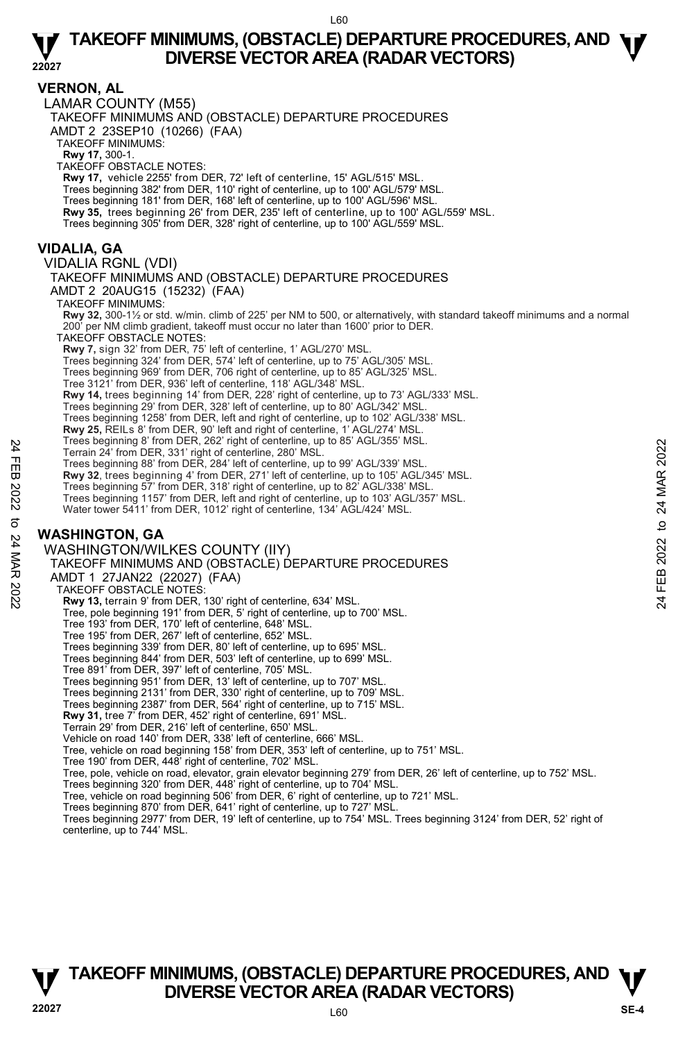## VERNON, AL

LAMAR COUNTY (M55)

TAKEOFF MINIMUMS AND (OBSTACLE) DEPARTURE PROCEDURES

AMDT 2 23SEP10 (10266) (FAA)

TAKEOFF MINIMUMS:

**Rwy 17,** 300-1.

TAKEOFF OBSTACLE NOTES:

**Rwy 17,** vehicle 2255' from DER, 72' left of centerline, 15' AGL/515' MSL.
Trees beginning 382' from DER, 110' right of centerline, up to 100' AGL/579' MSL.
Trees beginning 181' from DER, 168' left of centerline, up to 100' AGL/596' MSL.
**Rwy 35,** trees beginning 26' from DER, 235' left of centerline, up to 100' AGL/559' MSL.
Trees beginning 305' from DER, 328' right of centerline, up to 100' AGL/559' MSL.

## VIDALIA, GA

VIDALIA RGNL (VDI)

TAKEOFF MINIMUMS AND (OBSTACLE) DEPARTURE PROCEDURES

AMDT 2 20AUG15 (15232) (FAA)

TAKEOFF MINIMUMS:

**Rwy 32,** 300-1½ or std. w/min. climb of 225' per NM to 500, or alternatively, with standard takeoff minimums and a normal 200' per NM climb gradient, takeoff must occur no later than 1600' prior to DER.

TAKEOFF OBSTACLE NOTES:

**Rwy 7,** sign 32' from DER, 75' left of centerline, 1' AGL/270' MSL.
Trees beginning 324' from DER, 574' left of centerline, up to 75' AGL/305' MSL.
Trees beginning 969' from DER, 706' right of centerline, up to 85' AGL/325' MSL.
Tree 3121' from DER, 936' left of centerline, 118' AGL/348' MSL.
**Rwy 14,** trees beginning 14' from DER, 228' right of centerline, up to 73' AGL/333' MSL.
Trees beginning 29' from DER, 328' left of centerline, up to 80' AGL/342' MSL.
Trees beginning 1258' from DER, left and right of centerline, up to 102' AGL/338' MSL.
**Rwy 25,** REILs 8' from DER, 90' left and right of centerline, 1' AGL/274' MSL.
Trees beginning 8' from DER, 262' right of centerline, up to 85' AGL/355' MSL.
Terrain 24' from DER, 331' right of centerline, 280' MSL.
Trees beginning 88' from DER, 284' left of centerline, up to 99' AGL/339' MSL.
**Rwy 32**, trees beginning 4' from DER, 271' left of centerline, up to 105' AGL/345' MSL.
Trees beginning 57' from DER, 318' right of centerline, up to 82' AGL/338' MSL.
Trees beginning 1157' from DER, left and right of centerline, up to 103' AGL/357' MSL.
Water tower 5411' from DER, 1012' right of centerline, 134' AGL/424' MSL.

## WASHINGTON, GA

WASHINGTON/WILKES COUNTY (IIY)

TAKEOFF MINIMUMS AND (OBSTACLE) DEPARTURE PROCEDURES

AMDT 1 27JAN22 (22027) (FAA)

TAKEOFF OBSTACLE NOTES:

**Rwy 13,** terrain 9' from DER, 130' right of centerline, 634' MSL.
Tree, pole beginning 191' from DER, 5' right of centerline, up to 700' MSL.
Tree 193' from DER, 170' left of centerline, 648' MSL.
Tree 195' from DER, 267' left of centerline, 652' MSL.
Trees beginning 339' from DER, 80' left of centerline, up to 695' MSL.
Trees beginning 844' from DER, 503' left of centerline, up to 699' MSL.
Tree 891' from DER, 397' left of centerline, 705' MSL.
Trees beginning 951' from DER, 13' left of centerline, up to 707' MSL.
Trees beginning 2131' from DER, 330' right of centerline, up to 709' MSL.
Trees beginning 2387' from DER, 564' right of centerline, up to 715' MSL.
**Rwy 31,** tree 7' from DER, 452' right of centerline, 691' MSL.
Terrain 29' from DER, 216' left of centerline, 650' MSL.
Vehicle on road 140' from DER, 338' left of centerline, 666' MSL.
Tree, vehicle on road beginning 158' from DER, 353' left of centerline, up to 751' MSL.
Tree 190' from DER, 448' right of centerline, 702' MSL.
Tree, pole, vehicle on road, elevator, grain elevator beginning 279' from DER, 26' left of centerline, up to 752' MSL.
Trees beginning 320' from DER, 448' right of centerline, up to 704' MSL.
Tree, vehicle on road beginning 506' from DER, 6' right of centerline, up to 721' MSL.
Trees beginning 870' from DER, 641' right of centerline, up to 727' MSL.
Trees beginning 2977' from DER, 19' left of centerline, up to 754' MSL. Trees beginning 3124' from DER, 52' right of centerline, up to 744' MSL.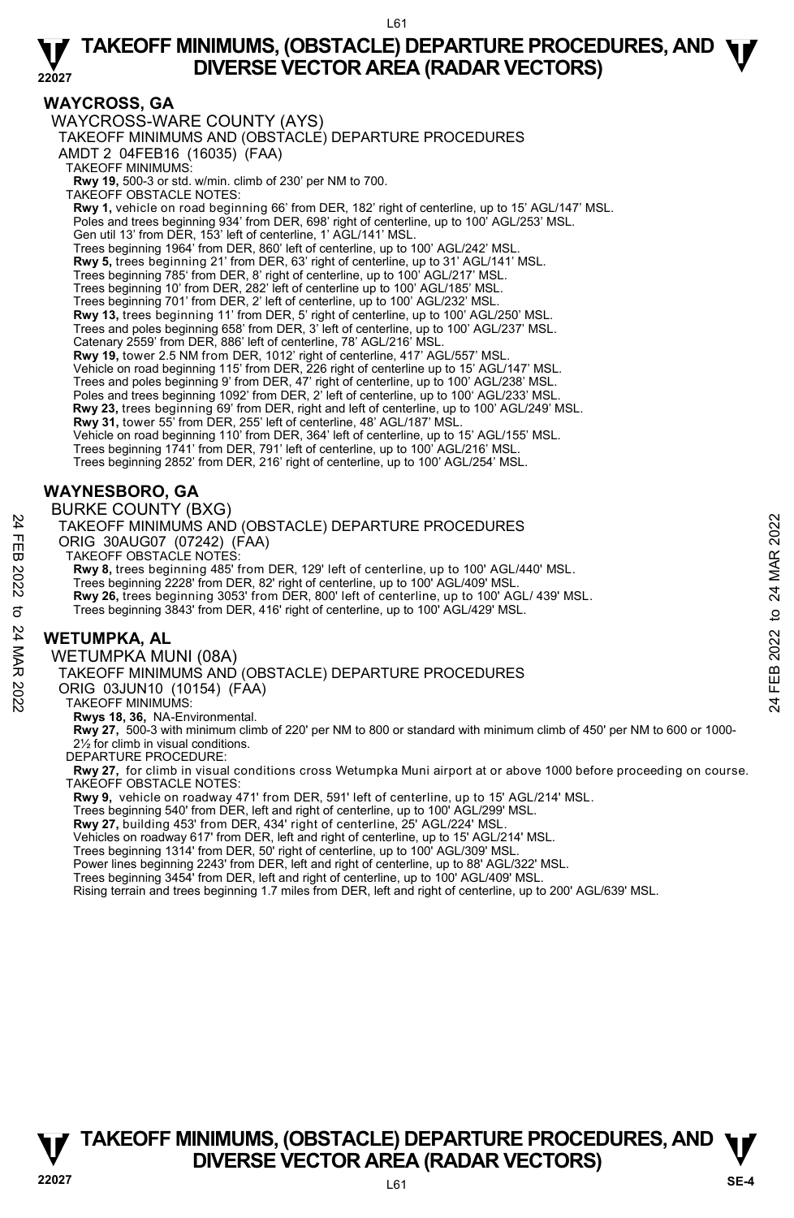## WAYCROSS, GA

WAYCROSS-WARE COUNTY (AYS)

TAKEOFF MINIMUMS AND (OBSTACLE) DEPARTURE PROCEDURES

AMDT 2 04FEB16 (16035) (FAA)

TAKEOFF MINIMUMS:

**Rwy 19,** 500-3 or std. w/min. climb of 230' per NM to 700.

TAKEOFF OBSTACLE NOTES:

**Rwy 1,** vehicle on road beginning 66' from DER, 182' right of centerline, up to 15' AGL/147' MSL.
Poles and trees beginning 934' from DER, 698' right of centerline, up to 100' AGL/253' MSL.
Gen util 13' from DER, 153' left of centerline, 1' AGL/141' MSL.
Trees beginning 1964' from DER, 860' left of centerline, up to 100' AGL/242' MSL.
**Rwy 5,** trees beginning 21' from DER, 63' right of centerline, up to 31' AGL/141' MSL.
Trees beginning 785' from DER, 8' right of centerline, up to 100' AGL/217' MSL.
Trees beginning 10' from DER, 282' left of centerline up to 100' AGL/185' MSL.
Trees beginning 701' from DER, 2' left of centerline, up to 100' AGL/232' MSL.
**Rwy 13,** trees beginning 11' from DER, 5' right of centerline, up to 100' AGL/250' MSL.
Trees and poles beginning 658' from DER, 3' left of centerline, up to 100' AGL/237' MSL.
Catenary 2559' from DER, 886' left of centerline, 78' AGL/216' MSL.
**Rwy 19,** tower 2.5 NM from DER, 1012' right of centerline, 417' AGL/557' MSL.
Vehicle on road beginning 115' from DER, 226 right of centerline up to 15' AGL/147' MSL.
Trees and poles beginning 9' from DER, 47' right of centerline, up to 100' AGL/238' MSL.
Poles and trees beginning 1092' from DER, 2' left of centerline, up to 100' AGL/233' MSL.
**Rwy 23,** trees beginning 69' from DER, right and left of centerline, up to 100' AGL/249' MSL.
**Rwy 31,** tower 55' from DER, 255' left of centerline, 48' AGL/187' MSL.
Vehicle on road beginning 110' from DER, 364' left of centerline, up to 15' AGL/155' MSL.
Trees beginning 1741' from DER, 791' left of centerline, up to 100' AGL/216' MSL.
Trees beginning 2852' from DER, 216' right of centerline, up to 100' AGL/254' MSL.

## WAYNESBORO, GA

BURKE COUNTY (BXG)

TAKEOFF MINIMUMS AND (OBSTACLE) DEPARTURE PROCEDURES

ORIG 30AUG07 (07242) (FAA)

TAKEOFF OBSTACLE NOTES:

**Rwy 8,** trees beginning 485' from DER, 129' left of centerline, up to 100' AGL/440' MSL.
Trees beginning 2228' from DER, 82' right of centerline, up to 100' AGL/409' MSL.
**Rwy 26,** trees beginning 3053' from DER, 800' left of centerline, up to 100' AGL/ 439' MSL.
Trees beginning 3843' from DER, 416' right of centerline, up to 100' AGL/429' MSL.

## WETUMPKA, AL

WETUMPKA MUNI (08A)

TAKEOFF MINIMUMS AND (OBSTACLE) DEPARTURE PROCEDURES

ORIG 03JUN10 (10154) (FAA)

TAKEOFF MINIMUMS:

**Rwys 18, 36,** NA-Environmental.

**Rwy 27,** 500-3 with minimum climb of 220' per NM to 800 or standard with minimum climb of 450' per NM to 600 or 1000-2½ for climb in visual conditions.

DEPARTURE PROCEDURE:

**Rwy 27,** for climb in visual conditions cross Wetumpka Muni airport at or above 1000 before proceeding on course.

TAKEOFF OBSTACLE NOTES:

**Rwy 9,** vehicle on roadway 471' from DER, 591' left of centerline, up to 15' AGL/214' MSL.
Trees beginning 540' from DER, left and right of centerline, up to 100' AGL/299' MSL.
**Rwy 27,** building 453' from DER, 434' right of centerline, 25' AGL/224' MSL.
Vehicles on roadway 617' from DER, left and right of centerline, up to 15' AGL/214' MSL.
Trees beginning 1314' from DER, 50' right of centerline, up to 100' AGL/309' MSL.
Power lines beginning 2243' from DER, left and right of centerline, up to 88' AGL/322' MSL.
Trees beginning 3454' from DER, left and right of centerline, up to 100' AGL/409' MSL.
Rising terrain and trees beginning 1.7 miles from DER, left and right of centerline, up to 200' AGL/639' MSL.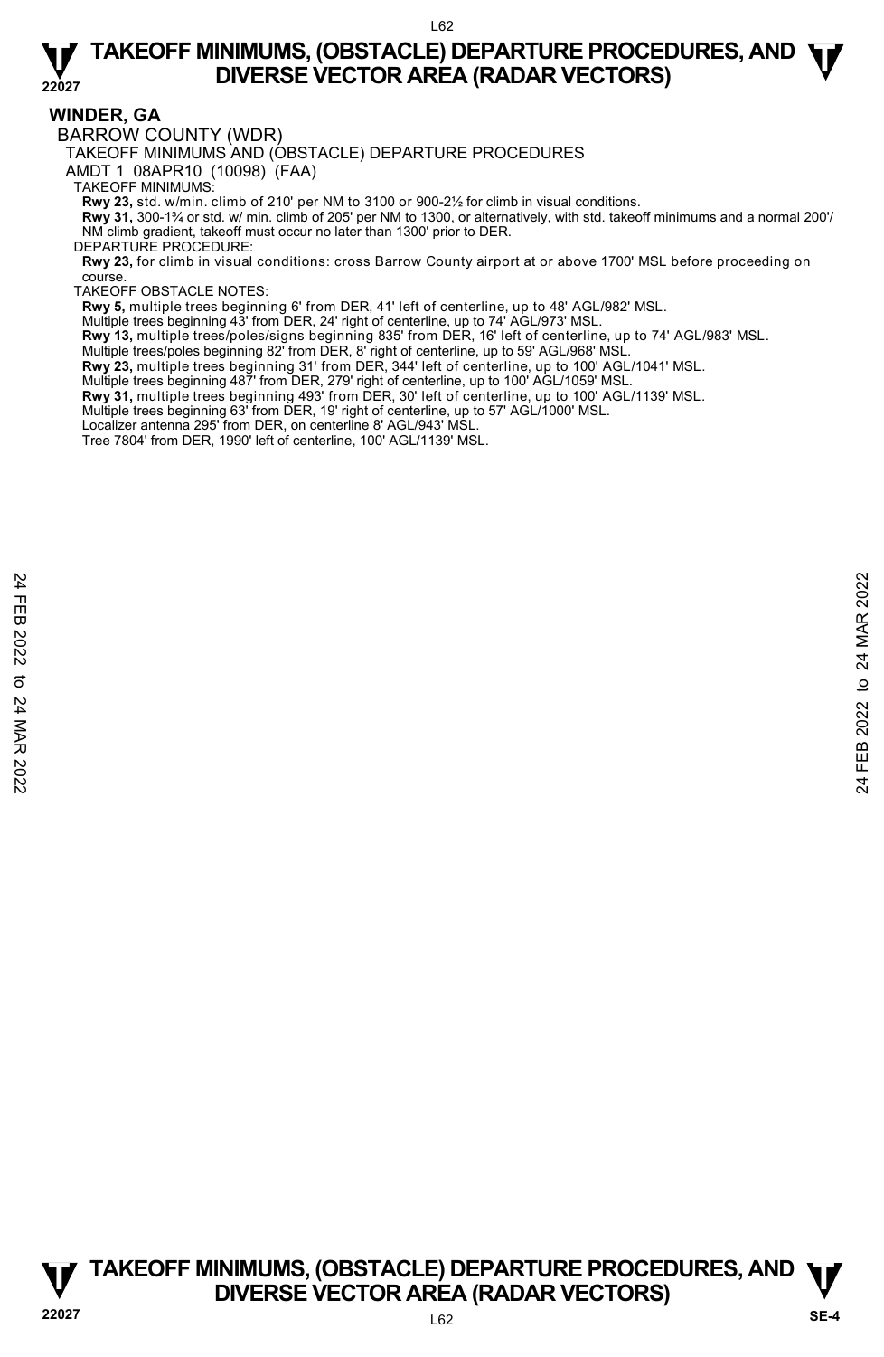## WINDER, GA

BARROW COUNTY (WDR)

TAKEOFF MINIMUMS AND (OBSTACLE) DEPARTURE PROCEDURES

AMDT 1 08APR10 (10098) (FAA)

TAKEOFF MINIMUMS:

**Rwy 23,** std. w/min. climb of 210' per NM to 3100 or 900-2½ for climb in visual conditions.

**Rwy 31,** 300-1¾ or std. w/ min. climb of 205' per NM to 1300, or alternatively, with std. takeoff minimums and a normal 200'/ NM climb gradient, takeoff must occur no later than 1300' prior to DER.

DEPARTURE PROCEDURE:

**Rwy 23,** for climb in visual conditions: cross Barrow County airport at or above 1700' MSL before proceeding on course.

TAKEOFF OBSTACLE NOTES:

**Rwy 5,** multiple trees beginning 6' from DER, 41' left of centerline, up to 48' AGL/982' MSL.
Multiple trees beginning 43' from DER, 24' right of centerline, up to 74' AGL/973' MSL.

**Rwy 13,** multiple trees/poles/signs beginning 835' from DER, 16' left of centerline, up to 74' AGL/983' MSL.
Multiple trees/poles beginning 82' from DER, 8' right of centerline, up to 59' AGL/968' MSL.

**Rwy 23,** multiple trees beginning 31' from DER, 344' left of centerline, up to 100' AGL/1041' MSL.
Multiple trees beginning 487' from DER, 279' right of centerline, up to 100' AGL/1059' MSL.

**Rwy 31,** multiple trees beginning 493' from DER, 30' left of centerline, up to 100' AGL/1139' MSL.
Multiple trees beginning 63' from DER, 19' right of centerline, up to 57' AGL/1000' MSL.
Localizer antenna 295' from DER, on centerline 8' AGL/943' MSL.
Tree 7804' from DER, 1990' left of centerline, 100' AGL/1139' MSL.